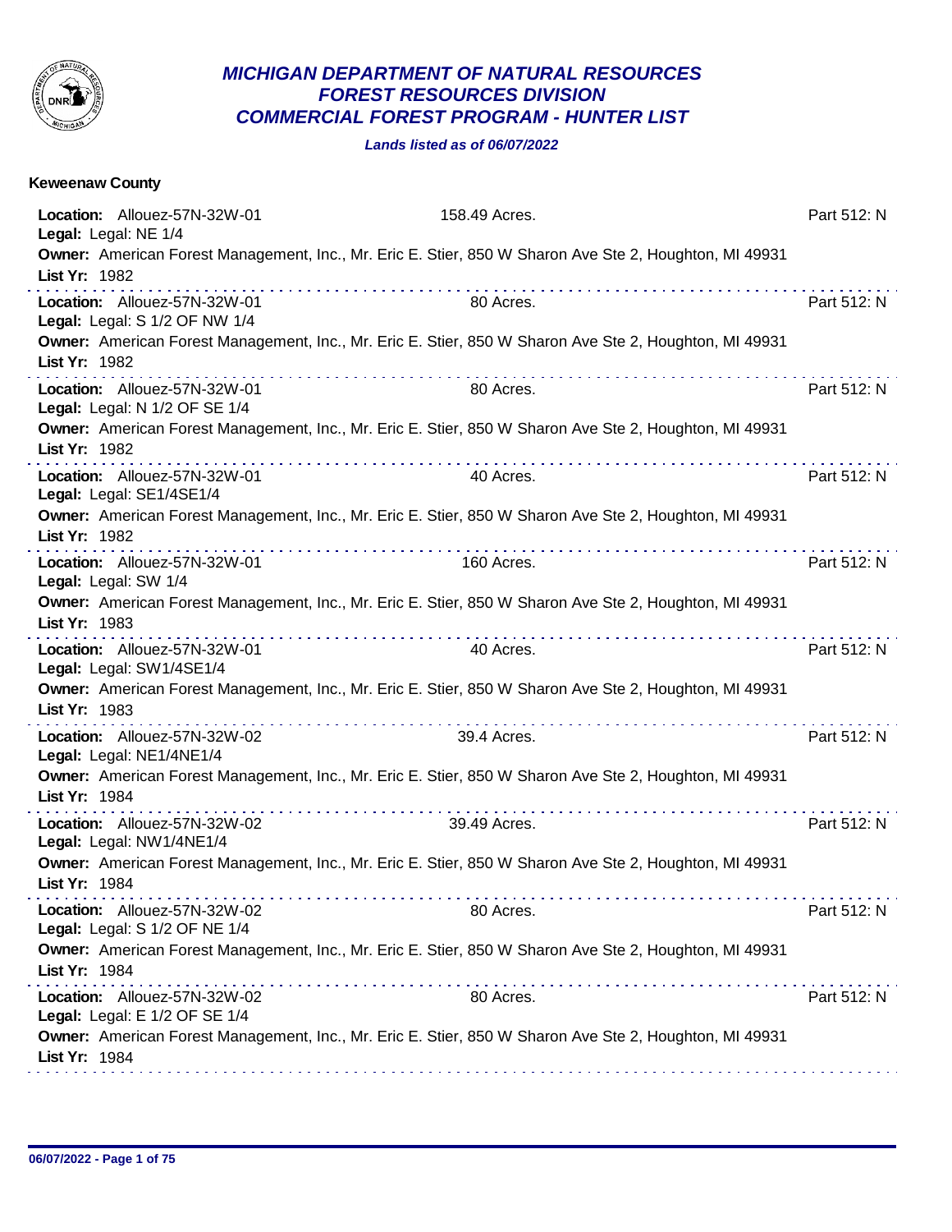# MICHIGAN DEPARTMENT OF NATURAL RESOURCES
## FOREST RESOURCES DIVISION
## COMMERCIAL FOREST PROGRAM - HUNTER LIST

***Lands listed as of 06/07/2022***

**Keweenaw County**

**Location:** Allouez-57N-32W-01 — 158.49 Acres. — Part 512: N
**Legal:** Legal: NE 1/4
**Owner:** American Forest Management, Inc., Mr. Eric E. Stier, 850 W Sharon Ave Ste 2, Houghton, MI 49931
**List Yr:** 1982

---

**Location:** Allouez-57N-32W-01 — 80 Acres. — Part 512: N
**Legal:** Legal: S 1/2 OF NW 1/4
**Owner:** American Forest Management, Inc., Mr. Eric E. Stier, 850 W Sharon Ave Ste 2, Houghton, MI 49931
**List Yr:** 1982

---

**Location:** Allouez-57N-32W-01 — 80 Acres. — Part 512: N
**Legal:** Legal: N 1/2 OF SE 1/4
**Owner:** American Forest Management, Inc., Mr. Eric E. Stier, 850 W Sharon Ave Ste 2, Houghton, MI 49931
**List Yr:** 1982

---

**Location:** Allouez-57N-32W-01 — 40 Acres. — Part 512: N
**Legal:** Legal: SE1/4SE1/4
**Owner:** American Forest Management, Inc., Mr. Eric E. Stier, 850 W Sharon Ave Ste 2, Houghton, MI 49931
**List Yr:** 1982

---

**Location:** Allouez-57N-32W-01 — 160 Acres. — Part 512: N
**Legal:** Legal: SW 1/4
**Owner:** American Forest Management, Inc., Mr. Eric E. Stier, 850 W Sharon Ave Ste 2, Houghton, MI 49931
**List Yr:** 1983

---

**Location:** Allouez-57N-32W-01 — 40 Acres. — Part 512: N
**Legal:** Legal: SW1/4SE1/4
**Owner:** American Forest Management, Inc., Mr. Eric E. Stier, 850 W Sharon Ave Ste 2, Houghton, MI 49931
**List Yr:** 1983

---

**Location:** Allouez-57N-32W-02 — 39.4 Acres. — Part 512: N
**Legal:** Legal: NE1/4NE1/4
**Owner:** American Forest Management, Inc., Mr. Eric E. Stier, 850 W Sharon Ave Ste 2, Houghton, MI 49931
**List Yr:** 1984

---

**Location:** Allouez-57N-32W-02 — 39.49 Acres. — Part 512: N
**Legal:** Legal: NW1/4NE1/4
**Owner:** American Forest Management, Inc., Mr. Eric E. Stier, 850 W Sharon Ave Ste 2, Houghton, MI 49931
**List Yr:** 1984

---

**Location:** Allouez-57N-32W-02 — 80 Acres. — Part 512: N
**Legal:** Legal: S 1/2 OF NE 1/4
**Owner:** American Forest Management, Inc., Mr. Eric E. Stier, 850 W Sharon Ave Ste 2, Houghton, MI 49931
**List Yr:** 1984

---

**Location:** Allouez-57N-32W-02 — 80 Acres. — Part 512: N
**Legal:** Legal: E 1/2 OF SE 1/4
**Owner:** American Forest Management, Inc., Mr. Eric E. Stier, 850 W Sharon Ave Ste 2, Houghton, MI 49931
**List Yr:** 1984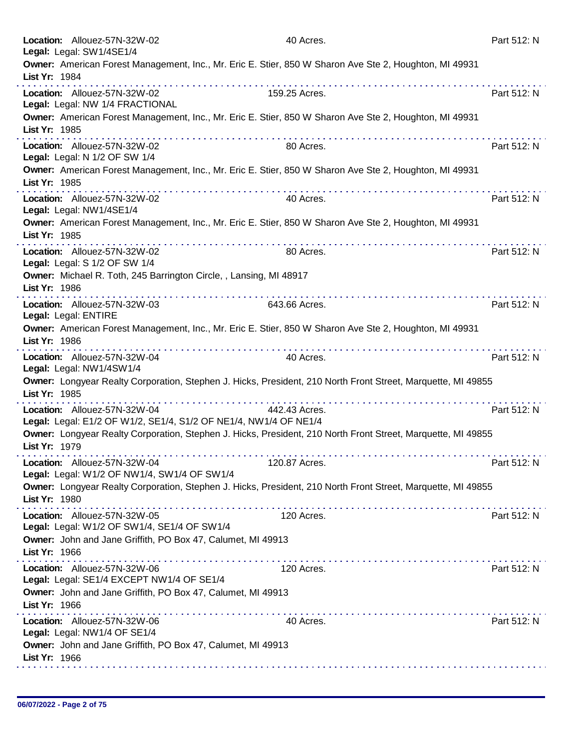**Location:** Allouez-57N-32W-02 — 40 Acres. — Part 512: N
**Legal:** Legal: SW1/4SE1/4
**Owner:** American Forest Management, Inc., Mr. Eric E. Stier, 850 W Sharon Ave Ste 2, Houghton, MI 49931
**List Yr:** 1984

---

**Location:** Allouez-57N-32W-02 — 159.25 Acres. — Part 512: N
**Legal:** Legal: NW 1/4 FRACTIONAL
**Owner:** American Forest Management, Inc., Mr. Eric E. Stier, 850 W Sharon Ave Ste 2, Houghton, MI 49931
**List Yr:** 1985

---

**Location:** Allouez-57N-32W-02 — 80 Acres. — Part 512: N
**Legal:** Legal: N 1/2 OF SW 1/4
**Owner:** American Forest Management, Inc., Mr. Eric E. Stier, 850 W Sharon Ave Ste 2, Houghton, MI 49931
**List Yr:** 1985

---

**Location:** Allouez-57N-32W-02 — 40 Acres. — Part 512: N
**Legal:** Legal: NW1/4SE1/4
**Owner:** American Forest Management, Inc., Mr. Eric E. Stier, 850 W Sharon Ave Ste 2, Houghton, MI 49931
**List Yr:** 1985

---

**Location:** Allouez-57N-32W-02 — 80 Acres. — Part 512: N
**Legal:** Legal: S 1/2 OF SW 1/4
**Owner:** Michael R. Toth, 245 Barrington Circle, , Lansing, MI 48917
**List Yr:** 1986

---

**Location:** Allouez-57N-32W-03 — 643.66 Acres. — Part 512: N
**Legal:** Legal: ENTIRE
**Owner:** American Forest Management, Inc., Mr. Eric E. Stier, 850 W Sharon Ave Ste 2, Houghton, MI 49931
**List Yr:** 1986

---

**Location:** Allouez-57N-32W-04 — 40 Acres. — Part 512: N
**Legal:** Legal: NW1/4SW1/4
**Owner:** Longyear Realty Corporation, Stephen J. Hicks, President, 210 North Front Street, Marquette, MI 49855
**List Yr:** 1985

---

**Location:** Allouez-57N-32W-04 — 442.43 Acres. — Part 512: N
**Legal:** Legal: E1/2 OF W1/2, SE1/4, S1/2 OF NE1/4, NW1/4 OF NE1/4
**Owner:** Longyear Realty Corporation, Stephen J. Hicks, President, 210 North Front Street, Marquette, MI 49855
**List Yr:** 1979

---

**Location:** Allouez-57N-32W-04 — 120.87 Acres. — Part 512: N
**Legal:** Legal: W1/2 OF NW1/4, SW1/4 OF SW1/4
**Owner:** Longyear Realty Corporation, Stephen J. Hicks, President, 210 North Front Street, Marquette, MI 49855
**List Yr:** 1980

---

**Location:** Allouez-57N-32W-05 — 120 Acres. — Part 512: N
**Legal:** Legal: W1/2 OF SW1/4, SE1/4 OF SW1/4
**Owner:** John and Jane Griffith, PO Box 47, Calumet, MI 49913
**List Yr:** 1966

---

**Location:** Allouez-57N-32W-06 — 120 Acres. — Part 512: N
**Legal:** Legal: SE1/4 EXCEPT NW1/4 OF SE1/4
**Owner:** John and Jane Griffith, PO Box 47, Calumet, MI 49913
**List Yr:** 1966

---

**Location:** Allouez-57N-32W-06 — 40 Acres. — Part 512: N
**Legal:** Legal: NW1/4 OF SE1/4
**Owner:** John and Jane Griffith, PO Box 47, Calumet, MI 49913
**List Yr:** 1966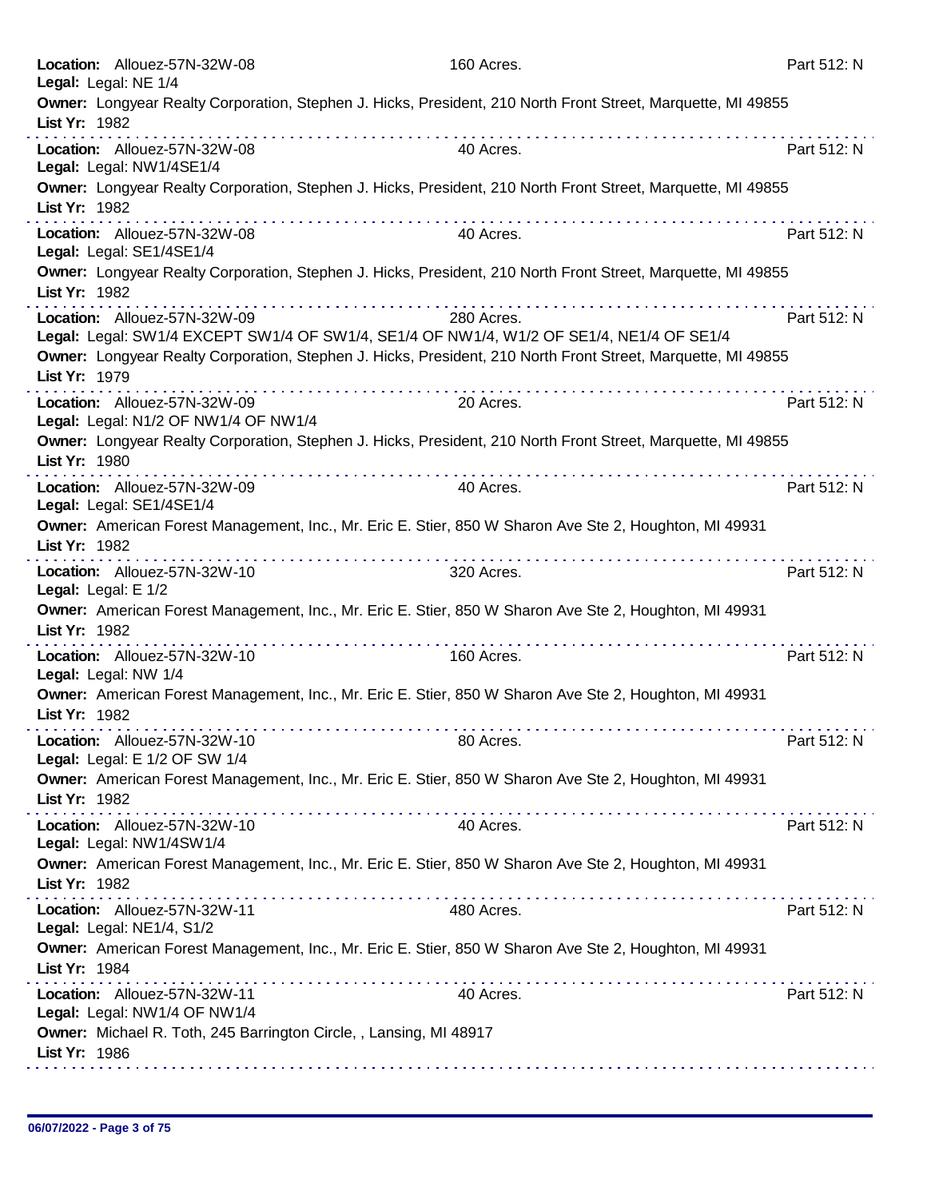**Location:** Allouez-57N-32W-08 160 Acres. Part 512: N
**Legal:** Legal: NE 1/4
**Owner:** Longyear Realty Corporation, Stephen J. Hicks, President, 210 North Front Street, Marquette, MI 49855
**List Yr:** 1982

---

**Location:** Allouez-57N-32W-08 40 Acres. Part 512: N
**Legal:** Legal: NW1/4SE1/4
**Owner:** Longyear Realty Corporation, Stephen J. Hicks, President, 210 North Front Street, Marquette, MI 49855
**List Yr:** 1982

---

**Location:** Allouez-57N-32W-08 40 Acres. Part 512: N
**Legal:** Legal: SE1/4SE1/4
**Owner:** Longyear Realty Corporation, Stephen J. Hicks, President, 210 North Front Street, Marquette, MI 49855
**List Yr:** 1982

---

**Location:** Allouez-57N-32W-09 280 Acres. Part 512: N
**Legal:** Legal: SW1/4 EXCEPT SW1/4 OF SW1/4, SE1/4 OF NW1/4, W1/2 OF SE1/4, NE1/4 OF SE1/4
**Owner:** Longyear Realty Corporation, Stephen J. Hicks, President, 210 North Front Street, Marquette, MI 49855
**List Yr:** 1979

---

**Location:** Allouez-57N-32W-09 20 Acres. Part 512: N
**Legal:** Legal: N1/2 OF NW1/4 OF NW1/4
**Owner:** Longyear Realty Corporation, Stephen J. Hicks, President, 210 North Front Street, Marquette, MI 49855
**List Yr:** 1980

---

**Location:** Allouez-57N-32W-09 40 Acres. Part 512: N
**Legal:** Legal: SE1/4SE1/4
**Owner:** American Forest Management, Inc., Mr. Eric E. Stier, 850 W Sharon Ave Ste 2, Houghton, MI 49931
**List Yr:** 1982

---

**Location:** Allouez-57N-32W-10 320 Acres. Part 512: N
**Legal:** Legal: E 1/2
**Owner:** American Forest Management, Inc., Mr. Eric E. Stier, 850 W Sharon Ave Ste 2, Houghton, MI 49931
**List Yr:** 1982

---

**Location:** Allouez-57N-32W-10 160 Acres. Part 512: N
**Legal:** Legal: NW 1/4
**Owner:** American Forest Management, Inc., Mr. Eric E. Stier, 850 W Sharon Ave Ste 2, Houghton, MI 49931
**List Yr:** 1982

---

**Location:** Allouez-57N-32W-10 80 Acres. Part 512: N
**Legal:** Legal: E 1/2 OF SW 1/4
**Owner:** American Forest Management, Inc., Mr. Eric E. Stier, 850 W Sharon Ave Ste 2, Houghton, MI 49931
**List Yr:** 1982

---

**Location:** Allouez-57N-32W-10 40 Acres. Part 512: N
**Legal:** Legal: NW1/4SW1/4
**Owner:** American Forest Management, Inc., Mr. Eric E. Stier, 850 W Sharon Ave Ste 2, Houghton, MI 49931
**List Yr:** 1982

---

**Location:** Allouez-57N-32W-11 480 Acres. Part 512: N
**Legal:** Legal: NE1/4, S1/2
**Owner:** American Forest Management, Inc., Mr. Eric E. Stier, 850 W Sharon Ave Ste 2, Houghton, MI 49931
**List Yr:** 1984

---

**Location:** Allouez-57N-32W-11 40 Acres. Part 512: N
**Legal:** Legal: NW1/4 OF NW1/4
**Owner:** Michael R. Toth, 245 Barrington Circle, , Lansing, MI 48917
**List Yr:** 1986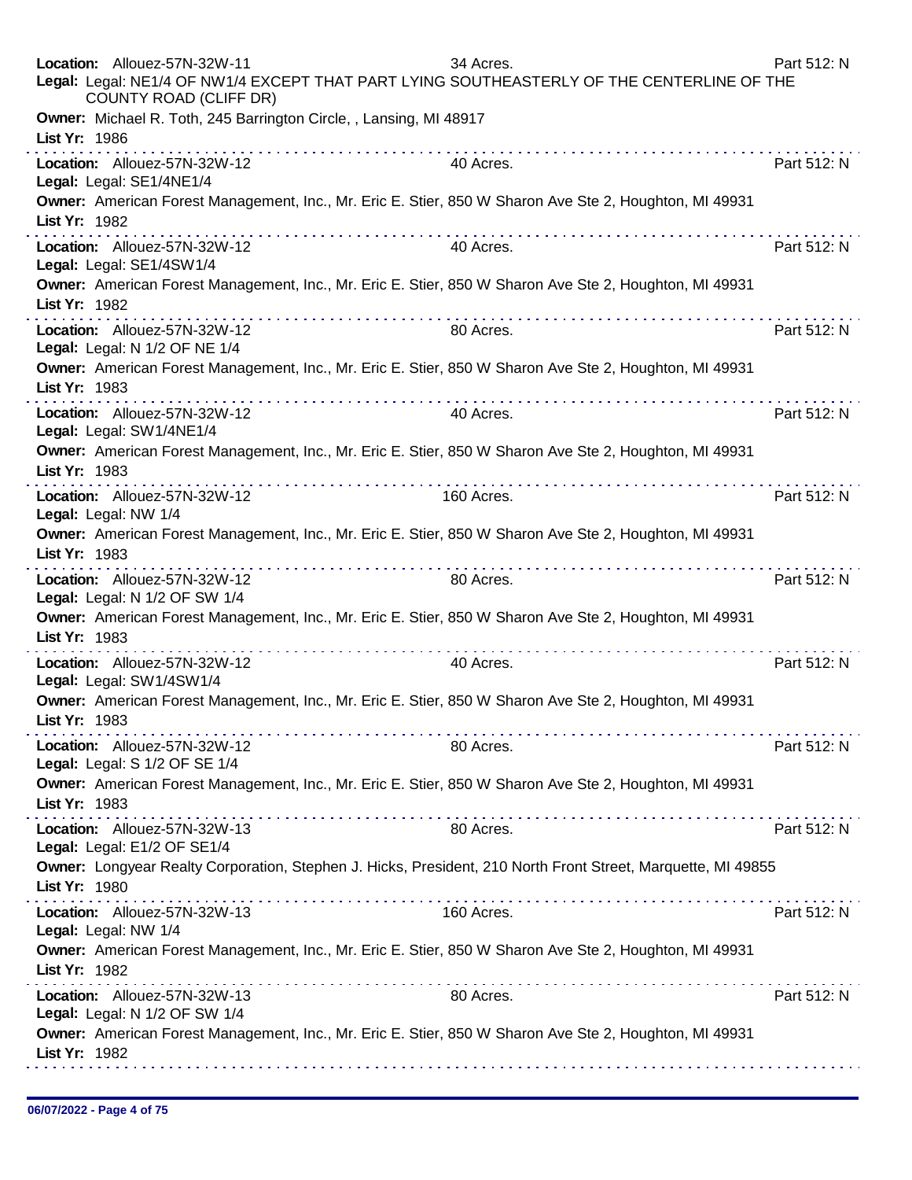**Location:** Allouez-57N-32W-11 34 Acres. Part 512: N
**Legal:** Legal: NE1/4 OF NW1/4 EXCEPT THAT PART LYING SOUTHEASTERLY OF THE CENTERLINE OF THE COUNTY ROAD (CLIFF DR)
**Owner:** Michael R. Toth, 245 Barrington Circle, , Lansing, MI 48917
**List Yr:** 1986

---

**Location:** Allouez-57N-32W-12 40 Acres. Part 512: N
**Legal:** Legal: SE1/4NE1/4
**Owner:** American Forest Management, Inc., Mr. Eric E. Stier, 850 W Sharon Ave Ste 2, Houghton, MI 49931
**List Yr:** 1982

---

**Location:** Allouez-57N-32W-12 40 Acres. Part 512: N
**Legal:** Legal: SE1/4SW1/4
**Owner:** American Forest Management, Inc., Mr. Eric E. Stier, 850 W Sharon Ave Ste 2, Houghton, MI 49931
**List Yr:** 1982

---

**Location:** Allouez-57N-32W-12 80 Acres. Part 512: N
**Legal:** Legal: N 1/2 OF NE 1/4
**Owner:** American Forest Management, Inc., Mr. Eric E. Stier, 850 W Sharon Ave Ste 2, Houghton, MI 49931
**List Yr:** 1983

---

**Location:** Allouez-57N-32W-12 40 Acres. Part 512: N
**Legal:** Legal: SW1/4NE1/4
**Owner:** American Forest Management, Inc., Mr. Eric E. Stier, 850 W Sharon Ave Ste 2, Houghton, MI 49931
**List Yr:** 1983

---

**Location:** Allouez-57N-32W-12 160 Acres. Part 512: N
**Legal:** Legal: NW 1/4
**Owner:** American Forest Management, Inc., Mr. Eric E. Stier, 850 W Sharon Ave Ste 2, Houghton, MI 49931
**List Yr:** 1983

---

**Location:** Allouez-57N-32W-12 80 Acres. Part 512: N
**Legal:** Legal: N 1/2 OF SW 1/4
**Owner:** American Forest Management, Inc., Mr. Eric E. Stier, 850 W Sharon Ave Ste 2, Houghton, MI 49931
**List Yr:** 1983

---

**Location:** Allouez-57N-32W-12 40 Acres. Part 512: N
**Legal:** Legal: SW1/4SW1/4
**Owner:** American Forest Management, Inc., Mr. Eric E. Stier, 850 W Sharon Ave Ste 2, Houghton, MI 49931
**List Yr:** 1983

---

**Location:** Allouez-57N-32W-12 80 Acres. Part 512: N
**Legal:** Legal: S 1/2 OF SE 1/4
**Owner:** American Forest Management, Inc., Mr. Eric E. Stier, 850 W Sharon Ave Ste 2, Houghton, MI 49931
**List Yr:** 1983

---

**Location:** Allouez-57N-32W-13 80 Acres. Part 512: N
**Legal:** Legal: E1/2 OF SE1/4
**Owner:** Longyear Realty Corporation, Stephen J. Hicks, President, 210 North Front Street, Marquette, MI 49855
**List Yr:** 1980

---

**Location:** Allouez-57N-32W-13 160 Acres. Part 512: N
**Legal:** Legal: NW 1/4
**Owner:** American Forest Management, Inc., Mr. Eric E. Stier, 850 W Sharon Ave Ste 2, Houghton, MI 49931
**List Yr:** 1982

---

**Location:** Allouez-57N-32W-13 80 Acres. Part 512: N
**Legal:** Legal: N 1/2 OF SW 1/4
**Owner:** American Forest Management, Inc., Mr. Eric E. Stier, 850 W Sharon Ave Ste 2, Houghton, MI 49931
**List Yr:** 1982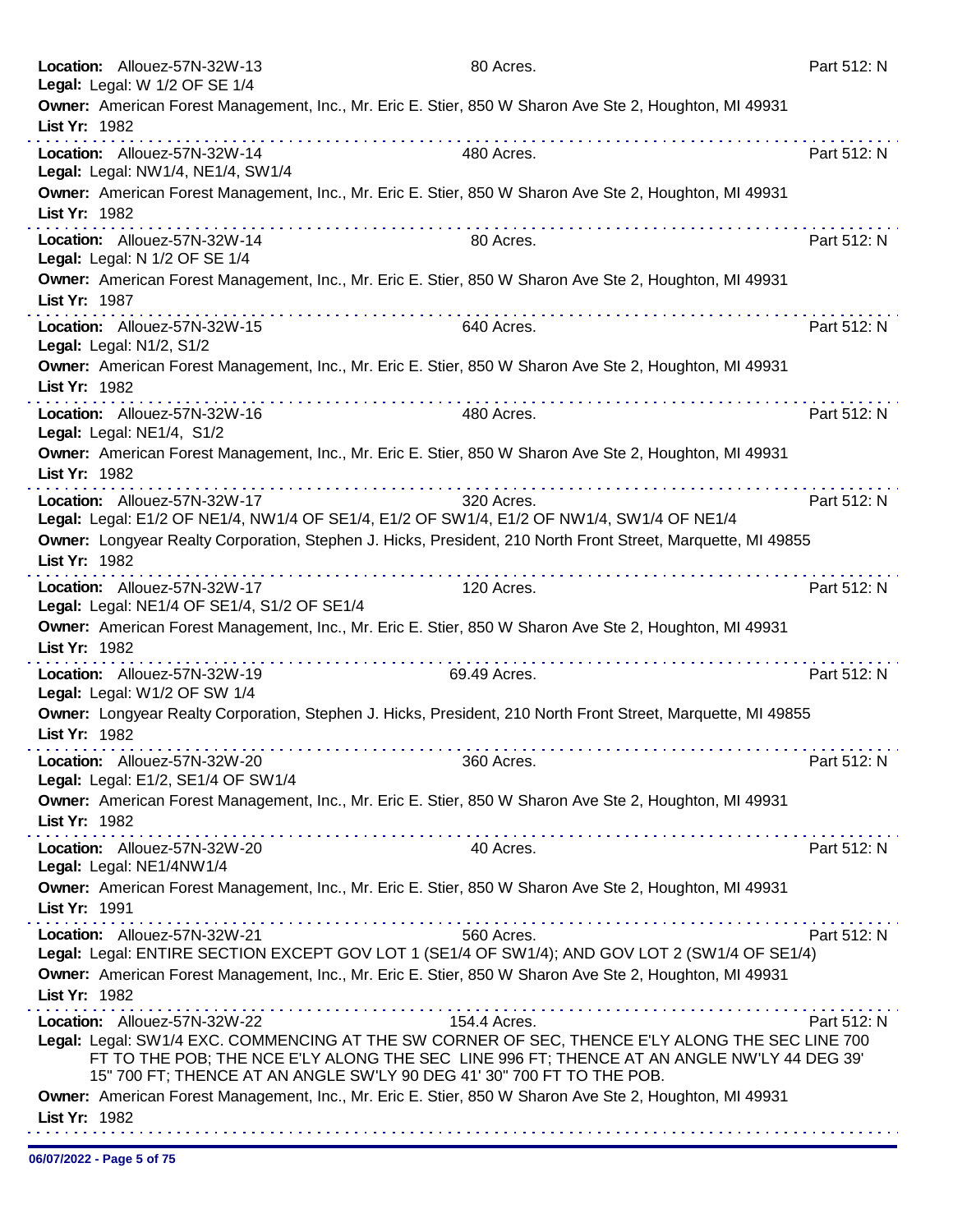**Location:** Allouez-57N-32W-13 80 Acres. Part 512: N
**Legal:** Legal: W 1/2 OF SE 1/4
**Owner:** American Forest Management, Inc., Mr. Eric E. Stier, 850 W Sharon Ave Ste 2, Houghton, MI 49931
**List Yr:** 1982

---

**Location:** Allouez-57N-32W-14 480 Acres. Part 512: N
**Legal:** Legal: NW1/4, NE1/4, SW1/4
**Owner:** American Forest Management, Inc., Mr. Eric E. Stier, 850 W Sharon Ave Ste 2, Houghton, MI 49931
**List Yr:** 1982

---

**Location:** Allouez-57N-32W-14 80 Acres. Part 512: N
**Legal:** Legal: N 1/2 OF SE 1/4
**Owner:** American Forest Management, Inc., Mr. Eric E. Stier, 850 W Sharon Ave Ste 2, Houghton, MI 49931
**List Yr:** 1987

---

**Location:** Allouez-57N-32W-15 640 Acres. Part 512: N
**Legal:** Legal: N1/2, S1/2
**Owner:** American Forest Management, Inc., Mr. Eric E. Stier, 850 W Sharon Ave Ste 2, Houghton, MI 49931
**List Yr:** 1982

---

**Location:** Allouez-57N-32W-16 480 Acres. Part 512: N
**Legal:** Legal: NE1/4, S1/2
**Owner:** American Forest Management, Inc., Mr. Eric E. Stier, 850 W Sharon Ave Ste 2, Houghton, MI 49931
**List Yr:** 1982

---

**Location:** Allouez-57N-32W-17 320 Acres. Part 512: N
**Legal:** Legal: E1/2 OF NE1/4, NW1/4 OF SE1/4, E1/2 OF SW1/4, E1/2 OF NW1/4, SW1/4 OF NE1/4
**Owner:** Longyear Realty Corporation, Stephen J. Hicks, President, 210 North Front Street, Marquette, MI 49855
**List Yr:** 1982

---

**Location:** Allouez-57N-32W-17 120 Acres. Part 512: N
**Legal:** Legal: NE1/4 OF SE1/4, S1/2 OF SE1/4
**Owner:** American Forest Management, Inc., Mr. Eric E. Stier, 850 W Sharon Ave Ste 2, Houghton, MI 49931
**List Yr:** 1982

---

**Location:** Allouez-57N-32W-19 69.49 Acres. Part 512: N
**Legal:** Legal: W1/2 OF SW 1/4
**Owner:** Longyear Realty Corporation, Stephen J. Hicks, President, 210 North Front Street, Marquette, MI 49855
**List Yr:** 1982

---

**Location:** Allouez-57N-32W-20 360 Acres. Part 512: N
**Legal:** Legal: E1/2, SE1/4 OF SW1/4
**Owner:** American Forest Management, Inc., Mr. Eric E. Stier, 850 W Sharon Ave Ste 2, Houghton, MI 49931
**List Yr:** 1982

---

**Location:** Allouez-57N-32W-20 40 Acres. Part 512: N
**Legal:** Legal: NE1/4NW1/4
**Owner:** American Forest Management, Inc., Mr. Eric E. Stier, 850 W Sharon Ave Ste 2, Houghton, MI 49931
**List Yr:** 1991

---

**Location:** Allouez-57N-32W-21 560 Acres. Part 512: N
**Legal:** Legal: ENTIRE SECTION EXCEPT GOV LOT 1 (SE1/4 OF SW1/4); AND GOV LOT 2 (SW1/4 OF SE1/4)
**Owner:** American Forest Management, Inc., Mr. Eric E. Stier, 850 W Sharon Ave Ste 2, Houghton, MI 49931
**List Yr:** 1982

---

**Location:** Allouez-57N-32W-22 154.4 Acres. Part 512: N
**Legal:** Legal: SW1/4 EXC. COMMENCING AT THE SW CORNER OF SEC, THENCE E'LY ALONG THE SEC LINE 700 FT TO THE POB; THE NCE E'LY ALONG THE SEC LINE 996 FT; THENCE AT AN ANGLE NW'LY 44 DEG 39' 15" 700 FT; THENCE AT AN ANGLE SW'LY 90 DEG 41' 30" 700 FT TO THE POB.
**Owner:** American Forest Management, Inc., Mr. Eric E. Stier, 850 W Sharon Ave Ste 2, Houghton, MI 49931
**List Yr:** 1982

---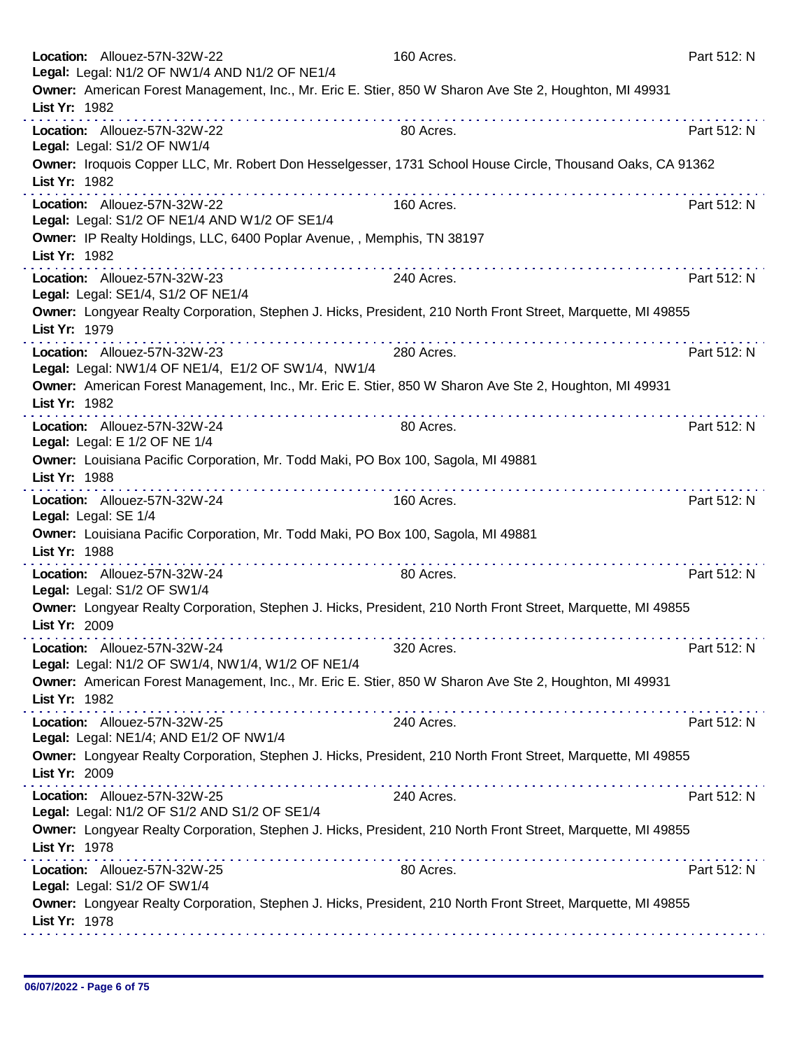**Location:** Allouez-57N-32W-22 160 Acres. Part 512: N
**Legal:** Legal: N1/2 OF NW1/4 AND N1/2 OF NE1/4
**Owner:** American Forest Management, Inc., Mr. Eric E. Stier, 850 W Sharon Ave Ste 2, Houghton, MI 49931
**List Yr:** 1982

---

**Location:** Allouez-57N-32W-22 80 Acres. Part 512: N
**Legal:** Legal: S1/2 OF NW1/4
**Owner:** Iroquois Copper LLC, Mr. Robert Don Hesselgesser, 1731 School House Circle, Thousand Oaks, CA 91362
**List Yr:** 1982

---

**Location:** Allouez-57N-32W-22 160 Acres. Part 512: N
**Legal:** Legal: S1/2 OF NE1/4 AND W1/2 OF SE1/4
**Owner:** IP Realty Holdings, LLC, 6400 Poplar Avenue, , Memphis, TN 38197
**List Yr:** 1982

---

**Location:** Allouez-57N-32W-23 240 Acres. Part 512: N
**Legal:** Legal: SE1/4, S1/2 OF NE1/4
**Owner:** Longyear Realty Corporation, Stephen J. Hicks, President, 210 North Front Street, Marquette, MI 49855
**List Yr:** 1979

---

**Location:** Allouez-57N-32W-23 280 Acres. Part 512: N
**Legal:** Legal: NW1/4 OF NE1/4, E1/2 OF SW1/4, NW1/4
**Owner:** American Forest Management, Inc., Mr. Eric E. Stier, 850 W Sharon Ave Ste 2, Houghton, MI 49931
**List Yr:** 1982

---

**Location:** Allouez-57N-32W-24 80 Acres. Part 512: N
**Legal:** Legal: E 1/2 OF NE 1/4
**Owner:** Louisiana Pacific Corporation, Mr. Todd Maki, PO Box 100, Sagola, MI 49881
**List Yr:** 1988

---

**Location:** Allouez-57N-32W-24 160 Acres. Part 512: N
**Legal:** Legal: SE 1/4
**Owner:** Louisiana Pacific Corporation, Mr. Todd Maki, PO Box 100, Sagola, MI 49881
**List Yr:** 1988

---

**Location:** Allouez-57N-32W-24 80 Acres. Part 512: N
**Legal:** Legal: S1/2 OF SW1/4
**Owner:** Longyear Realty Corporation, Stephen J. Hicks, President, 210 North Front Street, Marquette, MI 49855
**List Yr:** 2009

---

**Location:** Allouez-57N-32W-24 320 Acres. Part 512: N
**Legal:** Legal: N1/2 OF SW1/4, NW1/4, W1/2 OF NE1/4
**Owner:** American Forest Management, Inc., Mr. Eric E. Stier, 850 W Sharon Ave Ste 2, Houghton, MI 49931
**List Yr:** 1982

---

**Location:** Allouez-57N-32W-25 240 Acres. Part 512: N
**Legal:** Legal: NE1/4; AND E1/2 OF NW1/4
**Owner:** Longyear Realty Corporation, Stephen J. Hicks, President, 210 North Front Street, Marquette, MI 49855
**List Yr:** 2009

---

**Location:** Allouez-57N-32W-25 240 Acres. Part 512: N
**Legal:** Legal: N1/2 OF S1/2 AND S1/2 OF SE1/4
**Owner:** Longyear Realty Corporation, Stephen J. Hicks, President, 210 North Front Street, Marquette, MI 49855
**List Yr:** 1978

---

**Location:** Allouez-57N-32W-25 80 Acres. Part 512: N
**Legal:** Legal: S1/2 OF SW1/4
**Owner:** Longyear Realty Corporation, Stephen J. Hicks, President, 210 North Front Street, Marquette, MI 49855
**List Yr:** 1978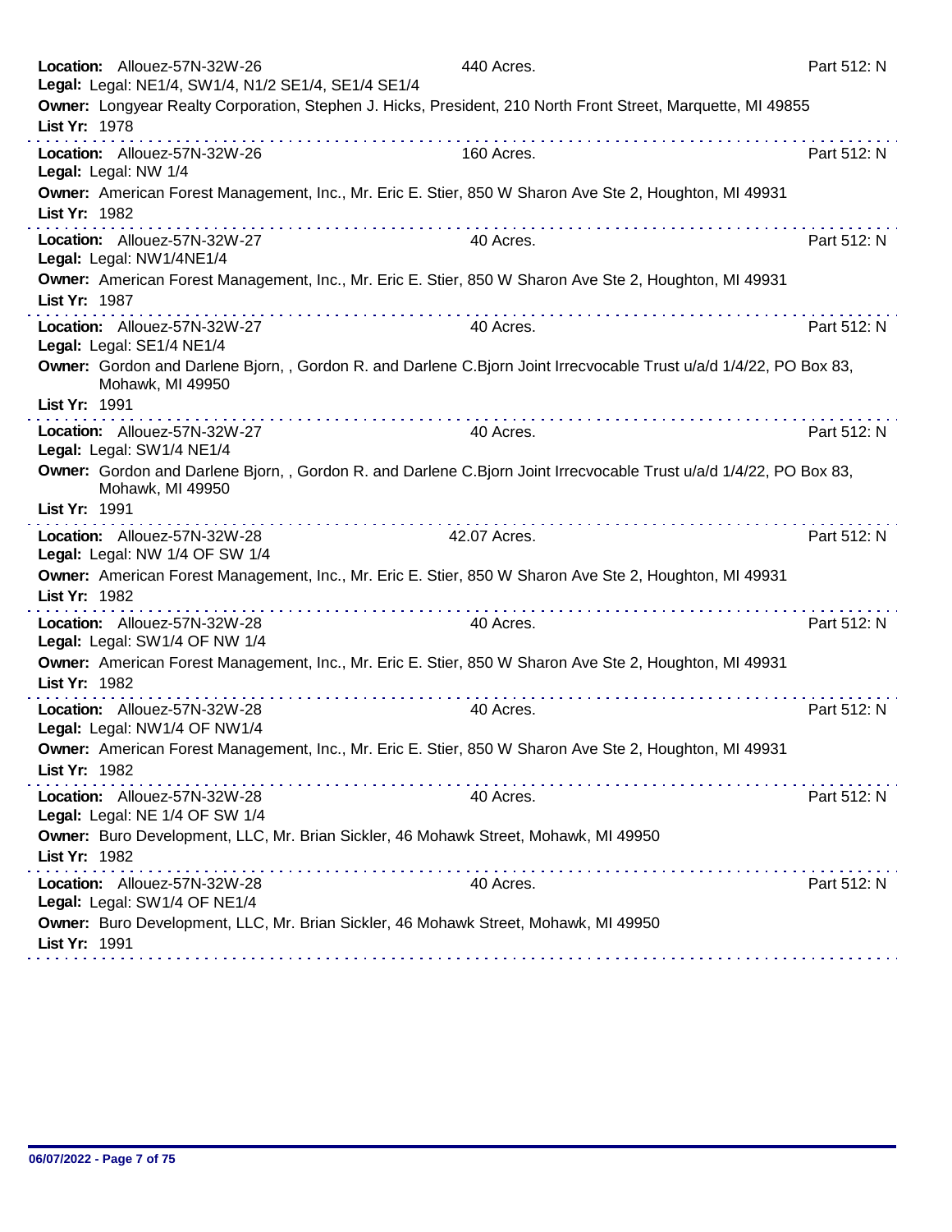**Location:** Allouez-57N-32W-26 440 Acres. Part 512: N
**Legal:** Legal: NE1/4, SW1/4, N1/2 SE1/4, SE1/4 SE1/4
**Owner:** Longyear Realty Corporation, Stephen J. Hicks, President, 210 North Front Street, Marquette, MI 49855
**List Yr:** 1978

---

**Location:** Allouez-57N-32W-26 160 Acres. Part 512: N
**Legal:** Legal: NW 1/4
**Owner:** American Forest Management, Inc., Mr. Eric E. Stier, 850 W Sharon Ave Ste 2, Houghton, MI 49931
**List Yr:** 1982

---

**Location:** Allouez-57N-32W-27 40 Acres. Part 512: N
**Legal:** Legal: NW1/4NE1/4
**Owner:** American Forest Management, Inc., Mr. Eric E. Stier, 850 W Sharon Ave Ste 2, Houghton, MI 49931
**List Yr:** 1987

---

**Location:** Allouez-57N-32W-27 40 Acres. Part 512: N
**Legal:** Legal: SE1/4 NE1/4
**Owner:** Gordon and Darlene Bjorn, , Gordon R. and Darlene C.Bjorn Joint Irrecvocable Trust u/a/d 1/4/22, PO Box 83, Mohawk, MI 49950
**List Yr:** 1991

---

**Location:** Allouez-57N-32W-27 40 Acres. Part 512: N
**Legal:** Legal: SW1/4 NE1/4
**Owner:** Gordon and Darlene Bjorn, , Gordon R. and Darlene C.Bjorn Joint Irrecvocable Trust u/a/d 1/4/22, PO Box 83, Mohawk, MI 49950
**List Yr:** 1991

---

**Location:** Allouez-57N-32W-28 42.07 Acres. Part 512: N
**Legal:** Legal: NW 1/4 OF SW 1/4
**Owner:** American Forest Management, Inc., Mr. Eric E. Stier, 850 W Sharon Ave Ste 2, Houghton, MI 49931
**List Yr:** 1982

---

**Location:** Allouez-57N-32W-28 40 Acres. Part 512: N
**Legal:** Legal: SW1/4 OF NW 1/4
**Owner:** American Forest Management, Inc., Mr. Eric E. Stier, 850 W Sharon Ave Ste 2, Houghton, MI 49931
**List Yr:** 1982

---

**Location:** Allouez-57N-32W-28 40 Acres. Part 512: N
**Legal:** Legal: NW1/4 OF NW1/4
**Owner:** American Forest Management, Inc., Mr. Eric E. Stier, 850 W Sharon Ave Ste 2, Houghton, MI 49931
**List Yr:** 1982

---

**Location:** Allouez-57N-32W-28 40 Acres. Part 512: N
**Legal:** Legal: NE 1/4 OF SW 1/4
**Owner:** Buro Development, LLC, Mr. Brian Sickler, 46 Mohawk Street, Mohawk, MI 49950
**List Yr:** 1982

---

**Location:** Allouez-57N-32W-28 40 Acres. Part 512: N
**Legal:** Legal: SW1/4 OF NE1/4
**Owner:** Buro Development, LLC, Mr. Brian Sickler, 46 Mohawk Street, Mohawk, MI 49950
**List Yr:** 1991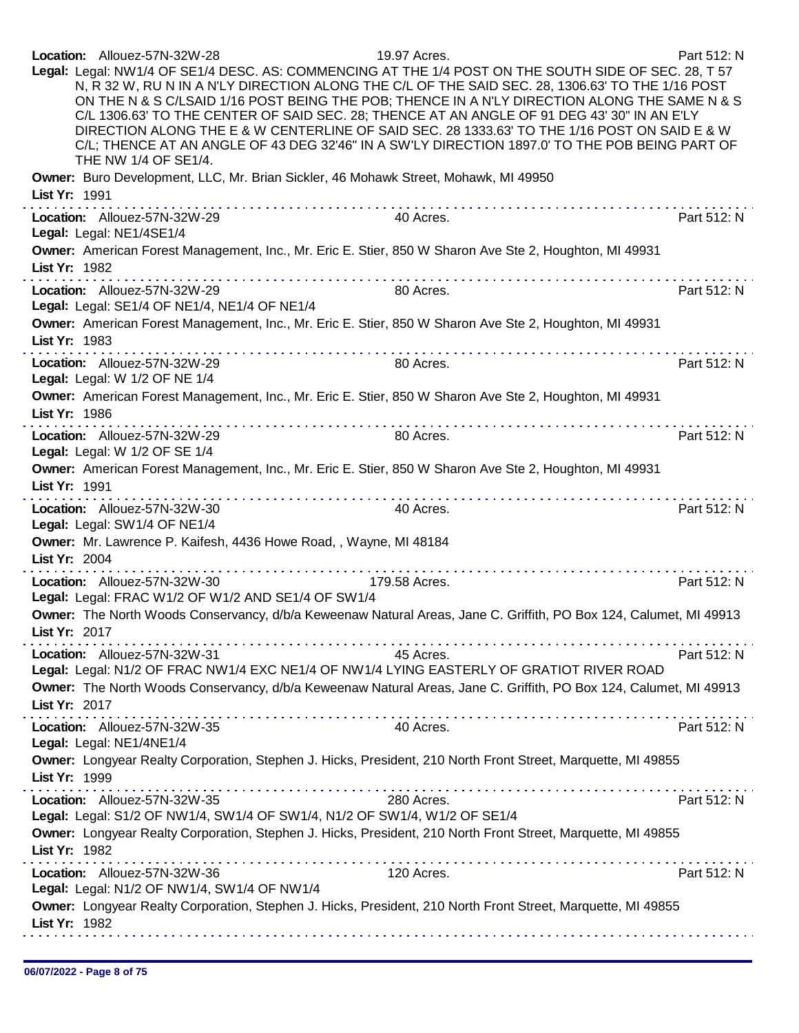**Location:** Allouez-57N-32W-28 19.97 Acres. Part 512: N

**Legal:** Legal: NW1/4 OF SE1/4 DESC. AS: COMMENCING AT THE 1/4 POST ON THE SOUTH SIDE OF SEC. 28, T 57 N, R 32 W, RU N IN A N'LY DIRECTION ALONG THE C/L OF THE SAID SEC. 28, 1306.63' TO THE 1/16 POST ON THE N & S C/LSAID 1/16 POST BEING THE POB; THENCE IN A N'LY DIRECTION ALONG THE SAME N & S C/L 1306.63' TO THE CENTER OF SAID SEC. 28; THENCE AT AN ANGLE OF 91 DEG 43' 30" IN AN E'LY DIRECTION ALONG THE E & W CENTERLINE OF SAID SEC. 28 1333.63' TO THE 1/16 POST ON SAID E & W C/L; THENCE AT AN ANGLE OF 43 DEG 32'46" IN A SW'LY DIRECTION 1897.0' TO THE POB BEING PART OF THE NW 1/4 OF SE1/4.

**Owner:** Buro Development, LLC, Mr. Brian Sickler, 46 Mohawk Street, Mohawk, MI 49950

**List Yr:** 1991

---

**Location:** Allouez-57N-32W-29 40 Acres. Part 512: N

**Legal:** Legal: NE1/4SE1/4

**Owner:** American Forest Management, Inc., Mr. Eric E. Stier, 850 W Sharon Ave Ste 2, Houghton, MI 49931

**List Yr:** 1982

---

**Location:** Allouez-57N-32W-29 80 Acres. Part 512: N

**Legal:** Legal: SE1/4 OF NE1/4, NE1/4 OF NE1/4

**Owner:** American Forest Management, Inc., Mr. Eric E. Stier, 850 W Sharon Ave Ste 2, Houghton, MI 49931

**List Yr:** 1983

---

**Location:** Allouez-57N-32W-29 80 Acres. Part 512: N

**Legal:** Legal: W 1/2 OF NE 1/4

**Owner:** American Forest Management, Inc., Mr. Eric E. Stier, 850 W Sharon Ave Ste 2, Houghton, MI 49931

**List Yr:** 1986

---

**Location:** Allouez-57N-32W-29 80 Acres. Part 512: N

**Legal:** Legal: W 1/2 OF SE 1/4

**Owner:** American Forest Management, Inc., Mr. Eric E. Stier, 850 W Sharon Ave Ste 2, Houghton, MI 49931

**List Yr:** 1991

---

**Location:** Allouez-57N-32W-30 40 Acres. Part 512: N

**Legal:** Legal: SW1/4 OF NE1/4

**Owner:** Mr. Lawrence P. Kaifesh, 4436 Howe Road, , Wayne, MI 48184

**List Yr:** 2004

---

**Location:** Allouez-57N-32W-30 179.58 Acres. Part 512: N

**Legal:** Legal: FRAC W1/2 OF W1/2 AND SE1/4 OF SW1/4

**Owner:** The North Woods Conservancy, d/b/a Keweenaw Natural Areas, Jane C. Griffith, PO Box 124, Calumet, MI 49913

**List Yr:** 2017

---

**Location:** Allouez-57N-32W-31 45 Acres. Part 512: N

**Legal:** Legal: N1/2 OF FRAC NW1/4 EXC NE1/4 OF NW1/4 LYING EASTERLY OF GRATIOT RIVER ROAD

**Owner:** The North Woods Conservancy, d/b/a Keweenaw Natural Areas, Jane C. Griffith, PO Box 124, Calumet, MI 49913

**List Yr:** 2017

---

**Location:** Allouez-57N-32W-35 40 Acres. Part 512: N

**Legal:** Legal: NE1/4NE1/4

**Owner:** Longyear Realty Corporation, Stephen J. Hicks, President, 210 North Front Street, Marquette, MI 49855

**List Yr:** 1999

---

**Location:** Allouez-57N-32W-35 280 Acres. Part 512: N

**Legal:** Legal: S1/2 OF NW1/4, SW1/4 OF SW1/4, N1/2 OF SW1/4, W1/2 OF SE1/4

**Owner:** Longyear Realty Corporation, Stephen J. Hicks, President, 210 North Front Street, Marquette, MI 49855

**List Yr:** 1982

---

**Location:** Allouez-57N-32W-36 120 Acres. Part 512: N

**Legal:** Legal: N1/2 OF NW1/4, SW1/4 OF NW1/4

**Owner:** Longyear Realty Corporation, Stephen J. Hicks, President, 210 North Front Street, Marquette, MI 49855

**List Yr:** 1982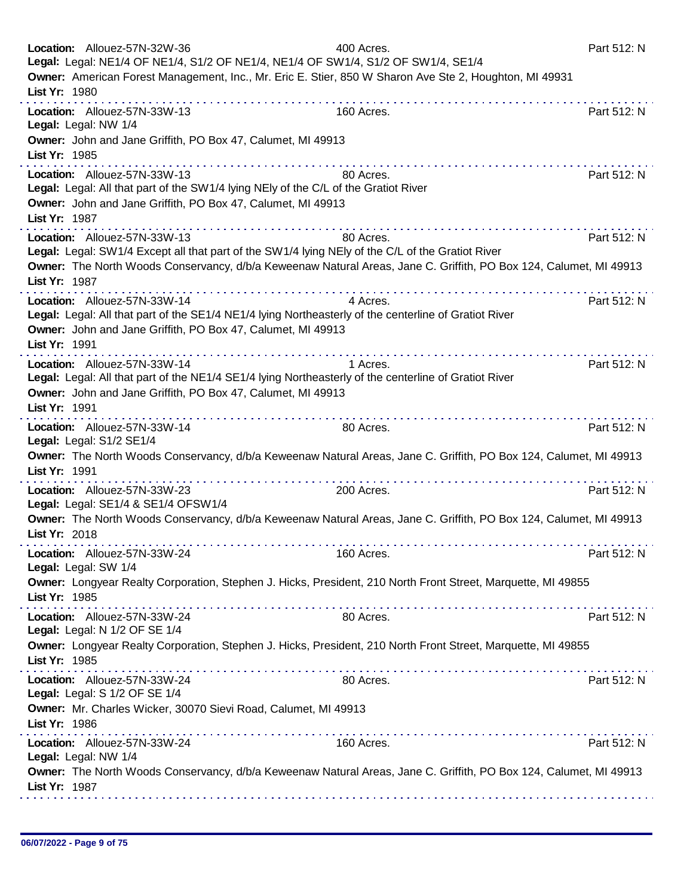**Location:** Allouez-57N-32W-36 400 Acres. Part 512: N
**Legal:** Legal: NE1/4 OF NE1/4, S1/2 OF NE1/4, NE1/4 OF SW1/4, S1/2 OF SW1/4, SE1/4
**Owner:** American Forest Management, Inc., Mr. Eric E. Stier, 850 W Sharon Ave Ste 2, Houghton, MI 49931
**List Yr:** 1980

---

**Location:** Allouez-57N-33W-13 160 Acres. Part 512: N
**Legal:** Legal: NW 1/4
**Owner:** John and Jane Griffith, PO Box 47, Calumet, MI 49913
**List Yr:** 1985

---

**Location:** Allouez-57N-33W-13 80 Acres. Part 512: N
**Legal:** Legal: All that part of the SW1/4 lying NEly of the C/L of the Gratiot River
**Owner:** John and Jane Griffith, PO Box 47, Calumet, MI 49913
**List Yr:** 1987

---

**Location:** Allouez-57N-33W-13 80 Acres. Part 512: N
**Legal:** Legal: SW1/4 Except all that part of the SW1/4 lying NEly of the C/L of the Gratiot River
**Owner:** The North Woods Conservancy, d/b/a Keweenaw Natural Areas, Jane C. Griffith, PO Box 124, Calumet, MI 49913
**List Yr:** 1987

---

**Location:** Allouez-57N-33W-14 4 Acres. Part 512: N
**Legal:** Legal: All that part of the SE1/4 NE1/4 lying Northeasterly of the centerline of Gratiot River
**Owner:** John and Jane Griffith, PO Box 47, Calumet, MI 49913
**List Yr:** 1991

---

**Location:** Allouez-57N-33W-14 1 Acres. Part 512: N
**Legal:** Legal: All that part of the NE1/4 SE1/4 lying Northeasterly of the centerline of Gratiot River
**Owner:** John and Jane Griffith, PO Box 47, Calumet, MI 49913
**List Yr:** 1991

---

**Location:** Allouez-57N-33W-14 80 Acres. Part 512: N
**Legal:** Legal: S1/2 SE1/4
**Owner:** The North Woods Conservancy, d/b/a Keweenaw Natural Areas, Jane C. Griffith, PO Box 124, Calumet, MI 49913
**List Yr:** 1991

---

**Location:** Allouez-57N-33W-23 200 Acres. Part 512: N
**Legal:** Legal: SE1/4 & SE1/4 OFSW1/4
**Owner:** The North Woods Conservancy, d/b/a Keweenaw Natural Areas, Jane C. Griffith, PO Box 124, Calumet, MI 49913
**List Yr:** 2018

---

**Location:** Allouez-57N-33W-24 160 Acres. Part 512: N
**Legal:** Legal: SW 1/4
**Owner:** Longyear Realty Corporation, Stephen J. Hicks, President, 210 North Front Street, Marquette, MI 49855
**List Yr:** 1985

---

**Location:** Allouez-57N-33W-24 80 Acres. Part 512: N
**Legal:** Legal: N 1/2 OF SE 1/4
**Owner:** Longyear Realty Corporation, Stephen J. Hicks, President, 210 North Front Street, Marquette, MI 49855
**List Yr:** 1985

---

**Location:** Allouez-57N-33W-24 80 Acres. Part 512: N
**Legal:** Legal: S 1/2 OF SE 1/4
**Owner:** Mr. Charles Wicker, 30070 Sievi Road, Calumet, MI 49913
**List Yr:** 1986

---

**Location:** Allouez-57N-33W-24 160 Acres. Part 512: N
**Legal:** Legal: NW 1/4
**Owner:** The North Woods Conservancy, d/b/a Keweenaw Natural Areas, Jane C. Griffith, PO Box 124, Calumet, MI 49913
**List Yr:** 1987

---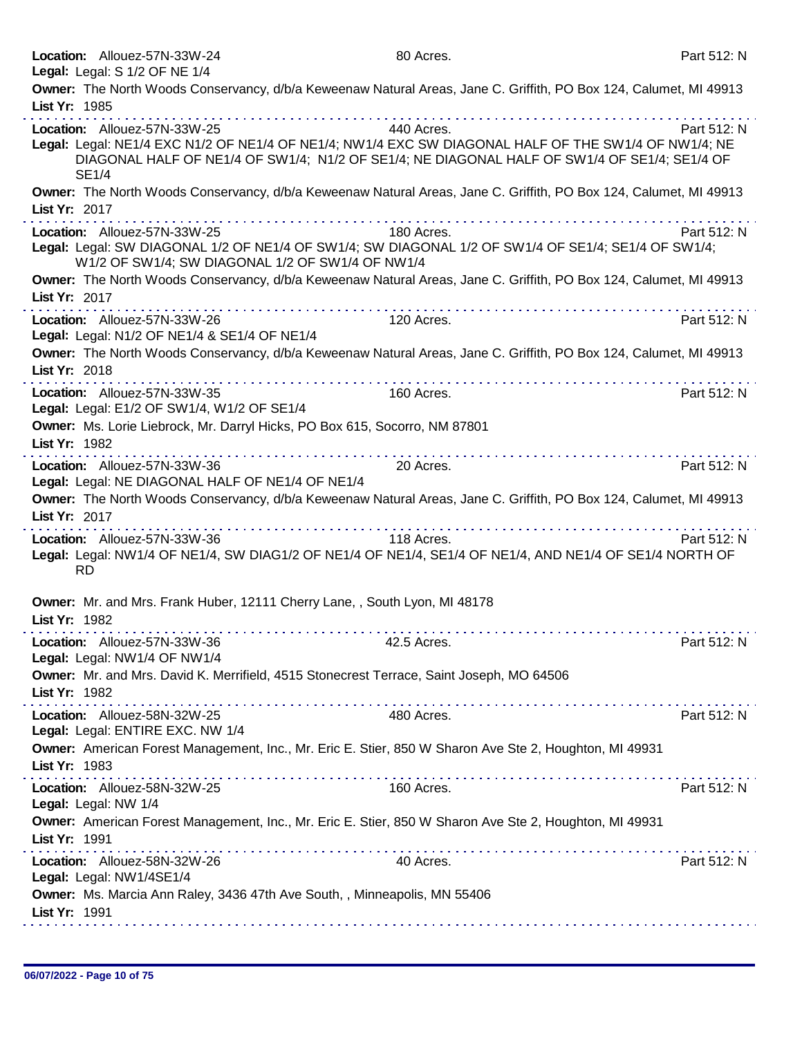**Location:** Allouez-57N-33W-24 80 Acres. Part 512: N
**Legal:** Legal: S 1/2 OF NE 1/4
**Owner:** The North Woods Conservancy, d/b/a Keweenaw Natural Areas, Jane C. Griffith, PO Box 124, Calumet, MI 49913
**List Yr:** 1985

---

**Location:** Allouez-57N-33W-25 440 Acres. Part 512: N
**Legal:** Legal: NE1/4 EXC N1/2 OF NE1/4 OF NE1/4; NW1/4 EXC SW DIAGONAL HALF OF THE SW1/4 OF NW1/4; NE DIAGONAL HALF OF NE1/4 OF SW1/4; N1/2 OF SE1/4; NE DIAGONAL HALF OF SW1/4 OF SE1/4; SE1/4 OF SE1/4
**Owner:** The North Woods Conservancy, d/b/a Keweenaw Natural Areas, Jane C. Griffith, PO Box 124, Calumet, MI 49913
**List Yr:** 2017

---

**Location:** Allouez-57N-33W-25 180 Acres. Part 512: N
**Legal:** Legal: SW DIAGONAL 1/2 OF NE1/4 OF SW1/4; SW DIAGONAL 1/2 OF SW1/4 OF SE1/4; SE1/4 OF SW1/4; W1/2 OF SW1/4; SW DIAGONAL 1/2 OF SW1/4 OF NW1/4
**Owner:** The North Woods Conservancy, d/b/a Keweenaw Natural Areas, Jane C. Griffith, PO Box 124, Calumet, MI 49913
**List Yr:** 2017

---

**Location:** Allouez-57N-33W-26 120 Acres. Part 512: N
**Legal:** Legal: N1/2 OF NE1/4 & SE1/4 OF NE1/4
**Owner:** The North Woods Conservancy, d/b/a Keweenaw Natural Areas, Jane C. Griffith, PO Box 124, Calumet, MI 49913
**List Yr:** 2018

---

**Location:** Allouez-57N-33W-35 160 Acres. Part 512: N
**Legal:** Legal: E1/2 OF SW1/4, W1/2 OF SE1/4
**Owner:** Ms. Lorie Liebrock, Mr. Darryl Hicks, PO Box 615, Socorro, NM 87801
**List Yr:** 1982

---

**Location:** Allouez-57N-33W-36 20 Acres. Part 512: N
**Legal:** Legal: NE DIAGONAL HALF OF NE1/4 OF NE1/4
**Owner:** The North Woods Conservancy, d/b/a Keweenaw Natural Areas, Jane C. Griffith, PO Box 124, Calumet, MI 49913
**List Yr:** 2017

---

**Location:** Allouez-57N-33W-36 118 Acres. Part 512: N
**Legal:** Legal: NW1/4 OF NE1/4, SW DIAG1/2 OF NE1/4 OF NE1/4, SE1/4 OF NE1/4, AND NE1/4 OF SE1/4 NORTH OF RD
**Owner:** Mr. and Mrs. Frank Huber, 12111 Cherry Lane, , South Lyon, MI 48178
**List Yr:** 1982

---

**Location:** Allouez-57N-33W-36 42.5 Acres. Part 512: N
**Legal:** Legal: NW1/4 OF NW1/4
**Owner:** Mr. and Mrs. David K. Merrifield, 4515 Stonecrest Terrace, Saint Joseph, MO 64506
**List Yr:** 1982

---

**Location:** Allouez-58N-32W-25 480 Acres. Part 512: N
**Legal:** Legal: ENTIRE EXC. NW 1/4
**Owner:** American Forest Management, Inc., Mr. Eric E. Stier, 850 W Sharon Ave Ste 2, Houghton, MI 49931
**List Yr:** 1983

---

**Location:** Allouez-58N-32W-25 160 Acres. Part 512: N
**Legal:** Legal: NW 1/4
**Owner:** American Forest Management, Inc., Mr. Eric E. Stier, 850 W Sharon Ave Ste 2, Houghton, MI 49931
**List Yr:** 1991

---

**Location:** Allouez-58N-32W-26 40 Acres. Part 512: N
**Legal:** Legal: NW1/4SE1/4
**Owner:** Ms. Marcia Ann Raley, 3436 47th Ave South, , Minneapolis, MN 55406
**List Yr:** 1991

---

06/07/2022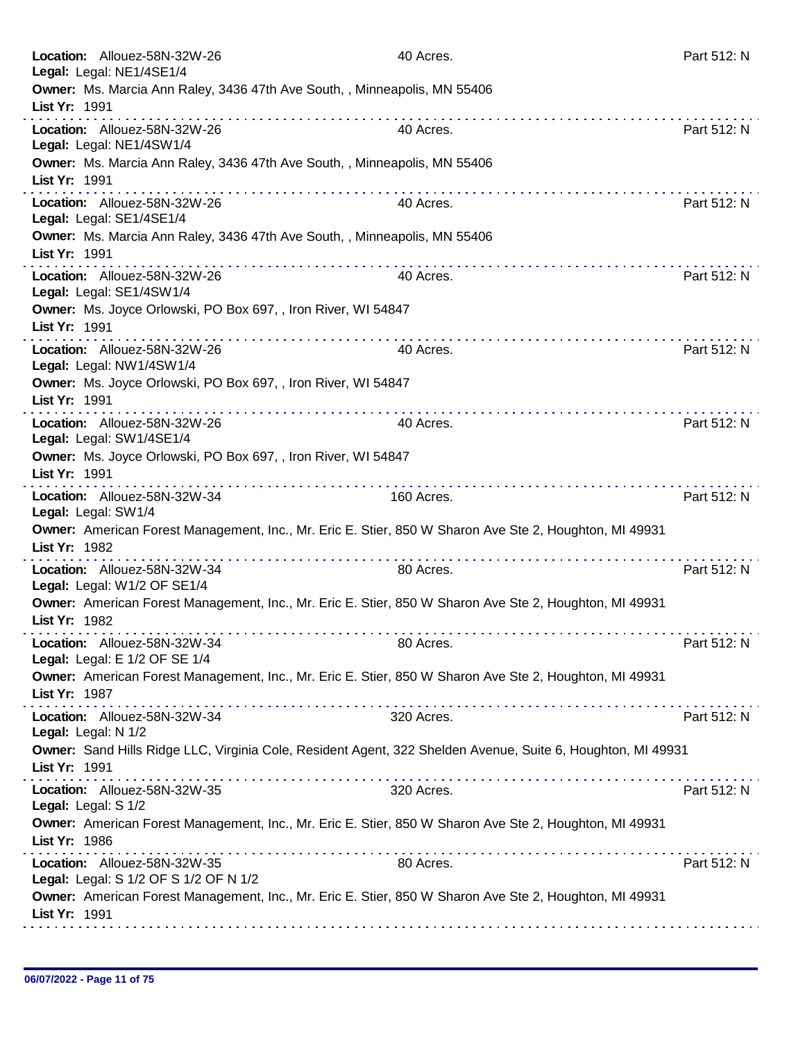**Location:** Allouez-58N-32W-26 40 Acres. Part 512: N
**Legal:** Legal: NE1/4SE1/4
**Owner:** Ms. Marcia Ann Raley, 3436 47th Ave South, , Minneapolis, MN 55406
**List Yr:** 1991

---

**Location:** Allouez-58N-32W-26 40 Acres. Part 512: N
**Legal:** Legal: NE1/4SW1/4
**Owner:** Ms. Marcia Ann Raley, 3436 47th Ave South, , Minneapolis, MN 55406
**List Yr:** 1991

---

**Location:** Allouez-58N-32W-26 40 Acres. Part 512: N
**Legal:** Legal: SE1/4SE1/4
**Owner:** Ms. Marcia Ann Raley, 3436 47th Ave South, , Minneapolis, MN 55406
**List Yr:** 1991

---

**Location:** Allouez-58N-32W-26 40 Acres. Part 512: N
**Legal:** Legal: SE1/4SW1/4
**Owner:** Ms. Joyce Orlowski, PO Box 697, , Iron River, WI 54847
**List Yr:** 1991

---

**Location:** Allouez-58N-32W-26 40 Acres. Part 512: N
**Legal:** Legal: NW1/4SW1/4
**Owner:** Ms. Joyce Orlowski, PO Box 697, , Iron River, WI 54847
**List Yr:** 1991

---

**Location:** Allouez-58N-32W-26 40 Acres. Part 512: N
**Legal:** Legal: SW1/4SE1/4
**Owner:** Ms. Joyce Orlowski, PO Box 697, , Iron River, WI 54847
**List Yr:** 1991

---

**Location:** Allouez-58N-32W-34 160 Acres. Part 512: N
**Legal:** Legal: SW1/4
**Owner:** American Forest Management, Inc., Mr. Eric E. Stier, 850 W Sharon Ave Ste 2, Houghton, MI 49931
**List Yr:** 1982

---

**Location:** Allouez-58N-32W-34 80 Acres. Part 512: N
**Legal:** Legal: W1/2 OF SE1/4
**Owner:** American Forest Management, Inc., Mr. Eric E. Stier, 850 W Sharon Ave Ste 2, Houghton, MI 49931
**List Yr:** 1982

---

**Location:** Allouez-58N-32W-34 80 Acres. Part 512: N
**Legal:** Legal: E 1/2 OF SE 1/4
**Owner:** American Forest Management, Inc., Mr. Eric E. Stier, 850 W Sharon Ave Ste 2, Houghton, MI 49931
**List Yr:** 1987

---

**Location:** Allouez-58N-32W-34 320 Acres. Part 512: N
**Legal:** Legal: N 1/2
**Owner:** Sand Hills Ridge LLC, Virginia Cole, Resident Agent, 322 Shelden Avenue, Suite 6, Houghton, MI 49931
**List Yr:** 1991

---

**Location:** Allouez-58N-32W-35 320 Acres. Part 512: N
**Legal:** Legal: S 1/2
**Owner:** American Forest Management, Inc., Mr. Eric E. Stier, 850 W Sharon Ave Ste 2, Houghton, MI 49931
**List Yr:** 1986

---

**Location:** Allouez-58N-32W-35 80 Acres. Part 512: N
**Legal:** Legal: S 1/2 OF S 1/2 OF N 1/2
**Owner:** American Forest Management, Inc., Mr. Eric E. Stier, 850 W Sharon Ave Ste 2, Houghton, MI 49931
**List Yr:** 1991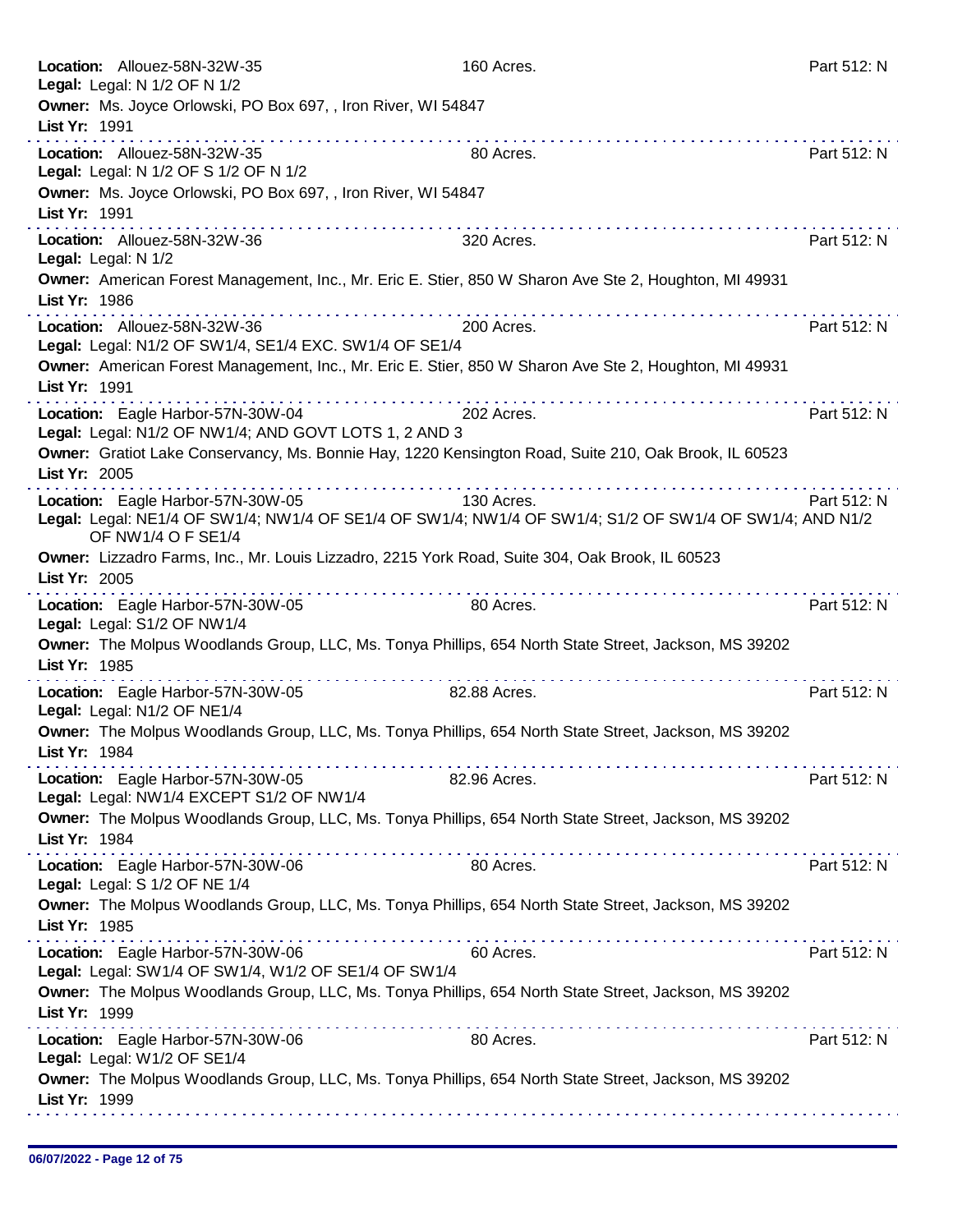**Location:** Allouez-58N-32W-35 160 Acres. Part 512: N
**Legal:** Legal: N 1/2 OF N 1/2
**Owner:** Ms. Joyce Orlowski, PO Box 697, , Iron River, WI 54847
**List Yr:** 1991

---

**Location:** Allouez-58N-32W-35 80 Acres. Part 512: N
**Legal:** Legal: N 1/2 OF S 1/2 OF N 1/2
**Owner:** Ms. Joyce Orlowski, PO Box 697, , Iron River, WI 54847
**List Yr:** 1991

---

**Location:** Allouez-58N-32W-36 320 Acres. Part 512: N
**Legal:** Legal: N 1/2
**Owner:** American Forest Management, Inc., Mr. Eric E. Stier, 850 W Sharon Ave Ste 2, Houghton, MI 49931
**List Yr:** 1986

---

**Location:** Allouez-58N-32W-36 200 Acres. Part 512: N
**Legal:** Legal: N1/2 OF SW1/4, SE1/4 EXC. SW1/4 OF SE1/4
**Owner:** American Forest Management, Inc., Mr. Eric E. Stier, 850 W Sharon Ave Ste 2, Houghton, MI 49931
**List Yr:** 1991

---

**Location:** Eagle Harbor-57N-30W-04 202 Acres. Part 512: N
**Legal:** Legal: N1/2 OF NW1/4; AND GOVT LOTS 1, 2 AND 3
**Owner:** Gratiot Lake Conservancy, Ms. Bonnie Hay, 1220 Kensington Road, Suite 210, Oak Brook, IL 60523
**List Yr:** 2005

---

**Location:** Eagle Harbor-57N-30W-05 130 Acres. Part 512: N
**Legal:** Legal: NE1/4 OF SW1/4; NW1/4 OF SE1/4 OF SW1/4; NW1/4 OF SW1/4; S1/2 OF SW1/4 OF SW1/4; AND N1/2 OF NW1/4 O F SE1/4
**Owner:** Lizzadro Farms, Inc., Mr. Louis Lizzadro, 2215 York Road, Suite 304, Oak Brook, IL 60523
**List Yr:** 2005

---

**Location:** Eagle Harbor-57N-30W-05 80 Acres. Part 512: N
**Legal:** Legal: S1/2 OF NW1/4
**Owner:** The Molpus Woodlands Group, LLC, Ms. Tonya Phillips, 654 North State Street, Jackson, MS 39202
**List Yr:** 1985

---

**Location:** Eagle Harbor-57N-30W-05 82.88 Acres. Part 512: N
**Legal:** Legal: N1/2 OF NE1/4
**Owner:** The Molpus Woodlands Group, LLC, Ms. Tonya Phillips, 654 North State Street, Jackson, MS 39202
**List Yr:** 1984

---

**Location:** Eagle Harbor-57N-30W-05 82.96 Acres. Part 512: N
**Legal:** Legal: NW1/4 EXCEPT S1/2 OF NW1/4
**Owner:** The Molpus Woodlands Group, LLC, Ms. Tonya Phillips, 654 North State Street, Jackson, MS 39202
**List Yr:** 1984

---

**Location:** Eagle Harbor-57N-30W-06 80 Acres. Part 512: N
**Legal:** Legal: S 1/2 OF NE 1/4
**Owner:** The Molpus Woodlands Group, LLC, Ms. Tonya Phillips, 654 North State Street, Jackson, MS 39202
**List Yr:** 1985

---

**Location:** Eagle Harbor-57N-30W-06 60 Acres. Part 512: N
**Legal:** Legal: SW1/4 OF SW1/4, W1/2 OF SE1/4 OF SW1/4
**Owner:** The Molpus Woodlands Group, LLC, Ms. Tonya Phillips, 654 North State Street, Jackson, MS 39202
**List Yr:** 1999

---

**Location:** Eagle Harbor-57N-30W-06 80 Acres. Part 512: N
**Legal:** Legal: W1/2 OF SE1/4
**Owner:** The Molpus Woodlands Group, LLC, Ms. Tonya Phillips, 654 North State Street, Jackson, MS 39202
**List Yr:** 1999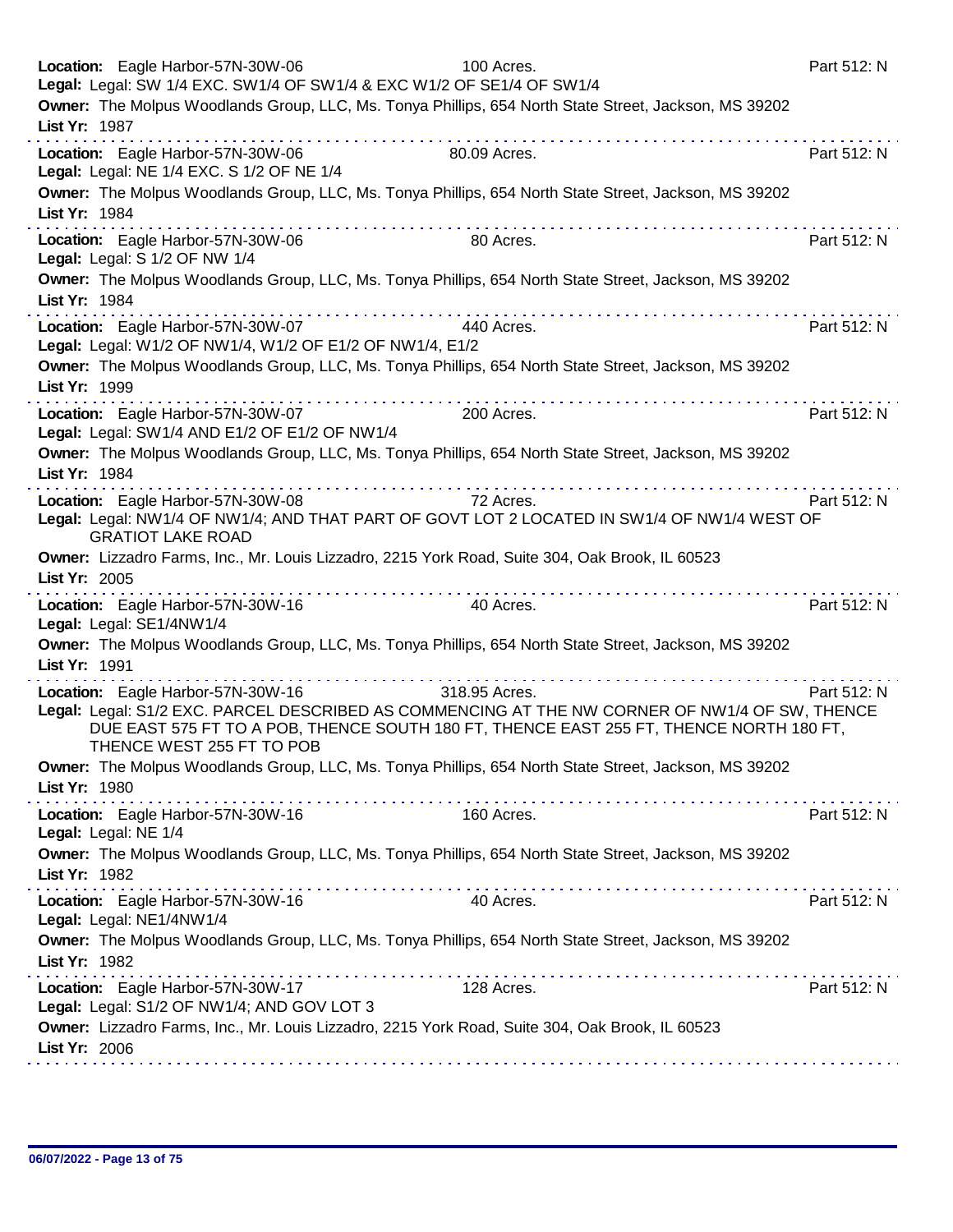**Location:** Eagle Harbor-57N-30W-06 100 Acres. Part 512: N
**Legal:** Legal: SW 1/4 EXC. SW1/4 OF SW1/4 & EXC W1/2 OF SE1/4 OF SW1/4
**Owner:** The Molpus Woodlands Group, LLC, Ms. Tonya Phillips, 654 North State Street, Jackson, MS 39202
**List Yr:** 1987

---

**Location:** Eagle Harbor-57N-30W-06 80.09 Acres. Part 512: N
**Legal:** Legal: NE 1/4 EXC. S 1/2 OF NE 1/4
**Owner:** The Molpus Woodlands Group, LLC, Ms. Tonya Phillips, 654 North State Street, Jackson, MS 39202
**List Yr:** 1984

---

**Location:** Eagle Harbor-57N-30W-06 80 Acres. Part 512: N
**Legal:** Legal: S 1/2 OF NW 1/4
**Owner:** The Molpus Woodlands Group, LLC, Ms. Tonya Phillips, 654 North State Street, Jackson, MS 39202
**List Yr:** 1984

---

**Location:** Eagle Harbor-57N-30W-07 440 Acres. Part 512: N
**Legal:** Legal: W1/2 OF NW1/4, W1/2 OF E1/2 OF NW1/4, E1/2
**Owner:** The Molpus Woodlands Group, LLC, Ms. Tonya Phillips, 654 North State Street, Jackson, MS 39202
**List Yr:** 1999

---

**Location:** Eagle Harbor-57N-30W-07 200 Acres. Part 512: N
**Legal:** Legal: SW1/4 AND E1/2 OF E1/2 OF NW1/4
**Owner:** The Molpus Woodlands Group, LLC, Ms. Tonya Phillips, 654 North State Street, Jackson, MS 39202
**List Yr:** 1984

---

**Location:** Eagle Harbor-57N-30W-08 72 Acres. Part 512: N
**Legal:** Legal: NW1/4 OF NW1/4; AND THAT PART OF GOVT LOT 2 LOCATED IN SW1/4 OF NW1/4 WEST OF GRATIOT LAKE ROAD
**Owner:** Lizzadro Farms, Inc., Mr. Louis Lizzadro, 2215 York Road, Suite 304, Oak Brook, IL 60523
**List Yr:** 2005

---

**Location:** Eagle Harbor-57N-30W-16 40 Acres. Part 512: N
**Legal:** Legal: SE1/4NW1/4
**Owner:** The Molpus Woodlands Group, LLC, Ms. Tonya Phillips, 654 North State Street, Jackson, MS 39202
**List Yr:** 1991

---

**Location:** Eagle Harbor-57N-30W-16 318.95 Acres. Part 512: N
**Legal:** Legal: S1/2 EXC. PARCEL DESCRIBED AS COMMENCING AT THE NW CORNER OF NW1/4 OF SW, THENCE DUE EAST 575 FT TO A POB, THENCE SOUTH 180 FT, THENCE EAST 255 FT, THENCE NORTH 180 FT, THENCE WEST 255 FT TO POB
**Owner:** The Molpus Woodlands Group, LLC, Ms. Tonya Phillips, 654 North State Street, Jackson, MS 39202
**List Yr:** 1980

---

**Location:** Eagle Harbor-57N-30W-16 160 Acres. Part 512: N
**Legal:** Legal: NE 1/4
**Owner:** The Molpus Woodlands Group, LLC, Ms. Tonya Phillips, 654 North State Street, Jackson, MS 39202
**List Yr:** 1982

---

**Location:** Eagle Harbor-57N-30W-16 40 Acres. Part 512: N
**Legal:** Legal: NE1/4NW1/4
**Owner:** The Molpus Woodlands Group, LLC, Ms. Tonya Phillips, 654 North State Street, Jackson, MS 39202
**List Yr:** 1982

---

**Location:** Eagle Harbor-57N-30W-17 128 Acres. Part 512: N
**Legal:** Legal: S1/2 OF NW1/4; AND GOV LOT 3
**Owner:** Lizzadro Farms, Inc., Mr. Louis Lizzadro, 2215 York Road, Suite 304, Oak Brook, IL 60523
**List Yr:** 2006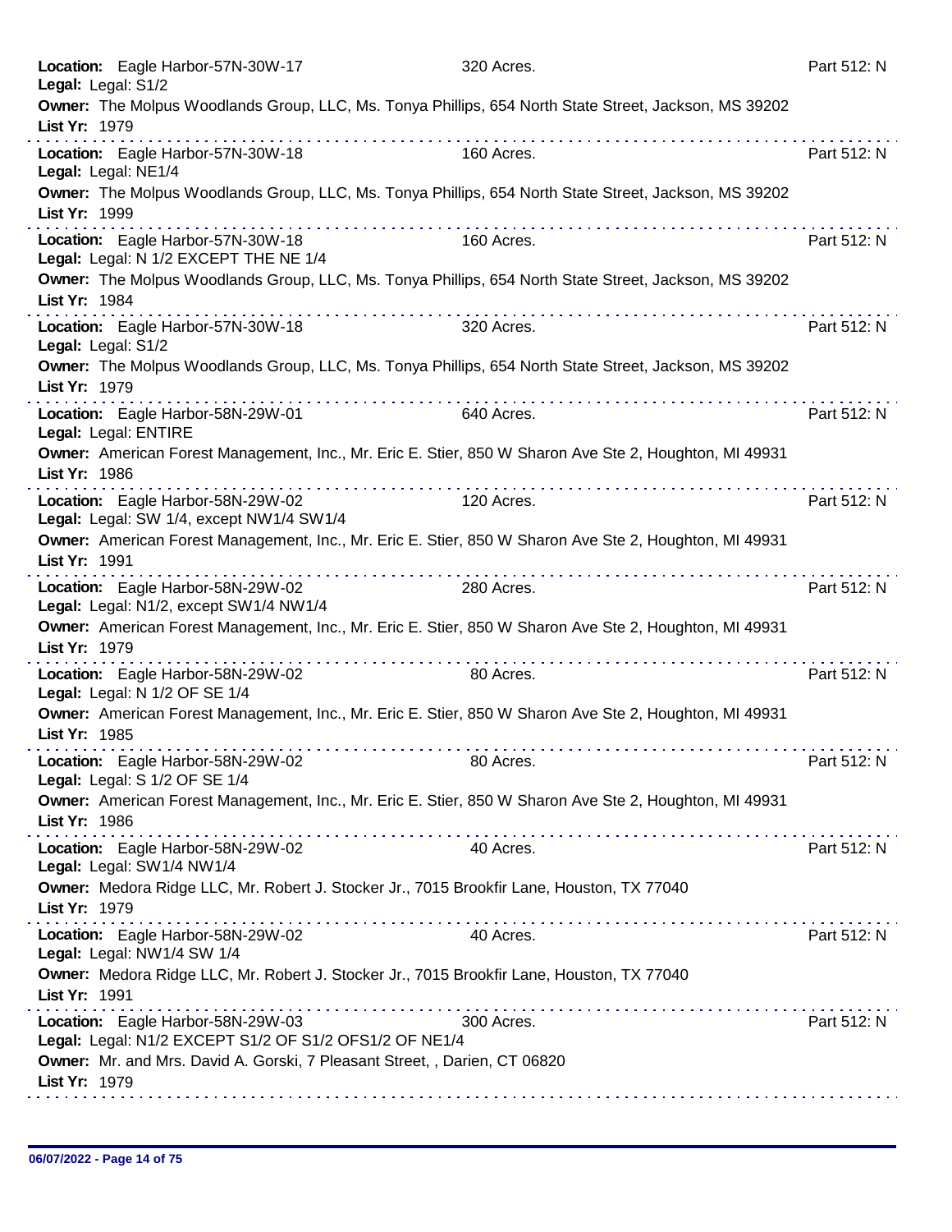**Location:** Eagle Harbor-57N-30W-17 320 Acres. Part 512: N
**Legal:** Legal: S1/2
**Owner:** The Molpus Woodlands Group, LLC, Ms. Tonya Phillips, 654 North State Street, Jackson, MS 39202
**List Yr:** 1979

---

**Location:** Eagle Harbor-57N-30W-18 160 Acres. Part 512: N
**Legal:** Legal: NE1/4
**Owner:** The Molpus Woodlands Group, LLC, Ms. Tonya Phillips, 654 North State Street, Jackson, MS 39202
**List Yr:** 1999

---

**Location:** Eagle Harbor-57N-30W-18 160 Acres. Part 512: N
**Legal:** Legal: N 1/2 EXCEPT THE NE 1/4
**Owner:** The Molpus Woodlands Group, LLC, Ms. Tonya Phillips, 654 North State Street, Jackson, MS 39202
**List Yr:** 1984

---

**Location:** Eagle Harbor-57N-30W-18 320 Acres. Part 512: N
**Legal:** Legal: S1/2
**Owner:** The Molpus Woodlands Group, LLC, Ms. Tonya Phillips, 654 North State Street, Jackson, MS 39202
**List Yr:** 1979

---

**Location:** Eagle Harbor-58N-29W-01 640 Acres. Part 512: N
**Legal:** Legal: ENTIRE
**Owner:** American Forest Management, Inc., Mr. Eric E. Stier, 850 W Sharon Ave Ste 2, Houghton, MI 49931
**List Yr:** 1986

---

**Location:** Eagle Harbor-58N-29W-02 120 Acres. Part 512: N
**Legal:** Legal: SW 1/4, except NW1/4 SW1/4
**Owner:** American Forest Management, Inc., Mr. Eric E. Stier, 850 W Sharon Ave Ste 2, Houghton, MI 49931
**List Yr:** 1991

---

**Location:** Eagle Harbor-58N-29W-02 280 Acres. Part 512: N
**Legal:** Legal: N1/2, except SW1/4 NW1/4
**Owner:** American Forest Management, Inc., Mr. Eric E. Stier, 850 W Sharon Ave Ste 2, Houghton, MI 49931
**List Yr:** 1979

---

**Location:** Eagle Harbor-58N-29W-02 80 Acres. Part 512: N
**Legal:** Legal: N 1/2 OF SE 1/4
**Owner:** American Forest Management, Inc., Mr. Eric E. Stier, 850 W Sharon Ave Ste 2, Houghton, MI 49931
**List Yr:** 1985

---

**Location:** Eagle Harbor-58N-29W-02 80 Acres. Part 512: N
**Legal:** Legal: S 1/2 OF SE 1/4
**Owner:** American Forest Management, Inc., Mr. Eric E. Stier, 850 W Sharon Ave Ste 2, Houghton, MI 49931
**List Yr:** 1986

---

**Location:** Eagle Harbor-58N-29W-02 40 Acres. Part 512: N
**Legal:** Legal: SW1/4 NW1/4
**Owner:** Medora Ridge LLC, Mr. Robert J. Stocker Jr., 7015 Brookfir Lane, Houston, TX 77040
**List Yr:** 1979

---

**Location:** Eagle Harbor-58N-29W-02 40 Acres. Part 512: N
**Legal:** Legal: NW1/4 SW 1/4
**Owner:** Medora Ridge LLC, Mr. Robert J. Stocker Jr., 7015 Brookfir Lane, Houston, TX 77040
**List Yr:** 1991

---

**Location:** Eagle Harbor-58N-29W-03 300 Acres. Part 512: N
**Legal:** Legal: N1/2 EXCEPT S1/2 OF S1/2 OFS1/2 OF NE1/4
**Owner:** Mr. and Mrs. David A. Gorski, 7 Pleasant Street, , Darien, CT 06820
**List Yr:** 1979

---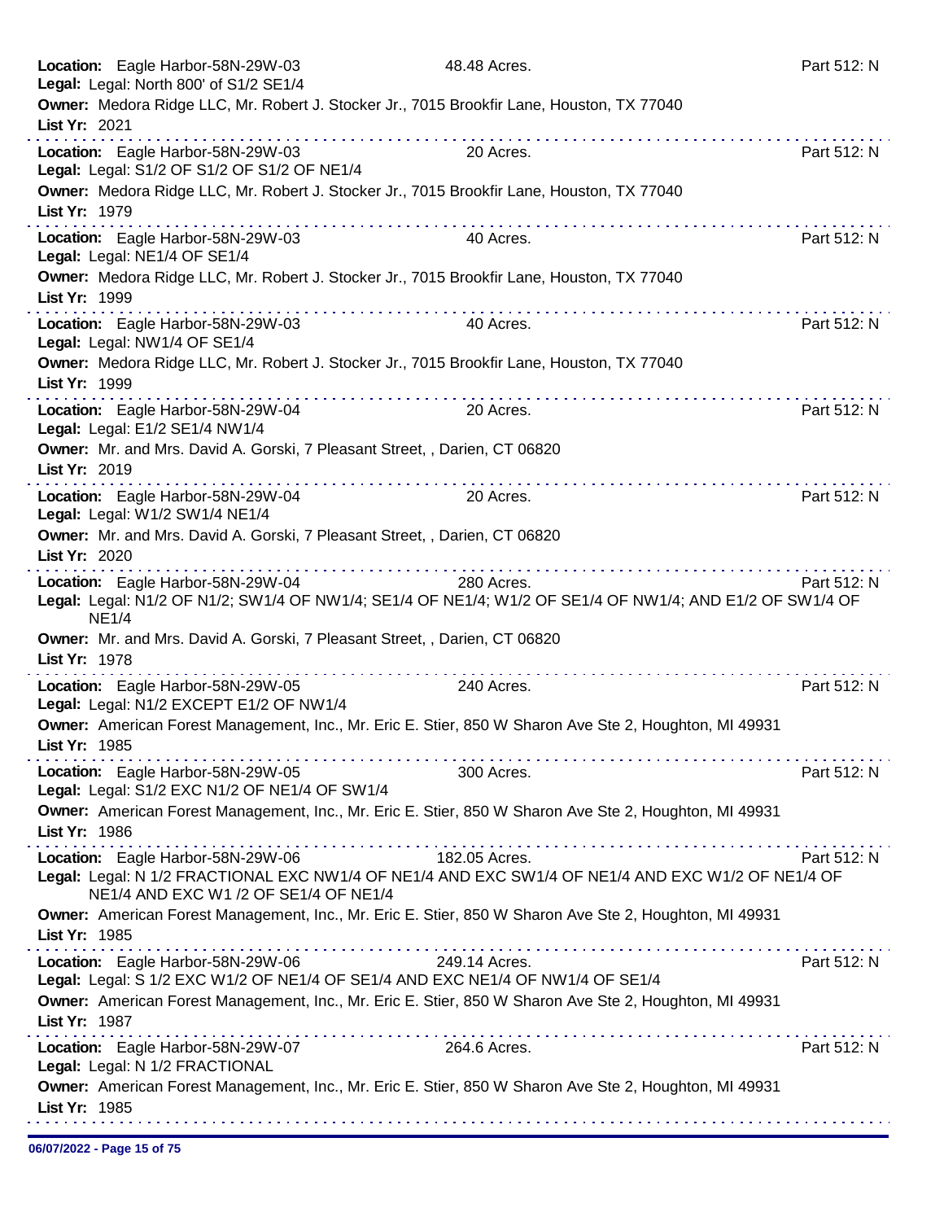**Location:** Eagle Harbor-58N-29W-03 48.48 Acres. Part 512: N
**Legal:** Legal: North 800' of S1/2 SE1/4
**Owner:** Medora Ridge LLC, Mr. Robert J. Stocker Jr., 7015 Brookfir Lane, Houston, TX 77040
**List Yr:** 2021

---

**Location:** Eagle Harbor-58N-29W-03 20 Acres. Part 512: N
**Legal:** Legal: S1/2 OF S1/2 OF S1/2 OF NE1/4
**Owner:** Medora Ridge LLC, Mr. Robert J. Stocker Jr., 7015 Brookfir Lane, Houston, TX 77040
**List Yr:** 1979

---

**Location:** Eagle Harbor-58N-29W-03 40 Acres. Part 512: N
**Legal:** Legal: NE1/4 OF SE1/4
**Owner:** Medora Ridge LLC, Mr. Robert J. Stocker Jr., 7015 Brookfir Lane, Houston, TX 77040
**List Yr:** 1999

---

**Location:** Eagle Harbor-58N-29W-03 40 Acres. Part 512: N
**Legal:** Legal: NW1/4 OF SE1/4
**Owner:** Medora Ridge LLC, Mr. Robert J. Stocker Jr., 7015 Brookfir Lane, Houston, TX 77040
**List Yr:** 1999

---

**Location:** Eagle Harbor-58N-29W-04 20 Acres. Part 512: N
**Legal:** Legal: E1/2 SE1/4 NW1/4
**Owner:** Mr. and Mrs. David A. Gorski, 7 Pleasant Street, , Darien, CT 06820
**List Yr:** 2019

---

**Location:** Eagle Harbor-58N-29W-04 20 Acres. Part 512: N
**Legal:** Legal: W1/2 SW1/4 NE1/4
**Owner:** Mr. and Mrs. David A. Gorski, 7 Pleasant Street, , Darien, CT 06820
**List Yr:** 2020

---

**Location:** Eagle Harbor-58N-29W-04 280 Acres. Part 512: N
**Legal:** Legal: N1/2 OF N1/2; SW1/4 OF NW1/4; SE1/4 OF NE1/4; W1/2 OF SE1/4 OF NW1/4; AND E1/2 OF SW1/4 OF NE1/4
**Owner:** Mr. and Mrs. David A. Gorski, 7 Pleasant Street, , Darien, CT 06820
**List Yr:** 1978

---

**Location:** Eagle Harbor-58N-29W-05 240 Acres. Part 512: N
**Legal:** Legal: N1/2 EXCEPT E1/2 OF NW1/4
**Owner:** American Forest Management, Inc., Mr. Eric E. Stier, 850 W Sharon Ave Ste 2, Houghton, MI 49931
**List Yr:** 1985

---

**Location:** Eagle Harbor-58N-29W-05 300 Acres. Part 512: N
**Legal:** Legal: S1/2 EXC N1/2 OF NE1/4 OF SW1/4
**Owner:** American Forest Management, Inc., Mr. Eric E. Stier, 850 W Sharon Ave Ste 2, Houghton, MI 49931
**List Yr:** 1986

---

**Location:** Eagle Harbor-58N-29W-06 182.05 Acres. Part 512: N
**Legal:** Legal: N 1/2 FRACTIONAL EXC NW1/4 OF NE1/4 AND EXC SW1/4 OF NE1/4 AND EXC W1/2 OF NE1/4 OF NE1/4 AND EXC W1 /2 OF SE1/4 OF NE1/4
**Owner:** American Forest Management, Inc., Mr. Eric E. Stier, 850 W Sharon Ave Ste 2, Houghton, MI 49931
**List Yr:** 1985

---

**Location:** Eagle Harbor-58N-29W-06 249.14 Acres. Part 512: N
**Legal:** Legal: S 1/2 EXC W1/2 OF NE1/4 OF SE1/4 AND EXC NE1/4 OF NW1/4 OF SE1/4
**Owner:** American Forest Management, Inc., Mr. Eric E. Stier, 850 W Sharon Ave Ste 2, Houghton, MI 49931
**List Yr:** 1987

---

**Location:** Eagle Harbor-58N-29W-07 264.6 Acres. Part 512: N
**Legal:** Legal: N 1/2 FRACTIONAL
**Owner:** American Forest Management, Inc., Mr. Eric E. Stier, 850 W Sharon Ave Ste 2, Houghton, MI 49931
**List Yr:** 1985

---

06/07/2022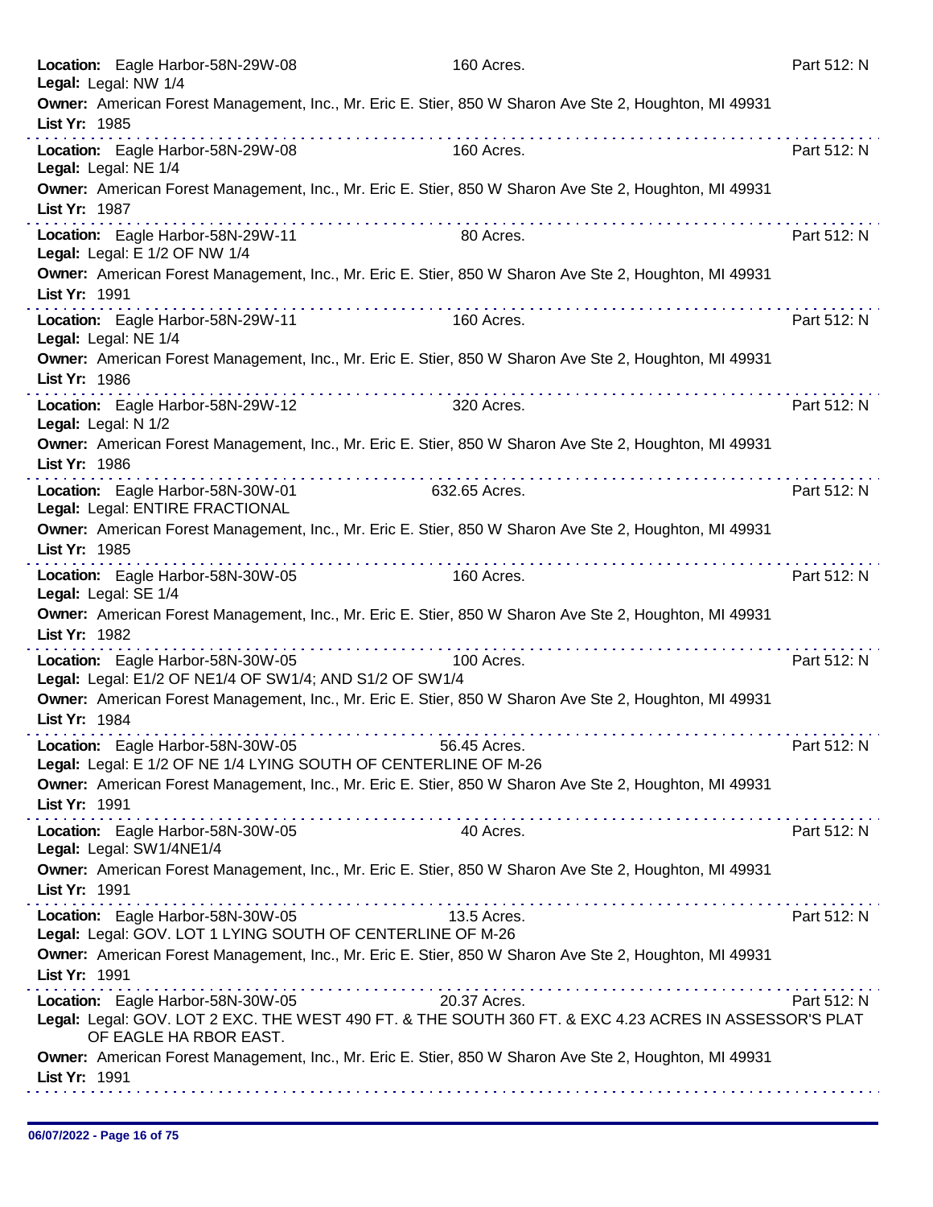**Location:** Eagle Harbor-58N-29W-08 160 Acres. Part 512: N
**Legal:** Legal: NW 1/4
**Owner:** American Forest Management, Inc., Mr. Eric E. Stier, 850 W Sharon Ave Ste 2, Houghton, MI 49931
**List Yr:** 1985

---

**Location:** Eagle Harbor-58N-29W-08 160 Acres. Part 512: N
**Legal:** Legal: NE 1/4
**Owner:** American Forest Management, Inc., Mr. Eric E. Stier, 850 W Sharon Ave Ste 2, Houghton, MI 49931
**List Yr:** 1987

---

**Location:** Eagle Harbor-58N-29W-11 80 Acres. Part 512: N
**Legal:** Legal: E 1/2 OF NW 1/4
**Owner:** American Forest Management, Inc., Mr. Eric E. Stier, 850 W Sharon Ave Ste 2, Houghton, MI 49931
**List Yr:** 1991

---

**Location:** Eagle Harbor-58N-29W-11 160 Acres. Part 512: N
**Legal:** Legal: NE 1/4
**Owner:** American Forest Management, Inc., Mr. Eric E. Stier, 850 W Sharon Ave Ste 2, Houghton, MI 49931
**List Yr:** 1986

---

**Location:** Eagle Harbor-58N-29W-12 320 Acres. Part 512: N
**Legal:** Legal: N 1/2
**Owner:** American Forest Management, Inc., Mr. Eric E. Stier, 850 W Sharon Ave Ste 2, Houghton, MI 49931
**List Yr:** 1986

---

**Location:** Eagle Harbor-58N-30W-01 632.65 Acres. Part 512: N
**Legal:** Legal: ENTIRE FRACTIONAL
**Owner:** American Forest Management, Inc., Mr. Eric E. Stier, 850 W Sharon Ave Ste 2, Houghton, MI 49931
**List Yr:** 1985

---

**Location:** Eagle Harbor-58N-30W-05 160 Acres. Part 512: N
**Legal:** Legal: SE 1/4
**Owner:** American Forest Management, Inc., Mr. Eric E. Stier, 850 W Sharon Ave Ste 2, Houghton, MI 49931
**List Yr:** 1982

---

**Location:** Eagle Harbor-58N-30W-05 100 Acres. Part 512: N
**Legal:** Legal: E1/2 OF NE1/4 OF SW1/4; AND S1/2 OF SW1/4
**Owner:** American Forest Management, Inc., Mr. Eric E. Stier, 850 W Sharon Ave Ste 2, Houghton, MI 49931
**List Yr:** 1984

---

**Location:** Eagle Harbor-58N-30W-05 56.45 Acres. Part 512: N
**Legal:** Legal: E 1/2 OF NE 1/4 LYING SOUTH OF CENTERLINE OF M-26
**Owner:** American Forest Management, Inc., Mr. Eric E. Stier, 850 W Sharon Ave Ste 2, Houghton, MI 49931
**List Yr:** 1991

---

**Location:** Eagle Harbor-58N-30W-05 40 Acres. Part 512: N
**Legal:** Legal: SW1/4NE1/4
**Owner:** American Forest Management, Inc., Mr. Eric E. Stier, 850 W Sharon Ave Ste 2, Houghton, MI 49931
**List Yr:** 1991

---

**Location:** Eagle Harbor-58N-30W-05 13.5 Acres. Part 512: N
**Legal:** Legal: GOV. LOT 1 LYING SOUTH OF CENTERLINE OF M-26
**Owner:** American Forest Management, Inc., Mr. Eric E. Stier, 850 W Sharon Ave Ste 2, Houghton, MI 49931
**List Yr:** 1991

---

**Location:** Eagle Harbor-58N-30W-05 20.37 Acres. Part 512: N
**Legal:** Legal: GOV. LOT 2 EXC. THE WEST 490 FT. & THE SOUTH 360 FT. & EXC 4.23 ACRES IN ASSESSOR'S PLAT OF EAGLE HA RBOR EAST.
**Owner:** American Forest Management, Inc., Mr. Eric E. Stier, 850 W Sharon Ave Ste 2, Houghton, MI 49931
**List Yr:** 1991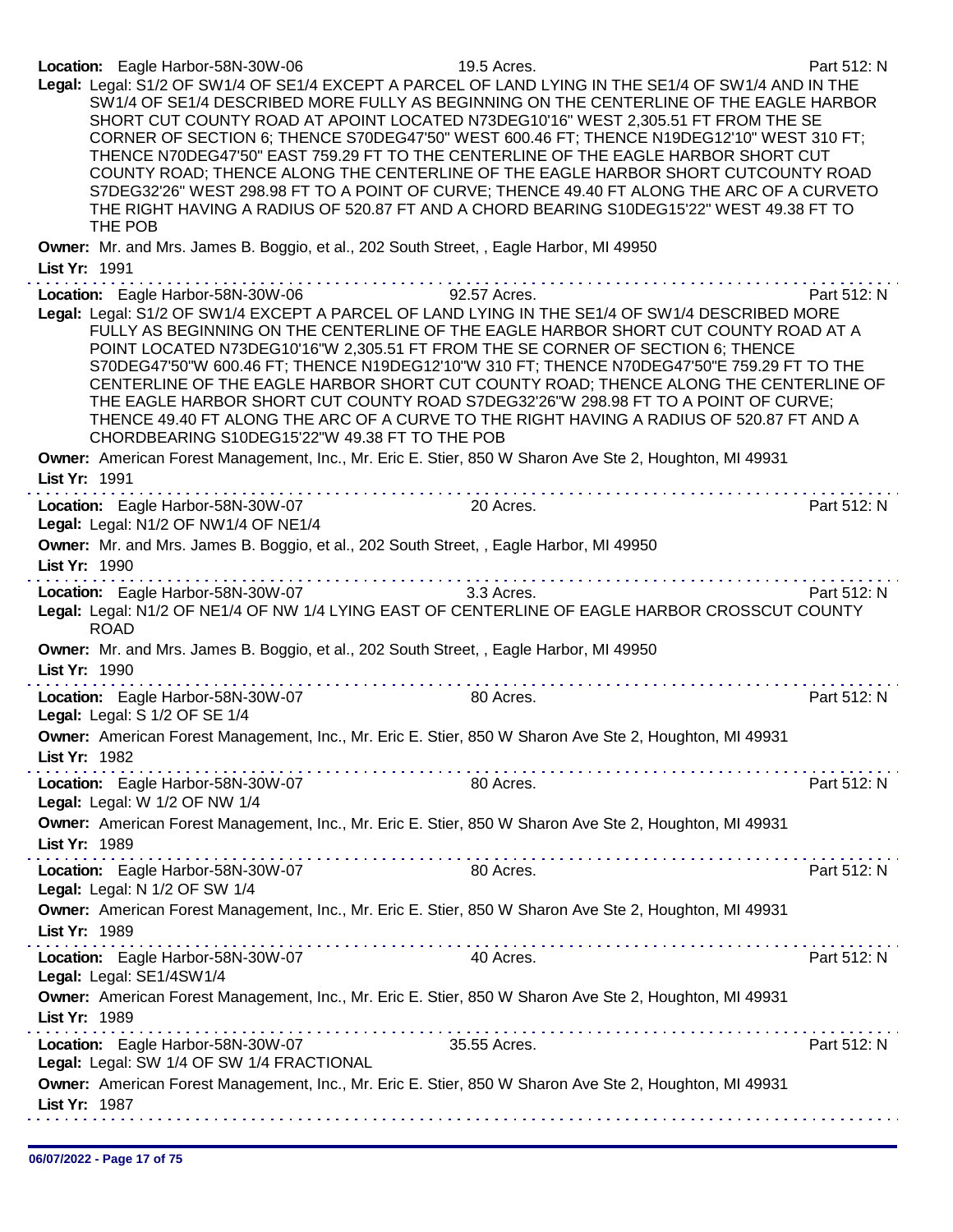**Location:** Eagle Harbor-58N-30W-06 19.5 Acres. Part 512: N

**Legal:** Legal: S1/2 OF SW1/4 OF SE1/4 EXCEPT A PARCEL OF LAND LYING IN THE SE1/4 OF SW1/4 AND IN THE SW1/4 OF SE1/4 DESCRIBED MORE FULLY AS BEGINNING ON THE CENTERLINE OF THE EAGLE HARBOR SHORT CUT COUNTY ROAD AT APOINT LOCATED N73DEG10'16" WEST 2,305.51 FT FROM THE SE CORNER OF SECTION 6; THENCE S70DEG47'50" WEST 600.46 FT; THENCE N19DEG12'10" WEST 310 FT; THENCE N70DEG47'50" EAST 759.29 FT TO THE CENTERLINE OF THE EAGLE HARBOR SHORT CUT COUNTY ROAD; THENCE ALONG THE CENTERLINE OF THE EAGLE HARBOR SHORT CUTCOUNTY ROAD S7DEG32'26" WEST 298.98 FT TO A POINT OF CURVE; THENCE 49.40 FT ALONG THE ARC OF A CURVETO THE RIGHT HAVING A RADIUS OF 520.87 FT AND A CHORD BEARING S10DEG15'22" WEST 49.38 FT TO THE POB

**Owner:** Mr. and Mrs. James B. Boggio, et al., 202 South Street, , Eagle Harbor, MI 49950

**List Yr:** 1991

---

**Location:** Eagle Harbor-58N-30W-06 92.57 Acres. Part 512: N

**Legal:** Legal: S1/2 OF SW1/4 EXCEPT A PARCEL OF LAND LYING IN THE SE1/4 OF SW1/4 DESCRIBED MORE FULLY AS BEGINNING ON THE CENTERLINE OF THE EAGLE HARBOR SHORT CUT COUNTY ROAD AT A POINT LOCATED N73DEG10'16"W 2,305.51 FT FROM THE SE CORNER OF SECTION 6; THENCE S70DEG47'50"W 600.46 FT; THENCE N19DEG12'10"W 310 FT; THENCE N70DEG47'50"E 759.29 FT TO THE CENTERLINE OF THE EAGLE HARBOR SHORT CUT COUNTY ROAD; THENCE ALONG THE CENTERLINE OF THE EAGLE HARBOR SHORT CUT COUNTY ROAD S7DEG32'26"W 298.98 FT TO A POINT OF CURVE; THENCE 49.40 FT ALONG THE ARC OF A CURVE TO THE RIGHT HAVING A RADIUS OF 520.87 FT AND A CHORDBEARING S10DEG15'22"W 49.38 FT TO THE POB

**Owner:** American Forest Management, Inc., Mr. Eric E. Stier, 850 W Sharon Ave Ste 2, Houghton, MI 49931

**List Yr:** 1991

---

**Location:** Eagle Harbor-58N-30W-07 20 Acres. Part 512: N

**Legal:** Legal: N1/2 OF NW1/4 OF NE1/4

**Owner:** Mr. and Mrs. James B. Boggio, et al., 202 South Street, , Eagle Harbor, MI 49950

**List Yr:** 1990

---

**Location:** Eagle Harbor-58N-30W-07 3.3 Acres. Part 512: N

**Legal:** Legal: N1/2 OF NE1/4 OF NW 1/4 LYING EAST OF CENTERLINE OF EAGLE HARBOR CROSSCUT COUNTY ROAD

**Owner:** Mr. and Mrs. James B. Boggio, et al., 202 South Street, , Eagle Harbor, MI 49950

**List Yr:** 1990

---

**Location:** Eagle Harbor-58N-30W-07 80 Acres. Part 512: N

**Legal:** Legal: S 1/2 OF SE 1/4

**Owner:** American Forest Management, Inc., Mr. Eric E. Stier, 850 W Sharon Ave Ste 2, Houghton, MI 49931

**List Yr:** 1982

---

**Location:** Eagle Harbor-58N-30W-07 80 Acres. Part 512: N

**Legal:** Legal: W 1/2 OF NW 1/4

**Owner:** American Forest Management, Inc., Mr. Eric E. Stier, 850 W Sharon Ave Ste 2, Houghton, MI 49931

**List Yr:** 1989

---

**Location:** Eagle Harbor-58N-30W-07 80 Acres. Part 512: N

**Legal:** Legal: N 1/2 OF SW 1/4

**Owner:** American Forest Management, Inc., Mr. Eric E. Stier, 850 W Sharon Ave Ste 2, Houghton, MI 49931

**List Yr:** 1989

---

**Location:** Eagle Harbor-58N-30W-07 40 Acres. Part 512: N

**Legal:** Legal: SE1/4SW1/4

**Owner:** American Forest Management, Inc., Mr. Eric E. Stier, 850 W Sharon Ave Ste 2, Houghton, MI 49931

**List Yr:** 1989

---

**Location:** Eagle Harbor-58N-30W-07 35.55 Acres. Part 512: N

**Legal:** Legal: SW 1/4 OF SW 1/4 FRACTIONAL

**Owner:** American Forest Management, Inc., Mr. Eric E. Stier, 850 W Sharon Ave Ste 2, Houghton, MI 49931

**List Yr:** 1987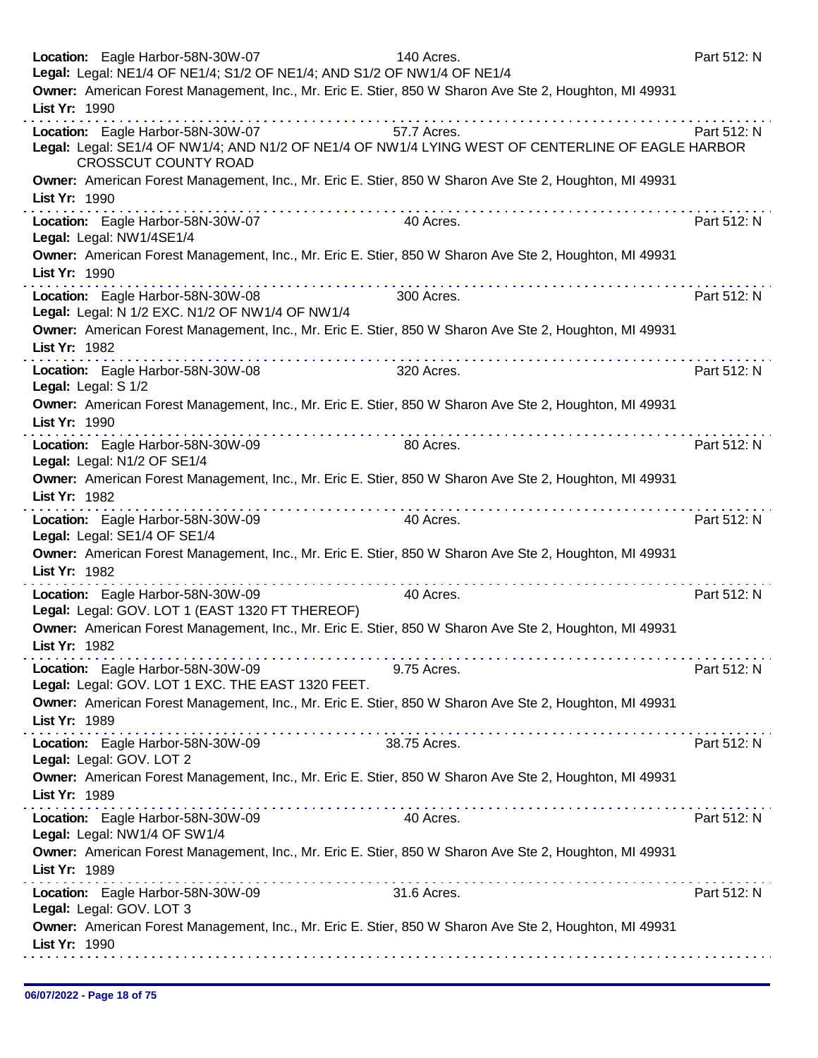**Location:** Eagle Harbor-58N-30W-07 140 Acres. Part 512: N
**Legal:** Legal: NE1/4 OF NE1/4; S1/2 OF NE1/4; AND S1/2 OF NW1/4 OF NE1/4
**Owner:** American Forest Management, Inc., Mr. Eric E. Stier, 850 W Sharon Ave Ste 2, Houghton, MI 49931
**List Yr:** 1990

---

**Location:** Eagle Harbor-58N-30W-07 57.7 Acres. Part 512: N
**Legal:** Legal: SE1/4 OF NW1/4; AND N1/2 OF NE1/4 OF NW1/4 LYING WEST OF CENTERLINE OF EAGLE HARBOR CROSSCUT COUNTY ROAD
**Owner:** American Forest Management, Inc., Mr. Eric E. Stier, 850 W Sharon Ave Ste 2, Houghton, MI 49931
**List Yr:** 1990

---

**Location:** Eagle Harbor-58N-30W-07 40 Acres. Part 512: N
**Legal:** Legal: NW1/4SE1/4
**Owner:** American Forest Management, Inc., Mr. Eric E. Stier, 850 W Sharon Ave Ste 2, Houghton, MI 49931
**List Yr:** 1990

---

**Location:** Eagle Harbor-58N-30W-08 300 Acres. Part 512: N
**Legal:** Legal: N 1/2 EXC. N1/2 OF NW1/4 OF NW1/4
**Owner:** American Forest Management, Inc., Mr. Eric E. Stier, 850 W Sharon Ave Ste 2, Houghton, MI 49931
**List Yr:** 1982

---

**Location:** Eagle Harbor-58N-30W-08 320 Acres. Part 512: N
**Legal:** Legal: S 1/2
**Owner:** American Forest Management, Inc., Mr. Eric E. Stier, 850 W Sharon Ave Ste 2, Houghton, MI 49931
**List Yr:** 1990

---

**Location:** Eagle Harbor-58N-30W-09 80 Acres. Part 512: N
**Legal:** Legal: N1/2 OF SE1/4
**Owner:** American Forest Management, Inc., Mr. Eric E. Stier, 850 W Sharon Ave Ste 2, Houghton, MI 49931
**List Yr:** 1982

---

**Location:** Eagle Harbor-58N-30W-09 40 Acres. Part 512: N
**Legal:** Legal: SE1/4 OF SE1/4
**Owner:** American Forest Management, Inc., Mr. Eric E. Stier, 850 W Sharon Ave Ste 2, Houghton, MI 49931
**List Yr:** 1982

---

**Location:** Eagle Harbor-58N-30W-09 40 Acres. Part 512: N
**Legal:** Legal: GOV. LOT 1 (EAST 1320 FT THEREOF)
**Owner:** American Forest Management, Inc., Mr. Eric E. Stier, 850 W Sharon Ave Ste 2, Houghton, MI 49931
**List Yr:** 1982

---

**Location:** Eagle Harbor-58N-30W-09 9.75 Acres. Part 512: N
**Legal:** Legal: GOV. LOT 1 EXC. THE EAST 1320 FEET.
**Owner:** American Forest Management, Inc., Mr. Eric E. Stier, 850 W Sharon Ave Ste 2, Houghton, MI 49931
**List Yr:** 1989

---

**Location:** Eagle Harbor-58N-30W-09 38.75 Acres. Part 512: N
**Legal:** Legal: GOV. LOT 2
**Owner:** American Forest Management, Inc., Mr. Eric E. Stier, 850 W Sharon Ave Ste 2, Houghton, MI 49931
**List Yr:** 1989

---

**Location:** Eagle Harbor-58N-30W-09 40 Acres. Part 512: N
**Legal:** Legal: NW1/4 OF SW1/4
**Owner:** American Forest Management, Inc., Mr. Eric E. Stier, 850 W Sharon Ave Ste 2, Houghton, MI 49931
**List Yr:** 1989

---

**Location:** Eagle Harbor-58N-30W-09 31.6 Acres. Part 512: N
**Legal:** Legal: GOV. LOT 3
**Owner:** American Forest Management, Inc., Mr. Eric E. Stier, 850 W Sharon Ave Ste 2, Houghton, MI 49931
**List Yr:** 1990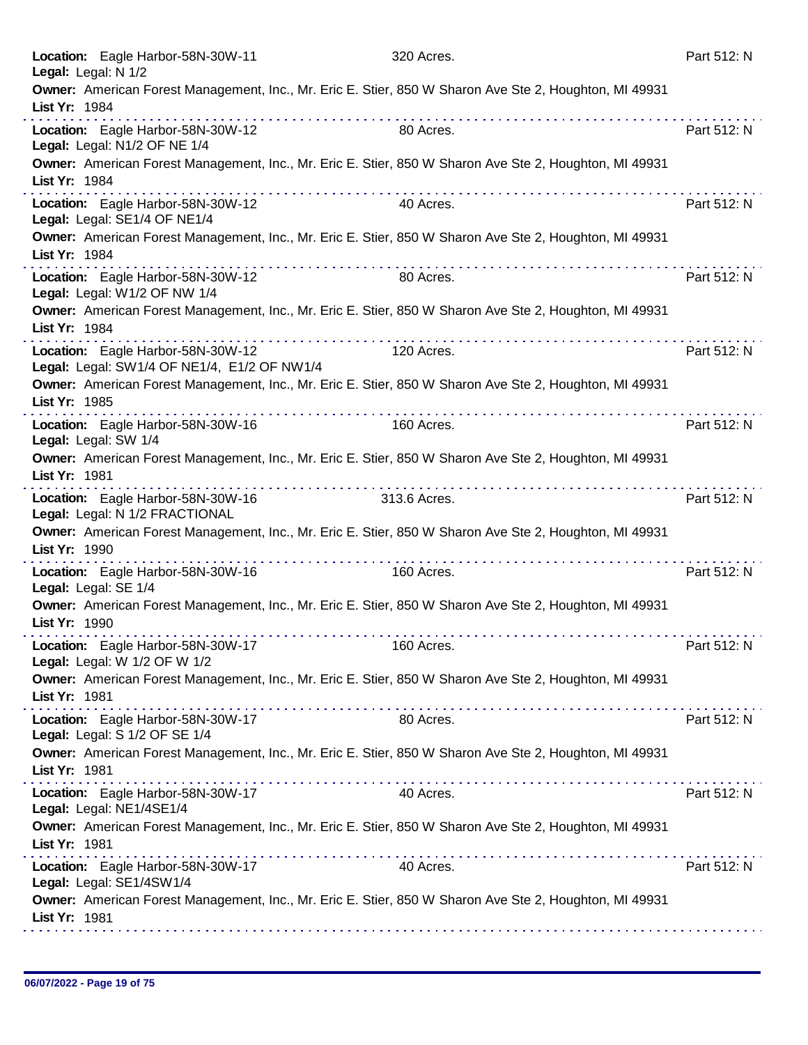**Location:** Eagle Harbor-58N-30W-11 320 Acres. Part 512: N
**Legal:** Legal: N 1/2
**Owner:** American Forest Management, Inc., Mr. Eric E. Stier, 850 W Sharon Ave Ste 2, Houghton, MI 49931
**List Yr:** 1984

---

**Location:** Eagle Harbor-58N-30W-12 80 Acres. Part 512: N
**Legal:** Legal: N1/2 OF NE 1/4
**Owner:** American Forest Management, Inc., Mr. Eric E. Stier, 850 W Sharon Ave Ste 2, Houghton, MI 49931
**List Yr:** 1984

---

**Location:** Eagle Harbor-58N-30W-12 40 Acres. Part 512: N
**Legal:** Legal: SE1/4 OF NE1/4
**Owner:** American Forest Management, Inc., Mr. Eric E. Stier, 850 W Sharon Ave Ste 2, Houghton, MI 49931
**List Yr:** 1984

---

**Location:** Eagle Harbor-58N-30W-12 80 Acres. Part 512: N
**Legal:** Legal: W1/2 OF NW 1/4
**Owner:** American Forest Management, Inc., Mr. Eric E. Stier, 850 W Sharon Ave Ste 2, Houghton, MI 49931
**List Yr:** 1984

---

**Location:** Eagle Harbor-58N-30W-12 120 Acres. Part 512: N
**Legal:** Legal: SW1/4 OF NE1/4, E1/2 OF NW1/4
**Owner:** American Forest Management, Inc., Mr. Eric E. Stier, 850 W Sharon Ave Ste 2, Houghton, MI 49931
**List Yr:** 1985

---

**Location:** Eagle Harbor-58N-30W-16 160 Acres. Part 512: N
**Legal:** Legal: SW 1/4
**Owner:** American Forest Management, Inc., Mr. Eric E. Stier, 850 W Sharon Ave Ste 2, Houghton, MI 49931
**List Yr:** 1981

---

**Location:** Eagle Harbor-58N-30W-16 313.6 Acres. Part 512: N
**Legal:** Legal: N 1/2 FRACTIONAL
**Owner:** American Forest Management, Inc., Mr. Eric E. Stier, 850 W Sharon Ave Ste 2, Houghton, MI 49931
**List Yr:** 1990

---

**Location:** Eagle Harbor-58N-30W-16 160 Acres. Part 512: N
**Legal:** Legal: SE 1/4
**Owner:** American Forest Management, Inc., Mr. Eric E. Stier, 850 W Sharon Ave Ste 2, Houghton, MI 49931
**List Yr:** 1990

---

**Location:** Eagle Harbor-58N-30W-17 160 Acres. Part 512: N
**Legal:** Legal: W 1/2 OF W 1/2
**Owner:** American Forest Management, Inc., Mr. Eric E. Stier, 850 W Sharon Ave Ste 2, Houghton, MI 49931
**List Yr:** 1981

---

**Location:** Eagle Harbor-58N-30W-17 80 Acres. Part 512: N
**Legal:** Legal: S 1/2 OF SE 1/4
**Owner:** American Forest Management, Inc., Mr. Eric E. Stier, 850 W Sharon Ave Ste 2, Houghton, MI 49931
**List Yr:** 1981

---

**Location:** Eagle Harbor-58N-30W-17 40 Acres. Part 512: N
**Legal:** Legal: NE1/4SE1/4
**Owner:** American Forest Management, Inc., Mr. Eric E. Stier, 850 W Sharon Ave Ste 2, Houghton, MI 49931
**List Yr:** 1981

---

**Location:** Eagle Harbor-58N-30W-17 40 Acres. Part 512: N
**Legal:** Legal: SE1/4SW1/4
**Owner:** American Forest Management, Inc., Mr. Eric E. Stier, 850 W Sharon Ave Ste 2, Houghton, MI 49931
**List Yr:** 1981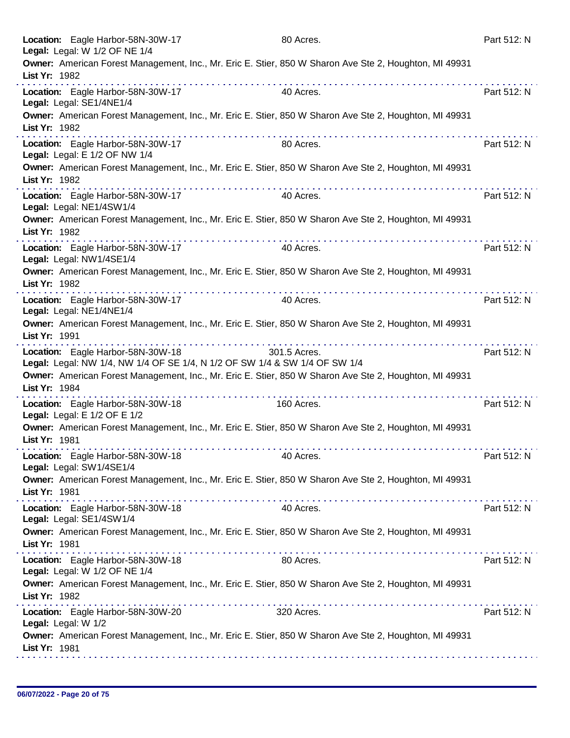**Location:** Eagle Harbor-58N-30W-17 | 80 Acres. | Part 512: N
**Legal:** Legal: W 1/2 OF NE 1/4
**Owner:** American Forest Management, Inc., Mr. Eric E. Stier, 850 W Sharon Ave Ste 2, Houghton, MI 49931
**List Yr:** 1982

---

**Location:** Eagle Harbor-58N-30W-17 | 40 Acres. | Part 512: N
**Legal:** Legal: SE1/4NE1/4
**Owner:** American Forest Management, Inc., Mr. Eric E. Stier, 850 W Sharon Ave Ste 2, Houghton, MI 49931
**List Yr:** 1982

---

**Location:** Eagle Harbor-58N-30W-17 | 80 Acres. | Part 512: N
**Legal:** Legal: E 1/2 OF NW 1/4
**Owner:** American Forest Management, Inc., Mr. Eric E. Stier, 850 W Sharon Ave Ste 2, Houghton, MI 49931
**List Yr:** 1982

---

**Location:** Eagle Harbor-58N-30W-17 | 40 Acres. | Part 512: N
**Legal:** Legal: NE1/4SW1/4
**Owner:** American Forest Management, Inc., Mr. Eric E. Stier, 850 W Sharon Ave Ste 2, Houghton, MI 49931
**List Yr:** 1982

---

**Location:** Eagle Harbor-58N-30W-17 | 40 Acres. | Part 512: N
**Legal:** Legal: NW1/4SE1/4
**Owner:** American Forest Management, Inc., Mr. Eric E. Stier, 850 W Sharon Ave Ste 2, Houghton, MI 49931
**List Yr:** 1982

---

**Location:** Eagle Harbor-58N-30W-17 | 40 Acres. | Part 512: N
**Legal:** Legal: NE1/4NE1/4
**Owner:** American Forest Management, Inc., Mr. Eric E. Stier, 850 W Sharon Ave Ste 2, Houghton, MI 49931
**List Yr:** 1991

---

**Location:** Eagle Harbor-58N-30W-18 | 301.5 Acres. | Part 512: N
**Legal:** Legal: NW 1/4, NW 1/4 OF SE 1/4, N 1/2 OF SW 1/4 & SW 1/4 OF SW 1/4
**Owner:** American Forest Management, Inc., Mr. Eric E. Stier, 850 W Sharon Ave Ste 2, Houghton, MI 49931
**List Yr:** 1984

---

**Location:** Eagle Harbor-58N-30W-18 | 160 Acres. | Part 512: N
**Legal:** Legal: E 1/2 OF E 1/2
**Owner:** American Forest Management, Inc., Mr. Eric E. Stier, 850 W Sharon Ave Ste 2, Houghton, MI 49931
**List Yr:** 1981

---

**Location:** Eagle Harbor-58N-30W-18 | 40 Acres. | Part 512: N
**Legal:** Legal: SW1/4SE1/4
**Owner:** American Forest Management, Inc., Mr. Eric E. Stier, 850 W Sharon Ave Ste 2, Houghton, MI 49931
**List Yr:** 1981

---

**Location:** Eagle Harbor-58N-30W-18 | 40 Acres. | Part 512: N
**Legal:** Legal: SE1/4SW1/4
**Owner:** American Forest Management, Inc., Mr. Eric E. Stier, 850 W Sharon Ave Ste 2, Houghton, MI 49931
**List Yr:** 1981

---

**Location:** Eagle Harbor-58N-30W-18 | 80 Acres. | Part 512: N
**Legal:** Legal: W 1/2 OF NE 1/4
**Owner:** American Forest Management, Inc., Mr. Eric E. Stier, 850 W Sharon Ave Ste 2, Houghton, MI 49931
**List Yr:** 1982

---

**Location:** Eagle Harbor-58N-30W-20 | 320 Acres. | Part 512: N
**Legal:** Legal: W 1/2
**Owner:** American Forest Management, Inc., Mr. Eric E. Stier, 850 W Sharon Ave Ste 2, Houghton, MI 49931
**List Yr:** 1981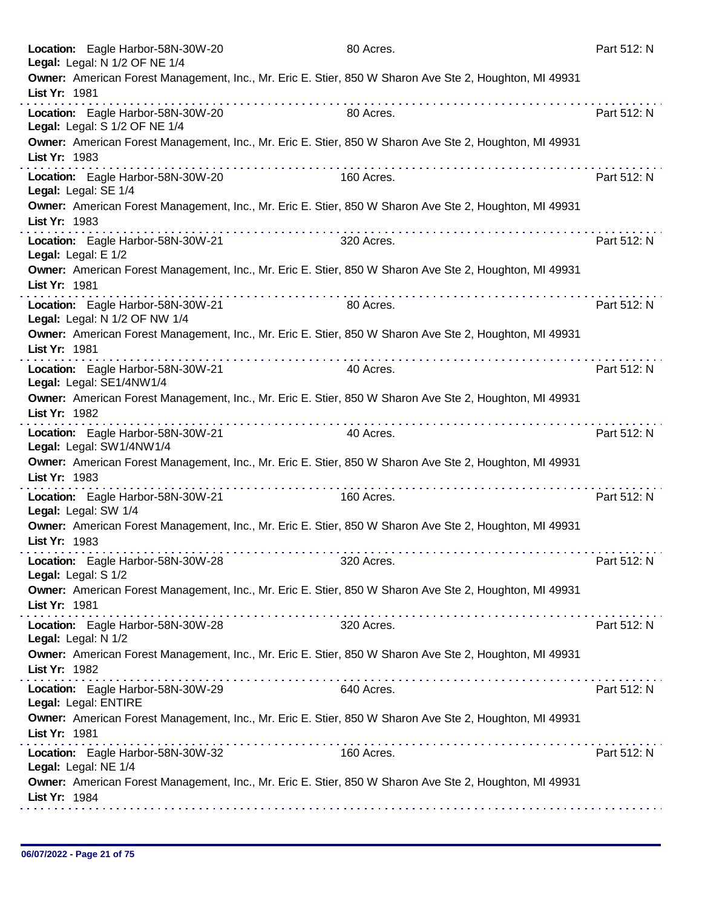**Location:** Eagle Harbor-58N-30W-20 80 Acres. Part 512: N
**Legal:** Legal: N 1/2 OF NE 1/4
**Owner:** American Forest Management, Inc., Mr. Eric E. Stier, 850 W Sharon Ave Ste 2, Houghton, MI 49931
**List Yr:** 1981

---

**Location:** Eagle Harbor-58N-30W-20 80 Acres. Part 512: N
**Legal:** Legal: S 1/2 OF NE 1/4
**Owner:** American Forest Management, Inc., Mr. Eric E. Stier, 850 W Sharon Ave Ste 2, Houghton, MI 49931
**List Yr:** 1983

---

**Location:** Eagle Harbor-58N-30W-20 160 Acres. Part 512: N
**Legal:** Legal: SE 1/4
**Owner:** American Forest Management, Inc., Mr. Eric E. Stier, 850 W Sharon Ave Ste 2, Houghton, MI 49931
**List Yr:** 1983

---

**Location:** Eagle Harbor-58N-30W-21 320 Acres. Part 512: N
**Legal:** Legal: E 1/2
**Owner:** American Forest Management, Inc., Mr. Eric E. Stier, 850 W Sharon Ave Ste 2, Houghton, MI 49931
**List Yr:** 1981

---

**Location:** Eagle Harbor-58N-30W-21 80 Acres. Part 512: N
**Legal:** Legal: N 1/2 OF NW 1/4
**Owner:** American Forest Management, Inc., Mr. Eric E. Stier, 850 W Sharon Ave Ste 2, Houghton, MI 49931
**List Yr:** 1981

---

**Location:** Eagle Harbor-58N-30W-21 40 Acres. Part 512: N
**Legal:** Legal: SE1/4NW1/4
**Owner:** American Forest Management, Inc., Mr. Eric E. Stier, 850 W Sharon Ave Ste 2, Houghton, MI 49931
**List Yr:** 1982

---

**Location:** Eagle Harbor-58N-30W-21 40 Acres. Part 512: N
**Legal:** Legal: SW1/4NW1/4
**Owner:** American Forest Management, Inc., Mr. Eric E. Stier, 850 W Sharon Ave Ste 2, Houghton, MI 49931
**List Yr:** 1983

---

**Location:** Eagle Harbor-58N-30W-21 160 Acres. Part 512: N
**Legal:** Legal: SW 1/4
**Owner:** American Forest Management, Inc., Mr. Eric E. Stier, 850 W Sharon Ave Ste 2, Houghton, MI 49931
**List Yr:** 1983

---

**Location:** Eagle Harbor-58N-30W-28 320 Acres. Part 512: N
**Legal:** Legal: S 1/2
**Owner:** American Forest Management, Inc., Mr. Eric E. Stier, 850 W Sharon Ave Ste 2, Houghton, MI 49931
**List Yr:** 1981

---

**Location:** Eagle Harbor-58N-30W-28 320 Acres. Part 512: N
**Legal:** Legal: N 1/2
**Owner:** American Forest Management, Inc., Mr. Eric E. Stier, 850 W Sharon Ave Ste 2, Houghton, MI 49931
**List Yr:** 1982

---

**Location:** Eagle Harbor-58N-30W-29 640 Acres. Part 512: N
**Legal:** Legal: ENTIRE
**Owner:** American Forest Management, Inc., Mr. Eric E. Stier, 850 W Sharon Ave Ste 2, Houghton, MI 49931
**List Yr:** 1981

---

**Location:** Eagle Harbor-58N-30W-32 160 Acres. Part 512: N
**Legal:** Legal: NE 1/4
**Owner:** American Forest Management, Inc., Mr. Eric E. Stier, 850 W Sharon Ave Ste 2, Houghton, MI 49931
**List Yr:** 1984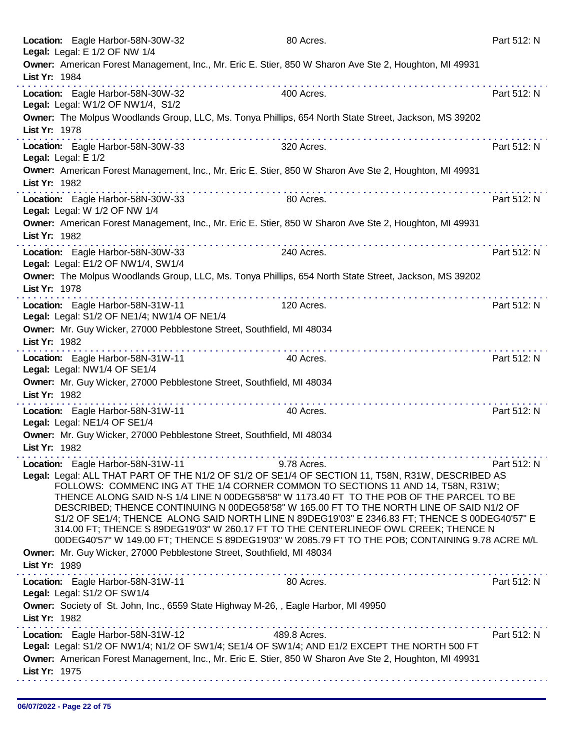**Location:** Eagle Harbor-58N-30W-32 — 80 Acres. — Part 512: N
**Legal:** Legal: E 1/2 OF NW 1/4
**Owner:** American Forest Management, Inc., Mr. Eric E. Stier, 850 W Sharon Ave Ste 2, Houghton, MI 49931
**List Yr:** 1984

---

**Location:** Eagle Harbor-58N-30W-32 — 400 Acres. — Part 512: N
**Legal:** Legal: W1/2 OF NW1/4, S1/2
**Owner:** The Molpus Woodlands Group, LLC, Ms. Tonya Phillips, 654 North State Street, Jackson, MS 39202
**List Yr:** 1978

---

**Location:** Eagle Harbor-58N-30W-33 — 320 Acres. — Part 512: N
**Legal:** Legal: E 1/2
**Owner:** American Forest Management, Inc., Mr. Eric E. Stier, 850 W Sharon Ave Ste 2, Houghton, MI 49931
**List Yr:** 1982

---

**Location:** Eagle Harbor-58N-30W-33 — 80 Acres. — Part 512: N
**Legal:** Legal: W 1/2 OF NW 1/4
**Owner:** American Forest Management, Inc., Mr. Eric E. Stier, 850 W Sharon Ave Ste 2, Houghton, MI 49931
**List Yr:** 1982

---

**Location:** Eagle Harbor-58N-30W-33 — 240 Acres. — Part 512: N
**Legal:** Legal: E1/2 OF NW1/4, SW1/4
**Owner:** The Molpus Woodlands Group, LLC, Ms. Tonya Phillips, 654 North State Street, Jackson, MS 39202
**List Yr:** 1978

---

**Location:** Eagle Harbor-58N-31W-11 — 120 Acres. — Part 512: N
**Legal:** Legal: S1/2 OF NE1/4; NW1/4 OF NE1/4
**Owner:** Mr. Guy Wicker, 27000 Pebblestone Street, Southfield, MI 48034
**List Yr:** 1982

---

**Location:** Eagle Harbor-58N-31W-11 — 40 Acres. — Part 512: N
**Legal:** Legal: NW1/4 OF SE1/4
**Owner:** Mr. Guy Wicker, 27000 Pebblestone Street, Southfield, MI 48034
**List Yr:** 1982

---

**Location:** Eagle Harbor-58N-31W-11 — 40 Acres. — Part 512: N
**Legal:** Legal: NE1/4 OF SE1/4
**Owner:** Mr. Guy Wicker, 27000 Pebblestone Street, Southfield, MI 48034
**List Yr:** 1982

---

**Location:** Eagle Harbor-58N-31W-11 — 9.78 Acres. — Part 512: N
**Legal:** Legal: ALL THAT PART OF THE N1/2 OF S1/2 OF SE1/4 OF SECTION 11, T58N, R31W, DESCRIBED AS FOLLOWS: COMMENC ING AT THE 1/4 CORNER COMMON TO SECTIONS 11 AND 14, T58N, R31W; THENCE ALONG SAID N-S 1/4 LINE N 00DEG58'58" W 1173.40 FT TO THE POB OF THE PARCEL TO BE DESCRIBED; THENCE CONTINUING N 00DEG58'58" W 165.00 FT TO THE NORTH LINE OF SAID N1/2 OF S1/2 OF SE1/4; THENCE ALONG SAID NORTH LINE N 89DEG19'03" E 2346.83 FT; THENCE S 00DEG40'57" E 314.00 FT; THENCE S 89DEG19'03" W 260.17 FT TO THE CENTERLINEOF OWL CREEK; THENCE N 00DEG40'57" W 149.00 FT; THENCE S 89DEG19'03" W 2085.79 FT TO THE POB; CONTAINING 9.78 ACRE M/L
**Owner:** Mr. Guy Wicker, 27000 Pebblestone Street, Southfield, MI 48034
**List Yr:** 1989

---

**Location:** Eagle Harbor-58N-31W-11 — 80 Acres. — Part 512: N
**Legal:** Legal: S1/2 OF SW1/4
**Owner:** Society of St. John, Inc., 6559 State Highway M-26, , Eagle Harbor, MI 49950
**List Yr:** 1982

---

**Location:** Eagle Harbor-58N-31W-12 — 489.8 Acres. — Part 512: N
**Legal:** Legal: S1/2 OF NW1/4; N1/2 OF SW1/4; SE1/4 OF SW1/4; AND E1/2 EXCEPT THE NORTH 500 FT
**Owner:** American Forest Management, Inc., Mr. Eric E. Stier, 850 W Sharon Ave Ste 2, Houghton, MI 49931
**List Yr:** 1975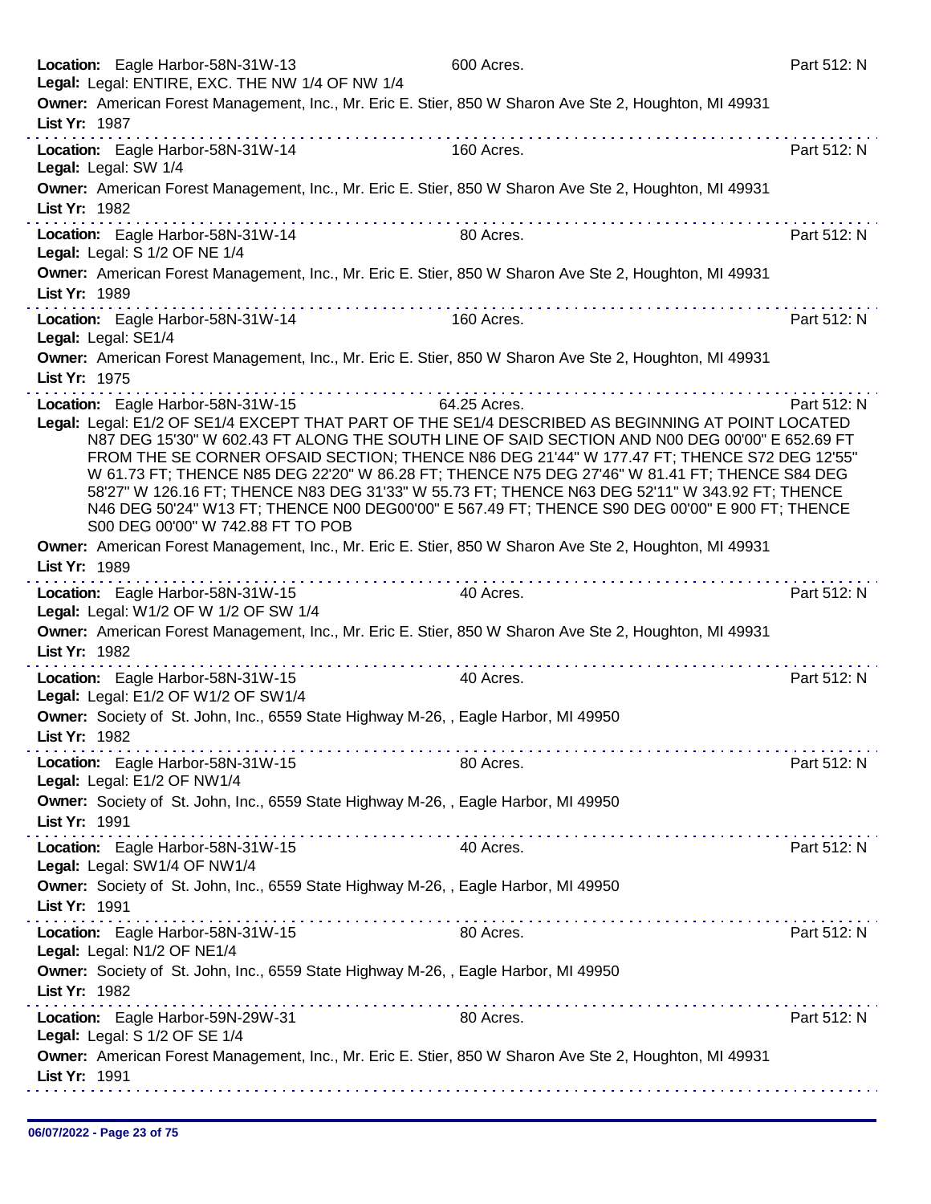**Location:** Eagle Harbor-58N-31W-13 600 Acres. Part 512: N
**Legal:** Legal: ENTIRE, EXC. THE NW 1/4 OF NW 1/4
**Owner:** American Forest Management, Inc., Mr. Eric E. Stier, 850 W Sharon Ave Ste 2, Houghton, MI 49931
**List Yr:** 1987

---

**Location:** Eagle Harbor-58N-31W-14 160 Acres. Part 512: N
**Legal:** Legal: SW 1/4
**Owner:** American Forest Management, Inc., Mr. Eric E. Stier, 850 W Sharon Ave Ste 2, Houghton, MI 49931
**List Yr:** 1982

---

**Location:** Eagle Harbor-58N-31W-14 80 Acres. Part 512: N
**Legal:** Legal: S 1/2 OF NE 1/4
**Owner:** American Forest Management, Inc., Mr. Eric E. Stier, 850 W Sharon Ave Ste 2, Houghton, MI 49931
**List Yr:** 1989

---

**Location:** Eagle Harbor-58N-31W-14 160 Acres. Part 512: N
**Legal:** Legal: SE1/4
**Owner:** American Forest Management, Inc., Mr. Eric E. Stier, 850 W Sharon Ave Ste 2, Houghton, MI 49931
**List Yr:** 1975

---

**Location:** Eagle Harbor-58N-31W-15 64.25 Acres. Part 512: N
**Legal:** Legal: E1/2 OF SE1/4 EXCEPT THAT PART OF THE SE1/4 DESCRIBED AS BEGINNING AT POINT LOCATED N87 DEG 15'30" W 602.43 FT ALONG THE SOUTH LINE OF SAID SECTION AND N00 DEG 00'00" E 652.69 FT FROM THE SE CORNER OFSAID SECTION; THENCE N86 DEG 21'44" W 177.47 FT; THENCE S72 DEG 12'55" W 61.73 FT; THENCE N85 DEG 22'20" W 86.28 FT; THENCE N75 DEG 27'46" W 81.41 FT; THENCE S84 DEG 58'27" W 126.16 FT; THENCE N83 DEG 31'33" W 55.73 FT; THENCE N63 DEG 52'11" W 343.92 FT; THENCE N46 DEG 50'24" W13 FT; THENCE N00 DEG00'00" E 567.49 FT; THENCE S90 DEG 00'00" E 900 FT; THENCE S00 DEG 00'00" W 742.88 FT TO POB
**Owner:** American Forest Management, Inc., Mr. Eric E. Stier, 850 W Sharon Ave Ste 2, Houghton, MI 49931
**List Yr:** 1989

---

**Location:** Eagle Harbor-58N-31W-15 40 Acres. Part 512: N
**Legal:** Legal: W1/2 OF W 1/2 OF SW 1/4
**Owner:** American Forest Management, Inc., Mr. Eric E. Stier, 850 W Sharon Ave Ste 2, Houghton, MI 49931
**List Yr:** 1982

---

**Location:** Eagle Harbor-58N-31W-15 40 Acres. Part 512: N
**Legal:** Legal: E1/2 OF W1/2 OF SW1/4
**Owner:** Society of St. John, Inc., 6559 State Highway M-26, , Eagle Harbor, MI 49950
**List Yr:** 1982

---

**Location:** Eagle Harbor-58N-31W-15 80 Acres. Part 512: N
**Legal:** Legal: E1/2 OF NW1/4
**Owner:** Society of St. John, Inc., 6559 State Highway M-26, , Eagle Harbor, MI 49950
**List Yr:** 1991

---

**Location:** Eagle Harbor-58N-31W-15 40 Acres. Part 512: N
**Legal:** Legal: SW1/4 OF NW1/4
**Owner:** Society of St. John, Inc., 6559 State Highway M-26, , Eagle Harbor, MI 49950
**List Yr:** 1991

---

**Location:** Eagle Harbor-58N-31W-15 80 Acres. Part 512: N
**Legal:** Legal: N1/2 OF NE1/4
**Owner:** Society of St. John, Inc., 6559 State Highway M-26, , Eagle Harbor, MI 49950
**List Yr:** 1982

---

**Location:** Eagle Harbor-59N-29W-31 80 Acres. Part 512: N
**Legal:** Legal: S 1/2 OF SE 1/4
**Owner:** American Forest Management, Inc., Mr. Eric E. Stier, 850 W Sharon Ave Ste 2, Houghton, MI 49931
**List Yr:** 1991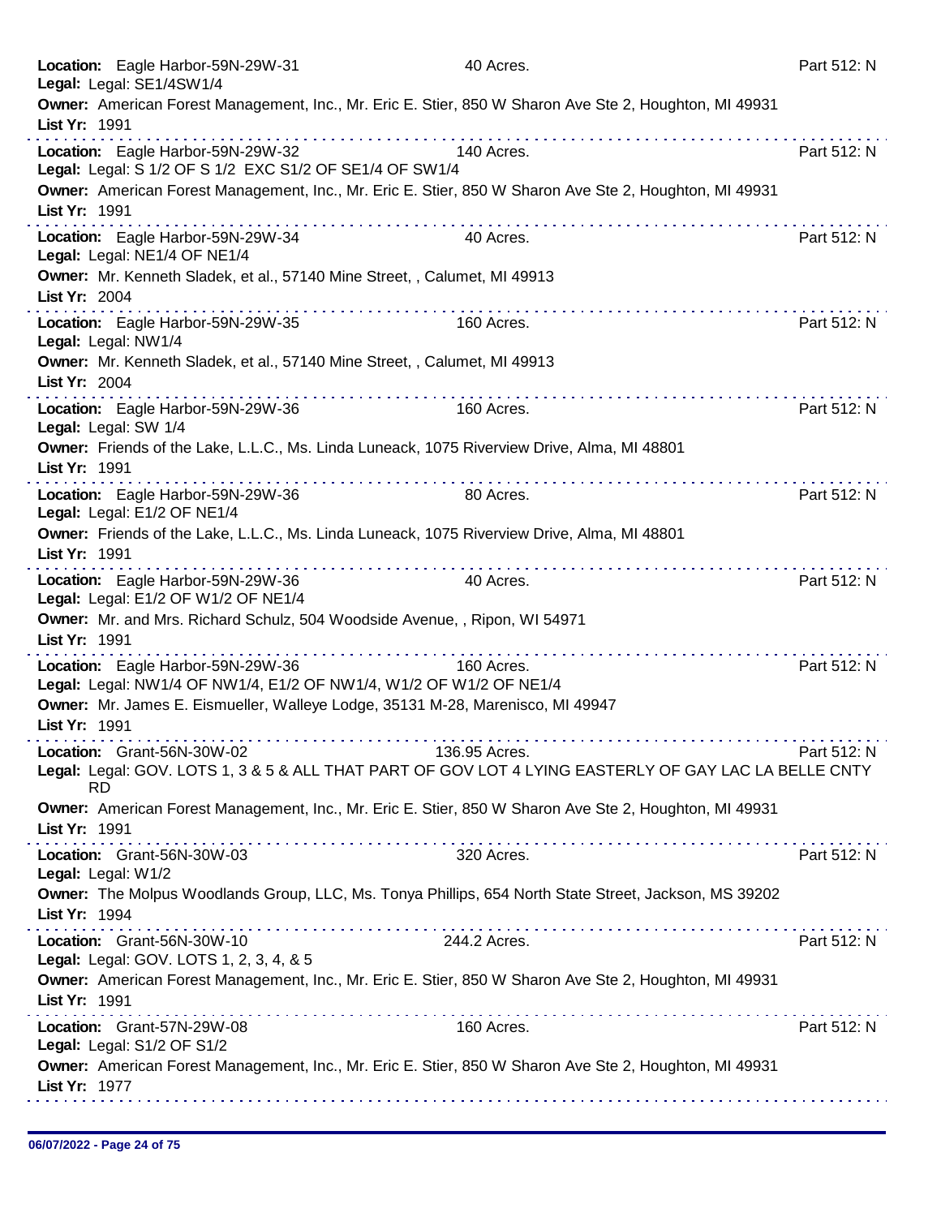**Location:** Eagle Harbor-59N-29W-31 40 Acres. Part 512: N
**Legal:** Legal: SE1/4SW1/4
**Owner:** American Forest Management, Inc., Mr. Eric E. Stier, 850 W Sharon Ave Ste 2, Houghton, MI 49931
**List Yr:** 1991

---

**Location:** Eagle Harbor-59N-29W-32 140 Acres. Part 512: N
**Legal:** Legal: S 1/2 OF S 1/2 EXC S1/2 OF SE1/4 OF SW1/4
**Owner:** American Forest Management, Inc., Mr. Eric E. Stier, 850 W Sharon Ave Ste 2, Houghton, MI 49931
**List Yr:** 1991

---

**Location:** Eagle Harbor-59N-29W-34 40 Acres. Part 512: N
**Legal:** Legal: NE1/4 OF NE1/4
**Owner:** Mr. Kenneth Sladek, et al., 57140 Mine Street, , Calumet, MI 49913
**List Yr:** 2004

---

**Location:** Eagle Harbor-59N-29W-35 160 Acres. Part 512: N
**Legal:** Legal: NW1/4
**Owner:** Mr. Kenneth Sladek, et al., 57140 Mine Street, , Calumet, MI 49913
**List Yr:** 2004

---

**Location:** Eagle Harbor-59N-29W-36 160 Acres. Part 512: N
**Legal:** Legal: SW 1/4
**Owner:** Friends of the Lake, L.L.C., Ms. Linda Luneack, 1075 Riverview Drive, Alma, MI 48801
**List Yr:** 1991

---

**Location:** Eagle Harbor-59N-29W-36 80 Acres. Part 512: N
**Legal:** Legal: E1/2 OF NE1/4
**Owner:** Friends of the Lake, L.L.C., Ms. Linda Luneack, 1075 Riverview Drive, Alma, MI 48801
**List Yr:** 1991

---

**Location:** Eagle Harbor-59N-29W-36 40 Acres. Part 512: N
**Legal:** Legal: E1/2 OF W1/2 OF NE1/4
**Owner:** Mr. and Mrs. Richard Schulz, 504 Woodside Avenue, , Ripon, WI 54971
**List Yr:** 1991

---

**Location:** Eagle Harbor-59N-29W-36 160 Acres. Part 512: N
**Legal:** Legal: NW1/4 OF NW1/4, E1/2 OF NW1/4, W1/2 OF W1/2 OF NE1/4
**Owner:** Mr. James E. Eismueller, Walleye Lodge, 35131 M-28, Marenisco, MI 49947
**List Yr:** 1991

---

**Location:** Grant-56N-30W-02 136.95 Acres. Part 512: N
**Legal:** Legal: GOV. LOTS 1, 3 & 5 & ALL THAT PART OF GOV LOT 4 LYING EASTERLY OF GAY LAC LA BELLE CNTY RD
**Owner:** American Forest Management, Inc., Mr. Eric E. Stier, 850 W Sharon Ave Ste 2, Houghton, MI 49931
**List Yr:** 1991

---

**Location:** Grant-56N-30W-03 320 Acres. Part 512: N
**Legal:** Legal: W1/2
**Owner:** The Molpus Woodlands Group, LLC, Ms. Tonya Phillips, 654 North State Street, Jackson, MS 39202
**List Yr:** 1994

---

**Location:** Grant-56N-30W-10 244.2 Acres. Part 512: N
**Legal:** Legal: GOV. LOTS 1, 2, 3, 4, & 5
**Owner:** American Forest Management, Inc., Mr. Eric E. Stier, 850 W Sharon Ave Ste 2, Houghton, MI 49931
**List Yr:** 1991

---

**Location:** Grant-57N-29W-08 160 Acres. Part 512: N
**Legal:** Legal: S1/2 OF S1/2
**Owner:** American Forest Management, Inc., Mr. Eric E. Stier, 850 W Sharon Ave Ste 2, Houghton, MI 49931
**List Yr:** 1977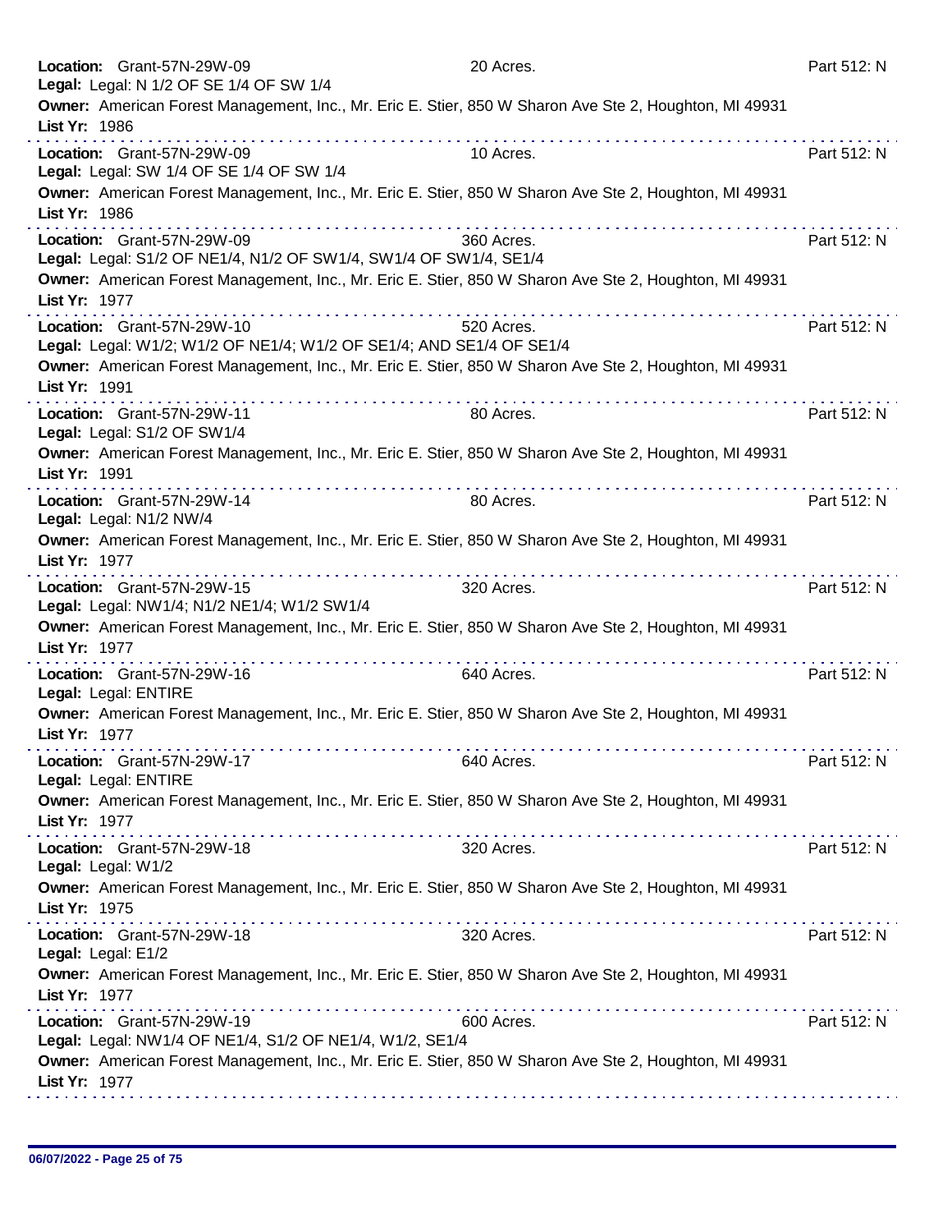**Location:** Grant-57N-29W-09 20 Acres. Part 512: N
**Legal:** Legal: N 1/2 OF SE 1/4 OF SW 1/4
**Owner:** American Forest Management, Inc., Mr. Eric E. Stier, 850 W Sharon Ave Ste 2, Houghton, MI 49931
**List Yr:** 1986

---

**Location:** Grant-57N-29W-09 10 Acres. Part 512: N
**Legal:** Legal: SW 1/4 OF SE 1/4 OF SW 1/4
**Owner:** American Forest Management, Inc., Mr. Eric E. Stier, 850 W Sharon Ave Ste 2, Houghton, MI 49931
**List Yr:** 1986

---

**Location:** Grant-57N-29W-09 360 Acres. Part 512: N
**Legal:** Legal: S1/2 OF NE1/4, N1/2 OF SW1/4, SW1/4 OF SW1/4, SE1/4
**Owner:** American Forest Management, Inc., Mr. Eric E. Stier, 850 W Sharon Ave Ste 2, Houghton, MI 49931
**List Yr:** 1977

---

**Location:** Grant-57N-29W-10 520 Acres. Part 512: N
**Legal:** Legal: W1/2; W1/2 OF NE1/4; W1/2 OF SE1/4; AND SE1/4 OF SE1/4
**Owner:** American Forest Management, Inc., Mr. Eric E. Stier, 850 W Sharon Ave Ste 2, Houghton, MI 49931
**List Yr:** 1991

---

**Location:** Grant-57N-29W-11 80 Acres. Part 512: N
**Legal:** Legal: S1/2 OF SW1/4
**Owner:** American Forest Management, Inc., Mr. Eric E. Stier, 850 W Sharon Ave Ste 2, Houghton, MI 49931
**List Yr:** 1991

---

**Location:** Grant-57N-29W-14 80 Acres. Part 512: N
**Legal:** Legal: N1/2 NW/4
**Owner:** American Forest Management, Inc., Mr. Eric E. Stier, 850 W Sharon Ave Ste 2, Houghton, MI 49931
**List Yr:** 1977

---

**Location:** Grant-57N-29W-15 320 Acres. Part 512: N
**Legal:** Legal: NW1/4; N1/2 NE1/4; W1/2 SW1/4
**Owner:** American Forest Management, Inc., Mr. Eric E. Stier, 850 W Sharon Ave Ste 2, Houghton, MI 49931
**List Yr:** 1977

---

**Location:** Grant-57N-29W-16 640 Acres. Part 512: N
**Legal:** Legal: ENTIRE
**Owner:** American Forest Management, Inc., Mr. Eric E. Stier, 850 W Sharon Ave Ste 2, Houghton, MI 49931
**List Yr:** 1977

---

**Location:** Grant-57N-29W-17 640 Acres. Part 512: N
**Legal:** Legal: ENTIRE
**Owner:** American Forest Management, Inc., Mr. Eric E. Stier, 850 W Sharon Ave Ste 2, Houghton, MI 49931
**List Yr:** 1977

---

**Location:** Grant-57N-29W-18 320 Acres. Part 512: N
**Legal:** Legal: W1/2
**Owner:** American Forest Management, Inc., Mr. Eric E. Stier, 850 W Sharon Ave Ste 2, Houghton, MI 49931
**List Yr:** 1975

---

**Location:** Grant-57N-29W-18 320 Acres. Part 512: N
**Legal:** Legal: E1/2
**Owner:** American Forest Management, Inc., Mr. Eric E. Stier, 850 W Sharon Ave Ste 2, Houghton, MI 49931
**List Yr:** 1977

---

**Location:** Grant-57N-29W-19 600 Acres. Part 512: N
**Legal:** Legal: NW1/4 OF NE1/4, S1/2 OF NE1/4, W1/2, SE1/4
**Owner:** American Forest Management, Inc., Mr. Eric E. Stier, 850 W Sharon Ave Ste 2, Houghton, MI 49931
**List Yr:** 1977

---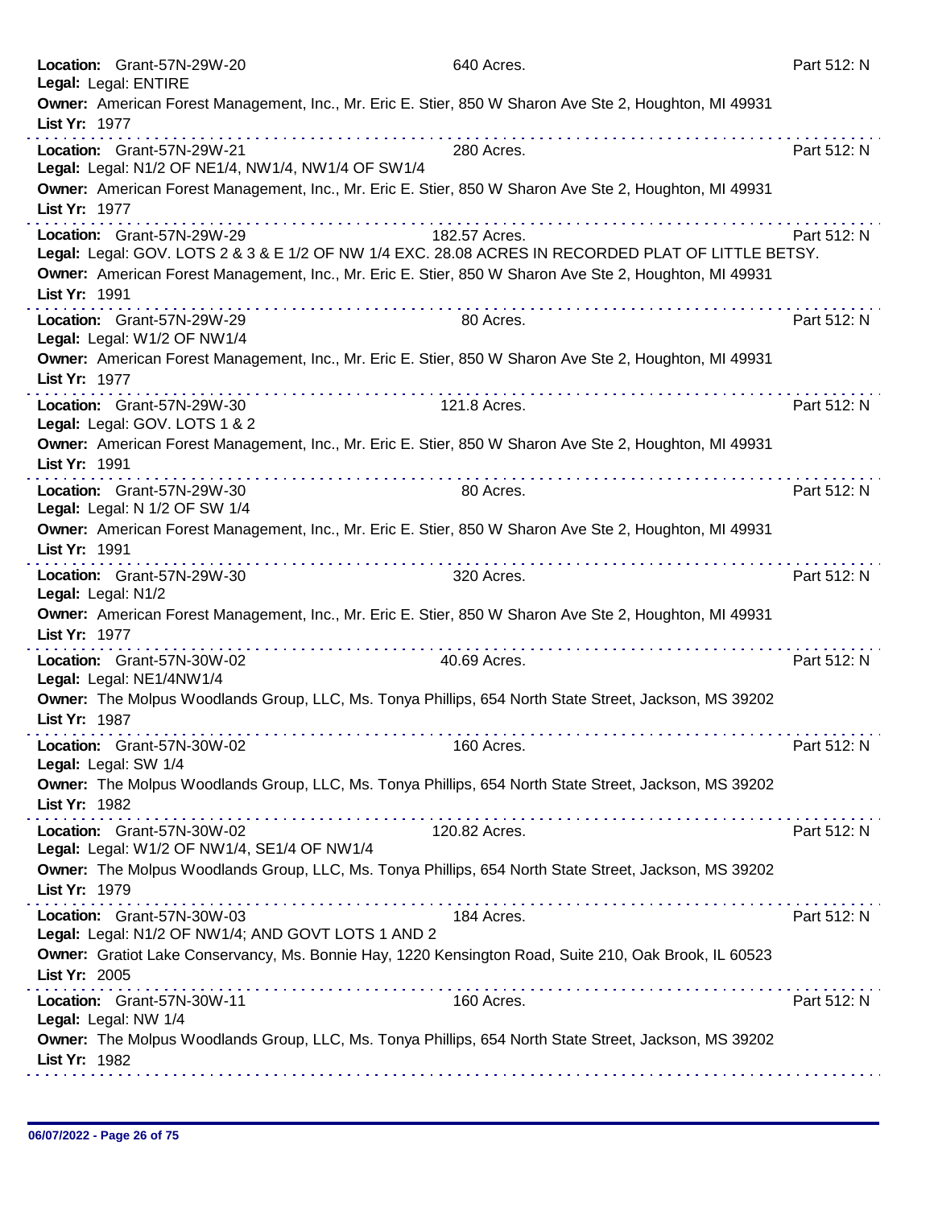**Location:** Grant-57N-29W-20 640 Acres. Part 512: N
**Legal:** Legal: ENTIRE
**Owner:** American Forest Management, Inc., Mr. Eric E. Stier, 850 W Sharon Ave Ste 2, Houghton, MI 49931
**List Yr:** 1977

---

**Location:** Grant-57N-29W-21 280 Acres. Part 512: N
**Legal:** Legal: N1/2 OF NE1/4, NW1/4, NW1/4 OF SW1/4
**Owner:** American Forest Management, Inc., Mr. Eric E. Stier, 850 W Sharon Ave Ste 2, Houghton, MI 49931
**List Yr:** 1977

---

**Location:** Grant-57N-29W-29 182.57 Acres. Part 512: N
**Legal:** Legal: GOV. LOTS 2 & 3 & E 1/2 OF NW 1/4 EXC. 28.08 ACRES IN RECORDED PLAT OF LITTLE BETSY.
**Owner:** American Forest Management, Inc., Mr. Eric E. Stier, 850 W Sharon Ave Ste 2, Houghton, MI 49931
**List Yr:** 1991

---

**Location:** Grant-57N-29W-29 80 Acres. Part 512: N
**Legal:** Legal: W1/2 OF NW1/4
**Owner:** American Forest Management, Inc., Mr. Eric E. Stier, 850 W Sharon Ave Ste 2, Houghton, MI 49931
**List Yr:** 1977

---

**Location:** Grant-57N-29W-30 121.8 Acres. Part 512: N
**Legal:** Legal: GOV. LOTS 1 & 2
**Owner:** American Forest Management, Inc., Mr. Eric E. Stier, 850 W Sharon Ave Ste 2, Houghton, MI 49931
**List Yr:** 1991

---

**Location:** Grant-57N-29W-30 80 Acres. Part 512: N
**Legal:** Legal: N 1/2 OF SW 1/4
**Owner:** American Forest Management, Inc., Mr. Eric E. Stier, 850 W Sharon Ave Ste 2, Houghton, MI 49931
**List Yr:** 1991

---

**Location:** Grant-57N-29W-30 320 Acres. Part 512: N
**Legal:** Legal: N1/2
**Owner:** American Forest Management, Inc., Mr. Eric E. Stier, 850 W Sharon Ave Ste 2, Houghton, MI 49931
**List Yr:** 1977

---

**Location:** Grant-57N-30W-02 40.69 Acres. Part 512: N
**Legal:** Legal: NE1/4NW1/4
**Owner:** The Molpus Woodlands Group, LLC, Ms. Tonya Phillips, 654 North State Street, Jackson, MS 39202
**List Yr:** 1987

---

**Location:** Grant-57N-30W-02 160 Acres. Part 512: N
**Legal:** Legal: SW 1/4
**Owner:** The Molpus Woodlands Group, LLC, Ms. Tonya Phillips, 654 North State Street, Jackson, MS 39202
**List Yr:** 1982

---

**Location:** Grant-57N-30W-02 120.82 Acres. Part 512: N
**Legal:** Legal: W1/2 OF NW1/4, SE1/4 OF NW1/4
**Owner:** The Molpus Woodlands Group, LLC, Ms. Tonya Phillips, 654 North State Street, Jackson, MS 39202
**List Yr:** 1979

---

**Location:** Grant-57N-30W-03 184 Acres. Part 512: N
**Legal:** Legal: N1/2 OF NW1/4; AND GOVT LOTS 1 AND 2
**Owner:** Gratiot Lake Conservancy, Ms. Bonnie Hay, 1220 Kensington Road, Suite 210, Oak Brook, IL 60523
**List Yr:** 2005

---

**Location:** Grant-57N-30W-11 160 Acres. Part 512: N
**Legal:** Legal: NW 1/4
**Owner:** The Molpus Woodlands Group, LLC, Ms. Tonya Phillips, 654 North State Street, Jackson, MS 39202
**List Yr:** 1982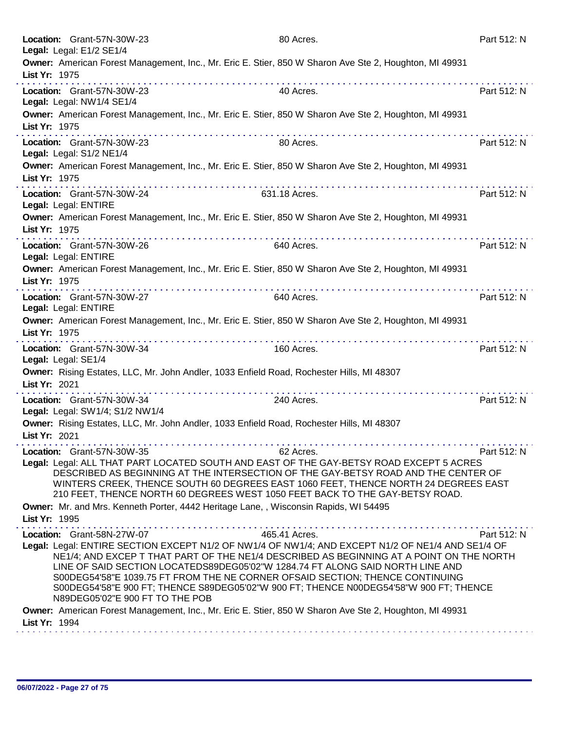**Location:** Grant-57N-30W-23 80 Acres. Part 512: N
**Legal:** Legal: E1/2 SE1/4
**Owner:** American Forest Management, Inc., Mr. Eric E. Stier, 850 W Sharon Ave Ste 2, Houghton, MI 49931
**List Yr:** 1975

---

**Location:** Grant-57N-30W-23 40 Acres. Part 512: N
**Legal:** Legal: NW1/4 SE1/4
**Owner:** American Forest Management, Inc., Mr. Eric E. Stier, 850 W Sharon Ave Ste 2, Houghton, MI 49931
**List Yr:** 1975

---

**Location:** Grant-57N-30W-23 80 Acres. Part 512: N
**Legal:** Legal: S1/2 NE1/4
**Owner:** American Forest Management, Inc., Mr. Eric E. Stier, 850 W Sharon Ave Ste 2, Houghton, MI 49931
**List Yr:** 1975

---

**Location:** Grant-57N-30W-24 631.18 Acres. Part 512: N
**Legal:** Legal: ENTIRE
**Owner:** American Forest Management, Inc., Mr. Eric E. Stier, 850 W Sharon Ave Ste 2, Houghton, MI 49931
**List Yr:** 1975

---

**Location:** Grant-57N-30W-26 640 Acres. Part 512: N
**Legal:** Legal: ENTIRE
**Owner:** American Forest Management, Inc., Mr. Eric E. Stier, 850 W Sharon Ave Ste 2, Houghton, MI 49931
**List Yr:** 1975

---

**Location:** Grant-57N-30W-27 640 Acres. Part 512: N
**Legal:** Legal: ENTIRE
**Owner:** American Forest Management, Inc., Mr. Eric E. Stier, 850 W Sharon Ave Ste 2, Houghton, MI 49931
**List Yr:** 1975

---

**Location:** Grant-57N-30W-34 160 Acres. Part 512: N
**Legal:** Legal: SE1/4
**Owner:** Rising Estates, LLC, Mr. John Andler, 1033 Enfield Road, Rochester Hills, MI 48307
**List Yr:** 2021

---

**Location:** Grant-57N-30W-34 240 Acres. Part 512: N
**Legal:** Legal: SW1/4; S1/2 NW1/4
**Owner:** Rising Estates, LLC, Mr. John Andler, 1033 Enfield Road, Rochester Hills, MI 48307
**List Yr:** 2021

---

**Location:** Grant-57N-30W-35 62 Acres. Part 512: N
**Legal:** Legal: ALL THAT PART LOCATED SOUTH AND EAST OF THE GAY-BETSY ROAD EXCEPT 5 ACRES DESCRIBED AS BEGINNING AT THE INTERSECTION OF THE GAY-BETSY ROAD AND THE CENTER OF WINTERS CREEK, THENCE SOUTH 60 DEGREES EAST 1060 FEET, THENCE NORTH 24 DEGREES EAST 210 FEET, THENCE NORTH 60 DEGREES WEST 1050 FEET BACK TO THE GAY-BETSY ROAD.
**Owner:** Mr. and Mrs. Kenneth Porter, 4442 Heritage Lane, , Wisconsin Rapids, WI 54495
**List Yr:** 1995

---

**Location:** Grant-58N-27W-07 465.41 Acres. Part 512: N
**Legal:** Legal: ENTIRE SECTION EXCEPT N1/2 OF NW1/4 OF NW1/4; AND EXCEPT N1/2 OF NE1/4 AND SE1/4 OF NE1/4; AND EXCEP T THAT PART OF THE NE1/4 DESCRIBED AS BEGINNING AT A POINT ON THE NORTH LINE OF SAID SECTION LOCATEDS89DEG05'02"W 1284.74 FT ALONG SAID NORTH LINE AND S00DEG54'58"E 1039.75 FT FROM THE NE CORNER OFSAID SECTION; THENCE CONTINUING S00DEG54'58"E 900 FT; THENCE S89DEG05'02"W 900 FT; THENCE N00DEG54'58"W 900 FT; THENCE N89DEG05'02"E 900 FT TO THE POB
**Owner:** American Forest Management, Inc., Mr. Eric E. Stier, 850 W Sharon Ave Ste 2, Houghton, MI 49931
**List Yr:** 1994

---

06/07/2022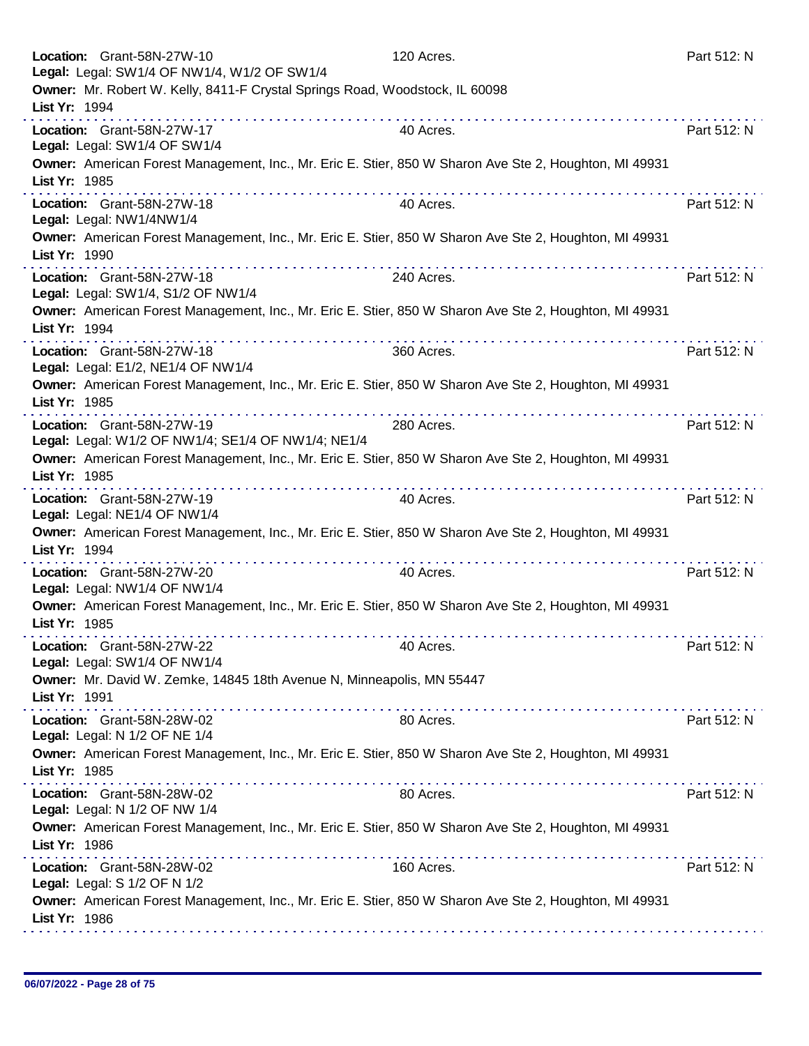**Location:** Grant-58N-27W-10 120 Acres. Part 512: N
**Legal:** Legal: SW1/4 OF NW1/4, W1/2 OF SW1/4
**Owner:** Mr. Robert W. Kelly, 8411-F Crystal Springs Road, Woodstock, IL 60098
**List Yr:** 1994

---

**Location:** Grant-58N-27W-17 40 Acres. Part 512: N
**Legal:** Legal: SW1/4 OF SW1/4
**Owner:** American Forest Management, Inc., Mr. Eric E. Stier, 850 W Sharon Ave Ste 2, Houghton, MI 49931
**List Yr:** 1985

---

**Location:** Grant-58N-27W-18 40 Acres. Part 512: N
**Legal:** Legal: NW1/4NW1/4
**Owner:** American Forest Management, Inc., Mr. Eric E. Stier, 850 W Sharon Ave Ste 2, Houghton, MI 49931
**List Yr:** 1990

---

**Location:** Grant-58N-27W-18 240 Acres. Part 512: N
**Legal:** Legal: SW1/4, S1/2 OF NW1/4
**Owner:** American Forest Management, Inc., Mr. Eric E. Stier, 850 W Sharon Ave Ste 2, Houghton, MI 49931
**List Yr:** 1994

---

**Location:** Grant-58N-27W-18 360 Acres. Part 512: N
**Legal:** Legal: E1/2, NE1/4 OF NW1/4
**Owner:** American Forest Management, Inc., Mr. Eric E. Stier, 850 W Sharon Ave Ste 2, Houghton, MI 49931
**List Yr:** 1985

---

**Location:** Grant-58N-27W-19 280 Acres. Part 512: N
**Legal:** Legal: W1/2 OF NW1/4; SE1/4 OF NW1/4; NE1/4
**Owner:** American Forest Management, Inc., Mr. Eric E. Stier, 850 W Sharon Ave Ste 2, Houghton, MI 49931
**List Yr:** 1985

---

**Location:** Grant-58N-27W-19 40 Acres. Part 512: N
**Legal:** Legal: NE1/4 OF NW1/4
**Owner:** American Forest Management, Inc., Mr. Eric E. Stier, 850 W Sharon Ave Ste 2, Houghton, MI 49931
**List Yr:** 1994

---

**Location:** Grant-58N-27W-20 40 Acres. Part 512: N
**Legal:** Legal: NW1/4 OF NW1/4
**Owner:** American Forest Management, Inc., Mr. Eric E. Stier, 850 W Sharon Ave Ste 2, Houghton, MI 49931
**List Yr:** 1985

---

**Location:** Grant-58N-27W-22 40 Acres. Part 512: N
**Legal:** Legal: SW1/4 OF NW1/4
**Owner:** Mr. David W. Zemke, 14845 18th Avenue N, Minneapolis, MN 55447
**List Yr:** 1991

---

**Location:** Grant-58N-28W-02 80 Acres. Part 512: N
**Legal:** Legal: N 1/2 OF NE 1/4
**Owner:** American Forest Management, Inc., Mr. Eric E. Stier, 850 W Sharon Ave Ste 2, Houghton, MI 49931
**List Yr:** 1985

---

**Location:** Grant-58N-28W-02 80 Acres. Part 512: N
**Legal:** Legal: N 1/2 OF NW 1/4
**Owner:** American Forest Management, Inc., Mr. Eric E. Stier, 850 W Sharon Ave Ste 2, Houghton, MI 49931
**List Yr:** 1986

---

**Location:** Grant-58N-28W-02 160 Acres. Part 512: N
**Legal:** Legal: S 1/2 OF N 1/2
**Owner:** American Forest Management, Inc., Mr. Eric E. Stier, 850 W Sharon Ave Ste 2, Houghton, MI 49931
**List Yr:** 1986

---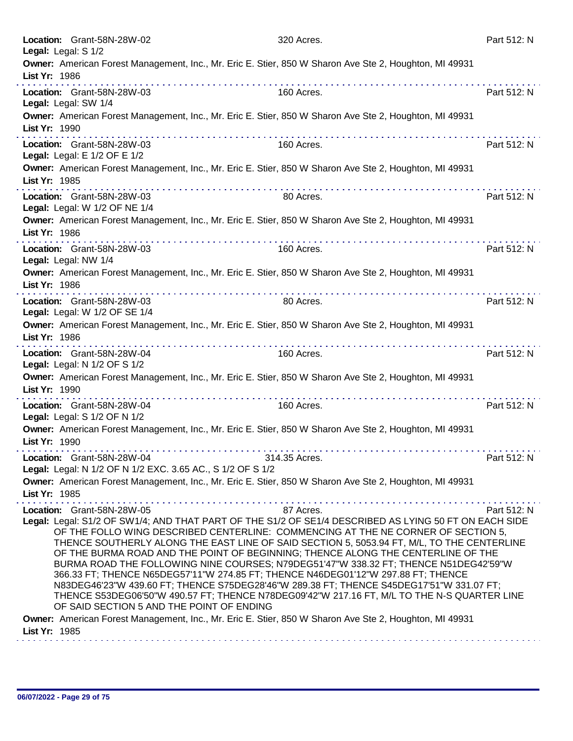**Location:** Grant-58N-28W-02 — 320 Acres. — Part 512: N
**Legal:** Legal: S 1/2
**Owner:** American Forest Management, Inc., Mr. Eric E. Stier, 850 W Sharon Ave Ste 2, Houghton, MI 49931
**List Yr:** 1986

---

**Location:** Grant-58N-28W-03 — 160 Acres. — Part 512: N
**Legal:** Legal: SW 1/4
**Owner:** American Forest Management, Inc., Mr. Eric E. Stier, 850 W Sharon Ave Ste 2, Houghton, MI 49931
**List Yr:** 1990

---

**Location:** Grant-58N-28W-03 — 160 Acres. — Part 512: N
**Legal:** Legal: E 1/2 OF E 1/2
**Owner:** American Forest Management, Inc., Mr. Eric E. Stier, 850 W Sharon Ave Ste 2, Houghton, MI 49931
**List Yr:** 1985

---

**Location:** Grant-58N-28W-03 — 80 Acres. — Part 512: N
**Legal:** Legal: W 1/2 OF NE 1/4
**Owner:** American Forest Management, Inc., Mr. Eric E. Stier, 850 W Sharon Ave Ste 2, Houghton, MI 49931
**List Yr:** 1986

---

**Location:** Grant-58N-28W-03 — 160 Acres. — Part 512: N
**Legal:** Legal: NW 1/4
**Owner:** American Forest Management, Inc., Mr. Eric E. Stier, 850 W Sharon Ave Ste 2, Houghton, MI 49931
**List Yr:** 1986

---

**Location:** Grant-58N-28W-03 — 80 Acres. — Part 512: N
**Legal:** Legal: W 1/2 OF SE 1/4
**Owner:** American Forest Management, Inc., Mr. Eric E. Stier, 850 W Sharon Ave Ste 2, Houghton, MI 49931
**List Yr:** 1986

---

**Location:** Grant-58N-28W-04 — 160 Acres. — Part 512: N
**Legal:** Legal: N 1/2 OF S 1/2
**Owner:** American Forest Management, Inc., Mr. Eric E. Stier, 850 W Sharon Ave Ste 2, Houghton, MI 49931
**List Yr:** 1990

---

**Location:** Grant-58N-28W-04 — 160 Acres. — Part 512: N
**Legal:** Legal: S 1/2 OF N 1/2
**Owner:** American Forest Management, Inc., Mr. Eric E. Stier, 850 W Sharon Ave Ste 2, Houghton, MI 49931
**List Yr:** 1990

---

**Location:** Grant-58N-28W-04 — 314.35 Acres. — Part 512: N
**Legal:** Legal: N 1/2 OF N 1/2 EXC. 3.65 AC., S 1/2 OF S 1/2
**Owner:** American Forest Management, Inc., Mr. Eric E. Stier, 850 W Sharon Ave Ste 2, Houghton, MI 49931
**List Yr:** 1985

---

**Location:** Grant-58N-28W-05 — 87 Acres. — Part 512: N
**Legal:** Legal: S1/2 OF SW1/4; AND THAT PART OF THE S1/2 OF SE1/4 DESCRIBED AS LYING 50 FT ON EACH SIDE OF THE FOLLO WING DESCRIBED CENTERLINE: COMMENCING AT THE NE CORNER OF SECTION 5, THENCE SOUTHERLY ALONG THE EAST LINE OF SAID SECTION 5, 5053.94 FT, M/L, TO THE CENTERLINE OF THE BURMA ROAD AND THE POINT OF BEGINNING; THENCE ALONG THE CENTERLINE OF THE BURMA ROAD THE FOLLOWING NINE COURSES; N79DEG51'47"W 338.32 FT; THENCE N51DEG42'59"W 366.33 FT; THENCE N65DEG57'11"W 274.85 FT; THENCE N46DEG01'12"W 297.88 FT; THENCE N83DEG46'23"W 439.60 FT; THENCE S75DEG28'46"W 289.38 FT; THENCE S45DEG17'51"W 331.07 FT; THENCE S53DEG06'50"W 490.57 FT; THENCE N78DEG09'42"W 217.16 FT, M/L TO THE N-S QUARTER LINE OF SAID SECTION 5 AND THE POINT OF ENDING
**Owner:** American Forest Management, Inc., Mr. Eric E. Stier, 850 W Sharon Ave Ste 2, Houghton, MI 49931
**List Yr:** 1985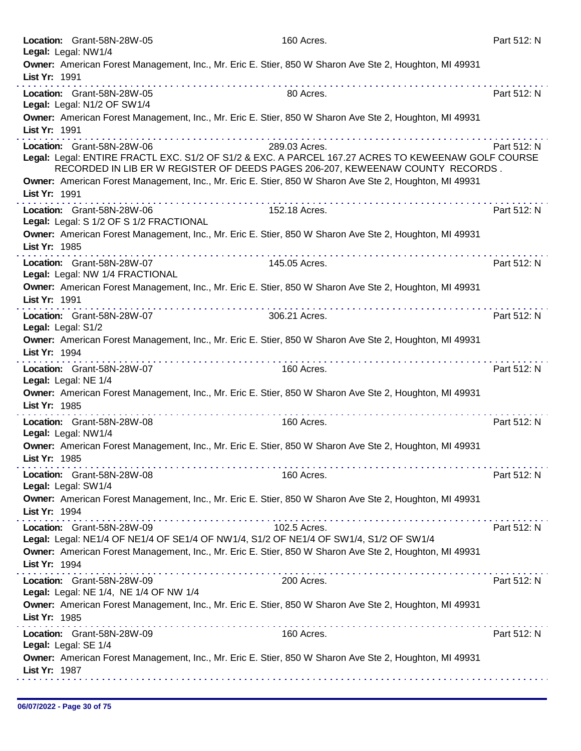**Location:** Grant-58N-28W-05 160 Acres. Part 512: N
**Legal:** Legal: NW1/4
**Owner:** American Forest Management, Inc., Mr. Eric E. Stier, 850 W Sharon Ave Ste 2, Houghton, MI 49931
**List Yr:** 1991

---

**Location:** Grant-58N-28W-05 80 Acres. Part 512: N
**Legal:** Legal: N1/2 OF SW1/4
**Owner:** American Forest Management, Inc., Mr. Eric E. Stier, 850 W Sharon Ave Ste 2, Houghton, MI 49931
**List Yr:** 1991

---

**Location:** Grant-58N-28W-06 289.03 Acres. Part 512: N
**Legal:** Legal: ENTIRE FRACTL EXC. S1/2 OF S1/2 & EXC. A PARCEL 167.27 ACRES TO KEWEENAW GOLF COURSE RECORDED IN LIB ER W REGISTER OF DEEDS PAGES 206-207, KEWEENAW COUNTY RECORDS .
**Owner:** American Forest Management, Inc., Mr. Eric E. Stier, 850 W Sharon Ave Ste 2, Houghton, MI 49931
**List Yr:** 1991

---

**Location:** Grant-58N-28W-06 152.18 Acres. Part 512: N
**Legal:** Legal: S 1/2 OF S 1/2 FRACTIONAL
**Owner:** American Forest Management, Inc., Mr. Eric E. Stier, 850 W Sharon Ave Ste 2, Houghton, MI 49931
**List Yr:** 1985

---

**Location:** Grant-58N-28W-07 145.05 Acres. Part 512: N
**Legal:** Legal: NW 1/4 FRACTIONAL
**Owner:** American Forest Management, Inc., Mr. Eric E. Stier, 850 W Sharon Ave Ste 2, Houghton, MI 49931
**List Yr:** 1991

---

**Location:** Grant-58N-28W-07 306.21 Acres. Part 512: N
**Legal:** Legal: S1/2
**Owner:** American Forest Management, Inc., Mr. Eric E. Stier, 850 W Sharon Ave Ste 2, Houghton, MI 49931
**List Yr:** 1994

---

**Location:** Grant-58N-28W-07 160 Acres. Part 512: N
**Legal:** Legal: NE 1/4
**Owner:** American Forest Management, Inc., Mr. Eric E. Stier, 850 W Sharon Ave Ste 2, Houghton, MI 49931
**List Yr:** 1985

---

**Location:** Grant-58N-28W-08 160 Acres. Part 512: N
**Legal:** Legal: NW1/4
**Owner:** American Forest Management, Inc., Mr. Eric E. Stier, 850 W Sharon Ave Ste 2, Houghton, MI 49931
**List Yr:** 1985

---

**Location:** Grant-58N-28W-08 160 Acres. Part 512: N
**Legal:** Legal: SW1/4
**Owner:** American Forest Management, Inc., Mr. Eric E. Stier, 850 W Sharon Ave Ste 2, Houghton, MI 49931
**List Yr:** 1994

---

**Location:** Grant-58N-28W-09 102.5 Acres. Part 512: N
**Legal:** Legal: NE1/4 OF NE1/4 OF SE1/4 OF NW1/4, S1/2 OF NE1/4 OF SW1/4, S1/2 OF SW1/4
**Owner:** American Forest Management, Inc., Mr. Eric E. Stier, 850 W Sharon Ave Ste 2, Houghton, MI 49931
**List Yr:** 1994

---

**Location:** Grant-58N-28W-09 200 Acres. Part 512: N
**Legal:** Legal: NE 1/4, NE 1/4 OF NW 1/4
**Owner:** American Forest Management, Inc., Mr. Eric E. Stier, 850 W Sharon Ave Ste 2, Houghton, MI 49931
**List Yr:** 1985

---

**Location:** Grant-58N-28W-09 160 Acres. Part 512: N
**Legal:** Legal: SE 1/4
**Owner:** American Forest Management, Inc., Mr. Eric E. Stier, 850 W Sharon Ave Ste 2, Houghton, MI 49931
**List Yr:** 1987

---

06/07/2022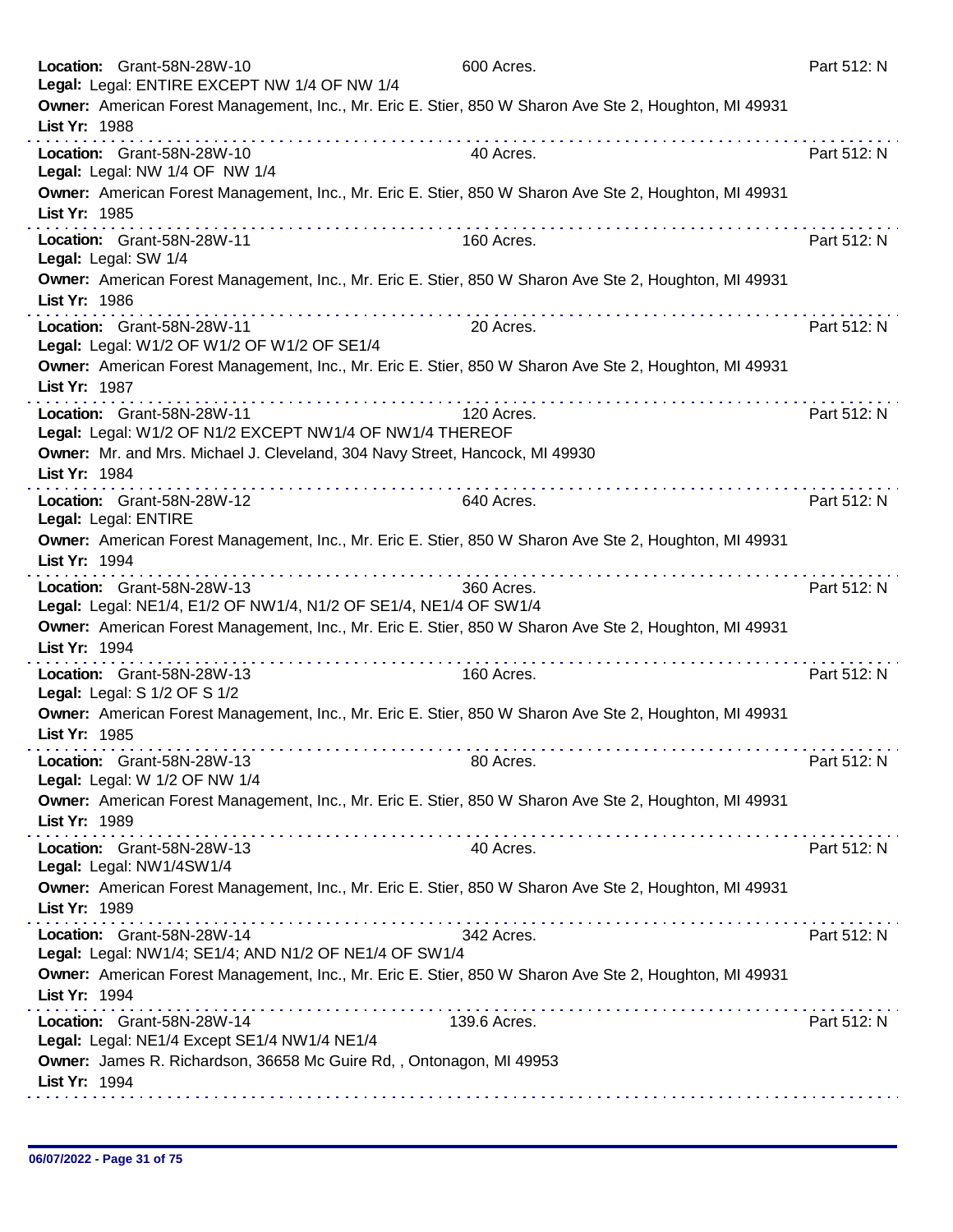**Location:** Grant-58N-28W-10 600 Acres. Part 512: N
**Legal:** Legal: ENTIRE EXCEPT NW 1/4 OF NW 1/4
**Owner:** American Forest Management, Inc., Mr. Eric E. Stier, 850 W Sharon Ave Ste 2, Houghton, MI 49931
**List Yr:** 1988

---

**Location:** Grant-58N-28W-10 40 Acres. Part 512: N
**Legal:** Legal: NW 1/4 OF NW 1/4
**Owner:** American Forest Management, Inc., Mr. Eric E. Stier, 850 W Sharon Ave Ste 2, Houghton, MI 49931
**List Yr:** 1985

---

**Location:** Grant-58N-28W-11 160 Acres. Part 512: N
**Legal:** Legal: SW 1/4
**Owner:** American Forest Management, Inc., Mr. Eric E. Stier, 850 W Sharon Ave Ste 2, Houghton, MI 49931
**List Yr:** 1986

---

**Location:** Grant-58N-28W-11 20 Acres. Part 512: N
**Legal:** Legal: W1/2 OF W1/2 OF W1/2 OF SE1/4
**Owner:** American Forest Management, Inc., Mr. Eric E. Stier, 850 W Sharon Ave Ste 2, Houghton, MI 49931
**List Yr:** 1987

---

**Location:** Grant-58N-28W-11 120 Acres. Part 512: N
**Legal:** Legal: W1/2 OF N1/2 EXCEPT NW1/4 OF NW1/4 THEREOF
**Owner:** Mr. and Mrs. Michael J. Cleveland, 304 Navy Street, Hancock, MI 49930
**List Yr:** 1984

---

**Location:** Grant-58N-28W-12 640 Acres. Part 512: N
**Legal:** Legal: ENTIRE
**Owner:** American Forest Management, Inc., Mr. Eric E. Stier, 850 W Sharon Ave Ste 2, Houghton, MI 49931
**List Yr:** 1994

---

**Location:** Grant-58N-28W-13 360 Acres. Part 512: N
**Legal:** Legal: NE1/4, E1/2 OF NW1/4, N1/2 OF SE1/4, NE1/4 OF SW1/4
**Owner:** American Forest Management, Inc., Mr. Eric E. Stier, 850 W Sharon Ave Ste 2, Houghton, MI 49931
**List Yr:** 1994

---

**Location:** Grant-58N-28W-13 160 Acres. Part 512: N
**Legal:** Legal: S 1/2 OF S 1/2
**Owner:** American Forest Management, Inc., Mr. Eric E. Stier, 850 W Sharon Ave Ste 2, Houghton, MI 49931
**List Yr:** 1985

---

**Location:** Grant-58N-28W-13 80 Acres. Part 512: N
**Legal:** Legal: W 1/2 OF NW 1/4
**Owner:** American Forest Management, Inc., Mr. Eric E. Stier, 850 W Sharon Ave Ste 2, Houghton, MI 49931
**List Yr:** 1989

---

**Location:** Grant-58N-28W-13 40 Acres. Part 512: N
**Legal:** Legal: NW1/4SW1/4
**Owner:** American Forest Management, Inc., Mr. Eric E. Stier, 850 W Sharon Ave Ste 2, Houghton, MI 49931
**List Yr:** 1989

---

**Location:** Grant-58N-28W-14 342 Acres. Part 512: N
**Legal:** Legal: NW1/4; SE1/4; AND N1/2 OF NE1/4 OF SW1/4
**Owner:** American Forest Management, Inc., Mr. Eric E. Stier, 850 W Sharon Ave Ste 2, Houghton, MI 49931
**List Yr:** 1994

---

**Location:** Grant-58N-28W-14 139.6 Acres. Part 512: N
**Legal:** Legal: NE1/4 Except SE1/4 NW1/4 NE1/4
**Owner:** James R. Richardson, 36658 Mc Guire Rd, , Ontonagon, MI 49953
**List Yr:** 1994

---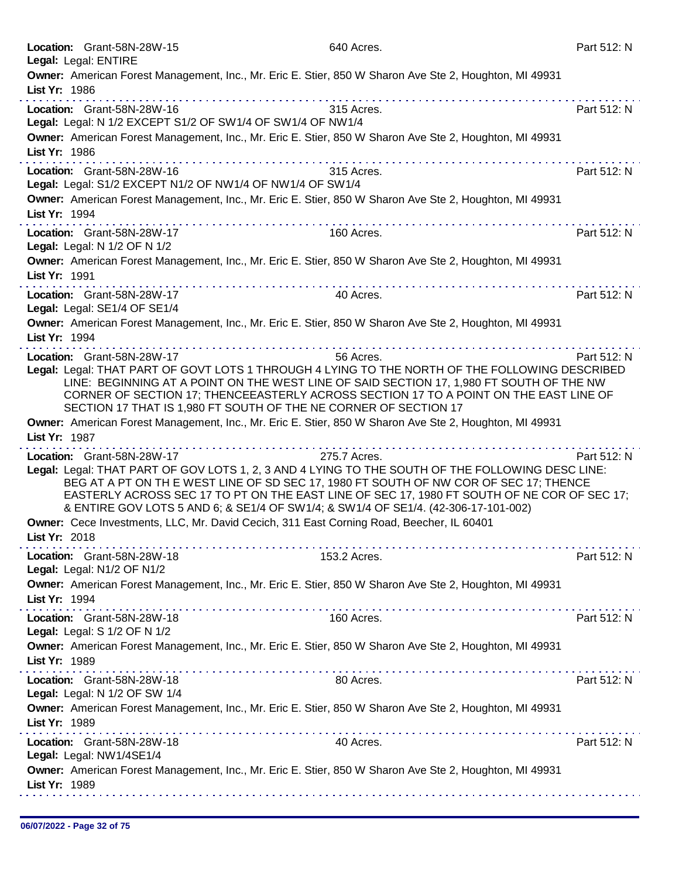**Location:** Grant-58N-28W-15 640 Acres. Part 512: N
**Legal:** Legal: ENTIRE
**Owner:** American Forest Management, Inc., Mr. Eric E. Stier, 850 W Sharon Ave Ste 2, Houghton, MI 49931
**List Yr:** 1986

---

**Location:** Grant-58N-28W-16 315 Acres. Part 512: N
**Legal:** Legal: N 1/2 EXCEPT S1/2 OF SW1/4 OF SW1/4 OF NW1/4
**Owner:** American Forest Management, Inc., Mr. Eric E. Stier, 850 W Sharon Ave Ste 2, Houghton, MI 49931
**List Yr:** 1986

---

**Location:** Grant-58N-28W-16 315 Acres. Part 512: N
**Legal:** Legal: S1/2 EXCEPT N1/2 OF NW1/4 OF NW1/4 OF SW1/4
**Owner:** American Forest Management, Inc., Mr. Eric E. Stier, 850 W Sharon Ave Ste 2, Houghton, MI 49931
**List Yr:** 1994

---

**Location:** Grant-58N-28W-17 160 Acres. Part 512: N
**Legal:** Legal: N 1/2 OF N 1/2
**Owner:** American Forest Management, Inc., Mr. Eric E. Stier, 850 W Sharon Ave Ste 2, Houghton, MI 49931
**List Yr:** 1991

---

**Location:** Grant-58N-28W-17 40 Acres. Part 512: N
**Legal:** Legal: SE1/4 OF SE1/4
**Owner:** American Forest Management, Inc., Mr. Eric E. Stier, 850 W Sharon Ave Ste 2, Houghton, MI 49931
**List Yr:** 1994

---

**Location:** Grant-58N-28W-17 56 Acres. Part 512: N
**Legal:** Legal: THAT PART OF GOVT LOTS 1 THROUGH 4 LYING TO THE NORTH OF THE FOLLOWING DESCRIBED LINE: BEGINNING AT A POINT ON THE WEST LINE OF SAID SECTION 17, 1,980 FT SOUTH OF THE NW CORNER OF SECTION 17; THENCEEASTERLY ACROSS SECTION 17 TO A POINT ON THE EAST LINE OF SECTION 17 THAT IS 1,980 FT SOUTH OF THE NE CORNER OF SECTION 17
**Owner:** American Forest Management, Inc., Mr. Eric E. Stier, 850 W Sharon Ave Ste 2, Houghton, MI 49931
**List Yr:** 1987

---

**Location:** Grant-58N-28W-17 275.7 Acres. Part 512: N
**Legal:** Legal: THAT PART OF GOV LOTS 1, 2, 3 AND 4 LYING TO THE SOUTH OF THE FOLLOWING DESC LINE: BEG AT A PT ON TH E WEST LINE OF SD SEC 17, 1980 FT SOUTH OF NW COR OF SEC 17; THENCE EASTERLY ACROSS SEC 17 TO PT ON THE EAST LINE OF SEC 17, 1980 FT SOUTH OF NE COR OF SEC 17; & ENTIRE GOV LOTS 5 AND 6; & SE1/4 OF SW1/4; & SW1/4 OF SE1/4. (42-306-17-101-002)
**Owner:** Cece Investments, LLC, Mr. David Cecich, 311 East Corning Road, Beecher, IL 60401
**List Yr:** 2018

---

**Location:** Grant-58N-28W-18 153.2 Acres. Part 512: N
**Legal:** Legal: N1/2 OF N1/2
**Owner:** American Forest Management, Inc., Mr. Eric E. Stier, 850 W Sharon Ave Ste 2, Houghton, MI 49931
**List Yr:** 1994

---

**Location:** Grant-58N-28W-18 160 Acres. Part 512: N
**Legal:** Legal: S 1/2 OF N 1/2
**Owner:** American Forest Management, Inc., Mr. Eric E. Stier, 850 W Sharon Ave Ste 2, Houghton, MI 49931
**List Yr:** 1989

---

**Location:** Grant-58N-28W-18 80 Acres. Part 512: N
**Legal:** Legal: N 1/2 OF SW 1/4
**Owner:** American Forest Management, Inc., Mr. Eric E. Stier, 850 W Sharon Ave Ste 2, Houghton, MI 49931
**List Yr:** 1989

---

**Location:** Grant-58N-28W-18 40 Acres. Part 512: N
**Legal:** Legal: NW1/4SE1/4
**Owner:** American Forest Management, Inc., Mr. Eric E. Stier, 850 W Sharon Ave Ste 2, Houghton, MI 49931
**List Yr:** 1989

---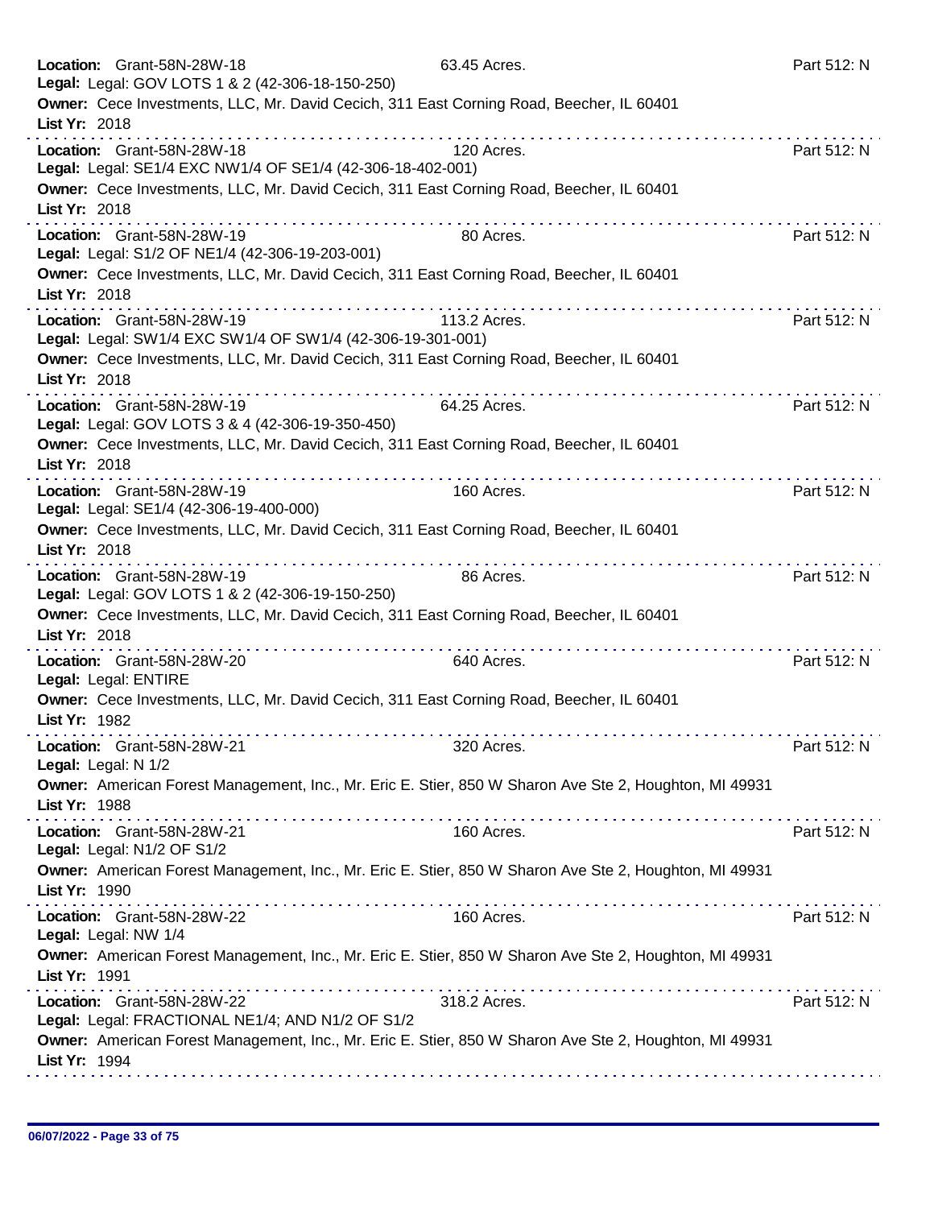**Location:** Grant-58N-28W-18 63.45 Acres. Part 512: N
**Legal:** Legal: GOV LOTS 1 & 2 (42-306-18-150-250)
**Owner:** Cece Investments, LLC, Mr. David Cecich, 311 East Corning Road, Beecher, IL 60401
**List Yr:** 2018

---

**Location:** Grant-58N-28W-18 120 Acres. Part 512: N
**Legal:** Legal: SE1/4 EXC NW1/4 OF SE1/4 (42-306-18-402-001)
**Owner:** Cece Investments, LLC, Mr. David Cecich, 311 East Corning Road, Beecher, IL 60401
**List Yr:** 2018

---

**Location:** Grant-58N-28W-19 80 Acres. Part 512: N
**Legal:** Legal: S1/2 OF NE1/4 (42-306-19-203-001)
**Owner:** Cece Investments, LLC, Mr. David Cecich, 311 East Corning Road, Beecher, IL 60401
**List Yr:** 2018

---

**Location:** Grant-58N-28W-19 113.2 Acres. Part 512: N
**Legal:** Legal: SW1/4 EXC SW1/4 OF SW1/4 (42-306-19-301-001)
**Owner:** Cece Investments, LLC, Mr. David Cecich, 311 East Corning Road, Beecher, IL 60401
**List Yr:** 2018

---

**Location:** Grant-58N-28W-19 64.25 Acres. Part 512: N
**Legal:** Legal: GOV LOTS 3 & 4 (42-306-19-350-450)
**Owner:** Cece Investments, LLC, Mr. David Cecich, 311 East Corning Road, Beecher, IL 60401
**List Yr:** 2018

---

**Location:** Grant-58N-28W-19 160 Acres. Part 512: N
**Legal:** Legal: SE1/4 (42-306-19-400-000)
**Owner:** Cece Investments, LLC, Mr. David Cecich, 311 East Corning Road, Beecher, IL 60401
**List Yr:** 2018

---

**Location:** Grant-58N-28W-19 86 Acres. Part 512: N
**Legal:** Legal: GOV LOTS 1 & 2 (42-306-19-150-250)
**Owner:** Cece Investments, LLC, Mr. David Cecich, 311 East Corning Road, Beecher, IL 60401
**List Yr:** 2018

---

**Location:** Grant-58N-28W-20 640 Acres. Part 512: N
**Legal:** Legal: ENTIRE
**Owner:** Cece Investments, LLC, Mr. David Cecich, 311 East Corning Road, Beecher, IL 60401
**List Yr:** 1982

---

**Location:** Grant-58N-28W-21 320 Acres. Part 512: N
**Legal:** Legal: N 1/2
**Owner:** American Forest Management, Inc., Mr. Eric E. Stier, 850 W Sharon Ave Ste 2, Houghton, MI 49931
**List Yr:** 1988

---

**Location:** Grant-58N-28W-21 160 Acres. Part 512: N
**Legal:** Legal: N1/2 OF S1/2
**Owner:** American Forest Management, Inc., Mr. Eric E. Stier, 850 W Sharon Ave Ste 2, Houghton, MI 49931
**List Yr:** 1990

---

**Location:** Grant-58N-28W-22 160 Acres. Part 512: N
**Legal:** Legal: NW 1/4
**Owner:** American Forest Management, Inc., Mr. Eric E. Stier, 850 W Sharon Ave Ste 2, Houghton, MI 49931
**List Yr:** 1991

---

**Location:** Grant-58N-28W-22 318.2 Acres. Part 512: N
**Legal:** Legal: FRACTIONAL NE1/4; AND N1/2 OF S1/2
**Owner:** American Forest Management, Inc., Mr. Eric E. Stier, 850 W Sharon Ave Ste 2, Houghton, MI 49931
**List Yr:** 1994

---

06/07/2022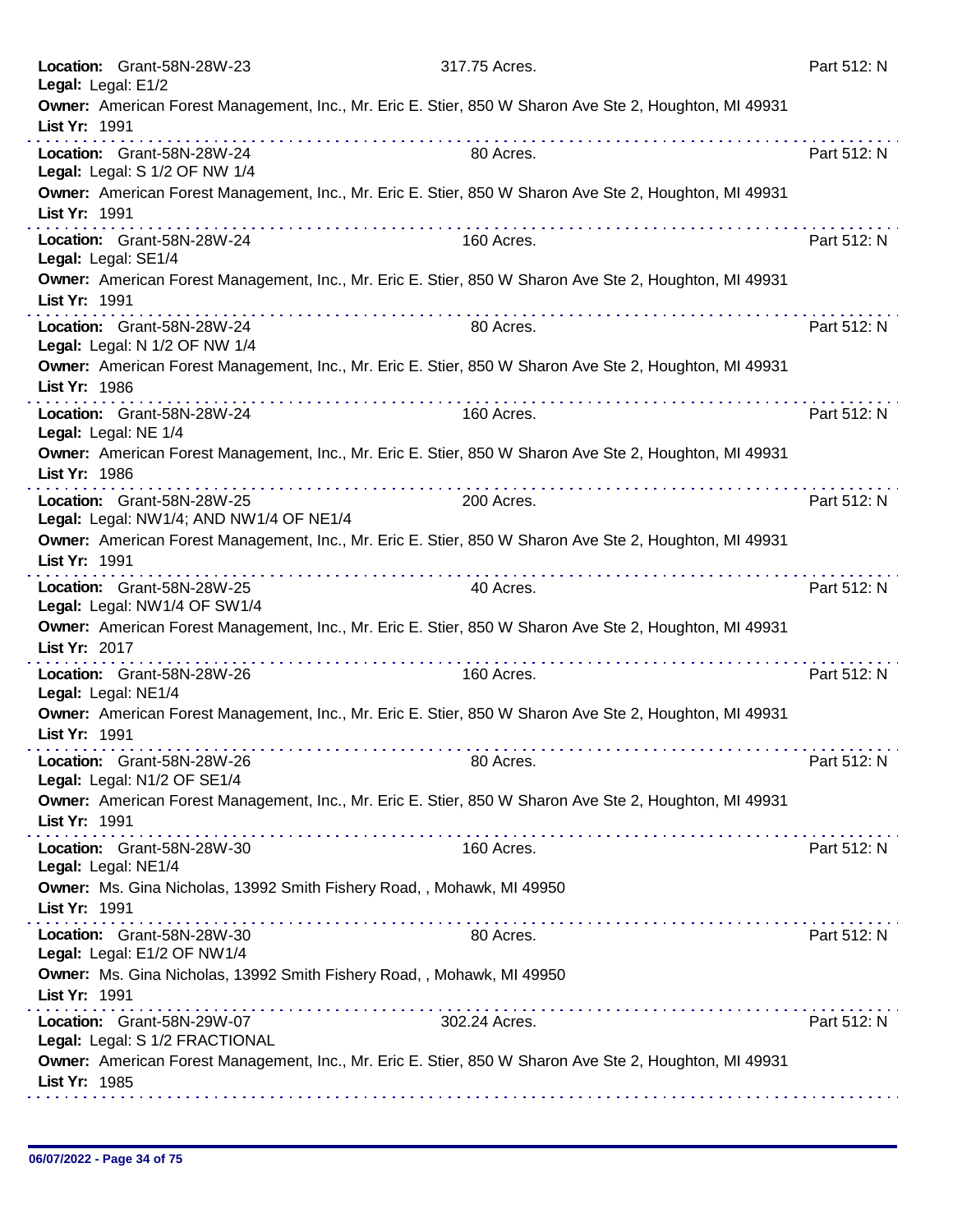**Location:** Grant-58N-28W-23 317.75 Acres. Part 512: N
**Legal:** Legal: E1/2
**Owner:** American Forest Management, Inc., Mr. Eric E. Stier, 850 W Sharon Ave Ste 2, Houghton, MI 49931
**List Yr:** 1991

---

**Location:** Grant-58N-28W-24 80 Acres. Part 512: N
**Legal:** Legal: S 1/2 OF NW 1/4
**Owner:** American Forest Management, Inc., Mr. Eric E. Stier, 850 W Sharon Ave Ste 2, Houghton, MI 49931
**List Yr:** 1991

---

**Location:** Grant-58N-28W-24 160 Acres. Part 512: N
**Legal:** Legal: SE1/4
**Owner:** American Forest Management, Inc., Mr. Eric E. Stier, 850 W Sharon Ave Ste 2, Houghton, MI 49931
**List Yr:** 1991

---

**Location:** Grant-58N-28W-24 80 Acres. Part 512: N
**Legal:** Legal: N 1/2 OF NW 1/4
**Owner:** American Forest Management, Inc., Mr. Eric E. Stier, 850 W Sharon Ave Ste 2, Houghton, MI 49931
**List Yr:** 1986

---

**Location:** Grant-58N-28W-24 160 Acres. Part 512: N
**Legal:** Legal: NE 1/4
**Owner:** American Forest Management, Inc., Mr. Eric E. Stier, 850 W Sharon Ave Ste 2, Houghton, MI 49931
**List Yr:** 1986

---

**Location:** Grant-58N-28W-25 200 Acres. Part 512: N
**Legal:** Legal: NW1/4; AND NW1/4 OF NE1/4
**Owner:** American Forest Management, Inc., Mr. Eric E. Stier, 850 W Sharon Ave Ste 2, Houghton, MI 49931
**List Yr:** 1991

---

**Location:** Grant-58N-28W-25 40 Acres. Part 512: N
**Legal:** Legal: NW1/4 OF SW1/4
**Owner:** American Forest Management, Inc., Mr. Eric E. Stier, 850 W Sharon Ave Ste 2, Houghton, MI 49931
**List Yr:** 2017

---

**Location:** Grant-58N-28W-26 160 Acres. Part 512: N
**Legal:** Legal: NE1/4
**Owner:** American Forest Management, Inc., Mr. Eric E. Stier, 850 W Sharon Ave Ste 2, Houghton, MI 49931
**List Yr:** 1991

---

**Location:** Grant-58N-28W-26 80 Acres. Part 512: N
**Legal:** Legal: N1/2 OF SE1/4
**Owner:** American Forest Management, Inc., Mr. Eric E. Stier, 850 W Sharon Ave Ste 2, Houghton, MI 49931
**List Yr:** 1991

---

**Location:** Grant-58N-28W-30 160 Acres. Part 512: N
**Legal:** Legal: NE1/4
**Owner:** Ms. Gina Nicholas, 13992 Smith Fishery Road, , Mohawk, MI 49950
**List Yr:** 1991

---

**Location:** Grant-58N-28W-30 80 Acres. Part 512: N
**Legal:** Legal: E1/2 OF NW1/4
**Owner:** Ms. Gina Nicholas, 13992 Smith Fishery Road, , Mohawk, MI 49950
**List Yr:** 1991

---

**Location:** Grant-58N-29W-07 302.24 Acres. Part 512: N
**Legal:** Legal: S 1/2 FRACTIONAL
**Owner:** American Forest Management, Inc., Mr. Eric E. Stier, 850 W Sharon Ave Ste 2, Houghton, MI 49931
**List Yr:** 1985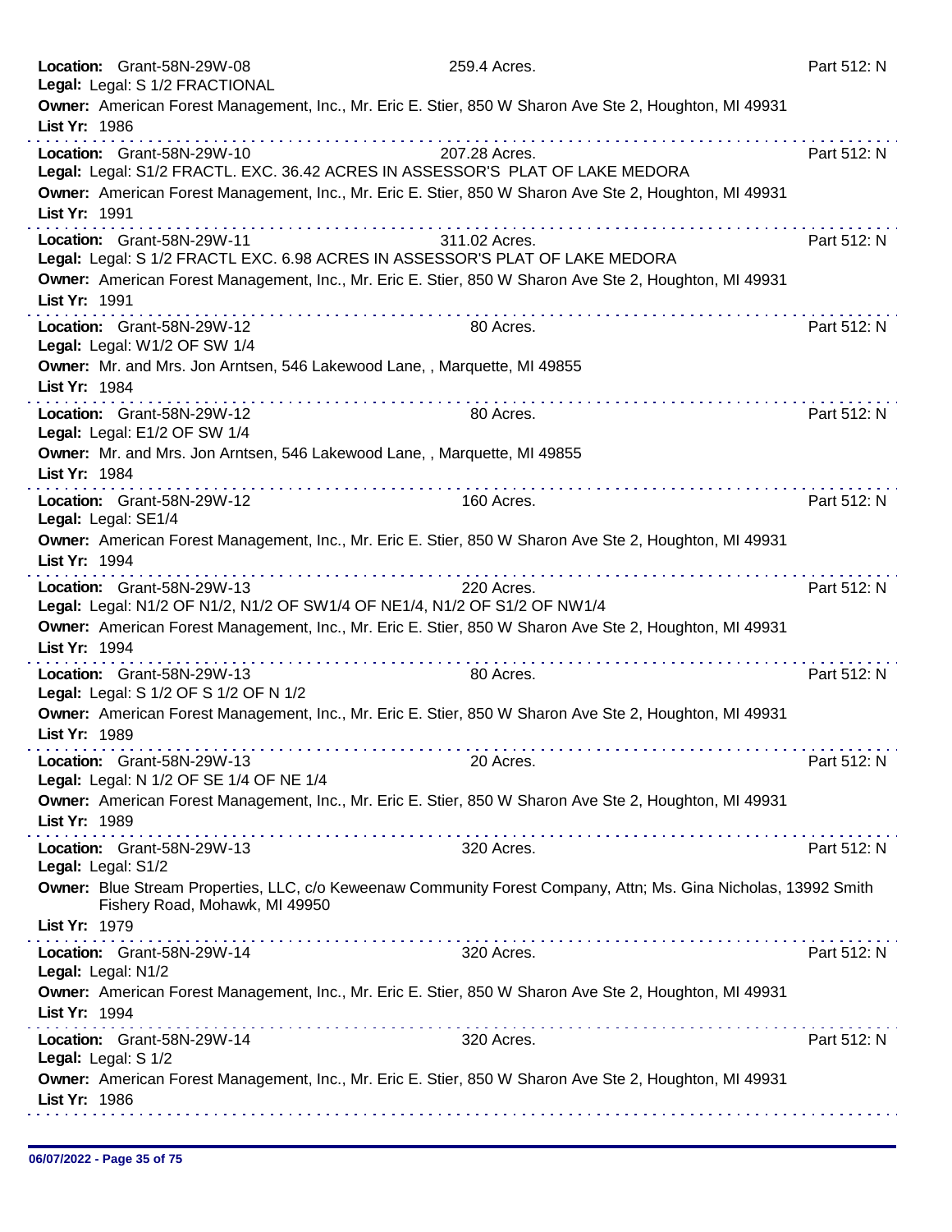**Location:** Grant-58N-29W-08 259.4 Acres. Part 512: N
**Legal:** Legal: S 1/2 FRACTIONAL
**Owner:** American Forest Management, Inc., Mr. Eric E. Stier, 850 W Sharon Ave Ste 2, Houghton, MI 49931
**List Yr:** 1986

---

**Location:** Grant-58N-29W-10 207.28 Acres. Part 512: N
**Legal:** Legal: S1/2 FRACTL. EXC. 36.42 ACRES IN ASSESSOR'S PLAT OF LAKE MEDORA
**Owner:** American Forest Management, Inc., Mr. Eric E. Stier, 850 W Sharon Ave Ste 2, Houghton, MI 49931
**List Yr:** 1991

---

**Location:** Grant-58N-29W-11 311.02 Acres. Part 512: N
**Legal:** Legal: S 1/2 FRACTL EXC. 6.98 ACRES IN ASSESSOR'S PLAT OF LAKE MEDORA
**Owner:** American Forest Management, Inc., Mr. Eric E. Stier, 850 W Sharon Ave Ste 2, Houghton, MI 49931
**List Yr:** 1991

---

**Location:** Grant-58N-29W-12 80 Acres. Part 512: N
**Legal:** Legal: W1/2 OF SW 1/4
**Owner:** Mr. and Mrs. Jon Arntsen, 546 Lakewood Lane, , Marquette, MI 49855
**List Yr:** 1984

---

**Location:** Grant-58N-29W-12 80 Acres. Part 512: N
**Legal:** Legal: E1/2 OF SW 1/4
**Owner:** Mr. and Mrs. Jon Arntsen, 546 Lakewood Lane, , Marquette, MI 49855
**List Yr:** 1984

---

**Location:** Grant-58N-29W-12 160 Acres. Part 512: N
**Legal:** Legal: SE1/4
**Owner:** American Forest Management, Inc., Mr. Eric E. Stier, 850 W Sharon Ave Ste 2, Houghton, MI 49931
**List Yr:** 1994

---

**Location:** Grant-58N-29W-13 220 Acres. Part 512: N
**Legal:** Legal: N1/2 OF N1/2, N1/2 OF SW1/4 OF NE1/4, N1/2 OF S1/2 OF NW1/4
**Owner:** American Forest Management, Inc., Mr. Eric E. Stier, 850 W Sharon Ave Ste 2, Houghton, MI 49931
**List Yr:** 1994

---

**Location:** Grant-58N-29W-13 80 Acres. Part 512: N
**Legal:** Legal: S 1/2 OF S 1/2 OF N 1/2
**Owner:** American Forest Management, Inc., Mr. Eric E. Stier, 850 W Sharon Ave Ste 2, Houghton, MI 49931
**List Yr:** 1989

---

**Location:** Grant-58N-29W-13 20 Acres. Part 512: N
**Legal:** Legal: N 1/2 OF SE 1/4 OF NE 1/4
**Owner:** American Forest Management, Inc., Mr. Eric E. Stier, 850 W Sharon Ave Ste 2, Houghton, MI 49931
**List Yr:** 1989

---

**Location:** Grant-58N-29W-13 320 Acres. Part 512: N
**Legal:** Legal: S1/2
**Owner:** Blue Stream Properties, LLC, c/o Keweenaw Community Forest Company, Attn; Ms. Gina Nicholas, 13992 Smith Fishery Road, Mohawk, MI 49950
**List Yr:** 1979

---

**Location:** Grant-58N-29W-14 320 Acres. Part 512: N
**Legal:** Legal: N1/2
**Owner:** American Forest Management, Inc., Mr. Eric E. Stier, 850 W Sharon Ave Ste 2, Houghton, MI 49931
**List Yr:** 1994

---

**Location:** Grant-58N-29W-14 320 Acres. Part 512: N
**Legal:** Legal: S 1/2
**Owner:** American Forest Management, Inc., Mr. Eric E. Stier, 850 W Sharon Ave Ste 2, Houghton, MI 49931
**List Yr:** 1986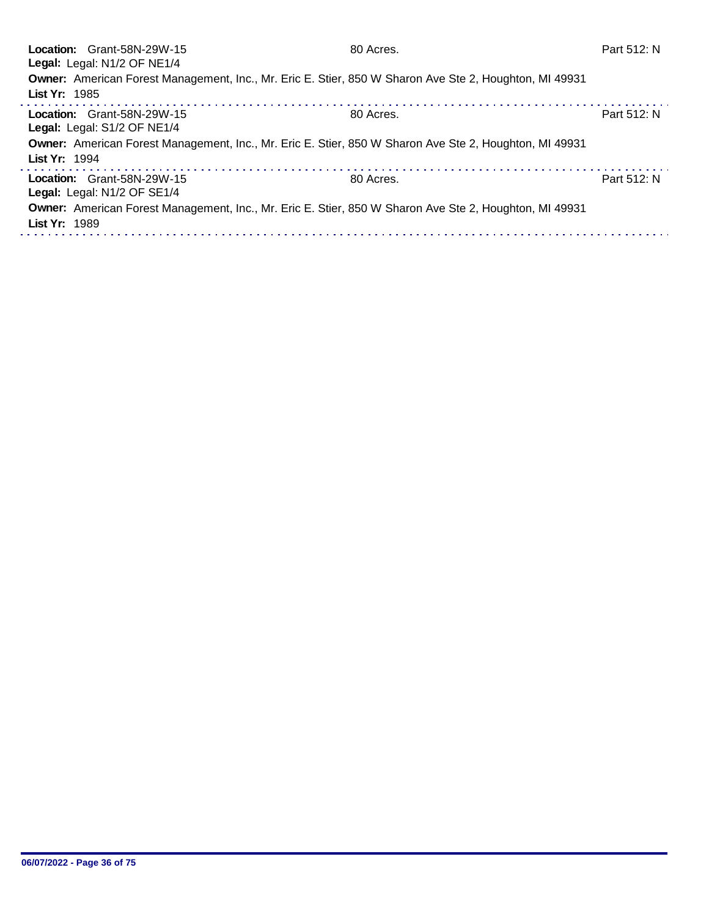**Location:** Grant-58N-29W-15 80 Acres. Part 512: N
**Legal:** Legal: N1/2 OF NE1/4
**Owner:** American Forest Management, Inc., Mr. Eric E. Stier, 850 W Sharon Ave Ste 2, Houghton, MI 49931
**List Yr:** 1985

---

**Location:** Grant-58N-29W-15 80 Acres. Part 512: N
**Legal:** Legal: S1/2 OF NE1/4
**Owner:** American Forest Management, Inc., Mr. Eric E. Stier, 850 W Sharon Ave Ste 2, Houghton, MI 49931
**List Yr:** 1994

---

**Location:** Grant-58N-29W-15 80 Acres. Part 512: N
**Legal:** Legal: N1/2 OF SE1/4
**Owner:** American Forest Management, Inc., Mr. Eric E. Stier, 850 W Sharon Ave Ste 2, Houghton, MI 49931
**List Yr:** 1989

---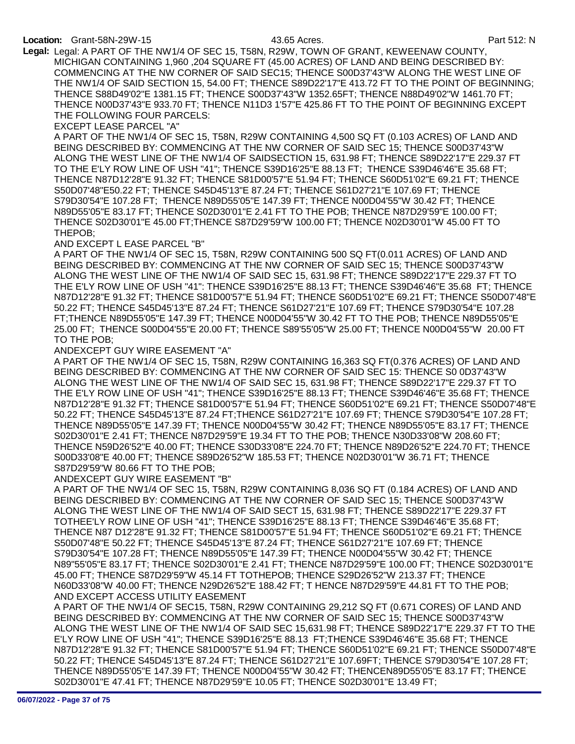**Location:** Grant-58N-29W-15 43.65 Acres. Part 512: N

**Legal:** Legal: A PART OF THE NW1/4 OF SEC 15, T58N, R29W, TOWN OF GRANT, KEWEENAW COUNTY, MICHIGAN CONTAINING 1,960 ,204 SQUARE FT (45.00 ACRES) OF LAND AND BEING DESCRIBED BY: COMMENCING AT THE NW CORNER OF SAID SEC15; THENCE S00D37'43"W ALONG THE WEST LINE OF THE NW1/4 OF SAID SECTION 15, 54.00 FT; THENCE S89D22'17"E 413.72 FT TO THE POINT OF BEGINNING; THENCE S88D49'02"E 1381.15 FT; THENCE S00D37'43"W 1352.65FT; THENCE N88D49'02"W 1461.70 FT; THENCE N00D37'43"E 933.70 FT; THENCE N11D3 1'57"E 425.86 FT TO THE POINT OF BEGINNING EXCEPT THE FOLLOWING FOUR PARCELS:

EXCEPT LEASE PARCEL "A"

A PART OF THE NW1/4 OF SEC 15, T58N, R29W CONTAINING 4,500 SQ FT (0.103 ACRES) OF LAND AND BEING DESCRIBED BY: COMMENCING AT THE NW CORNER OF SAID SEC 15; THENCE S00D37'43"W ALONG THE WEST LINE OF THE NW1/4 OF SAIDSECTION 15, 631.98 FT; THENCE S89D22'17"E 229.37 FT TO THE E'LY ROW LINE OF USH "41"; THENCE S39D16'25"E 88.13 FT; THENCE S39D46'46"E 35.68 FT; THENCE N87D12'28"E 91.32 FT; THENCE S81D00'57"E 51.94 FT; THENCE S60D51'02"E 69.21 FT; THENCE S50D07'48"E50.22 FT; THENCE S45D45'13"E 87.24 FT; THENCE S61D27'21"E 107.69 FT; THENCE S79D30'54"E 107.28 FT; THENCE N89D55'05"E 147.39 FT; THENCE N00D04'55"W 30.42 FT; THENCE N89D55'05"E 83.17 FT; THENCE S02D30'01"E 2.41 FT TO THE POB; THENCE N87D29'59"E 100.00 FT; THENCE S02D30'01"E 45.00 FT;THENCE S87D29'59"W 100.00 FT; THENCE N02D30'01"W 45.00 FT TO THEPOB;

AND EXCEPT L EASE PARCEL "B"

A PART OF THE NW1/4 OF SEC 15, T58N, R29W CONTAINING 500 SQ FT(0.011 ACRES) OF LAND AND BEING DESCRIBED BY: COMMENCING AT THE NW CORNER OF SAID SEC 15; THENCE S00D37'43"W ALONG THE WEST LINE OF THE NW1/4 OF SAID SEC 15, 631.98 FT; THENCE S89D22'17"E 229.37 FT TO THE E'LY ROW LINE OF USH "41": THENCE S39D16'25"E 88.13 FT; THENCE S39D46'46"E 35.68 FT; THENCE N87D12'28"E 91.32 FT; THENCE S81D00'57"E 51.94 FT; THENCE S60D51'02"E 69.21 FT; THENCE S50D07'48"E 50.22 FT; THENCE S45D45'13"E 87.24 FT; THENCE S61D27'21"E 107.69 FT; THENCE S79D30'54"E 107.28 FT;THENCE N89D55'05"E 147.39 FT; THENCE N00D04'55"W 30.42 FT TO THE POB; THENCE N89D55'05"E 25.00 FT; THENCE S00D04'55"E 20.00 FT; THENCE S89'55'05"W 25.00 FT; THENCE N00D04'55"W 20.00 FT TO THE POB;

ANDEXCEPT GUY WIRE EASEMENT "A"

A PART OF THE NW1/4 OF SEC 15, T58N, R29W CONTAINING 16,363 SQ FT(0.376 ACRES) OF LAND AND BEING DESCRIBED BY: COMMENCING AT THE NW CORNER OF SAID SEC 15: THENCE S0 0D37'43"W ALONG THE WEST LINE OF THE NW1/4 OF SAID SEC 15, 631.98 FT; THENCE S89D22'17"E 229.37 FT TO THE E'LY ROW LINE OF USH "41"; THENCE S39D16'25"E 88.13 FT; THENCE S39D46'46"E 35.68 FT; THENCE N87D12'28"E 91.32 FT; THENCE S81D00'57"E 51.94 FT; THENCE S60D51'02"E 69.21 FT; THENCE S50D07'48"E 50.22 FT; THENCE S45D45'13"E 87.24 FT;THENCE S61D27'21"E 107.69 FT; THENCE S79D30'54"E 107.28 FT; THENCE N89D55'05"E 147.39 FT; THENCE N00D04'55"W 30.42 FT; THENCE N89D55'05"E 83.17 FT; THENCE S02D30'01"E 2.41 FT; THENCE N87D29'59"E 19.34 FT TO THE POB; THENCE N30D33'08"W 208.60 FT; THENCE N59D26'52"E 40.00 FT; THENCE S30D33'08"E 224.70 FT; THENCE N89D26'52"E 224.70 FT; THENCE S00D33'08"E 40.00 FT; THENCE S89D26'52"W 185.53 FT; THENCE N02D30'01"W 36.71 FT; THENCE S87D29'59"W 80.66 FT TO THE POB;

ANDEXCEPT GUY WIRE EASEMENT "B"

A PART OF THE NW1/4 OF SEC 15, T58N, R29W CONTAINING 8,036 SQ FT (0.184 ACRES) OF LAND AND BEING DESCRIBED BY: COMMENCING AT THE NW CORNER OF SAID SEC 15; THENCE S00D37'43"W ALONG THE WEST LINE OF THE NW1/4 OF SAID SECT 15, 631.98 FT; THENCE S89D22'17"E 229.37 FT TOTHEE'LY ROW LINE OF USH "41"; THENCE S39D16'25"E 88.13 FT; THENCE S39D46'46"E 35.68 FT; THENCE N87 D12'28"E 91.32 FT; THENCE S81D00'57"E 51.94 FT; THENCE S60D51'02"E 69.21 FT; THENCE S50D07'48"E 50.22 FT; THENCE S45D45'13"E 87.24 FT; THENCE S61D27'21"E 107.69 FT; THENCE S79D30'54"E 107.28 FT; THENCE N89D55'05"E 147.39 FT; THENCE N00D04'55"W 30.42 FT; THENCE N89"55'05"E 83.17 FT; THENCE S02D30'01"E 2.41 FT; THENCE N87D29'59"E 100.00 FT; THENCE S02D30'01"E 45.00 FT; THENCE S87D29'59"W 45.14 FT TOTHEPOB; THENCE S29D26'52"W 213.37 FT; THENCE N60D33'08"W 40.00 FT; THENCE N29D26'52"E 188.42 FT; T HENCE N87D29'59"E 44.81 FT TO THE POB;

AND EXCEPT ACCESS UTILITY EASEMENT

A PART OF THE NW1/4 OF SEC15, T58N, R29W CONTAINING 29,212 SQ FT (0.671 CORES) OF LAND AND BEING DESCRIBED BY: COMMENCING AT THE NW CORNER OF SAID SEC 15; THENCE S00D37'43"W ALONG THE WEST LINE OF THE NW1/4 OF SAID SEC 15,631.98 FT; THENCE S89D22'17"E 229.37 FT TO THE E'LY ROW LINE OF USH "41"; THENCE S39D16'25"E 88.13 FT;THENCE S39D46'46"E 35.68 FT; THENCE N87D12'28"E 91.32 FT; THENCE S81D00'57"E 51.94 FT; THENCE S60D51'02"E 69.21 FT; THENCE S50D07'48"E 50.22 FT; THENCE S45D45'13"E 87.24 FT; THENCE S61D27'21"E 107.69FT; THENCE S79D30'54"E 107.28 FT; THENCE N89D55'05"E 147.39 FT; THENCE N00D04'55"W 30.42 FT; THENCEN89D55'05"E 83.17 FT; THENCE S02D30'01"E 47.41 FT; THENCE N87D29'59"E 10.05 FT; THENCE S02D30'01"E 13.49 FT;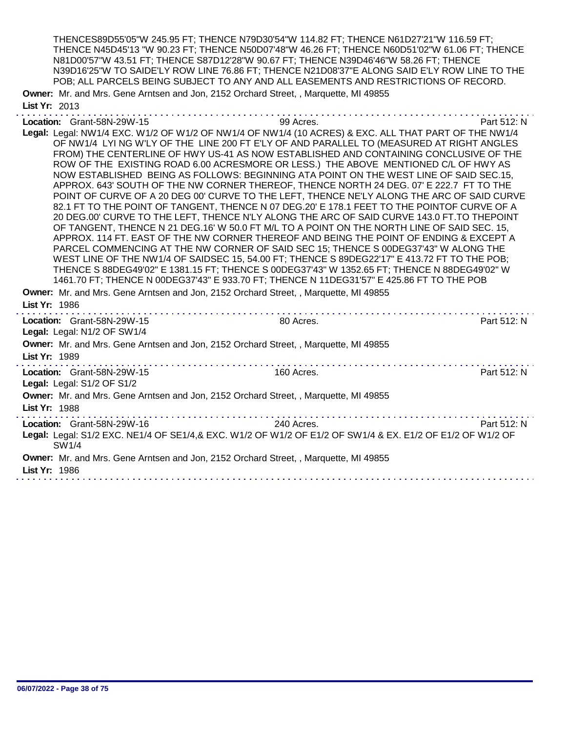THENCES89D55'05"W 245.95 FT; THENCE N79D30'54"W 114.82 FT; THENCE N61D27'21"W 116.59 FT; THENCE N45D45'13 "W 90.23 FT; THENCE N50D07'48"W 46.26 FT; THENCE N60D51'02"W 61.06 FT; THENCE N81D00'57"W 43.51 FT; THENCE S87D12'28"W 90.67 FT; THENCE N39D46'46"W 58.26 FT; THENCE N39D16'25"W TO SAIDE'LY ROW LINE 76.86 FT; THENCE N21D08'37"E ALONG SAID E'LY ROW LINE TO THE POB; ALL PARCELS BEING SUBJECT TO ANY AND ALL EASEMENTS AND RESTRICTIONS OF RECORD.

**Owner:** Mr. and Mrs. Gene Arntsen and Jon, 2152 Orchard Street, , Marquette, MI 49855

**List Yr:** 2013

---

**Location:** Grant-58N-29W-15 — 99 Acres. — Part 512: N

**Legal:** Legal: NW1/4 EXC. W1/2 OF W1/2 OF NW1/4 OF NW1/4 (10 ACRES) & EXC. ALL THAT PART OF THE NW1/4 OF NW1/4 LYI NG W'LY OF THE LINE 200 FT E'LY OF AND PARALLEL TO (MEASURED AT RIGHT ANGLES FROM) THE CENTERLINE OF HWY US-41 AS NOW ESTABLISHED AND CONTAINING CONCLUSIVE OF THE ROW OF THE EXISTING ROAD 6.00 ACRESMORE OR LESS.) THE ABOVE MENTIONED C/L OF HWY AS NOW ESTABLISHED BEING AS FOLLOWS: BEGINNING ATA POINT ON THE WEST LINE OF SAID SEC.15, APPROX. 643' SOUTH OF THE NW CORNER THEREOF, THENCE NORTH 24 DEG. 07' E 222.7 FT TO THE POINT OF CURVE OF A 20 DEG 00' CURVE TO THE LEFT, THENCE NE'LY ALONG THE ARC OF SAID CURVE 82.1 FT TO THE POINT OF TANGENT, THENCE N 07 DEG.20' E 178.1 FEET TO THE POINTOF CURVE OF A 20 DEG.00' CURVE TO THE LEFT, THENCE N'LY ALONG THE ARC OF SAID CURVE 143.0 FT.TO THEPOINT OF TANGENT, THENCE N 21 DEG.16' W 50.0 FT M/L TO A POINT ON THE NORTH LINE OF SAID SEC. 15, APPROX. 114 FT. EAST OF THE NW CORNER THEREOF AND BEING THE POINT OF ENDING & EXCEPT A PARCEL COMMENCING AT THE NW CORNER OF SAID SEC 15; THENCE S 00DEG37'43" W ALONG THE WEST LINE OF THE NW1/4 OF SAIDSEC 15, 54.00 FT; THENCE S 89DEG22'17" E 413.72 FT TO THE POB; THENCE S 88DEG49'02" E 1381.15 FT; THENCE S 00DEG37'43" W 1352.65 FT; THENCE N 88DEG49'02" W 1461.70 FT; THENCE N 00DEG37'43" E 933.70 FT; THENCE N 11DEG31'57" E 425.86 FT TO THE POB

**Owner:** Mr. and Mrs. Gene Arntsen and Jon, 2152 Orchard Street, , Marquette, MI 49855

**List Yr:** 1986

---

**Location:** Grant-58N-29W-15 — 80 Acres. — Part 512: N

**Legal:** Legal: N1/2 OF SW1/4

**Owner:** Mr. and Mrs. Gene Arntsen and Jon, 2152 Orchard Street, , Marquette, MI 49855

**List Yr:** 1989

---

**Location:** Grant-58N-29W-15 — 160 Acres. — Part 512: N

**Legal:** Legal: S1/2 OF S1/2

**Owner:** Mr. and Mrs. Gene Arntsen and Jon, 2152 Orchard Street, , Marquette, MI 49855

**List Yr:** 1988

---

**Location:** Grant-58N-29W-16 — 240 Acres. — Part 512: N

**Legal:** Legal: S1/2 EXC. NE1/4 OF SE1/4,& EXC. W1/2 OF W1/2 OF E1/2 OF SW1/4 & EX. E1/2 OF E1/2 OF W1/2 OF SW1/4

**Owner:** Mr. and Mrs. Gene Arntsen and Jon, 2152 Orchard Street, , Marquette, MI 49855

**List Yr:** 1986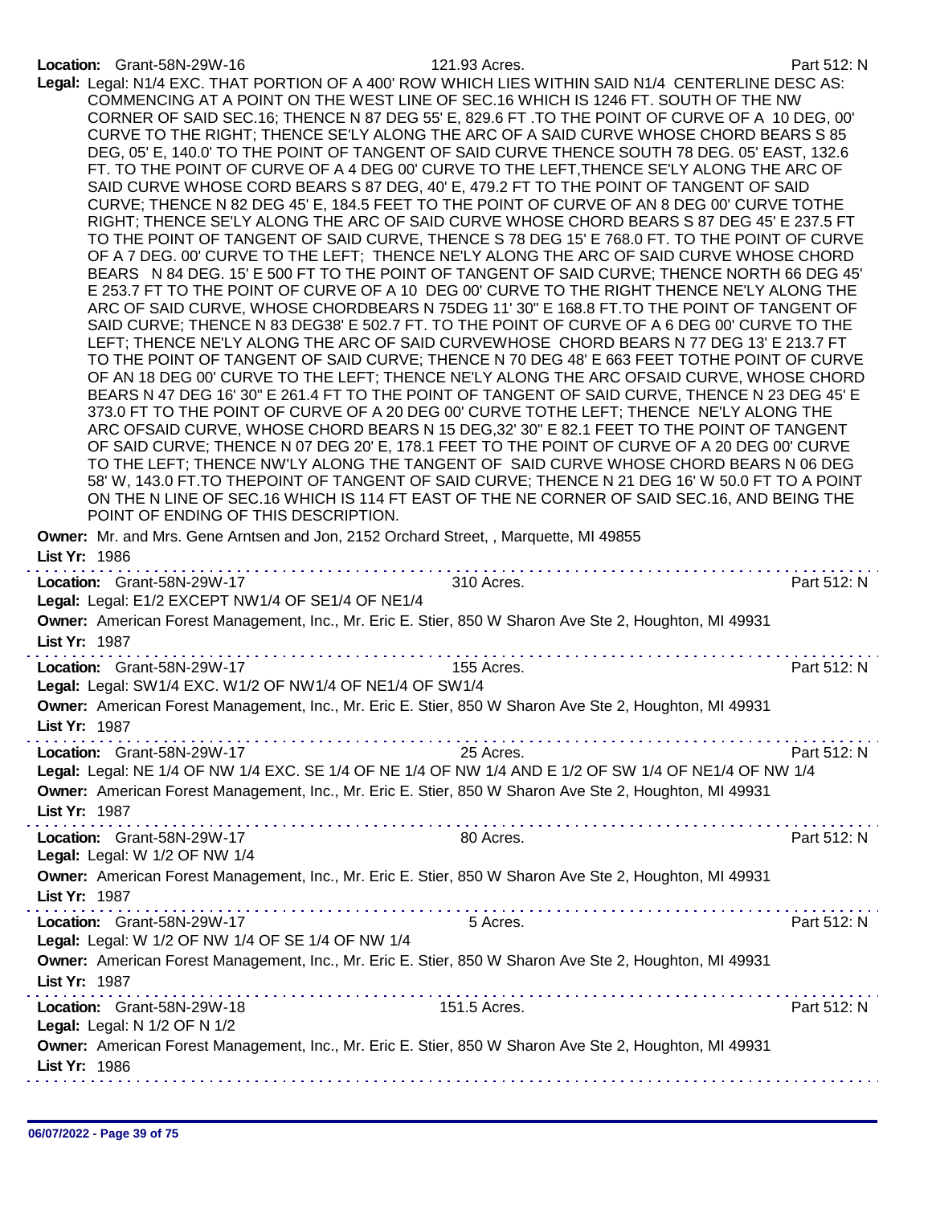**Location:** Grant-58N-29W-16 121.93 Acres. Part 512: N

**Legal:** Legal: N1/4 EXC. THAT PORTION OF A 400' ROW WHICH LIES WITHIN SAID N1/4 CENTERLINE DESC AS: COMMENCING AT A POINT ON THE WEST LINE OF SEC.16 WHICH IS 1246 FT. SOUTH OF THE NW CORNER OF SAID SEC.16; THENCE N 87 DEG 55' E, 829.6 FT .TO THE POINT OF CURVE OF A 10 DEG, 00' CURVE TO THE RIGHT; THENCE SE'LY ALONG THE ARC OF A SAID CURVE WHOSE CHORD BEARS S 85 DEG, 05' E, 140.0' TO THE POINT OF TANGENT OF SAID CURVE THENCE SOUTH 78 DEG. 05' EAST, 132.6 FT. TO THE POINT OF CURVE OF A 4 DEG 00' CURVE TO THE LEFT,THENCE SE'LY ALONG THE ARC OF SAID CURVE WHOSE CORD BEARS S 87 DEG, 40' E, 479.2 FT TO THE POINT OF TANGENT OF SAID CURVE; THENCE N 82 DEG 45' E, 184.5 FEET TO THE POINT OF CURVE OF AN 8 DEG 00' CURVE TOTHE RIGHT; THENCE SE'LY ALONG THE ARC OF SAID CURVE WHOSE CHORD BEARS S 87 DEG 45' E 237.5 FT TO THE POINT OF TANGENT OF SAID CURVE, THENCE S 78 DEG 15' E 768.0 FT. TO THE POINT OF CURVE OF A 7 DEG. 00' CURVE TO THE LEFT; THENCE NE'LY ALONG THE ARC OF SAID CURVE WHOSE CHORD BEARS N 84 DEG. 15' E 500 FT TO THE POINT OF TANGENT OF SAID CURVE; THENCE NORTH 66 DEG 45' E 253.7 FT TO THE POINT OF CURVE OF A 10 DEG 00' CURVE TO THE RIGHT THENCE NE'LY ALONG THE ARC OF SAID CURVE, WHOSE CHORDBEARS N 75DEG 11' 30" E 168.8 FT.TO THE POINT OF TANGENT OF SAID CURVE; THENCE N 83 DEG38' E 502.7 FT. TO THE POINT OF CURVE OF A 6 DEG 00' CURVE TO THE LEFT; THENCE NE'LY ALONG THE ARC OF SAID CURVEWHOSE CHORD BEARS N 77 DEG 13' E 213.7 FT TO THE POINT OF TANGENT OF SAID CURVE; THENCE N 70 DEG 48' E 663 FEET TOTHE POINT OF CURVE OF AN 18 DEG 00' CURVE TO THE LEFT; THENCE NE'LY ALONG THE ARC OFSAID CURVE, WHOSE CHORD BEARS N 47 DEG 16' 30" E 261.4 FT TO THE POINT OF TANGENT OF SAID CURVE, THENCE N 23 DEG 45' E 373.0 FT TO THE POINT OF CURVE OF A 20 DEG 00' CURVE TOTHE LEFT; THENCE NE'LY ALONG THE ARC OFSAID CURVE, WHOSE CHORD BEARS N 15 DEG,32' 30" E 82.1 FEET TO THE POINT OF TANGENT OF SAID CURVE; THENCE N 07 DEG 20' E, 178.1 FEET TO THE POINT OF CURVE OF A 20 DEG 00' CURVE TO THE LEFT; THENCE NW'LY ALONG THE TANGENT OF SAID CURVE WHOSE CHORD BEARS N 06 DEG 58' W, 143.0 FT.TO THEPOINT OF TANGENT OF SAID CURVE; THENCE N 21 DEG 16' W 50.0 FT TO A POINT ON THE N LINE OF SEC.16 WHICH IS 114 FT EAST OF THE NE CORNER OF SAID SEC.16, AND BEING THE POINT OF ENDING OF THIS DESCRIPTION.

**Owner:** Mr. and Mrs. Gene Arntsen and Jon, 2152 Orchard Street, , Marquette, MI 49855

**List Yr:** 1986

---

**Location:** Grant-58N-29W-17 310 Acres. Part 512: N

**Legal:** Legal: E1/2 EXCEPT NW1/4 OF SE1/4 OF NE1/4

**Owner:** American Forest Management, Inc., Mr. Eric E. Stier, 850 W Sharon Ave Ste 2, Houghton, MI 49931

**List Yr:** 1987

---

**Location:** Grant-58N-29W-17 155 Acres. Part 512: N

**Legal:** Legal: SW1/4 EXC. W1/2 OF NW1/4 OF NE1/4 OF SW1/4

**Owner:** American Forest Management, Inc., Mr. Eric E. Stier, 850 W Sharon Ave Ste 2, Houghton, MI 49931

**List Yr:** 1987

---

**Location:** Grant-58N-29W-17 25 Acres. Part 512: N

**Legal:** Legal: NE 1/4 OF NW 1/4 EXC. SE 1/4 OF NE 1/4 OF NW 1/4 AND E 1/2 OF SW 1/4 OF NE1/4 OF NW 1/4

**Owner:** American Forest Management, Inc., Mr. Eric E. Stier, 850 W Sharon Ave Ste 2, Houghton, MI 49931

**List Yr:** 1987

---

**Location:** Grant-58N-29W-17 80 Acres. Part 512: N

**Legal:** Legal: W 1/2 OF NW 1/4

**Owner:** American Forest Management, Inc., Mr. Eric E. Stier, 850 W Sharon Ave Ste 2, Houghton, MI 49931

**List Yr:** 1987

---

**Location:** Grant-58N-29W-17 5 Acres. Part 512: N

**Legal:** Legal: W 1/2 OF NW 1/4 OF SE 1/4 OF NW 1/4

**Owner:** American Forest Management, Inc., Mr. Eric E. Stier, 850 W Sharon Ave Ste 2, Houghton, MI 49931

**List Yr:** 1987

---

**Location:** Grant-58N-29W-18 151.5 Acres. Part 512: N

**Legal:** Legal: N 1/2 OF N 1/2

**Owner:** American Forest Management, Inc., Mr. Eric E. Stier, 850 W Sharon Ave Ste 2, Houghton, MI 49931

**List Yr:** 1986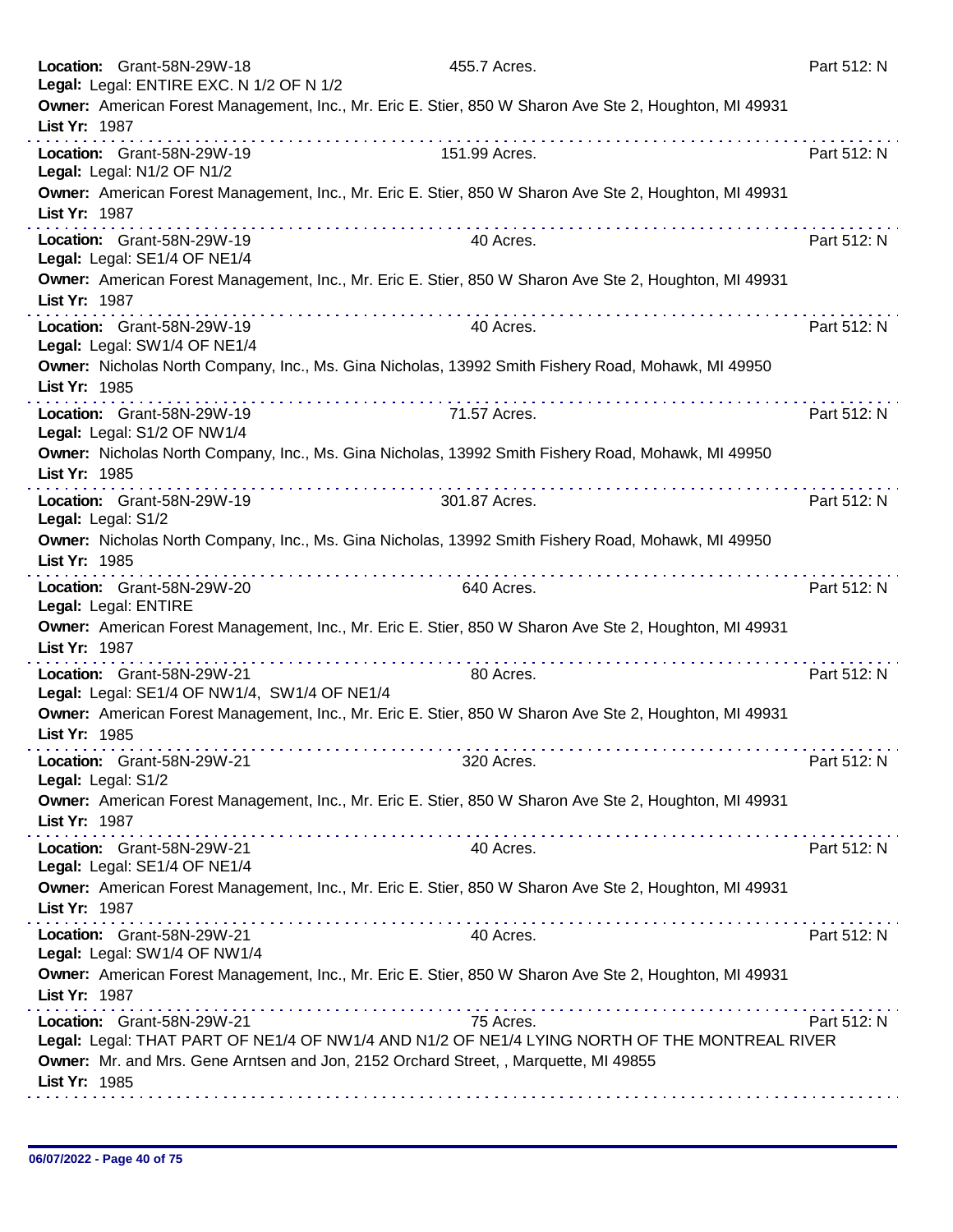**Location:** Grant-58N-29W-18 455.7 Acres. Part 512: N
**Legal:** Legal: ENTIRE EXC. N 1/2 OF N 1/2
**Owner:** American Forest Management, Inc., Mr. Eric E. Stier, 850 W Sharon Ave Ste 2, Houghton, MI 49931
**List Yr:** 1987

---

**Location:** Grant-58N-29W-19 151.99 Acres. Part 512: N
**Legal:** Legal: N1/2 OF N1/2
**Owner:** American Forest Management, Inc., Mr. Eric E. Stier, 850 W Sharon Ave Ste 2, Houghton, MI 49931
**List Yr:** 1987

---

**Location:** Grant-58N-29W-19 40 Acres. Part 512: N
**Legal:** Legal: SE1/4 OF NE1/4
**Owner:** American Forest Management, Inc., Mr. Eric E. Stier, 850 W Sharon Ave Ste 2, Houghton, MI 49931
**List Yr:** 1987

---

**Location:** Grant-58N-29W-19 40 Acres. Part 512: N
**Legal:** Legal: SW1/4 OF NE1/4
**Owner:** Nicholas North Company, Inc., Ms. Gina Nicholas, 13992 Smith Fishery Road, Mohawk, MI 49950
**List Yr:** 1985

---

**Location:** Grant-58N-29W-19 71.57 Acres. Part 512: N
**Legal:** Legal: S1/2 OF NW1/4
**Owner:** Nicholas North Company, Inc., Ms. Gina Nicholas, 13992 Smith Fishery Road, Mohawk, MI 49950
**List Yr:** 1985

---

**Location:** Grant-58N-29W-19 301.87 Acres. Part 512: N
**Legal:** Legal: S1/2
**Owner:** Nicholas North Company, Inc., Ms. Gina Nicholas, 13992 Smith Fishery Road, Mohawk, MI 49950
**List Yr:** 1985

---

**Location:** Grant-58N-29W-20 640 Acres. Part 512: N
**Legal:** Legal: ENTIRE
**Owner:** American Forest Management, Inc., Mr. Eric E. Stier, 850 W Sharon Ave Ste 2, Houghton, MI 49931
**List Yr:** 1987

---

**Location:** Grant-58N-29W-21 80 Acres. Part 512: N
**Legal:** Legal: SE1/4 OF NW1/4, SW1/4 OF NE1/4
**Owner:** American Forest Management, Inc., Mr. Eric E. Stier, 850 W Sharon Ave Ste 2, Houghton, MI 49931
**List Yr:** 1985

---

**Location:** Grant-58N-29W-21 320 Acres. Part 512: N
**Legal:** Legal: S1/2
**Owner:** American Forest Management, Inc., Mr. Eric E. Stier, 850 W Sharon Ave Ste 2, Houghton, MI 49931
**List Yr:** 1987

---

**Location:** Grant-58N-29W-21 40 Acres. Part 512: N
**Legal:** Legal: SE1/4 OF NE1/4
**Owner:** American Forest Management, Inc., Mr. Eric E. Stier, 850 W Sharon Ave Ste 2, Houghton, MI 49931
**List Yr:** 1987

---

**Location:** Grant-58N-29W-21 40 Acres. Part 512: N
**Legal:** Legal: SW1/4 OF NW1/4
**Owner:** American Forest Management, Inc., Mr. Eric E. Stier, 850 W Sharon Ave Ste 2, Houghton, MI 49931
**List Yr:** 1987

---

**Location:** Grant-58N-29W-21 75 Acres. Part 512: N
**Legal:** Legal: THAT PART OF NE1/4 OF NW1/4 AND N1/2 OF NE1/4 LYING NORTH OF THE MONTREAL RIVER
**Owner:** Mr. and Mrs. Gene Arntsen and Jon, 2152 Orchard Street, , Marquette, MI 49855
**List Yr:** 1985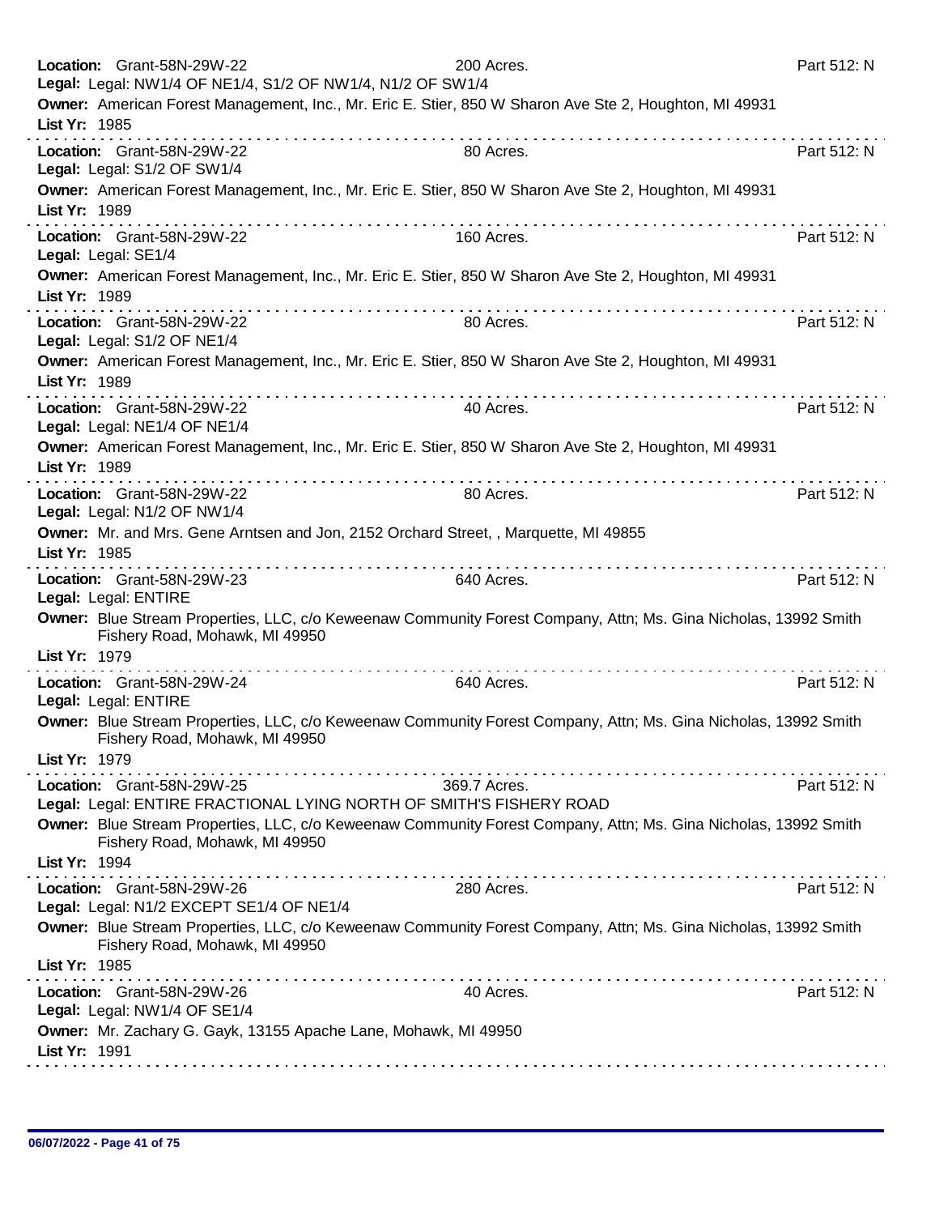**Location:** Grant-58N-29W-22 200 Acres. Part 512: N
**Legal:** Legal: NW1/4 OF NE1/4, S1/2 OF NW1/4, N1/2 OF SW1/4
**Owner:** American Forest Management, Inc., Mr. Eric E. Stier, 850 W Sharon Ave Ste 2, Houghton, MI 49931
**List Yr:** 1985

---

**Location:** Grant-58N-29W-22 80 Acres. Part 512: N
**Legal:** Legal: S1/2 OF SW1/4
**Owner:** American Forest Management, Inc., Mr. Eric E. Stier, 850 W Sharon Ave Ste 2, Houghton, MI 49931
**List Yr:** 1989

---

**Location:** Grant-58N-29W-22 160 Acres. Part 512: N
**Legal:** Legal: SE1/4
**Owner:** American Forest Management, Inc., Mr. Eric E. Stier, 850 W Sharon Ave Ste 2, Houghton, MI 49931
**List Yr:** 1989

---

**Location:** Grant-58N-29W-22 80 Acres. Part 512: N
**Legal:** Legal: S1/2 OF NE1/4
**Owner:** American Forest Management, Inc., Mr. Eric E. Stier, 850 W Sharon Ave Ste 2, Houghton, MI 49931
**List Yr:** 1989

---

**Location:** Grant-58N-29W-22 40 Acres. Part 512: N
**Legal:** Legal: NE1/4 OF NE1/4
**Owner:** American Forest Management, Inc., Mr. Eric E. Stier, 850 W Sharon Ave Ste 2, Houghton, MI 49931
**List Yr:** 1989

---

**Location:** Grant-58N-29W-22 80 Acres. Part 512: N
**Legal:** Legal: N1/2 OF NW1/4
**Owner:** Mr. and Mrs. Gene Arntsen and Jon, 2152 Orchard Street, , Marquette, MI 49855
**List Yr:** 1985

---

**Location:** Grant-58N-29W-23 640 Acres. Part 512: N
**Legal:** Legal: ENTIRE
**Owner:** Blue Stream Properties, LLC, c/o Keweenaw Community Forest Company, Attn; Ms. Gina Nicholas, 13992 Smith Fishery Road, Mohawk, MI 49950
**List Yr:** 1979

---

**Location:** Grant-58N-29W-24 640 Acres. Part 512: N
**Legal:** Legal: ENTIRE
**Owner:** Blue Stream Properties, LLC, c/o Keweenaw Community Forest Company, Attn; Ms. Gina Nicholas, 13992 Smith Fishery Road, Mohawk, MI 49950
**List Yr:** 1979

---

**Location:** Grant-58N-29W-25 369.7 Acres. Part 512: N
**Legal:** Legal: ENTIRE FRACTIONAL LYING NORTH OF SMITH'S FISHERY ROAD
**Owner:** Blue Stream Properties, LLC, c/o Keweenaw Community Forest Company, Attn; Ms. Gina Nicholas, 13992 Smith Fishery Road, Mohawk, MI 49950
**List Yr:** 1994

---

**Location:** Grant-58N-29W-26 280 Acres. Part 512: N
**Legal:** Legal: N1/2 EXCEPT SE1/4 OF NE1/4
**Owner:** Blue Stream Properties, LLC, c/o Keweenaw Community Forest Company, Attn; Ms. Gina Nicholas, 13992 Smith Fishery Road, Mohawk, MI 49950
**List Yr:** 1985

---

**Location:** Grant-58N-29W-26 40 Acres. Part 512: N
**Legal:** Legal: NW1/4 OF SE1/4
**Owner:** Mr. Zachary G. Gayk, 13155 Apache Lane, Mohawk, MI 49950
**List Yr:** 1991

---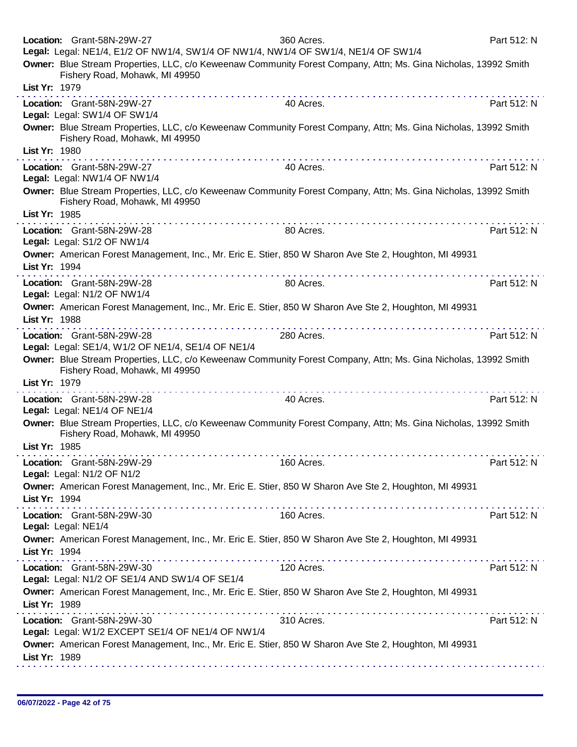**Location:** Grant-58N-29W-27 360 Acres. Part 512: N
**Legal:** Legal: NE1/4, E1/2 OF NW1/4, SW1/4 OF NW1/4, NW1/4 OF SW1/4, NE1/4 OF SW1/4
**Owner:** Blue Stream Properties, LLC, c/o Keweenaw Community Forest Company, Attn; Ms. Gina Nicholas, 13992 Smith Fishery Road, Mohawk, MI 49950
**List Yr:** 1979

---

**Location:** Grant-58N-29W-27 40 Acres. Part 512: N
**Legal:** Legal: SW1/4 OF SW1/4
**Owner:** Blue Stream Properties, LLC, c/o Keweenaw Community Forest Company, Attn; Ms. Gina Nicholas, 13992 Smith Fishery Road, Mohawk, MI 49950
**List Yr:** 1980

---

**Location:** Grant-58N-29W-27 40 Acres. Part 512: N
**Legal:** Legal: NW1/4 OF NW1/4
**Owner:** Blue Stream Properties, LLC, c/o Keweenaw Community Forest Company, Attn; Ms. Gina Nicholas, 13992 Smith Fishery Road, Mohawk, MI 49950
**List Yr:** 1985

---

**Location:** Grant-58N-29W-28 80 Acres. Part 512: N
**Legal:** Legal: S1/2 OF NW1/4
**Owner:** American Forest Management, Inc., Mr. Eric E. Stier, 850 W Sharon Ave Ste 2, Houghton, MI 49931
**List Yr:** 1994

---

**Location:** Grant-58N-29W-28 80 Acres. Part 512: N
**Legal:** Legal: N1/2 OF NW1/4
**Owner:** American Forest Management, Inc., Mr. Eric E. Stier, 850 W Sharon Ave Ste 2, Houghton, MI 49931
**List Yr:** 1988

---

**Location:** Grant-58N-29W-28 280 Acres. Part 512: N
**Legal:** Legal: SE1/4, W1/2 OF NE1/4, SE1/4 OF NE1/4
**Owner:** Blue Stream Properties, LLC, c/o Keweenaw Community Forest Company, Attn; Ms. Gina Nicholas, 13992 Smith Fishery Road, Mohawk, MI 49950
**List Yr:** 1979

---

**Location:** Grant-58N-29W-28 40 Acres. Part 512: N
**Legal:** Legal: NE1/4 OF NE1/4
**Owner:** Blue Stream Properties, LLC, c/o Keweenaw Community Forest Company, Attn; Ms. Gina Nicholas, 13992 Smith Fishery Road, Mohawk, MI 49950
**List Yr:** 1985

---

**Location:** Grant-58N-29W-29 160 Acres. Part 512: N
**Legal:** Legal: N1/2 OF N1/2
**Owner:** American Forest Management, Inc., Mr. Eric E. Stier, 850 W Sharon Ave Ste 2, Houghton, MI 49931
**List Yr:** 1994

---

**Location:** Grant-58N-29W-30 160 Acres. Part 512: N
**Legal:** Legal: NE1/4
**Owner:** American Forest Management, Inc., Mr. Eric E. Stier, 850 W Sharon Ave Ste 2, Houghton, MI 49931
**List Yr:** 1994

---

**Location:** Grant-58N-29W-30 120 Acres. Part 512: N
**Legal:** Legal: N1/2 OF SE1/4 AND SW1/4 OF SE1/4
**Owner:** American Forest Management, Inc., Mr. Eric E. Stier, 850 W Sharon Ave Ste 2, Houghton, MI 49931
**List Yr:** 1989

---

**Location:** Grant-58N-29W-30 310 Acres. Part 512: N
**Legal:** Legal: W1/2 EXCEPT SE1/4 OF NE1/4 OF NW1/4
**Owner:** American Forest Management, Inc., Mr. Eric E. Stier, 850 W Sharon Ave Ste 2, Houghton, MI 49931
**List Yr:** 1989

---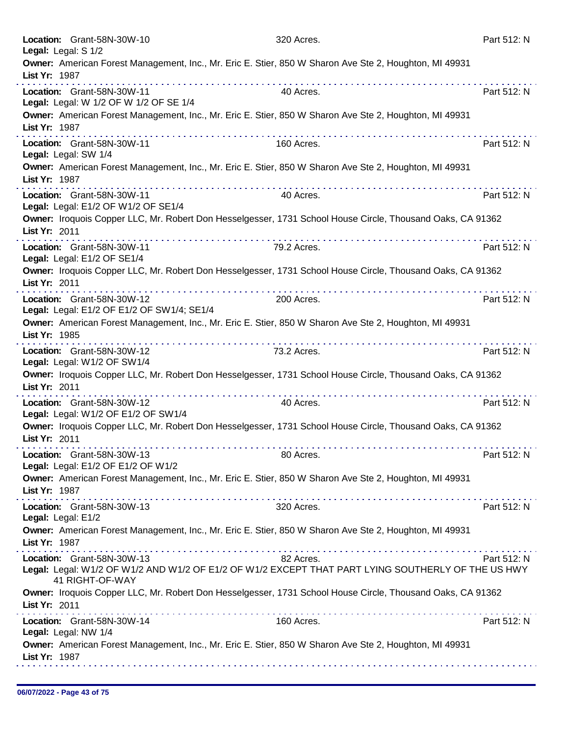**Location:** Grant-58N-30W-10 320 Acres. Part 512: N
**Legal:** Legal: S 1/2
**Owner:** American Forest Management, Inc., Mr. Eric E. Stier, 850 W Sharon Ave Ste 2, Houghton, MI 49931
**List Yr:** 1987

---

**Location:** Grant-58N-30W-11 40 Acres. Part 512: N
**Legal:** Legal: W 1/2 OF W 1/2 OF SE 1/4
**Owner:** American Forest Management, Inc., Mr. Eric E. Stier, 850 W Sharon Ave Ste 2, Houghton, MI 49931
**List Yr:** 1987

---

**Location:** Grant-58N-30W-11 160 Acres. Part 512: N
**Legal:** Legal: SW 1/4
**Owner:** American Forest Management, Inc., Mr. Eric E. Stier, 850 W Sharon Ave Ste 2, Houghton, MI 49931
**List Yr:** 1987

---

**Location:** Grant-58N-30W-11 40 Acres. Part 512: N
**Legal:** Legal: E1/2 OF W1/2 OF SE1/4
**Owner:** Iroquois Copper LLC, Mr. Robert Don Hesselgesser, 1731 School House Circle, Thousand Oaks, CA 91362
**List Yr:** 2011

---

**Location:** Grant-58N-30W-11 79.2 Acres. Part 512: N
**Legal:** Legal: E1/2 OF SE1/4
**Owner:** Iroquois Copper LLC, Mr. Robert Don Hesselgesser, 1731 School House Circle, Thousand Oaks, CA 91362
**List Yr:** 2011

---

**Location:** Grant-58N-30W-12 200 Acres. Part 512: N
**Legal:** Legal: E1/2 OF E1/2 OF SW1/4; SE1/4
**Owner:** American Forest Management, Inc., Mr. Eric E. Stier, 850 W Sharon Ave Ste 2, Houghton, MI 49931
**List Yr:** 1985

---

**Location:** Grant-58N-30W-12 73.2 Acres. Part 512: N
**Legal:** Legal: W1/2 OF SW1/4
**Owner:** Iroquois Copper LLC, Mr. Robert Don Hesselgesser, 1731 School House Circle, Thousand Oaks, CA 91362
**List Yr:** 2011

---

**Location:** Grant-58N-30W-12 40 Acres. Part 512: N
**Legal:** Legal: W1/2 OF E1/2 OF SW1/4
**Owner:** Iroquois Copper LLC, Mr. Robert Don Hesselgesser, 1731 School House Circle, Thousand Oaks, CA 91362
**List Yr:** 2011

---

**Location:** Grant-58N-30W-13 80 Acres. Part 512: N
**Legal:** Legal: E1/2 OF E1/2 OF W1/2
**Owner:** American Forest Management, Inc., Mr. Eric E. Stier, 850 W Sharon Ave Ste 2, Houghton, MI 49931
**List Yr:** 1987

---

**Location:** Grant-58N-30W-13 320 Acres. Part 512: N
**Legal:** Legal: E1/2
**Owner:** American Forest Management, Inc., Mr. Eric E. Stier, 850 W Sharon Ave Ste 2, Houghton, MI 49931
**List Yr:** 1987

---

**Location:** Grant-58N-30W-13 82 Acres. Part 512: N
**Legal:** Legal: W1/2 OF W1/2 AND W1/2 OF E1/2 OF W1/2 EXCEPT THAT PART LYING SOUTHERLY OF THE US HWY 41 RIGHT-OF-WAY
**Owner:** Iroquois Copper LLC, Mr. Robert Don Hesselgesser, 1731 School House Circle, Thousand Oaks, CA 91362
**List Yr:** 2011

---

**Location:** Grant-58N-30W-14 160 Acres. Part 512: N
**Legal:** Legal: NW 1/4
**Owner:** American Forest Management, Inc., Mr. Eric E. Stier, 850 W Sharon Ave Ste 2, Houghton, MI 49931
**List Yr:** 1987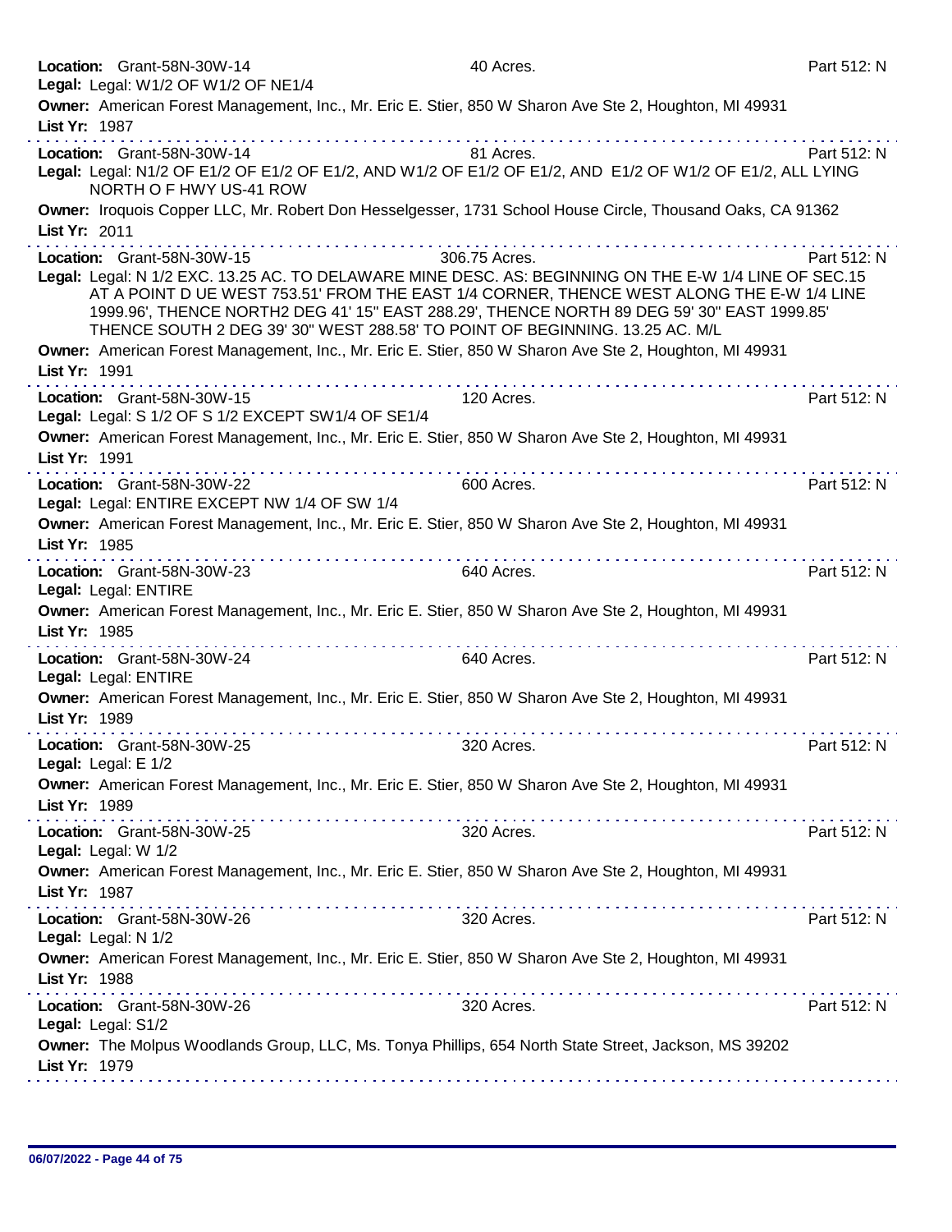**Location:** Grant-58N-30W-14 — 40 Acres. — Part 512: N
**Legal:** Legal: W1/2 OF W1/2 OF NE1/4
**Owner:** American Forest Management, Inc., Mr. Eric E. Stier, 850 W Sharon Ave Ste 2, Houghton, MI 49931
**List Yr:** 1987

---

**Location:** Grant-58N-30W-14 — 81 Acres. — Part 512: N
**Legal:** Legal: N1/2 OF E1/2 OF E1/2 OF E1/2, AND W1/2 OF E1/2 OF E1/2, AND E1/2 OF W1/2 OF E1/2, ALL LYING NORTH O F HWY US-41 ROW
**Owner:** Iroquois Copper LLC, Mr. Robert Don Hesselgesser, 1731 School House Circle, Thousand Oaks, CA 91362
**List Yr:** 2011

---

**Location:** Grant-58N-30W-15 — 306.75 Acres. — Part 512: N
**Legal:** Legal: N 1/2 EXC. 13.25 AC. TO DELAWARE MINE DESC. AS: BEGINNING ON THE E-W 1/4 LINE OF SEC.15 AT A POINT D UE WEST 753.51' FROM THE EAST 1/4 CORNER, THENCE WEST ALONG THE E-W 1/4 LINE 1999.96', THENCE NORTH2 DEG 41' 15" EAST 288.29', THENCE NORTH 89 DEG 59' 30" EAST 1999.85' THENCE SOUTH 2 DEG 39' 30" WEST 288.58' TO POINT OF BEGINNING. 13.25 AC. M/L
**Owner:** American Forest Management, Inc., Mr. Eric E. Stier, 850 W Sharon Ave Ste 2, Houghton, MI 49931
**List Yr:** 1991

---

**Location:** Grant-58N-30W-15 — 120 Acres. — Part 512: N
**Legal:** Legal: S 1/2 OF S 1/2 EXCEPT SW1/4 OF SE1/4
**Owner:** American Forest Management, Inc., Mr. Eric E. Stier, 850 W Sharon Ave Ste 2, Houghton, MI 49931
**List Yr:** 1991

---

**Location:** Grant-58N-30W-22 — 600 Acres. — Part 512: N
**Legal:** Legal: ENTIRE EXCEPT NW 1/4 OF SW 1/4
**Owner:** American Forest Management, Inc., Mr. Eric E. Stier, 850 W Sharon Ave Ste 2, Houghton, MI 49931
**List Yr:** 1985

---

**Location:** Grant-58N-30W-23 — 640 Acres. — Part 512: N
**Legal:** Legal: ENTIRE
**Owner:** American Forest Management, Inc., Mr. Eric E. Stier, 850 W Sharon Ave Ste 2, Houghton, MI 49931
**List Yr:** 1985

---

**Location:** Grant-58N-30W-24 — 640 Acres. — Part 512: N
**Legal:** Legal: ENTIRE
**Owner:** American Forest Management, Inc., Mr. Eric E. Stier, 850 W Sharon Ave Ste 2, Houghton, MI 49931
**List Yr:** 1989

---

**Location:** Grant-58N-30W-25 — 320 Acres. — Part 512: N
**Legal:** Legal: E 1/2
**Owner:** American Forest Management, Inc., Mr. Eric E. Stier, 850 W Sharon Ave Ste 2, Houghton, MI 49931
**List Yr:** 1989

---

**Location:** Grant-58N-30W-25 — 320 Acres. — Part 512: N
**Legal:** Legal: W 1/2
**Owner:** American Forest Management, Inc., Mr. Eric E. Stier, 850 W Sharon Ave Ste 2, Houghton, MI 49931
**List Yr:** 1987

---

**Location:** Grant-58N-30W-26 — 320 Acres. — Part 512: N
**Legal:** Legal: N 1/2
**Owner:** American Forest Management, Inc., Mr. Eric E. Stier, 850 W Sharon Ave Ste 2, Houghton, MI 49931
**List Yr:** 1988

---

**Location:** Grant-58N-30W-26 — 320 Acres. — Part 512: N
**Legal:** Legal: S1/2
**Owner:** The Molpus Woodlands Group, LLC, Ms. Tonya Phillips, 654 North State Street, Jackson, MS 39202
**List Yr:** 1979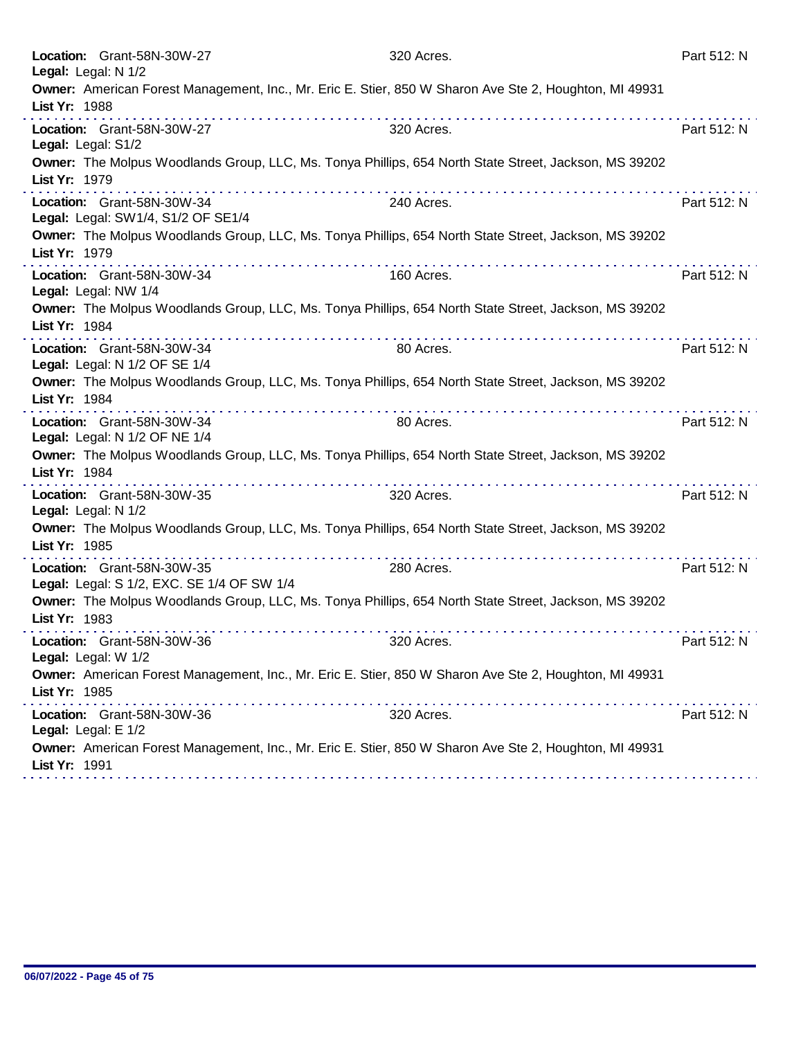**Location:** Grant-58N-30W-27 320 Acres. Part 512: N
**Legal:** Legal: N 1/2
**Owner:** American Forest Management, Inc., Mr. Eric E. Stier, 850 W Sharon Ave Ste 2, Houghton, MI 49931
**List Yr:** 1988

---

**Location:** Grant-58N-30W-27 320 Acres. Part 512: N
**Legal:** Legal: S1/2
**Owner:** The Molpus Woodlands Group, LLC, Ms. Tonya Phillips, 654 North State Street, Jackson, MS 39202
**List Yr:** 1979

---

**Location:** Grant-58N-30W-34 240 Acres. Part 512: N
**Legal:** Legal: SW1/4, S1/2 OF SE1/4
**Owner:** The Molpus Woodlands Group, LLC, Ms. Tonya Phillips, 654 North State Street, Jackson, MS 39202
**List Yr:** 1979

---

**Location:** Grant-58N-30W-34 160 Acres. Part 512: N
**Legal:** Legal: NW 1/4
**Owner:** The Molpus Woodlands Group, LLC, Ms. Tonya Phillips, 654 North State Street, Jackson, MS 39202
**List Yr:** 1984

---

**Location:** Grant-58N-30W-34 80 Acres. Part 512: N
**Legal:** Legal: N 1/2 OF SE 1/4
**Owner:** The Molpus Woodlands Group, LLC, Ms. Tonya Phillips, 654 North State Street, Jackson, MS 39202
**List Yr:** 1984

---

**Location:** Grant-58N-30W-34 80 Acres. Part 512: N
**Legal:** Legal: N 1/2 OF NE 1/4
**Owner:** The Molpus Woodlands Group, LLC, Ms. Tonya Phillips, 654 North State Street, Jackson, MS 39202
**List Yr:** 1984

---

**Location:** Grant-58N-30W-35 320 Acres. Part 512: N
**Legal:** Legal: N 1/2
**Owner:** The Molpus Woodlands Group, LLC, Ms. Tonya Phillips, 654 North State Street, Jackson, MS 39202
**List Yr:** 1985

---

**Location:** Grant-58N-30W-35 280 Acres. Part 512: N
**Legal:** Legal: S 1/2, EXC. SE 1/4 OF SW 1/4
**Owner:** The Molpus Woodlands Group, LLC, Ms. Tonya Phillips, 654 North State Street, Jackson, MS 39202
**List Yr:** 1983

---

**Location:** Grant-58N-30W-36 320 Acres. Part 512: N
**Legal:** Legal: W 1/2
**Owner:** American Forest Management, Inc., Mr. Eric E. Stier, 850 W Sharon Ave Ste 2, Houghton, MI 49931
**List Yr:** 1985

---

**Location:** Grant-58N-30W-36 320 Acres. Part 512: N
**Legal:** Legal: E 1/2
**Owner:** American Forest Management, Inc., Mr. Eric E. Stier, 850 W Sharon Ave Ste 2, Houghton, MI 49931
**List Yr:** 1991

---

06/07/2022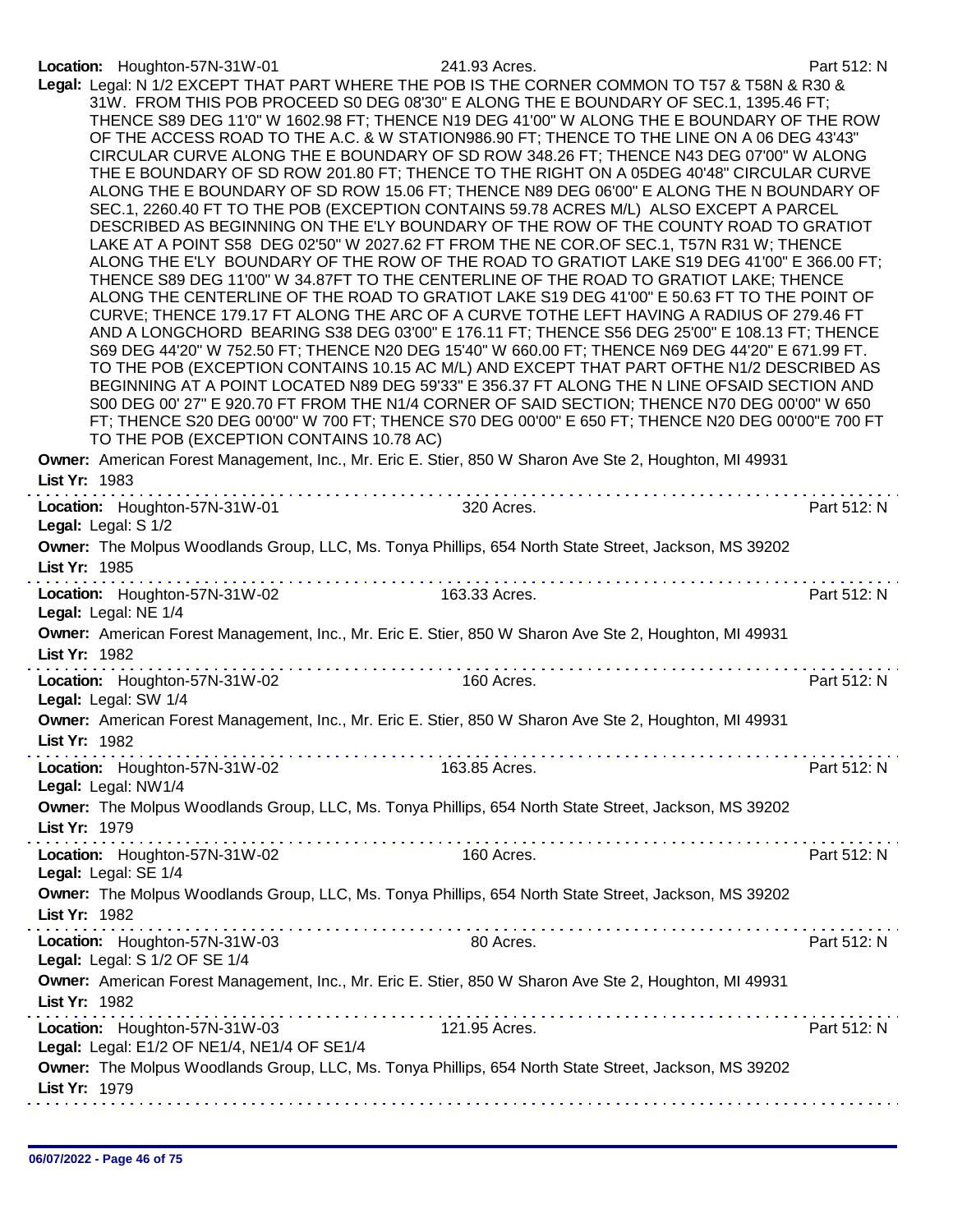**Location:** Houghton-57N-31W-01 241.93 Acres. Part 512: N

**Legal:** Legal: N 1/2 EXCEPT THAT PART WHERE THE POB IS THE CORNER COMMON TO T57 & T58N & R30 & 31W. FROM THIS POB PROCEED S0 DEG 08'30" E ALONG THE E BOUNDARY OF SEC.1, 1395.46 FT; THENCE S89 DEG 11'0" W 1602.98 FT; THENCE N19 DEG 41'00" W ALONG THE E BOUNDARY OF THE ROW OF THE ACCESS ROAD TO THE A.C. & W STATION986.90 FT; THENCE TO THE LINE ON A 06 DEG 43'43" CIRCULAR CURVE ALONG THE E BOUNDARY OF SD ROW 348.26 FT; THENCE N43 DEG 07'00" W ALONG THE E BOUNDARY OF SD ROW 201.80 FT; THENCE TO THE RIGHT ON A 05DEG 40'48" CIRCULAR CURVE ALONG THE E BOUNDARY OF SD ROW 15.06 FT; THENCE N89 DEG 06'00" E ALONG THE N BOUNDARY OF SEC.1, 2260.40 FT TO THE POB (EXCEPTION CONTAINS 59.78 ACRES M/L) ALSO EXCEPT A PARCEL DESCRIBED AS BEGINNING ON THE E'LY BOUNDARY OF THE ROW OF THE COUNTY ROAD TO GRATIOT LAKE AT A POINT S58 DEG 02'50" W 2027.62 FT FROM THE NE COR.OF SEC.1, T57N R31 W; THENCE ALONG THE E'LY BOUNDARY OF THE ROW OF THE ROAD TO GRATIOT LAKE S19 DEG 41'00" E 366.00 FT; THENCE S89 DEG 11'00" W 34.87FT TO THE CENTERLINE OF THE ROAD TO GRATIOT LAKE; THENCE ALONG THE CENTERLINE OF THE ROAD TO GRATIOT LAKE S19 DEG 41'00" E 50.63 FT TO THE POINT OF CURVE; THENCE 179.17 FT ALONG THE ARC OF A CURVE TOTHE LEFT HAVING A RADIUS OF 279.46 FT AND A LONGCHORD BEARING S38 DEG 03'00" E 176.11 FT; THENCE S56 DEG 25'00" E 108.13 FT; THENCE S69 DEG 44'20" W 752.50 FT; THENCE N20 DEG 15'40" W 660.00 FT; THENCE N69 DEG 44'20" E 671.99 FT. TO THE POB (EXCEPTION CONTAINS 10.15 AC M/L) AND EXCEPT THAT PART OFTHE N1/2 DESCRIBED AS BEGINNING AT A POINT LOCATED N89 DEG 59'33" E 356.37 FT ALONG THE N LINE OFSAID SECTION AND S00 DEG 00' 27" E 920.70 FT FROM THE N1/4 CORNER OF SAID SECTION; THENCE N70 DEG 00'00" W 650 FT; THENCE S20 DEG 00'00" W 700 FT; THENCE S70 DEG 00'00" E 650 FT; THENCE N20 DEG 00'00"E 700 FT TO THE POB (EXCEPTION CONTAINS 10.78 AC)

**Owner:** American Forest Management, Inc., Mr. Eric E. Stier, 850 W Sharon Ave Ste 2, Houghton, MI 49931

**List Yr:** 1983

---

**Location:** Houghton-57N-31W-01 320 Acres. Part 512: N

**Legal:** Legal: S 1/2

**Owner:** The Molpus Woodlands Group, LLC, Ms. Tonya Phillips, 654 North State Street, Jackson, MS 39202

**List Yr:** 1985

---

**Location:** Houghton-57N-31W-02 163.33 Acres. Part 512: N

**Legal:** Legal: NE 1/4

**Owner:** American Forest Management, Inc., Mr. Eric E. Stier, 850 W Sharon Ave Ste 2, Houghton, MI 49931

**List Yr:** 1982

---

**Location:** Houghton-57N-31W-02 160 Acres. Part 512: N

**Legal:** Legal: SW 1/4

**Owner:** American Forest Management, Inc., Mr. Eric E. Stier, 850 W Sharon Ave Ste 2, Houghton, MI 49931

**List Yr:** 1982

---

**Location:** Houghton-57N-31W-02 163.85 Acres. Part 512: N

**Legal:** Legal: NW1/4

**Owner:** The Molpus Woodlands Group, LLC, Ms. Tonya Phillips, 654 North State Street, Jackson, MS 39202

**List Yr:** 1979

---

**Location:** Houghton-57N-31W-02 160 Acres. Part 512: N

**Legal:** Legal: SE 1/4

**Owner:** The Molpus Woodlands Group, LLC, Ms. Tonya Phillips, 654 North State Street, Jackson, MS 39202

**List Yr:** 1982

---

**Location:** Houghton-57N-31W-03 80 Acres. Part 512: N

**Legal:** Legal: S 1/2 OF SE 1/4

**Owner:** American Forest Management, Inc., Mr. Eric E. Stier, 850 W Sharon Ave Ste 2, Houghton, MI 49931

**List Yr:** 1982

---

**Location:** Houghton-57N-31W-03 121.95 Acres. Part 512: N

**Legal:** Legal: E1/2 OF NE1/4, NE1/4 OF SE1/4

**Owner:** The Molpus Woodlands Group, LLC, Ms. Tonya Phillips, 654 North State Street, Jackson, MS 39202

**List Yr:** 1979

---

06/07/2022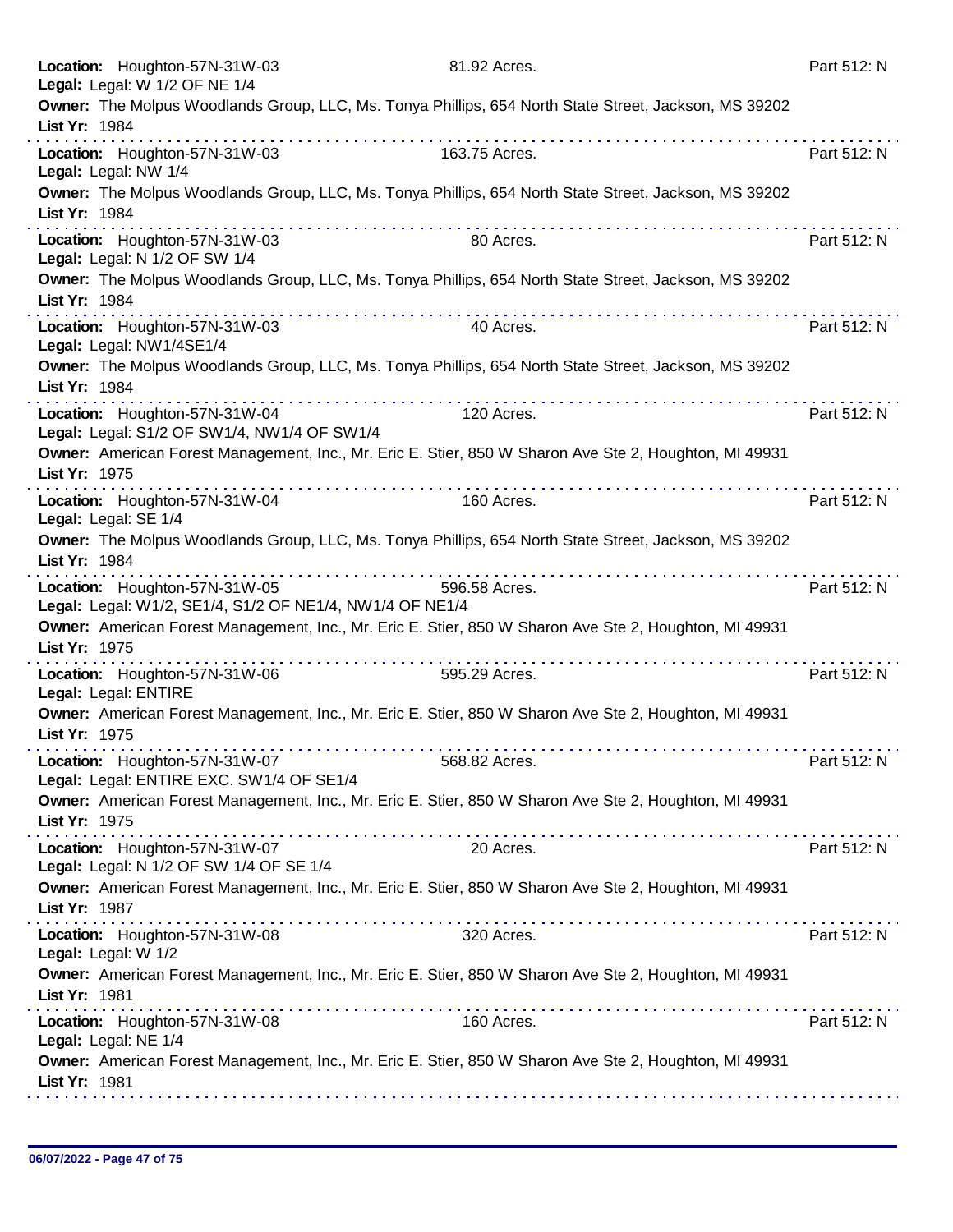**Location:** Houghton-57N-31W-03 81.92 Acres. Part 512: N
**Legal:** Legal: W 1/2 OF NE 1/4
**Owner:** The Molpus Woodlands Group, LLC, Ms. Tonya Phillips, 654 North State Street, Jackson, MS 39202
**List Yr:** 1984

---

**Location:** Houghton-57N-31W-03 163.75 Acres. Part 512: N
**Legal:** Legal: NW 1/4
**Owner:** The Molpus Woodlands Group, LLC, Ms. Tonya Phillips, 654 North State Street, Jackson, MS 39202
**List Yr:** 1984

---

**Location:** Houghton-57N-31W-03 80 Acres. Part 512: N
**Legal:** Legal: N 1/2 OF SW 1/4
**Owner:** The Molpus Woodlands Group, LLC, Ms. Tonya Phillips, 654 North State Street, Jackson, MS 39202
**List Yr:** 1984

---

**Location:** Houghton-57N-31W-03 40 Acres. Part 512: N
**Legal:** Legal: NW1/4SE1/4
**Owner:** The Molpus Woodlands Group, LLC, Ms. Tonya Phillips, 654 North State Street, Jackson, MS 39202
**List Yr:** 1984

---

**Location:** Houghton-57N-31W-04 120 Acres. Part 512: N
**Legal:** Legal: S1/2 OF SW1/4, NW1/4 OF SW1/4
**Owner:** American Forest Management, Inc., Mr. Eric E. Stier, 850 W Sharon Ave Ste 2, Houghton, MI 49931
**List Yr:** 1975

---

**Location:** Houghton-57N-31W-04 160 Acres. Part 512: N
**Legal:** Legal: SE 1/4
**Owner:** The Molpus Woodlands Group, LLC, Ms. Tonya Phillips, 654 North State Street, Jackson, MS 39202
**List Yr:** 1984

---

**Location:** Houghton-57N-31W-05 596.58 Acres. Part 512: N
**Legal:** Legal: W1/2, SE1/4, S1/2 OF NE1/4, NW1/4 OF NE1/4
**Owner:** American Forest Management, Inc., Mr. Eric E. Stier, 850 W Sharon Ave Ste 2, Houghton, MI 49931
**List Yr:** 1975

---

**Location:** Houghton-57N-31W-06 595.29 Acres. Part 512: N
**Legal:** Legal: ENTIRE
**Owner:** American Forest Management, Inc., Mr. Eric E. Stier, 850 W Sharon Ave Ste 2, Houghton, MI 49931
**List Yr:** 1975

---

**Location:** Houghton-57N-31W-07 568.82 Acres. Part 512: N
**Legal:** Legal: ENTIRE EXC. SW1/4 OF SE1/4
**Owner:** American Forest Management, Inc., Mr. Eric E. Stier, 850 W Sharon Ave Ste 2, Houghton, MI 49931
**List Yr:** 1975

---

**Location:** Houghton-57N-31W-07 20 Acres. Part 512: N
**Legal:** Legal: N 1/2 OF SW 1/4 OF SE 1/4
**Owner:** American Forest Management, Inc., Mr. Eric E. Stier, 850 W Sharon Ave Ste 2, Houghton, MI 49931
**List Yr:** 1987

---

**Location:** Houghton-57N-31W-08 320 Acres. Part 512: N
**Legal:** Legal: W 1/2
**Owner:** American Forest Management, Inc., Mr. Eric E. Stier, 850 W Sharon Ave Ste 2, Houghton, MI 49931
**List Yr:** 1981

---

**Location:** Houghton-57N-31W-08 160 Acres. Part 512: N
**Legal:** Legal: NE 1/4
**Owner:** American Forest Management, Inc., Mr. Eric E. Stier, 850 W Sharon Ave Ste 2, Houghton, MI 49931
**List Yr:** 1981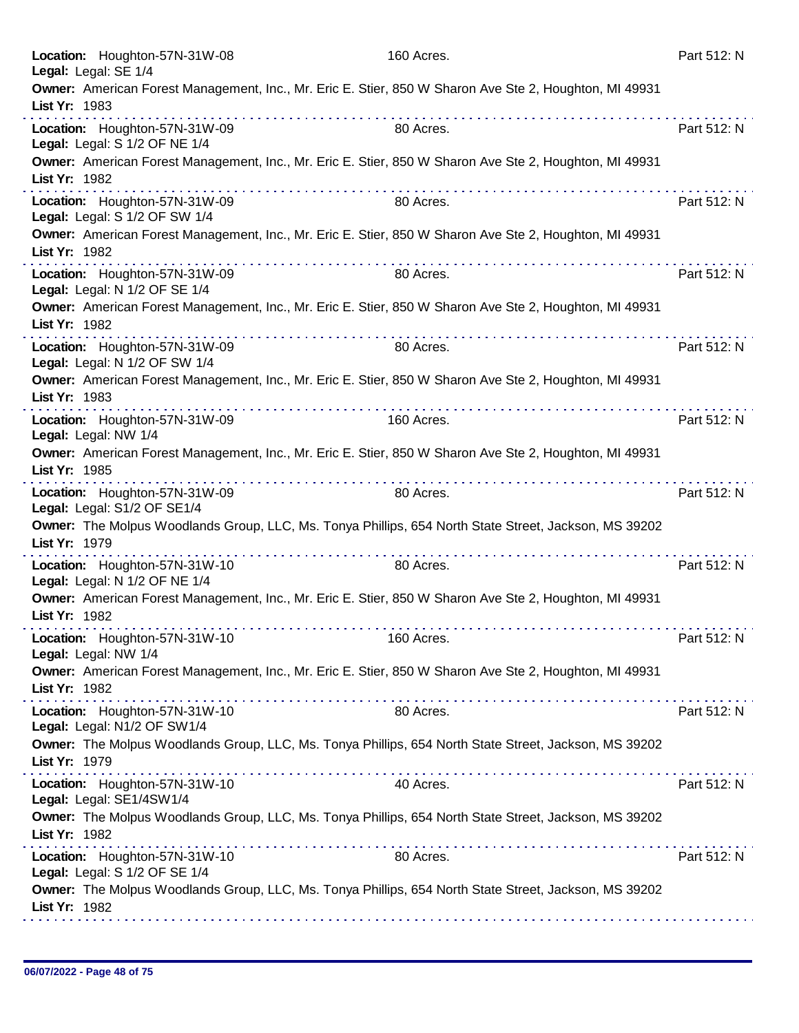**Location:** Houghton-57N-31W-08 160 Acres. Part 512: N
**Legal:** Legal: SE 1/4
**Owner:** American Forest Management, Inc., Mr. Eric E. Stier, 850 W Sharon Ave Ste 2, Houghton, MI 49931
**List Yr:** 1983

---

**Location:** Houghton-57N-31W-09 80 Acres. Part 512: N
**Legal:** Legal: S 1/2 OF NE 1/4
**Owner:** American Forest Management, Inc., Mr. Eric E. Stier, 850 W Sharon Ave Ste 2, Houghton, MI 49931
**List Yr:** 1982

---

**Location:** Houghton-57N-31W-09 80 Acres. Part 512: N
**Legal:** Legal: S 1/2 OF SW 1/4
**Owner:** American Forest Management, Inc., Mr. Eric E. Stier, 850 W Sharon Ave Ste 2, Houghton, MI 49931
**List Yr:** 1982

---

**Location:** Houghton-57N-31W-09 80 Acres. Part 512: N
**Legal:** Legal: N 1/2 OF SE 1/4
**Owner:** American Forest Management, Inc., Mr. Eric E. Stier, 850 W Sharon Ave Ste 2, Houghton, MI 49931
**List Yr:** 1982

---

**Location:** Houghton-57N-31W-09 80 Acres. Part 512: N
**Legal:** Legal: N 1/2 OF SW 1/4
**Owner:** American Forest Management, Inc., Mr. Eric E. Stier, 850 W Sharon Ave Ste 2, Houghton, MI 49931
**List Yr:** 1983

---

**Location:** Houghton-57N-31W-09 160 Acres. Part 512: N
**Legal:** Legal: NW 1/4
**Owner:** American Forest Management, Inc., Mr. Eric E. Stier, 850 W Sharon Ave Ste 2, Houghton, MI 49931
**List Yr:** 1985

---

**Location:** Houghton-57N-31W-09 80 Acres. Part 512: N
**Legal:** Legal: S1/2 OF SE1/4
**Owner:** The Molpus Woodlands Group, LLC, Ms. Tonya Phillips, 654 North State Street, Jackson, MS 39202
**List Yr:** 1979

---

**Location:** Houghton-57N-31W-10 80 Acres. Part 512: N
**Legal:** Legal: N 1/2 OF NE 1/4
**Owner:** American Forest Management, Inc., Mr. Eric E. Stier, 850 W Sharon Ave Ste 2, Houghton, MI 49931
**List Yr:** 1982

---

**Location:** Houghton-57N-31W-10 160 Acres. Part 512: N
**Legal:** Legal: NW 1/4
**Owner:** American Forest Management, Inc., Mr. Eric E. Stier, 850 W Sharon Ave Ste 2, Houghton, MI 49931
**List Yr:** 1982

---

**Location:** Houghton-57N-31W-10 80 Acres. Part 512: N
**Legal:** Legal: N1/2 OF SW1/4
**Owner:** The Molpus Woodlands Group, LLC, Ms. Tonya Phillips, 654 North State Street, Jackson, MS 39202
**List Yr:** 1979

---

**Location:** Houghton-57N-31W-10 40 Acres. Part 512: N
**Legal:** Legal: SE1/4SW1/4
**Owner:** The Molpus Woodlands Group, LLC, Ms. Tonya Phillips, 654 North State Street, Jackson, MS 39202
**List Yr:** 1982

---

**Location:** Houghton-57N-31W-10 80 Acres. Part 512: N
**Legal:** Legal: S 1/2 OF SE 1/4
**Owner:** The Molpus Woodlands Group, LLC, Ms. Tonya Phillips, 654 North State Street, Jackson, MS 39202
**List Yr:** 1982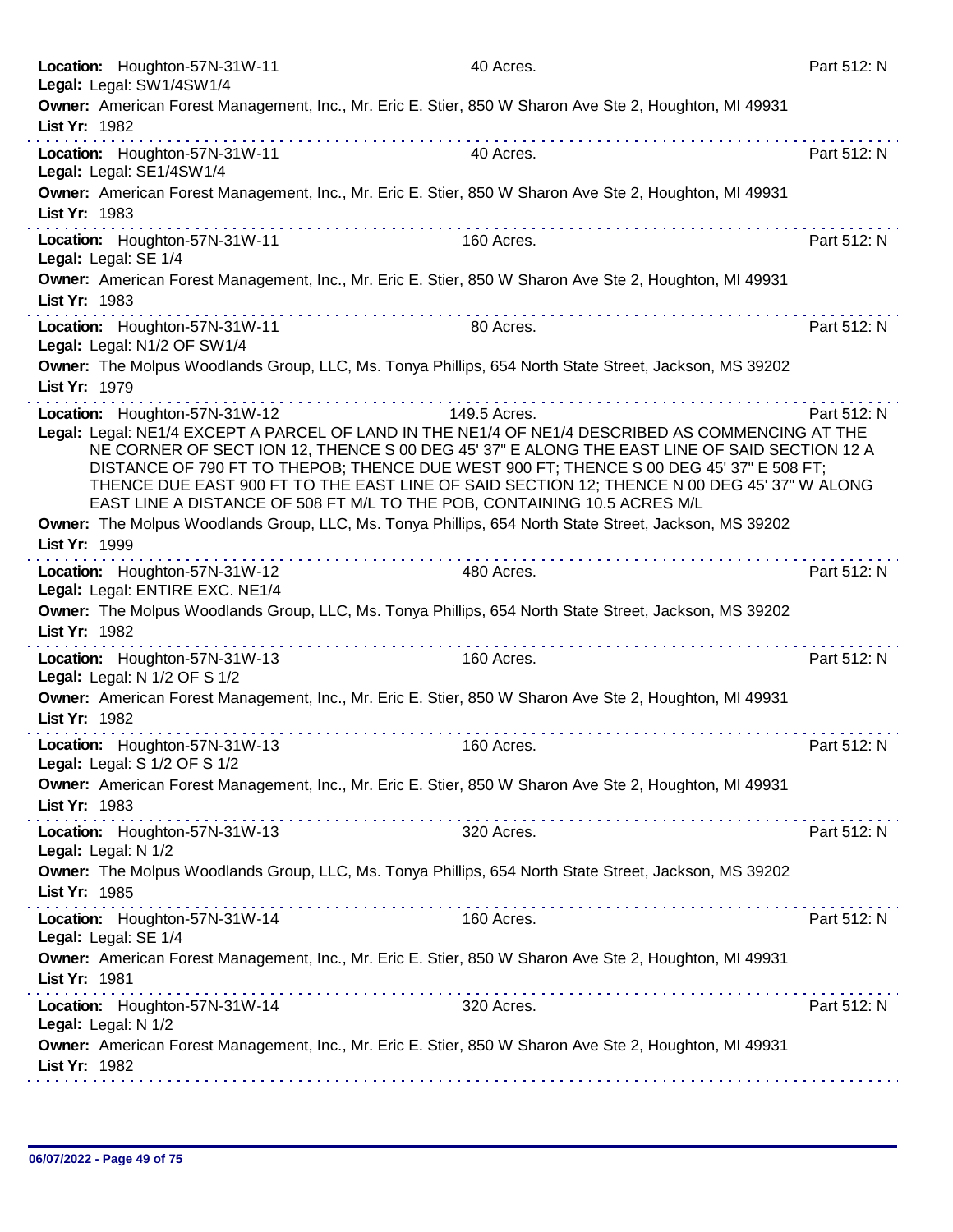**Location:** Houghton-57N-31W-11 40 Acres. Part 512: N
**Legal:** Legal: SW1/4SW1/4
**Owner:** American Forest Management, Inc., Mr. Eric E. Stier, 850 W Sharon Ave Ste 2, Houghton, MI 49931
**List Yr:** 1982

---

**Location:** Houghton-57N-31W-11 40 Acres. Part 512: N
**Legal:** Legal: SE1/4SW1/4
**Owner:** American Forest Management, Inc., Mr. Eric E. Stier, 850 W Sharon Ave Ste 2, Houghton, MI 49931
**List Yr:** 1983

---

**Location:** Houghton-57N-31W-11 160 Acres. Part 512: N
**Legal:** Legal: SE 1/4
**Owner:** American Forest Management, Inc., Mr. Eric E. Stier, 850 W Sharon Ave Ste 2, Houghton, MI 49931
**List Yr:** 1983

---

**Location:** Houghton-57N-31W-11 80 Acres. Part 512: N
**Legal:** Legal: N1/2 OF SW1/4
**Owner:** The Molpus Woodlands Group, LLC, Ms. Tonya Phillips, 654 North State Street, Jackson, MS 39202
**List Yr:** 1979

---

**Location:** Houghton-57N-31W-12 149.5 Acres. Part 512: N
**Legal:** Legal: NE1/4 EXCEPT A PARCEL OF LAND IN THE NE1/4 OF NE1/4 DESCRIBED AS COMMENCING AT THE NE CORNER OF SECT ION 12, THENCE S 00 DEG 45' 37" E ALONG THE EAST LINE OF SAID SECTION 12 A DISTANCE OF 790 FT TO THEPOB; THENCE DUE WEST 900 FT; THENCE S 00 DEG 45' 37" E 508 FT; THENCE DUE EAST 900 FT TO THE EAST LINE OF SAID SECTION 12; THENCE N 00 DEG 45' 37" W ALONG EAST LINE A DISTANCE OF 508 FT M/L TO THE POB, CONTAINING 10.5 ACRES M/L
**Owner:** The Molpus Woodlands Group, LLC, Ms. Tonya Phillips, 654 North State Street, Jackson, MS 39202
**List Yr:** 1999

---

**Location:** Houghton-57N-31W-12 480 Acres. Part 512: N
**Legal:** Legal: ENTIRE EXC. NE1/4
**Owner:** The Molpus Woodlands Group, LLC, Ms. Tonya Phillips, 654 North State Street, Jackson, MS 39202
**List Yr:** 1982

---

**Location:** Houghton-57N-31W-13 160 Acres. Part 512: N
**Legal:** Legal: N 1/2 OF S 1/2
**Owner:** American Forest Management, Inc., Mr. Eric E. Stier, 850 W Sharon Ave Ste 2, Houghton, MI 49931
**List Yr:** 1982

---

**Location:** Houghton-57N-31W-13 160 Acres. Part 512: N
**Legal:** Legal: S 1/2 OF S 1/2
**Owner:** American Forest Management, Inc., Mr. Eric E. Stier, 850 W Sharon Ave Ste 2, Houghton, MI 49931
**List Yr:** 1983

---

**Location:** Houghton-57N-31W-13 320 Acres. Part 512: N
**Legal:** Legal: N 1/2
**Owner:** The Molpus Woodlands Group, LLC, Ms. Tonya Phillips, 654 North State Street, Jackson, MS 39202
**List Yr:** 1985

---

**Location:** Houghton-57N-31W-14 160 Acres. Part 512: N
**Legal:** Legal: SE 1/4
**Owner:** American Forest Management, Inc., Mr. Eric E. Stier, 850 W Sharon Ave Ste 2, Houghton, MI 49931
**List Yr:** 1981

---

**Location:** Houghton-57N-31W-14 320 Acres. Part 512: N
**Legal:** Legal: N 1/2
**Owner:** American Forest Management, Inc., Mr. Eric E. Stier, 850 W Sharon Ave Ste 2, Houghton, MI 49931
**List Yr:** 1982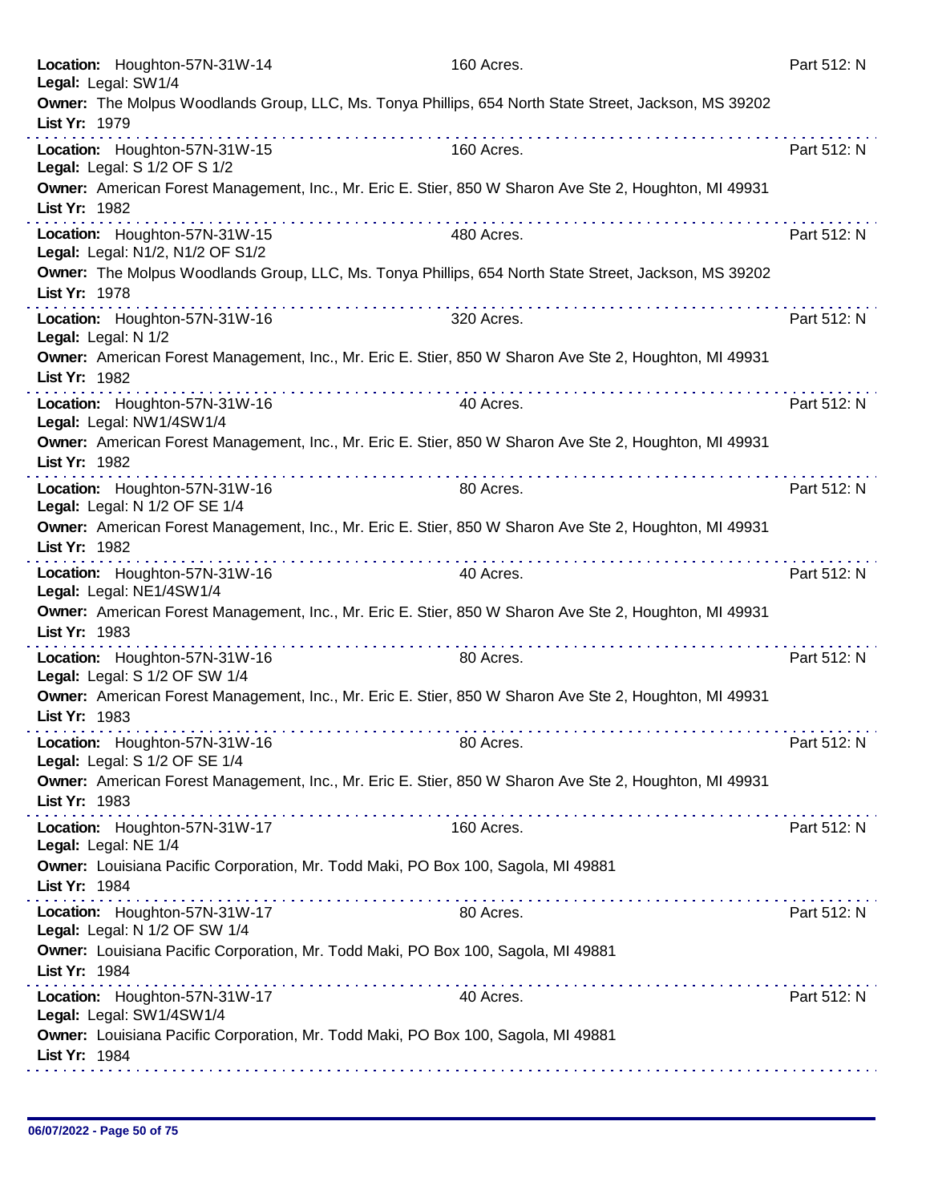**Location:** Houghton-57N-31W-14 160 Acres. Part 512: N
**Legal:** Legal: SW1/4
**Owner:** The Molpus Woodlands Group, LLC, Ms. Tonya Phillips, 654 North State Street, Jackson, MS 39202
**List Yr:** 1979

---

**Location:** Houghton-57N-31W-15 160 Acres. Part 512: N
**Legal:** Legal: S 1/2 OF S 1/2
**Owner:** American Forest Management, Inc., Mr. Eric E. Stier, 850 W Sharon Ave Ste 2, Houghton, MI 49931
**List Yr:** 1982

---

**Location:** Houghton-57N-31W-15 480 Acres. Part 512: N
**Legal:** Legal: N1/2, N1/2 OF S1/2
**Owner:** The Molpus Woodlands Group, LLC, Ms. Tonya Phillips, 654 North State Street, Jackson, MS 39202
**List Yr:** 1978

---

**Location:** Houghton-57N-31W-16 320 Acres. Part 512: N
**Legal:** Legal: N 1/2
**Owner:** American Forest Management, Inc., Mr. Eric E. Stier, 850 W Sharon Ave Ste 2, Houghton, MI 49931
**List Yr:** 1982

---

**Location:** Houghton-57N-31W-16 40 Acres. Part 512: N
**Legal:** Legal: NW1/4SW1/4
**Owner:** American Forest Management, Inc., Mr. Eric E. Stier, 850 W Sharon Ave Ste 2, Houghton, MI 49931
**List Yr:** 1982

---

**Location:** Houghton-57N-31W-16 80 Acres. Part 512: N
**Legal:** Legal: N 1/2 OF SE 1/4
**Owner:** American Forest Management, Inc., Mr. Eric E. Stier, 850 W Sharon Ave Ste 2, Houghton, MI 49931
**List Yr:** 1982

---

**Location:** Houghton-57N-31W-16 40 Acres. Part 512: N
**Legal:** Legal: NE1/4SW1/4
**Owner:** American Forest Management, Inc., Mr. Eric E. Stier, 850 W Sharon Ave Ste 2, Houghton, MI 49931
**List Yr:** 1983

---

**Location:** Houghton-57N-31W-16 80 Acres. Part 512: N
**Legal:** Legal: S 1/2 OF SW 1/4
**Owner:** American Forest Management, Inc., Mr. Eric E. Stier, 850 W Sharon Ave Ste 2, Houghton, MI 49931
**List Yr:** 1983

---

**Location:** Houghton-57N-31W-16 80 Acres. Part 512: N
**Legal:** Legal: S 1/2 OF SE 1/4
**Owner:** American Forest Management, Inc., Mr. Eric E. Stier, 850 W Sharon Ave Ste 2, Houghton, MI 49931
**List Yr:** 1983

---

**Location:** Houghton-57N-31W-17 160 Acres. Part 512: N
**Legal:** Legal: NE 1/4
**Owner:** Louisiana Pacific Corporation, Mr. Todd Maki, PO Box 100, Sagola, MI 49881
**List Yr:** 1984

---

**Location:** Houghton-57N-31W-17 80 Acres. Part 512: N
**Legal:** Legal: N 1/2 OF SW 1/4
**Owner:** Louisiana Pacific Corporation, Mr. Todd Maki, PO Box 100, Sagola, MI 49881
**List Yr:** 1984

---

**Location:** Houghton-57N-31W-17 40 Acres. Part 512: N
**Legal:** Legal: SW1/4SW1/4
**Owner:** Louisiana Pacific Corporation, Mr. Todd Maki, PO Box 100, Sagola, MI 49881
**List Yr:** 1984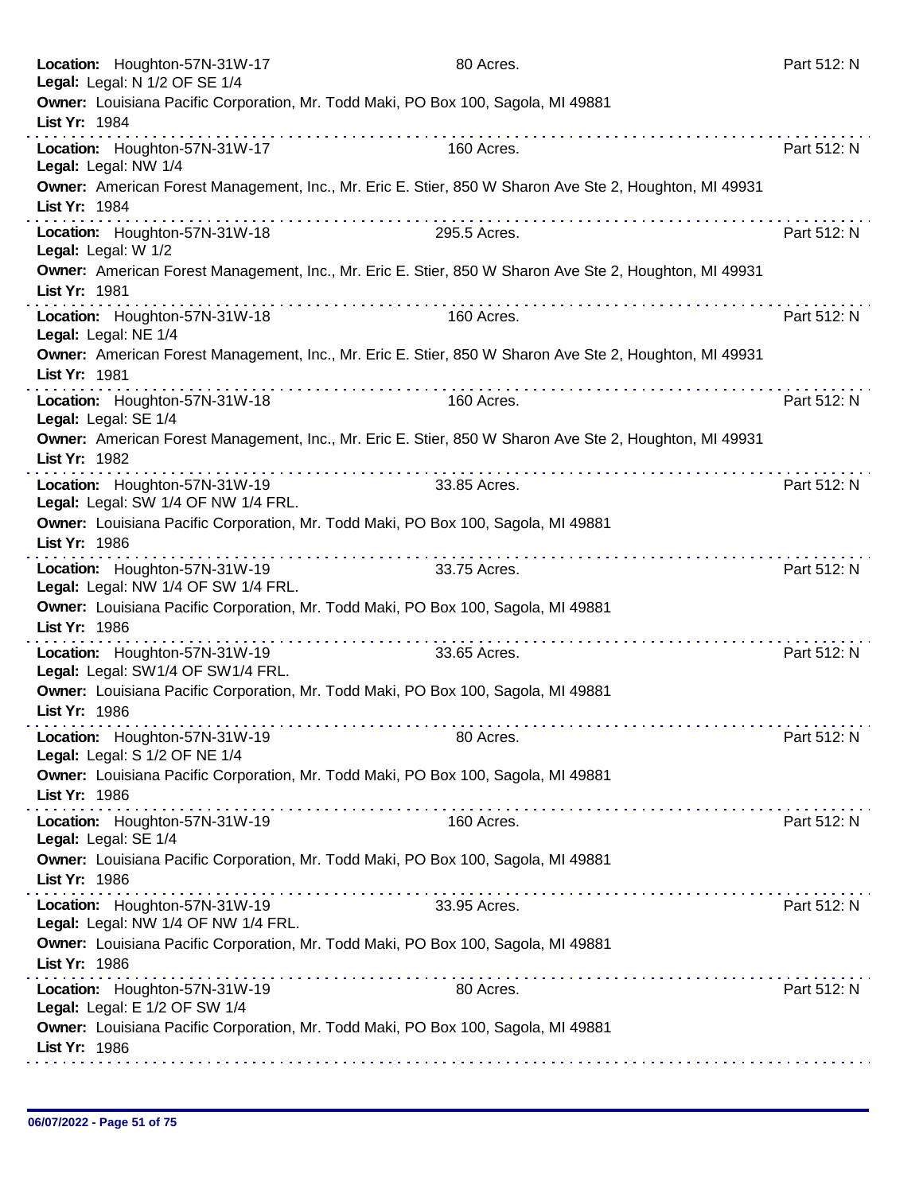**Location:** Houghton-57N-31W-17 80 Acres. Part 512: N
**Legal:** Legal: N 1/2 OF SE 1/4
**Owner:** Louisiana Pacific Corporation, Mr. Todd Maki, PO Box 100, Sagola, MI 49881
**List Yr:** 1984

---

**Location:** Houghton-57N-31W-17 160 Acres. Part 512: N
**Legal:** Legal: NW 1/4
**Owner:** American Forest Management, Inc., Mr. Eric E. Stier, 850 W Sharon Ave Ste 2, Houghton, MI 49931
**List Yr:** 1984

---

**Location:** Houghton-57N-31W-18 295.5 Acres. Part 512: N
**Legal:** Legal: W 1/2
**Owner:** American Forest Management, Inc., Mr. Eric E. Stier, 850 W Sharon Ave Ste 2, Houghton, MI 49931
**List Yr:** 1981

---

**Location:** Houghton-57N-31W-18 160 Acres. Part 512: N
**Legal:** Legal: NE 1/4
**Owner:** American Forest Management, Inc., Mr. Eric E. Stier, 850 W Sharon Ave Ste 2, Houghton, MI 49931
**List Yr:** 1981

---

**Location:** Houghton-57N-31W-18 160 Acres. Part 512: N
**Legal:** Legal: SE 1/4
**Owner:** American Forest Management, Inc., Mr. Eric E. Stier, 850 W Sharon Ave Ste 2, Houghton, MI 49931
**List Yr:** 1982

---

**Location:** Houghton-57N-31W-19 33.85 Acres. Part 512: N
**Legal:** Legal: SW 1/4 OF NW 1/4 FRL.
**Owner:** Louisiana Pacific Corporation, Mr. Todd Maki, PO Box 100, Sagola, MI 49881
**List Yr:** 1986

---

**Location:** Houghton-57N-31W-19 33.75 Acres. Part 512: N
**Legal:** Legal: NW 1/4 OF SW 1/4 FRL.
**Owner:** Louisiana Pacific Corporation, Mr. Todd Maki, PO Box 100, Sagola, MI 49881
**List Yr:** 1986

---

**Location:** Houghton-57N-31W-19 33.65 Acres. Part 512: N
**Legal:** Legal: SW1/4 OF SW1/4 FRL.
**Owner:** Louisiana Pacific Corporation, Mr. Todd Maki, PO Box 100, Sagola, MI 49881
**List Yr:** 1986

---

**Location:** Houghton-57N-31W-19 80 Acres. Part 512: N
**Legal:** Legal: S 1/2 OF NE 1/4
**Owner:** Louisiana Pacific Corporation, Mr. Todd Maki, PO Box 100, Sagola, MI 49881
**List Yr:** 1986

---

**Location:** Houghton-57N-31W-19 160 Acres. Part 512: N
**Legal:** Legal: SE 1/4
**Owner:** Louisiana Pacific Corporation, Mr. Todd Maki, PO Box 100, Sagola, MI 49881
**List Yr:** 1986

---

**Location:** Houghton-57N-31W-19 33.95 Acres. Part 512: N
**Legal:** Legal: NW 1/4 OF NW 1/4 FRL.
**Owner:** Louisiana Pacific Corporation, Mr. Todd Maki, PO Box 100, Sagola, MI 49881
**List Yr:** 1986

---

**Location:** Houghton-57N-31W-19 80 Acres. Part 512: N
**Legal:** Legal: E 1/2 OF SW 1/4
**Owner:** Louisiana Pacific Corporation, Mr. Todd Maki, PO Box 100, Sagola, MI 49881
**List Yr:** 1986

---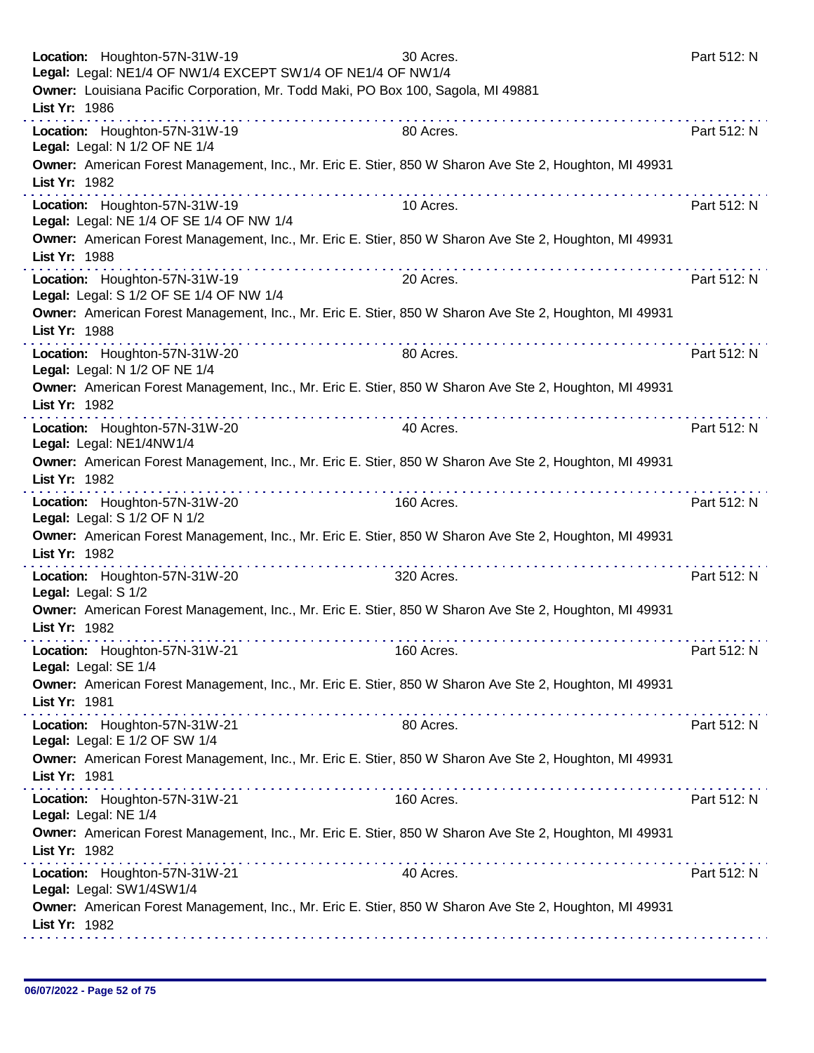**Location:** Houghton-57N-31W-19 30 Acres. Part 512: N
**Legal:** Legal: NE1/4 OF NW1/4 EXCEPT SW1/4 OF NE1/4 OF NW1/4
**Owner:** Louisiana Pacific Corporation, Mr. Todd Maki, PO Box 100, Sagola, MI 49881
**List Yr:** 1986

---

**Location:** Houghton-57N-31W-19 80 Acres. Part 512: N
**Legal:** Legal: N 1/2 OF NE 1/4
**Owner:** American Forest Management, Inc., Mr. Eric E. Stier, 850 W Sharon Ave Ste 2, Houghton, MI 49931
**List Yr:** 1982

---

**Location:** Houghton-57N-31W-19 10 Acres. Part 512: N
**Legal:** Legal: NE 1/4 OF SE 1/4 OF NW 1/4
**Owner:** American Forest Management, Inc., Mr. Eric E. Stier, 850 W Sharon Ave Ste 2, Houghton, MI 49931
**List Yr:** 1988

---

**Location:** Houghton-57N-31W-19 20 Acres. Part 512: N
**Legal:** Legal: S 1/2 OF SE 1/4 OF NW 1/4
**Owner:** American Forest Management, Inc., Mr. Eric E. Stier, 850 W Sharon Ave Ste 2, Houghton, MI 49931
**List Yr:** 1988

---

**Location:** Houghton-57N-31W-20 80 Acres. Part 512: N
**Legal:** Legal: N 1/2 OF NE 1/4
**Owner:** American Forest Management, Inc., Mr. Eric E. Stier, 850 W Sharon Ave Ste 2, Houghton, MI 49931
**List Yr:** 1982

---

**Location:** Houghton-57N-31W-20 40 Acres. Part 512: N
**Legal:** Legal: NE1/4NW1/4
**Owner:** American Forest Management, Inc., Mr. Eric E. Stier, 850 W Sharon Ave Ste 2, Houghton, MI 49931
**List Yr:** 1982

---

**Location:** Houghton-57N-31W-20 160 Acres. Part 512: N
**Legal:** Legal: S 1/2 OF N 1/2
**Owner:** American Forest Management, Inc., Mr. Eric E. Stier, 850 W Sharon Ave Ste 2, Houghton, MI 49931
**List Yr:** 1982

---

**Location:** Houghton-57N-31W-20 320 Acres. Part 512: N
**Legal:** Legal: S 1/2
**Owner:** American Forest Management, Inc., Mr. Eric E. Stier, 850 W Sharon Ave Ste 2, Houghton, MI 49931
**List Yr:** 1982

---

**Location:** Houghton-57N-31W-21 160 Acres. Part 512: N
**Legal:** Legal: SE 1/4
**Owner:** American Forest Management, Inc., Mr. Eric E. Stier, 850 W Sharon Ave Ste 2, Houghton, MI 49931
**List Yr:** 1981

---

**Location:** Houghton-57N-31W-21 80 Acres. Part 512: N
**Legal:** Legal: E 1/2 OF SW 1/4
**Owner:** American Forest Management, Inc., Mr. Eric E. Stier, 850 W Sharon Ave Ste 2, Houghton, MI 49931
**List Yr:** 1981

---

**Location:** Houghton-57N-31W-21 160 Acres. Part 512: N
**Legal:** Legal: NE 1/4
**Owner:** American Forest Management, Inc., Mr. Eric E. Stier, 850 W Sharon Ave Ste 2, Houghton, MI 49931
**List Yr:** 1982

---

**Location:** Houghton-57N-31W-21 40 Acres. Part 512: N
**Legal:** Legal: SW1/4SW1/4
**Owner:** American Forest Management, Inc., Mr. Eric E. Stier, 850 W Sharon Ave Ste 2, Houghton, MI 49931
**List Yr:** 1982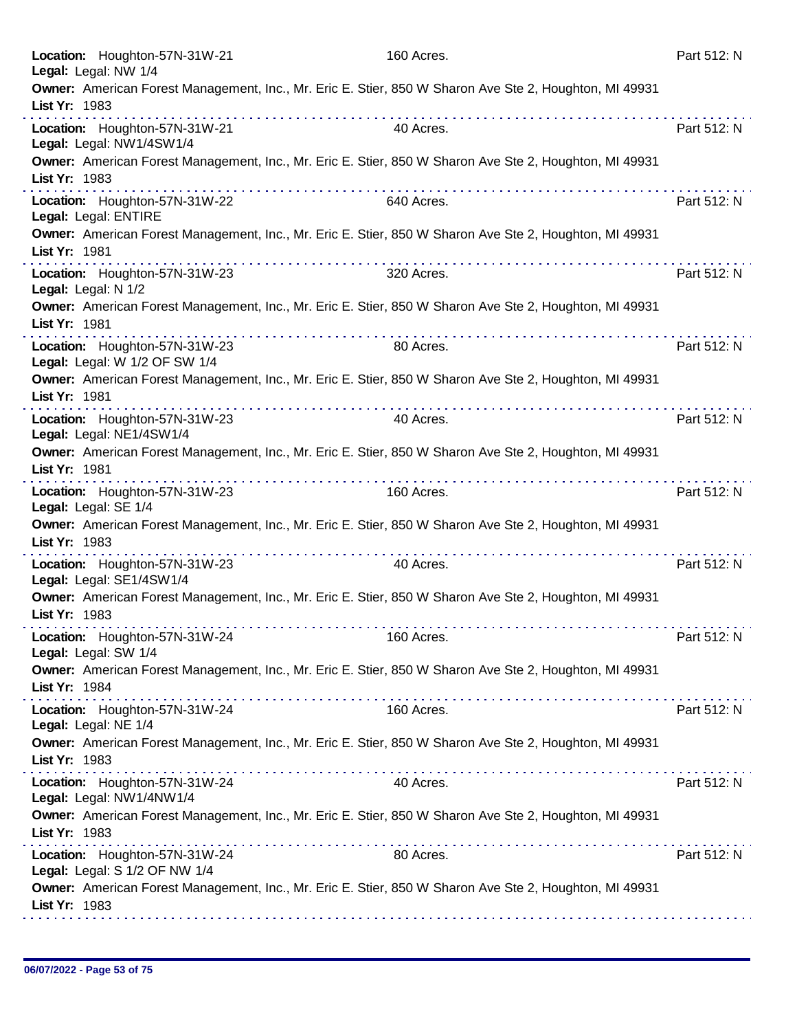**Location:** Houghton-57N-31W-21 160 Acres. Part 512: N
**Legal:** Legal: NW 1/4
**Owner:** American Forest Management, Inc., Mr. Eric E. Stier, 850 W Sharon Ave Ste 2, Houghton, MI 49931
**List Yr:** 1983

---

**Location:** Houghton-57N-31W-21 40 Acres. Part 512: N
**Legal:** Legal: NW1/4SW1/4
**Owner:** American Forest Management, Inc., Mr. Eric E. Stier, 850 W Sharon Ave Ste 2, Houghton, MI 49931
**List Yr:** 1983

---

**Location:** Houghton-57N-31W-22 640 Acres. Part 512: N
**Legal:** Legal: ENTIRE
**Owner:** American Forest Management, Inc., Mr. Eric E. Stier, 850 W Sharon Ave Ste 2, Houghton, MI 49931
**List Yr:** 1981

---

**Location:** Houghton-57N-31W-23 320 Acres. Part 512: N
**Legal:** Legal: N 1/2
**Owner:** American Forest Management, Inc., Mr. Eric E. Stier, 850 W Sharon Ave Ste 2, Houghton, MI 49931
**List Yr:** 1981

---

**Location:** Houghton-57N-31W-23 80 Acres. Part 512: N
**Legal:** Legal: W 1/2 OF SW 1/4
**Owner:** American Forest Management, Inc., Mr. Eric E. Stier, 850 W Sharon Ave Ste 2, Houghton, MI 49931
**List Yr:** 1981

---

**Location:** Houghton-57N-31W-23 40 Acres. Part 512: N
**Legal:** Legal: NE1/4SW1/4
**Owner:** American Forest Management, Inc., Mr. Eric E. Stier, 850 W Sharon Ave Ste 2, Houghton, MI 49931
**List Yr:** 1981

---

**Location:** Houghton-57N-31W-23 160 Acres. Part 512: N
**Legal:** Legal: SE 1/4
**Owner:** American Forest Management, Inc., Mr. Eric E. Stier, 850 W Sharon Ave Ste 2, Houghton, MI 49931
**List Yr:** 1983

---

**Location:** Houghton-57N-31W-23 40 Acres. Part 512: N
**Legal:** Legal: SE1/4SW1/4
**Owner:** American Forest Management, Inc., Mr. Eric E. Stier, 850 W Sharon Ave Ste 2, Houghton, MI 49931
**List Yr:** 1983

---

**Location:** Houghton-57N-31W-24 160 Acres. Part 512: N
**Legal:** Legal: SW 1/4
**Owner:** American Forest Management, Inc., Mr. Eric E. Stier, 850 W Sharon Ave Ste 2, Houghton, MI 49931
**List Yr:** 1984

---

**Location:** Houghton-57N-31W-24 160 Acres. Part 512: N
**Legal:** Legal: NE 1/4
**Owner:** American Forest Management, Inc., Mr. Eric E. Stier, 850 W Sharon Ave Ste 2, Houghton, MI 49931
**List Yr:** 1983

---

**Location:** Houghton-57N-31W-24 40 Acres. Part 512: N
**Legal:** Legal: NW1/4NW1/4
**Owner:** American Forest Management, Inc., Mr. Eric E. Stier, 850 W Sharon Ave Ste 2, Houghton, MI 49931
**List Yr:** 1983

---

**Location:** Houghton-57N-31W-24 80 Acres. Part 512: N
**Legal:** Legal: S 1/2 OF NW 1/4
**Owner:** American Forest Management, Inc., Mr. Eric E. Stier, 850 W Sharon Ave Ste 2, Houghton, MI 49931
**List Yr:** 1983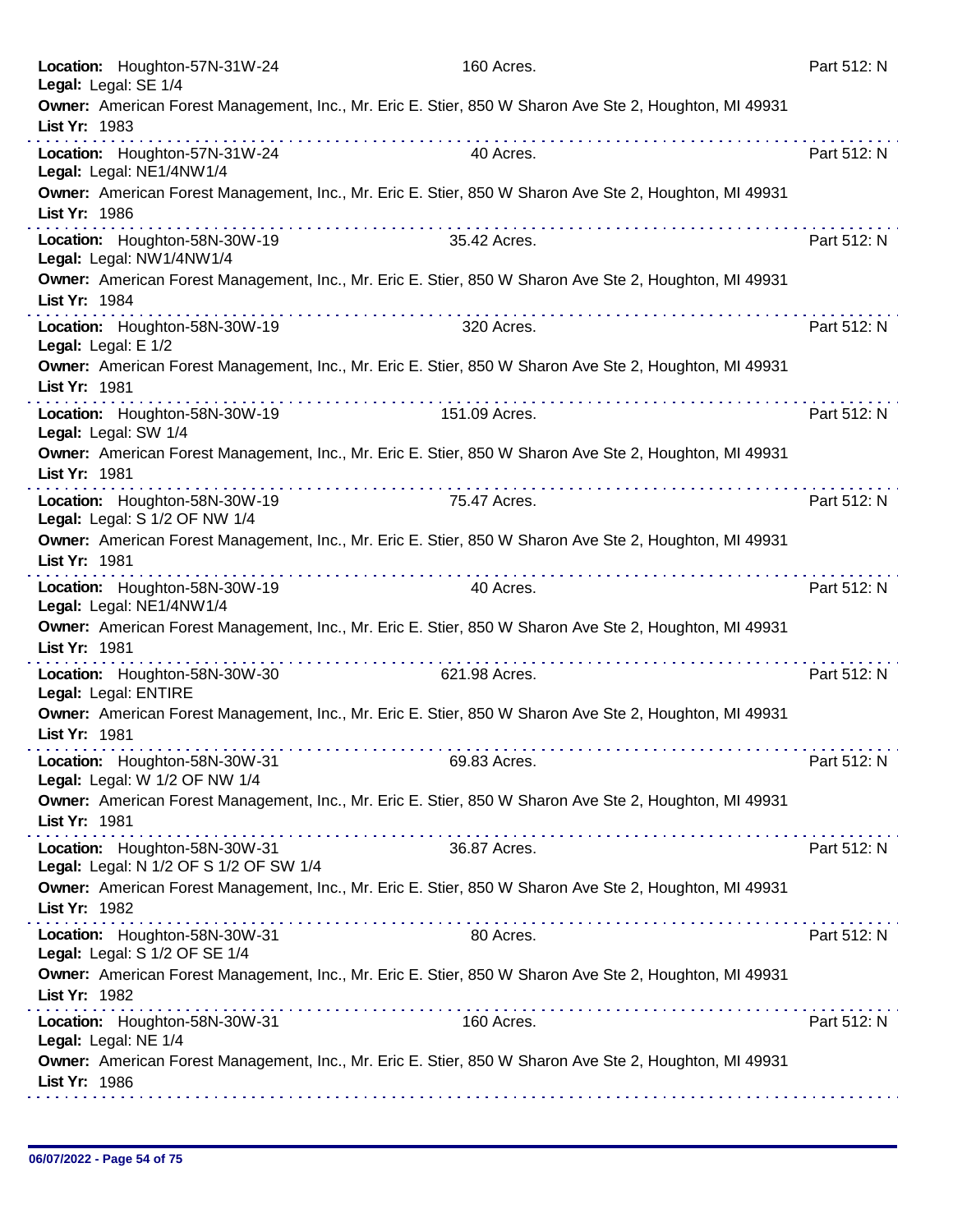**Location:** Houghton-57N-31W-24 160 Acres. Part 512: N
**Legal:** Legal: SE 1/4
**Owner:** American Forest Management, Inc., Mr. Eric E. Stier, 850 W Sharon Ave Ste 2, Houghton, MI 49931
**List Yr:** 1983

---

**Location:** Houghton-57N-31W-24 40 Acres. Part 512: N
**Legal:** Legal: NE1/4NW1/4
**Owner:** American Forest Management, Inc., Mr. Eric E. Stier, 850 W Sharon Ave Ste 2, Houghton, MI 49931
**List Yr:** 1986

---

**Location:** Houghton-58N-30W-19 35.42 Acres. Part 512: N
**Legal:** Legal: NW1/4NW1/4
**Owner:** American Forest Management, Inc., Mr. Eric E. Stier, 850 W Sharon Ave Ste 2, Houghton, MI 49931
**List Yr:** 1984

---

**Location:** Houghton-58N-30W-19 320 Acres. Part 512: N
**Legal:** Legal: E 1/2
**Owner:** American Forest Management, Inc., Mr. Eric E. Stier, 850 W Sharon Ave Ste 2, Houghton, MI 49931
**List Yr:** 1981

---

**Location:** Houghton-58N-30W-19 151.09 Acres. Part 512: N
**Legal:** Legal: SW 1/4
**Owner:** American Forest Management, Inc., Mr. Eric E. Stier, 850 W Sharon Ave Ste 2, Houghton, MI 49931
**List Yr:** 1981

---

**Location:** Houghton-58N-30W-19 75.47 Acres. Part 512: N
**Legal:** Legal: S 1/2 OF NW 1/4
**Owner:** American Forest Management, Inc., Mr. Eric E. Stier, 850 W Sharon Ave Ste 2, Houghton, MI 49931
**List Yr:** 1981

---

**Location:** Houghton-58N-30W-19 40 Acres. Part 512: N
**Legal:** Legal: NE1/4NW1/4
**Owner:** American Forest Management, Inc., Mr. Eric E. Stier, 850 W Sharon Ave Ste 2, Houghton, MI 49931
**List Yr:** 1981

---

**Location:** Houghton-58N-30W-30 621.98 Acres. Part 512: N
**Legal:** Legal: ENTIRE
**Owner:** American Forest Management, Inc., Mr. Eric E. Stier, 850 W Sharon Ave Ste 2, Houghton, MI 49931
**List Yr:** 1981

---

**Location:** Houghton-58N-30W-31 69.83 Acres. Part 512: N
**Legal:** Legal: W 1/2 OF NW 1/4
**Owner:** American Forest Management, Inc., Mr. Eric E. Stier, 850 W Sharon Ave Ste 2, Houghton, MI 49931
**List Yr:** 1981

---

**Location:** Houghton-58N-30W-31 36.87 Acres. Part 512: N
**Legal:** Legal: N 1/2 OF S 1/2 OF SW 1/4
**Owner:** American Forest Management, Inc., Mr. Eric E. Stier, 850 W Sharon Ave Ste 2, Houghton, MI 49931
**List Yr:** 1982

---

**Location:** Houghton-58N-30W-31 80 Acres. Part 512: N
**Legal:** Legal: S 1/2 OF SE 1/4
**Owner:** American Forest Management, Inc., Mr. Eric E. Stier, 850 W Sharon Ave Ste 2, Houghton, MI 49931
**List Yr:** 1982

---

**Location:** Houghton-58N-30W-31 160 Acres. Part 512: N
**Legal:** Legal: NE 1/4
**Owner:** American Forest Management, Inc., Mr. Eric E. Stier, 850 W Sharon Ave Ste 2, Houghton, MI 49931
**List Yr:** 1986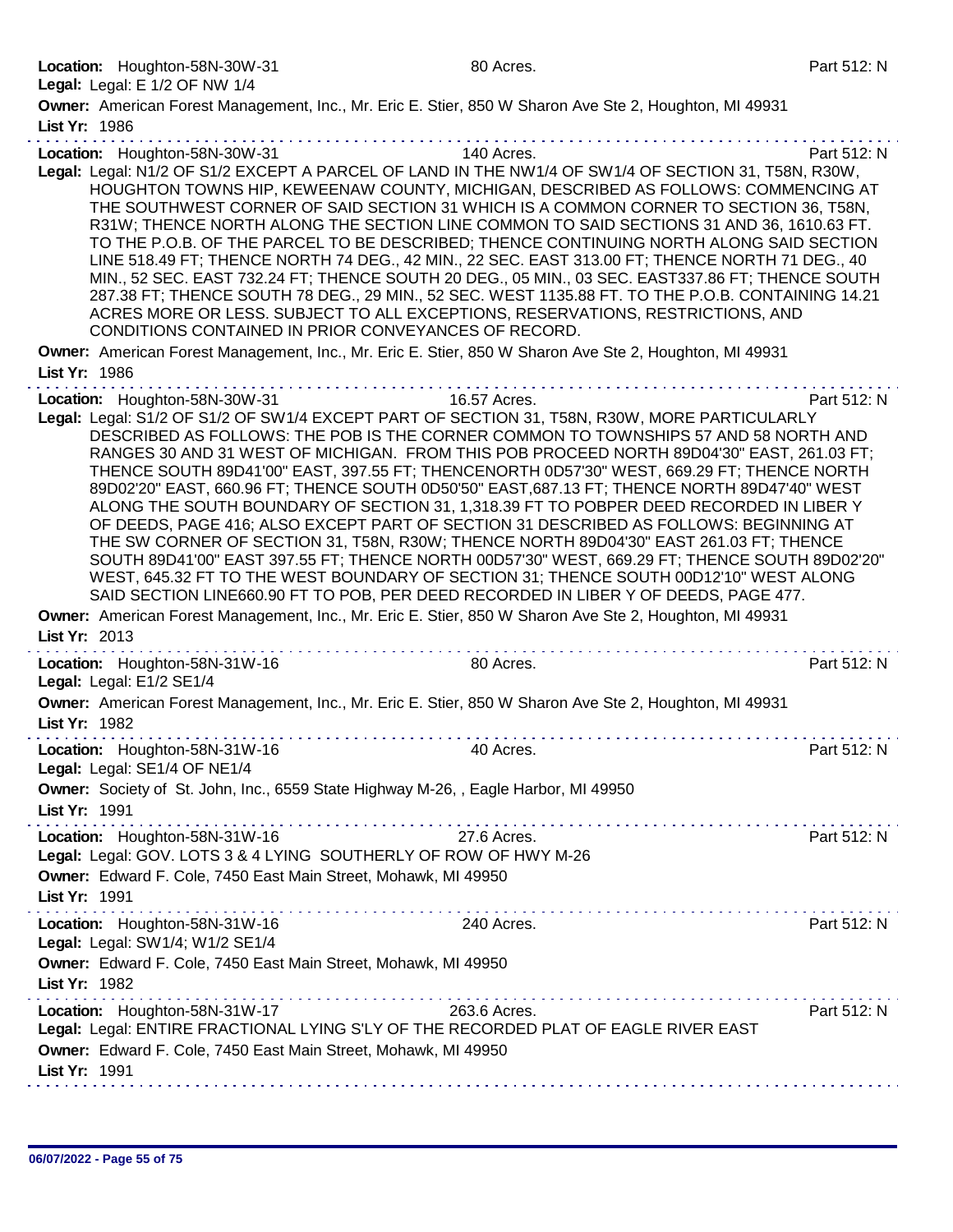**Location:** Houghton-58N-30W-31 80 Acres. Part 512: N
**Legal:** Legal: E 1/2 OF NW 1/4
**Owner:** American Forest Management, Inc., Mr. Eric E. Stier, 850 W Sharon Ave Ste 2, Houghton, MI 49931
**List Yr:** 1986

---

**Location:** Houghton-58N-30W-31 140 Acres. Part 512: N
**Legal:** Legal: N1/2 OF S1/2 EXCEPT A PARCEL OF LAND IN THE NW1/4 OF SW1/4 OF SECTION 31, T58N, R30W, HOUGHTON TOWNS HIP, KEWEENAW COUNTY, MICHIGAN, DESCRIBED AS FOLLOWS: COMMENCING AT THE SOUTHWEST CORNER OF SAID SECTION 31 WHICH IS A COMMON CORNER TO SECTION 36, T58N, R31W; THENCE NORTH ALONG THE SECTION LINE COMMON TO SAID SECTIONS 31 AND 36, 1610.63 FT. TO THE P.O.B. OF THE PARCEL TO BE DESCRIBED; THENCE CONTINUING NORTH ALONG SAID SECTION LINE 518.49 FT; THENCE NORTH 74 DEG., 42 MIN., 22 SEC. EAST 313.00 FT; THENCE NORTH 71 DEG., 40 MIN., 52 SEC. EAST 732.24 FT; THENCE SOUTH 20 DEG., 05 MIN., 03 SEC. EAST337.86 FT; THENCE SOUTH 287.38 FT; THENCE SOUTH 78 DEG., 29 MIN., 52 SEC. WEST 1135.88 FT. TO THE P.O.B. CONTAINING 14.21 ACRES MORE OR LESS. SUBJECT TO ALL EXCEPTIONS, RESERVATIONS, RESTRICTIONS, AND CONDITIONS CONTAINED IN PRIOR CONVEYANCES OF RECORD.
**Owner:** American Forest Management, Inc., Mr. Eric E. Stier, 850 W Sharon Ave Ste 2, Houghton, MI 49931
**List Yr:** 1986

---

**Location:** Houghton-58N-30W-31 16.57 Acres. Part 512: N
**Legal:** Legal: S1/2 OF S1/2 OF SW1/4 EXCEPT PART OF SECTION 31, T58N, R30W, MORE PARTICULARLY DESCRIBED AS FOLLOWS: THE POB IS THE CORNER COMMON TO TOWNSHIPS 57 AND 58 NORTH AND RANGES 30 AND 31 WEST OF MICHIGAN. FROM THIS POB PROCEED NORTH 89D04'30" EAST, 261.03 FT; THENCE SOUTH 89D41'00" EAST, 397.55 FT; THENCENORTH 0D57'30" WEST, 669.29 FT; THENCE NORTH 89D02'20" EAST, 660.96 FT; THENCE SOUTH 0D50'50" EAST,687.13 FT; THENCE NORTH 89D47'40" WEST ALONG THE SOUTH BOUNDARY OF SECTION 31, 1,318.39 FT TO POBPER DEED RECORDED IN LIBER Y OF DEEDS, PAGE 416; ALSO EXCEPT PART OF SECTION 31 DESCRIBED AS FOLLOWS: BEGINNING AT THE SW CORNER OF SECTION 31, T58N, R30W; THENCE NORTH 89D04'30" EAST 261.03 FT; THENCE SOUTH 89D41'00" EAST 397.55 FT; THENCE NORTH 00D57'30" WEST, 669.29 FT; THENCE SOUTH 89D02'20" WEST, 645.32 FT TO THE WEST BOUNDARY OF SECTION 31; THENCE SOUTH 00D12'10" WEST ALONG SAID SECTION LINE660.90 FT TO POB, PER DEED RECORDED IN LIBER Y OF DEEDS, PAGE 477.
**Owner:** American Forest Management, Inc., Mr. Eric E. Stier, 850 W Sharon Ave Ste 2, Houghton, MI 49931
**List Yr:** 2013

---

**Location:** Houghton-58N-31W-16 80 Acres. Part 512: N
**Legal:** Legal: E1/2 SE1/4
**Owner:** American Forest Management, Inc., Mr. Eric E. Stier, 850 W Sharon Ave Ste 2, Houghton, MI 49931
**List Yr:** 1982

---

**Location:** Houghton-58N-31W-16 40 Acres. Part 512: N
**Legal:** Legal: SE1/4 OF NE1/4
**Owner:** Society of St. John, Inc., 6559 State Highway M-26, , Eagle Harbor, MI 49950
**List Yr:** 1991

---

**Location:** Houghton-58N-31W-16 27.6 Acres. Part 512: N
**Legal:** Legal: GOV. LOTS 3 & 4 LYING SOUTHERLY OF ROW OF HWY M-26
**Owner:** Edward F. Cole, 7450 East Main Street, Mohawk, MI 49950
**List Yr:** 1991

---

**Location:** Houghton-58N-31W-16 240 Acres. Part 512: N
**Legal:** Legal: SW1/4; W1/2 SE1/4
**Owner:** Edward F. Cole, 7450 East Main Street, Mohawk, MI 49950
**List Yr:** 1982

---

**Location:** Houghton-58N-31W-17 263.6 Acres. Part 512: N
**Legal:** Legal: ENTIRE FRACTIONAL LYING S'LY OF THE RECORDED PLAT OF EAGLE RIVER EAST
**Owner:** Edward F. Cole, 7450 East Main Street, Mohawk, MI 49950
**List Yr:** 1991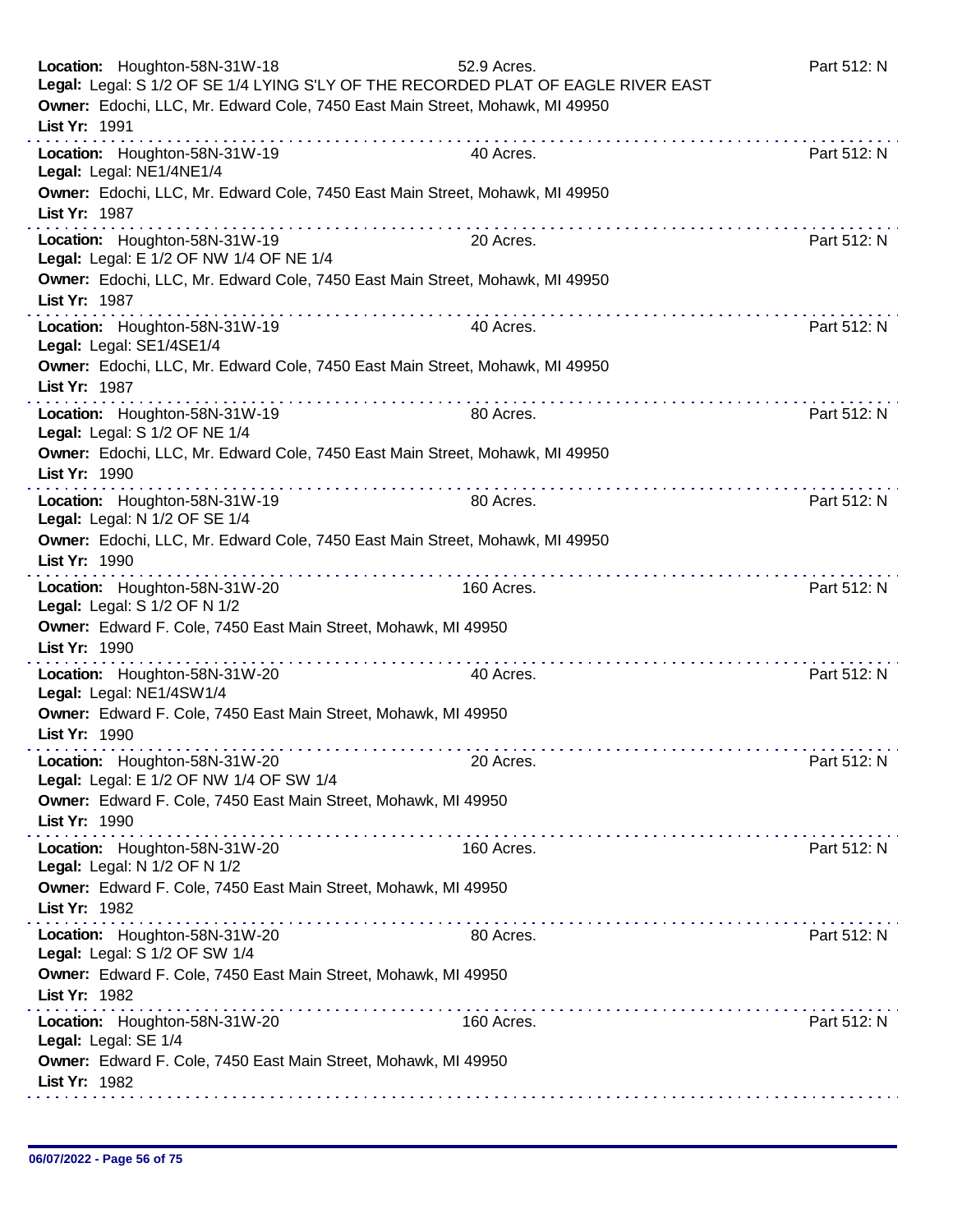**Location:** Houghton-58N-31W-18 52.9 Acres. Part 512: N
**Legal:** Legal: S 1/2 OF SE 1/4 LYING S'LY OF THE RECORDED PLAT OF EAGLE RIVER EAST
**Owner:** Edochi, LLC, Mr. Edward Cole, 7450 East Main Street, Mohawk, MI 49950
**List Yr:** 1991

---

**Location:** Houghton-58N-31W-19 40 Acres. Part 512: N
**Legal:** Legal: NE1/4NE1/4
**Owner:** Edochi, LLC, Mr. Edward Cole, 7450 East Main Street, Mohawk, MI 49950
**List Yr:** 1987

---

**Location:** Houghton-58N-31W-19 20 Acres. Part 512: N
**Legal:** Legal: E 1/2 OF NW 1/4 OF NE 1/4
**Owner:** Edochi, LLC, Mr. Edward Cole, 7450 East Main Street, Mohawk, MI 49950
**List Yr:** 1987

---

**Location:** Houghton-58N-31W-19 40 Acres. Part 512: N
**Legal:** Legal: SE1/4SE1/4
**Owner:** Edochi, LLC, Mr. Edward Cole, 7450 East Main Street, Mohawk, MI 49950
**List Yr:** 1987

---

**Location:** Houghton-58N-31W-19 80 Acres. Part 512: N
**Legal:** Legal: S 1/2 OF NE 1/4
**Owner:** Edochi, LLC, Mr. Edward Cole, 7450 East Main Street, Mohawk, MI 49950
**List Yr:** 1990

---

**Location:** Houghton-58N-31W-19 80 Acres. Part 512: N
**Legal:** Legal: N 1/2 OF SE 1/4
**Owner:** Edochi, LLC, Mr. Edward Cole, 7450 East Main Street, Mohawk, MI 49950
**List Yr:** 1990

---

**Location:** Houghton-58N-31W-20 160 Acres. Part 512: N
**Legal:** Legal: S 1/2 OF N 1/2
**Owner:** Edward F. Cole, 7450 East Main Street, Mohawk, MI 49950
**List Yr:** 1990

---

**Location:** Houghton-58N-31W-20 40 Acres. Part 512: N
**Legal:** Legal: NE1/4SW1/4
**Owner:** Edward F. Cole, 7450 East Main Street, Mohawk, MI 49950
**List Yr:** 1990

---

**Location:** Houghton-58N-31W-20 20 Acres. Part 512: N
**Legal:** Legal: E 1/2 OF NW 1/4 OF SW 1/4
**Owner:** Edward F. Cole, 7450 East Main Street, Mohawk, MI 49950
**List Yr:** 1990

---

**Location:** Houghton-58N-31W-20 160 Acres. Part 512: N
**Legal:** Legal: N 1/2 OF N 1/2
**Owner:** Edward F. Cole, 7450 East Main Street, Mohawk, MI 49950
**List Yr:** 1982

---

**Location:** Houghton-58N-31W-20 80 Acres. Part 512: N
**Legal:** Legal: S 1/2 OF SW 1/4
**Owner:** Edward F. Cole, 7450 East Main Street, Mohawk, MI 49950
**List Yr:** 1982

---

**Location:** Houghton-58N-31W-20 160 Acres. Part 512: N
**Legal:** Legal: SE 1/4
**Owner:** Edward F. Cole, 7450 East Main Street, Mohawk, MI 49950
**List Yr:** 1982

---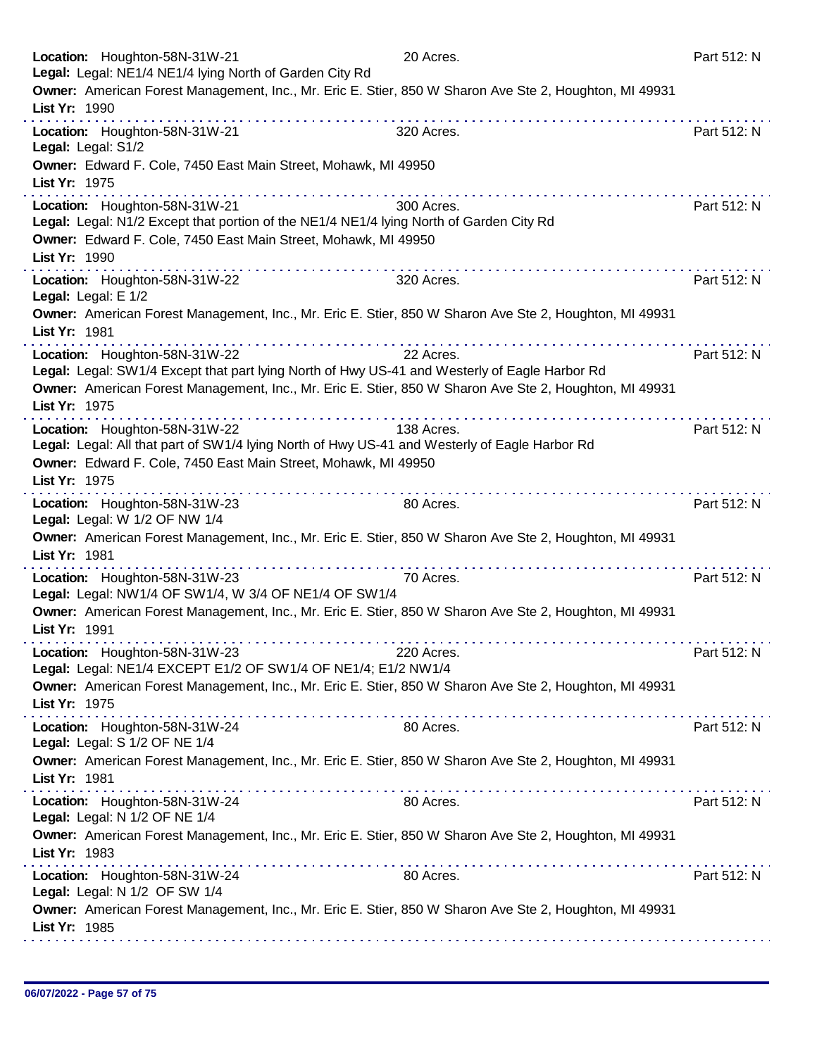**Location:** Houghton-58N-31W-21 20 Acres. Part 512: N
**Legal:** Legal: NE1/4 NE1/4 lying North of Garden City Rd
**Owner:** American Forest Management, Inc., Mr. Eric E. Stier, 850 W Sharon Ave Ste 2, Houghton, MI 49931
**List Yr:** 1990

---

**Location:** Houghton-58N-31W-21 320 Acres. Part 512: N
**Legal:** Legal: S1/2
**Owner:** Edward F. Cole, 7450 East Main Street, Mohawk, MI 49950
**List Yr:** 1975

---

**Location:** Houghton-58N-31W-21 300 Acres. Part 512: N
**Legal:** Legal: N1/2 Except that portion of the NE1/4 NE1/4 lying North of Garden City Rd
**Owner:** Edward F. Cole, 7450 East Main Street, Mohawk, MI 49950
**List Yr:** 1990

---

**Location:** Houghton-58N-31W-22 320 Acres. Part 512: N
**Legal:** Legal: E 1/2
**Owner:** American Forest Management, Inc., Mr. Eric E. Stier, 850 W Sharon Ave Ste 2, Houghton, MI 49931
**List Yr:** 1981

---

**Location:** Houghton-58N-31W-22 22 Acres. Part 512: N
**Legal:** Legal: SW1/4 Except that part lying North of Hwy US-41 and Westerly of Eagle Harbor Rd
**Owner:** American Forest Management, Inc., Mr. Eric E. Stier, 850 W Sharon Ave Ste 2, Houghton, MI 49931
**List Yr:** 1975

---

**Location:** Houghton-58N-31W-22 138 Acres. Part 512: N
**Legal:** Legal: All that part of SW1/4 lying North of Hwy US-41 and Westerly of Eagle Harbor Rd
**Owner:** Edward F. Cole, 7450 East Main Street, Mohawk, MI 49950
**List Yr:** 1975

---

**Location:** Houghton-58N-31W-23 80 Acres. Part 512: N
**Legal:** Legal: W 1/2 OF NW 1/4
**Owner:** American Forest Management, Inc., Mr. Eric E. Stier, 850 W Sharon Ave Ste 2, Houghton, MI 49931
**List Yr:** 1981

---

**Location:** Houghton-58N-31W-23 70 Acres. Part 512: N
**Legal:** Legal: NW1/4 OF SW1/4, W 3/4 OF NE1/4 OF SW1/4
**Owner:** American Forest Management, Inc., Mr. Eric E. Stier, 850 W Sharon Ave Ste 2, Houghton, MI 49931
**List Yr:** 1991

---

**Location:** Houghton-58N-31W-23 220 Acres. Part 512: N
**Legal:** Legal: NE1/4 EXCEPT E1/2 OF SW1/4 OF NE1/4; E1/2 NW1/4
**Owner:** American Forest Management, Inc., Mr. Eric E. Stier, 850 W Sharon Ave Ste 2, Houghton, MI 49931
**List Yr:** 1975

---

**Location:** Houghton-58N-31W-24 80 Acres. Part 512: N
**Legal:** Legal: S 1/2 OF NE 1/4
**Owner:** American Forest Management, Inc., Mr. Eric E. Stier, 850 W Sharon Ave Ste 2, Houghton, MI 49931
**List Yr:** 1981

---

**Location:** Houghton-58N-31W-24 80 Acres. Part 512: N
**Legal:** Legal: N 1/2 OF NE 1/4
**Owner:** American Forest Management, Inc., Mr. Eric E. Stier, 850 W Sharon Ave Ste 2, Houghton, MI 49931
**List Yr:** 1983

---

**Location:** Houghton-58N-31W-24 80 Acres. Part 512: N
**Legal:** Legal: N 1/2 OF SW 1/4
**Owner:** American Forest Management, Inc., Mr. Eric E. Stier, 850 W Sharon Ave Ste 2, Houghton, MI 49931
**List Yr:** 1985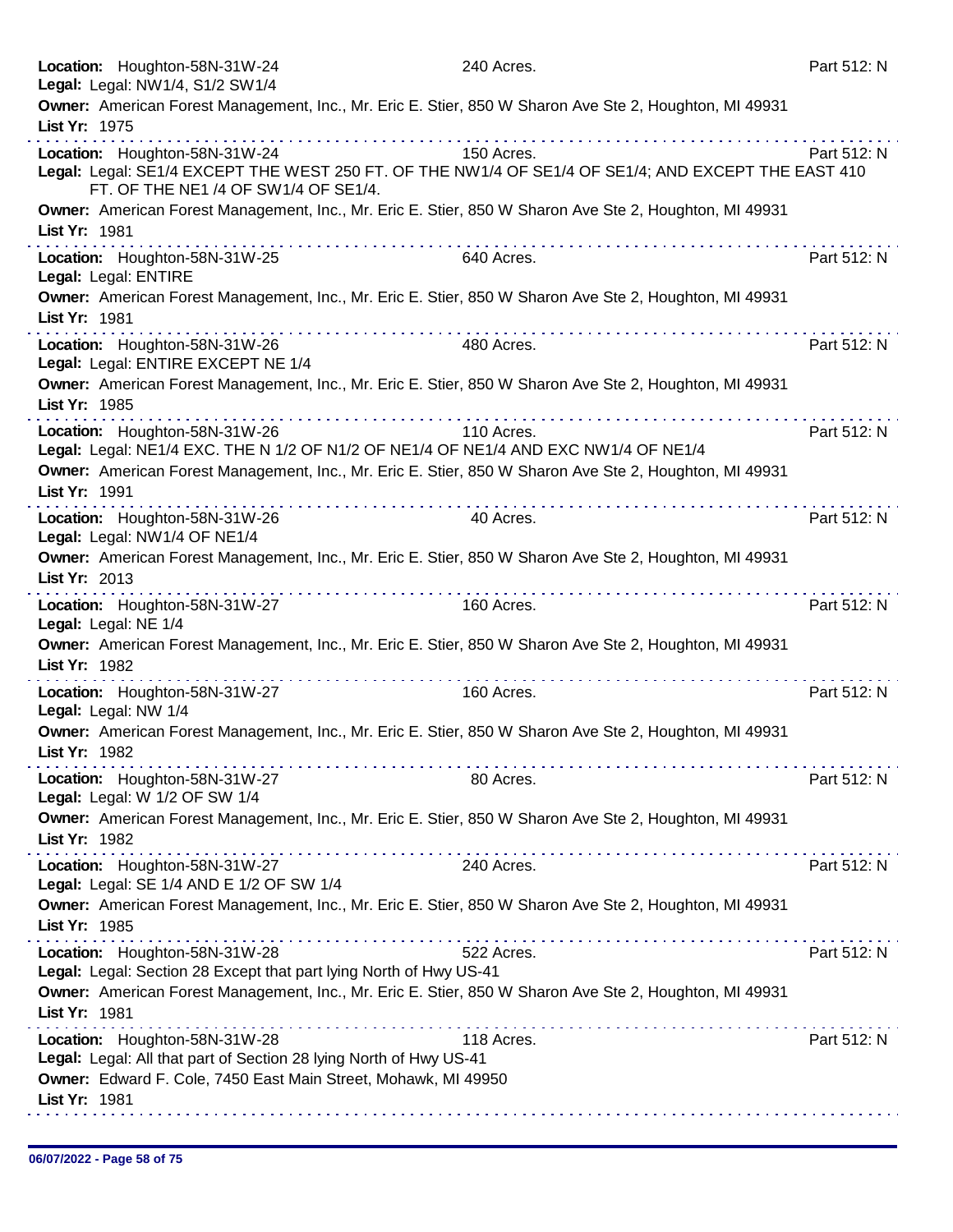**Location:** Houghton-58N-31W-24 240 Acres. Part 512: N
**Legal:** Legal: NW1/4, S1/2 SW1/4
**Owner:** American Forest Management, Inc., Mr. Eric E. Stier, 850 W Sharon Ave Ste 2, Houghton, MI 49931
**List Yr:** 1975

---

**Location:** Houghton-58N-31W-24 150 Acres. Part 512: N
**Legal:** Legal: SE1/4 EXCEPT THE WEST 250 FT. OF THE NW1/4 OF SE1/4 OF SE1/4; AND EXCEPT THE EAST 410 FT. OF THE NE1 /4 OF SW1/4 OF SE1/4.
**Owner:** American Forest Management, Inc., Mr. Eric E. Stier, 850 W Sharon Ave Ste 2, Houghton, MI 49931
**List Yr:** 1981

---

**Location:** Houghton-58N-31W-25 640 Acres. Part 512: N
**Legal:** Legal: ENTIRE
**Owner:** American Forest Management, Inc., Mr. Eric E. Stier, 850 W Sharon Ave Ste 2, Houghton, MI 49931
**List Yr:** 1981

---

**Location:** Houghton-58N-31W-26 480 Acres. Part 512: N
**Legal:** Legal: ENTIRE EXCEPT NE 1/4
**Owner:** American Forest Management, Inc., Mr. Eric E. Stier, 850 W Sharon Ave Ste 2, Houghton, MI 49931
**List Yr:** 1985

---

**Location:** Houghton-58N-31W-26 110 Acres. Part 512: N
**Legal:** Legal: NE1/4 EXC. THE N 1/2 OF N1/2 OF NE1/4 OF NE1/4 AND EXC NW1/4 OF NE1/4
**Owner:** American Forest Management, Inc., Mr. Eric E. Stier, 850 W Sharon Ave Ste 2, Houghton, MI 49931
**List Yr:** 1991

---

**Location:** Houghton-58N-31W-26 40 Acres. Part 512: N
**Legal:** Legal: NW1/4 OF NE1/4
**Owner:** American Forest Management, Inc., Mr. Eric E. Stier, 850 W Sharon Ave Ste 2, Houghton, MI 49931
**List Yr:** 2013

---

**Location:** Houghton-58N-31W-27 160 Acres. Part 512: N
**Legal:** Legal: NE 1/4
**Owner:** American Forest Management, Inc., Mr. Eric E. Stier, 850 W Sharon Ave Ste 2, Houghton, MI 49931
**List Yr:** 1982

---

**Location:** Houghton-58N-31W-27 160 Acres. Part 512: N
**Legal:** Legal: NW 1/4
**Owner:** American Forest Management, Inc., Mr. Eric E. Stier, 850 W Sharon Ave Ste 2, Houghton, MI 49931
**List Yr:** 1982

---

**Location:** Houghton-58N-31W-27 80 Acres. Part 512: N
**Legal:** Legal: W 1/2 OF SW 1/4
**Owner:** American Forest Management, Inc., Mr. Eric E. Stier, 850 W Sharon Ave Ste 2, Houghton, MI 49931
**List Yr:** 1982

---

**Location:** Houghton-58N-31W-27 240 Acres. Part 512: N
**Legal:** Legal: SE 1/4 AND E 1/2 OF SW 1/4
**Owner:** American Forest Management, Inc., Mr. Eric E. Stier, 850 W Sharon Ave Ste 2, Houghton, MI 49931
**List Yr:** 1985

---

**Location:** Houghton-58N-31W-28 522 Acres. Part 512: N
**Legal:** Legal: Section 28 Except that part lying North of Hwy US-41
**Owner:** American Forest Management, Inc., Mr. Eric E. Stier, 850 W Sharon Ave Ste 2, Houghton, MI 49931
**List Yr:** 1981

---

**Location:** Houghton-58N-31W-28 118 Acres. Part 512: N
**Legal:** Legal: All that part of Section 28 lying North of Hwy US-41
**Owner:** Edward F. Cole, 7450 East Main Street, Mohawk, MI 49950
**List Yr:** 1981

---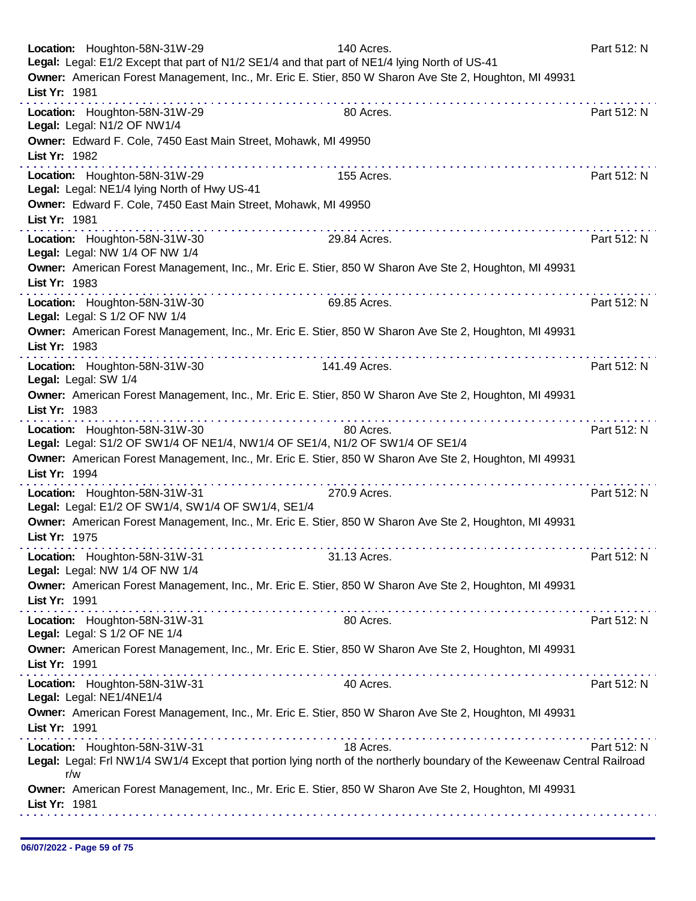**Location:** Houghton-58N-31W-29 140 Acres. Part 512: N
**Legal:** Legal: E1/2 Except that part of N1/2 SE1/4 and that part of NE1/4 lying North of US-41
**Owner:** American Forest Management, Inc., Mr. Eric E. Stier, 850 W Sharon Ave Ste 2, Houghton, MI 49931
**List Yr:** 1981

---

**Location:** Houghton-58N-31W-29 80 Acres. Part 512: N
**Legal:** Legal: N1/2 OF NW1/4
**Owner:** Edward F. Cole, 7450 East Main Street, Mohawk, MI 49950
**List Yr:** 1982

---

**Location:** Houghton-58N-31W-29 155 Acres. Part 512: N
**Legal:** Legal: NE1/4 lying North of Hwy US-41
**Owner:** Edward F. Cole, 7450 East Main Street, Mohawk, MI 49950
**List Yr:** 1981

---

**Location:** Houghton-58N-31W-30 29.84 Acres. Part 512: N
**Legal:** Legal: NW 1/4 OF NW 1/4
**Owner:** American Forest Management, Inc., Mr. Eric E. Stier, 850 W Sharon Ave Ste 2, Houghton, MI 49931
**List Yr:** 1983

---

**Location:** Houghton-58N-31W-30 69.85 Acres. Part 512: N
**Legal:** Legal: S 1/2 OF NW 1/4
**Owner:** American Forest Management, Inc., Mr. Eric E. Stier, 850 W Sharon Ave Ste 2, Houghton, MI 49931
**List Yr:** 1983

---

**Location:** Houghton-58N-31W-30 141.49 Acres. Part 512: N
**Legal:** Legal: SW 1/4
**Owner:** American Forest Management, Inc., Mr. Eric E. Stier, 850 W Sharon Ave Ste 2, Houghton, MI 49931
**List Yr:** 1983

---

**Location:** Houghton-58N-31W-30 80 Acres. Part 512: N
**Legal:** Legal: S1/2 OF SW1/4 OF NE1/4, NW1/4 OF SE1/4, N1/2 OF SW1/4 OF SE1/4
**Owner:** American Forest Management, Inc., Mr. Eric E. Stier, 850 W Sharon Ave Ste 2, Houghton, MI 49931
**List Yr:** 1994

---

**Location:** Houghton-58N-31W-31 270.9 Acres. Part 512: N
**Legal:** Legal: E1/2 OF SW1/4, SW1/4 OF SW1/4, SE1/4
**Owner:** American Forest Management, Inc., Mr. Eric E. Stier, 850 W Sharon Ave Ste 2, Houghton, MI 49931
**List Yr:** 1975

---

**Location:** Houghton-58N-31W-31 31.13 Acres. Part 512: N
**Legal:** Legal: NW 1/4 OF NW 1/4
**Owner:** American Forest Management, Inc., Mr. Eric E. Stier, 850 W Sharon Ave Ste 2, Houghton, MI 49931
**List Yr:** 1991

---

**Location:** Houghton-58N-31W-31 80 Acres. Part 512: N
**Legal:** Legal: S 1/2 OF NE 1/4
**Owner:** American Forest Management, Inc., Mr. Eric E. Stier, 850 W Sharon Ave Ste 2, Houghton, MI 49931
**List Yr:** 1991

---

**Location:** Houghton-58N-31W-31 40 Acres. Part 512: N
**Legal:** Legal: NE1/4NE1/4
**Owner:** American Forest Management, Inc., Mr. Eric E. Stier, 850 W Sharon Ave Ste 2, Houghton, MI 49931
**List Yr:** 1991

---

**Location:** Houghton-58N-31W-31 18 Acres. Part 512: N
**Legal:** Legal: Frl NW1/4 SW1/4 Except that portion lying north of the northerly boundary of the Keweenaw Central Railroad r/w
**Owner:** American Forest Management, Inc., Mr. Eric E. Stier, 850 W Sharon Ave Ste 2, Houghton, MI 49931
**List Yr:** 1981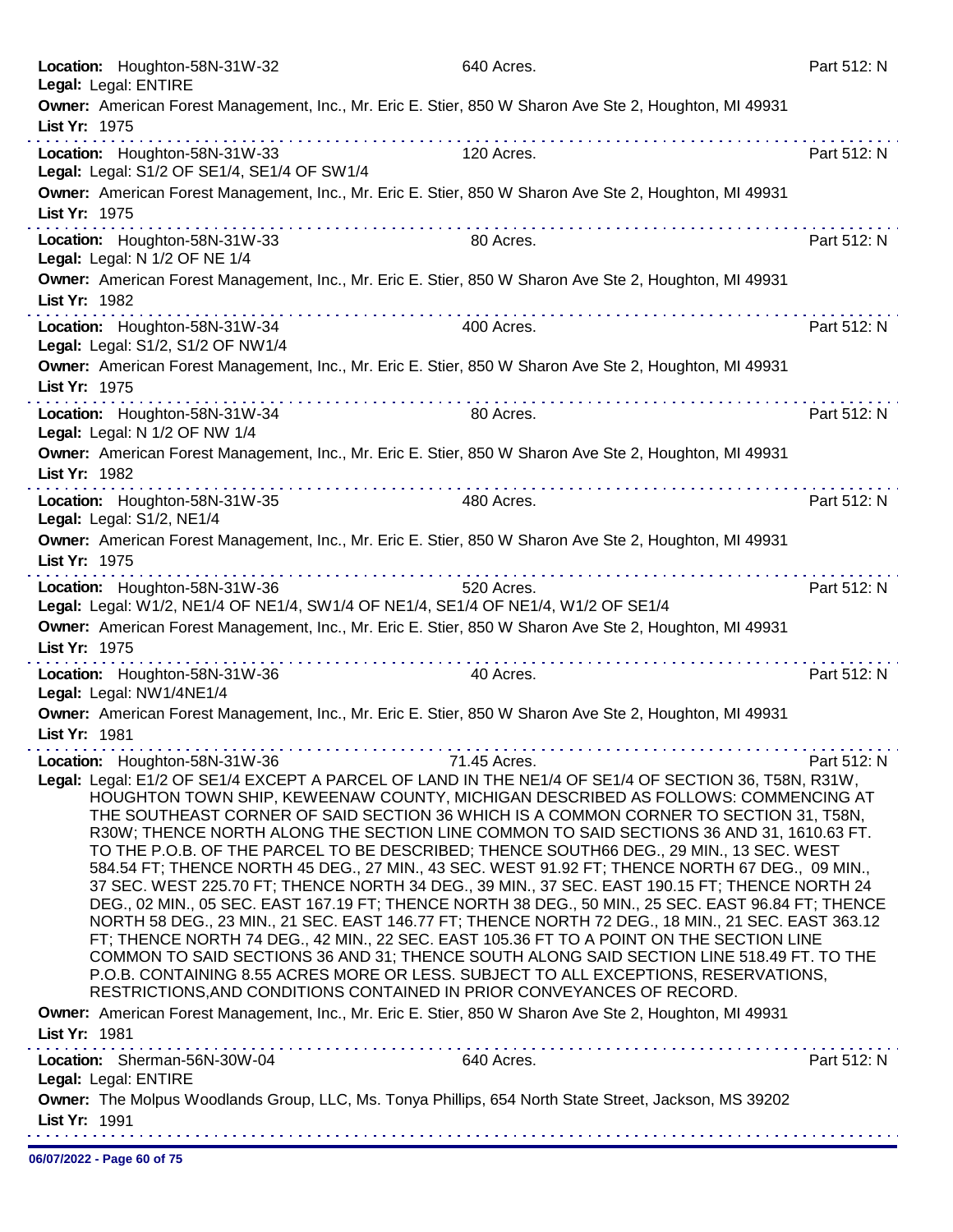**Location:** Houghton-58N-31W-32 640 Acres. Part 512: N
**Legal:** Legal: ENTIRE
**Owner:** American Forest Management, Inc., Mr. Eric E. Stier, 850 W Sharon Ave Ste 2, Houghton, MI 49931
**List Yr:** 1975

---

**Location:** Houghton-58N-31W-33 120 Acres. Part 512: N
**Legal:** Legal: S1/2 OF SE1/4, SE1/4 OF SW1/4
**Owner:** American Forest Management, Inc., Mr. Eric E. Stier, 850 W Sharon Ave Ste 2, Houghton, MI 49931
**List Yr:** 1975

---

**Location:** Houghton-58N-31W-33 80 Acres. Part 512: N
**Legal:** Legal: N 1/2 OF NE 1/4
**Owner:** American Forest Management, Inc., Mr. Eric E. Stier, 850 W Sharon Ave Ste 2, Houghton, MI 49931
**List Yr:** 1982

---

**Location:** Houghton-58N-31W-34 400 Acres. Part 512: N
**Legal:** Legal: S1/2, S1/2 OF NW1/4
**Owner:** American Forest Management, Inc., Mr. Eric E. Stier, 850 W Sharon Ave Ste 2, Houghton, MI 49931
**List Yr:** 1975

---

**Location:** Houghton-58N-31W-34 80 Acres. Part 512: N
**Legal:** Legal: N 1/2 OF NW 1/4
**Owner:** American Forest Management, Inc., Mr. Eric E. Stier, 850 W Sharon Ave Ste 2, Houghton, MI 49931
**List Yr:** 1982

---

**Location:** Houghton-58N-31W-35 480 Acres. Part 512: N
**Legal:** Legal: S1/2, NE1/4
**Owner:** American Forest Management, Inc., Mr. Eric E. Stier, 850 W Sharon Ave Ste 2, Houghton, MI 49931
**List Yr:** 1975

---

**Location:** Houghton-58N-31W-36 520 Acres. Part 512: N
**Legal:** Legal: W1/2, NE1/4 OF NE1/4, SW1/4 OF NE1/4, SE1/4 OF NE1/4, W1/2 OF SE1/4
**Owner:** American Forest Management, Inc., Mr. Eric E. Stier, 850 W Sharon Ave Ste 2, Houghton, MI 49931
**List Yr:** 1975

---

**Location:** Houghton-58N-31W-36 40 Acres. Part 512: N
**Legal:** Legal: NW1/4NE1/4
**Owner:** American Forest Management, Inc., Mr. Eric E. Stier, 850 W Sharon Ave Ste 2, Houghton, MI 49931
**List Yr:** 1981

---

**Location:** Houghton-58N-31W-36 71.45 Acres. Part 512: N
**Legal:** Legal: E1/2 OF SE1/4 EXCEPT A PARCEL OF LAND IN THE NE1/4 OF SE1/4 OF SECTION 36, T58N, R31W, HOUGHTON TOWN SHIP, KEWEENAW COUNTY, MICHIGAN DESCRIBED AS FOLLOWS: COMMENCING AT THE SOUTHEAST CORNER OF SAID SECTION 36 WHICH IS A COMMON CORNER TO SECTION 31, T58N, R30W; THENCE NORTH ALONG THE SECTION LINE COMMON TO SAID SECTIONS 36 AND 31, 1610.63 FT. TO THE P.O.B. OF THE PARCEL TO BE DESCRIBED; THENCE SOUTH66 DEG., 29 MIN., 13 SEC. WEST 584.54 FT; THENCE NORTH 45 DEG., 27 MIN., 43 SEC. WEST 91.92 FT; THENCE NORTH 67 DEG., 09 MIN., 37 SEC. WEST 225.70 FT; THENCE NORTH 34 DEG., 39 MIN., 37 SEC. EAST 190.15 FT; THENCE NORTH 24 DEG., 02 MIN., 05 SEC. EAST 167.19 FT; THENCE NORTH 38 DEG., 50 MIN., 25 SEC. EAST 96.84 FT; THENCE NORTH 58 DEG., 23 MIN., 21 SEC. EAST 146.77 FT; THENCE NORTH 72 DEG., 18 MIN., 21 SEC. EAST 363.12 FT; THENCE NORTH 74 DEG., 42 MIN., 22 SEC. EAST 105.36 FT TO A POINT ON THE SECTION LINE COMMON TO SAID SECTIONS 36 AND 31; THENCE SOUTH ALONG SAID SECTION LINE 518.49 FT. TO THE P.O.B. CONTAINING 8.55 ACRES MORE OR LESS. SUBJECT TO ALL EXCEPTIONS, RESERVATIONS, RESTRICTIONS,AND CONDITIONS CONTAINED IN PRIOR CONVEYANCES OF RECORD.
**Owner:** American Forest Management, Inc., Mr. Eric E. Stier, 850 W Sharon Ave Ste 2, Houghton, MI 49931
**List Yr:** 1981

---

**Location:** Sherman-56N-30W-04 640 Acres. Part 512: N
**Legal:** Legal: ENTIRE
**Owner:** The Molpus Woodlands Group, LLC, Ms. Tonya Phillips, 654 North State Street, Jackson, MS 39202
**List Yr:** 1991

06/07/2022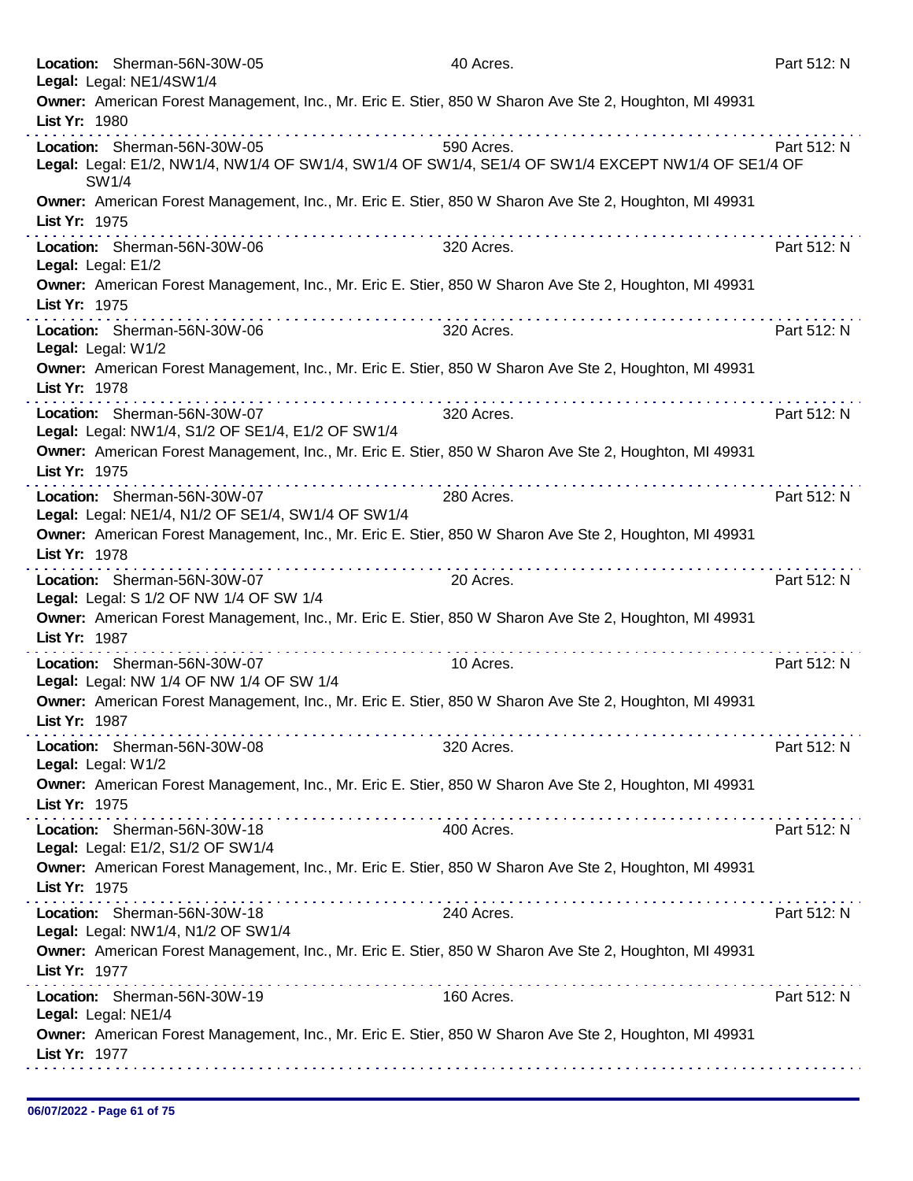**Location:** Sherman-56N-30W-05 40 Acres. Part 512: N
**Legal:** Legal: NE1/4SW1/4
**Owner:** American Forest Management, Inc., Mr. Eric E. Stier, 850 W Sharon Ave Ste 2, Houghton, MI 49931
**List Yr:** 1980

---

**Location:** Sherman-56N-30W-05 590 Acres. Part 512: N
**Legal:** Legal: E1/2, NW1/4, NW1/4 OF SW1/4, SW1/4 OF SW1/4, SE1/4 OF SW1/4 EXCEPT NW1/4 OF SE1/4 OF SW1/4
**Owner:** American Forest Management, Inc., Mr. Eric E. Stier, 850 W Sharon Ave Ste 2, Houghton, MI 49931
**List Yr:** 1975

---

**Location:** Sherman-56N-30W-06 320 Acres. Part 512: N
**Legal:** Legal: E1/2
**Owner:** American Forest Management, Inc., Mr. Eric E. Stier, 850 W Sharon Ave Ste 2, Houghton, MI 49931
**List Yr:** 1975

---

**Location:** Sherman-56N-30W-06 320 Acres. Part 512: N
**Legal:** Legal: W1/2
**Owner:** American Forest Management, Inc., Mr. Eric E. Stier, 850 W Sharon Ave Ste 2, Houghton, MI 49931
**List Yr:** 1978

---

**Location:** Sherman-56N-30W-07 320 Acres. Part 512: N
**Legal:** Legal: NW1/4, S1/2 OF SE1/4, E1/2 OF SW1/4
**Owner:** American Forest Management, Inc., Mr. Eric E. Stier, 850 W Sharon Ave Ste 2, Houghton, MI 49931
**List Yr:** 1975

---

**Location:** Sherman-56N-30W-07 280 Acres. Part 512: N
**Legal:** Legal: NE1/4, N1/2 OF SE1/4, SW1/4 OF SW1/4
**Owner:** American Forest Management, Inc., Mr. Eric E. Stier, 850 W Sharon Ave Ste 2, Houghton, MI 49931
**List Yr:** 1978

---

**Location:** Sherman-56N-30W-07 20 Acres. Part 512: N
**Legal:** Legal: S 1/2 OF NW 1/4 OF SW 1/4
**Owner:** American Forest Management, Inc., Mr. Eric E. Stier, 850 W Sharon Ave Ste 2, Houghton, MI 49931
**List Yr:** 1987

---

**Location:** Sherman-56N-30W-07 10 Acres. Part 512: N
**Legal:** Legal: NW 1/4 OF NW 1/4 OF SW 1/4
**Owner:** American Forest Management, Inc., Mr. Eric E. Stier, 850 W Sharon Ave Ste 2, Houghton, MI 49931
**List Yr:** 1987

---

**Location:** Sherman-56N-30W-08 320 Acres. Part 512: N
**Legal:** Legal: W1/2
**Owner:** American Forest Management, Inc., Mr. Eric E. Stier, 850 W Sharon Ave Ste 2, Houghton, MI 49931
**List Yr:** 1975

---

**Location:** Sherman-56N-30W-18 400 Acres. Part 512: N
**Legal:** Legal: E1/2, S1/2 OF SW1/4
**Owner:** American Forest Management, Inc., Mr. Eric E. Stier, 850 W Sharon Ave Ste 2, Houghton, MI 49931
**List Yr:** 1975

---

**Location:** Sherman-56N-30W-18 240 Acres. Part 512: N
**Legal:** Legal: NW1/4, N1/2 OF SW1/4
**Owner:** American Forest Management, Inc., Mr. Eric E. Stier, 850 W Sharon Ave Ste 2, Houghton, MI 49931
**List Yr:** 1977

---

**Location:** Sherman-56N-30W-19 160 Acres. Part 512: N
**Legal:** Legal: NE1/4
**Owner:** American Forest Management, Inc., Mr. Eric E. Stier, 850 W Sharon Ave Ste 2, Houghton, MI 49931
**List Yr:** 1977

---

06/07/2022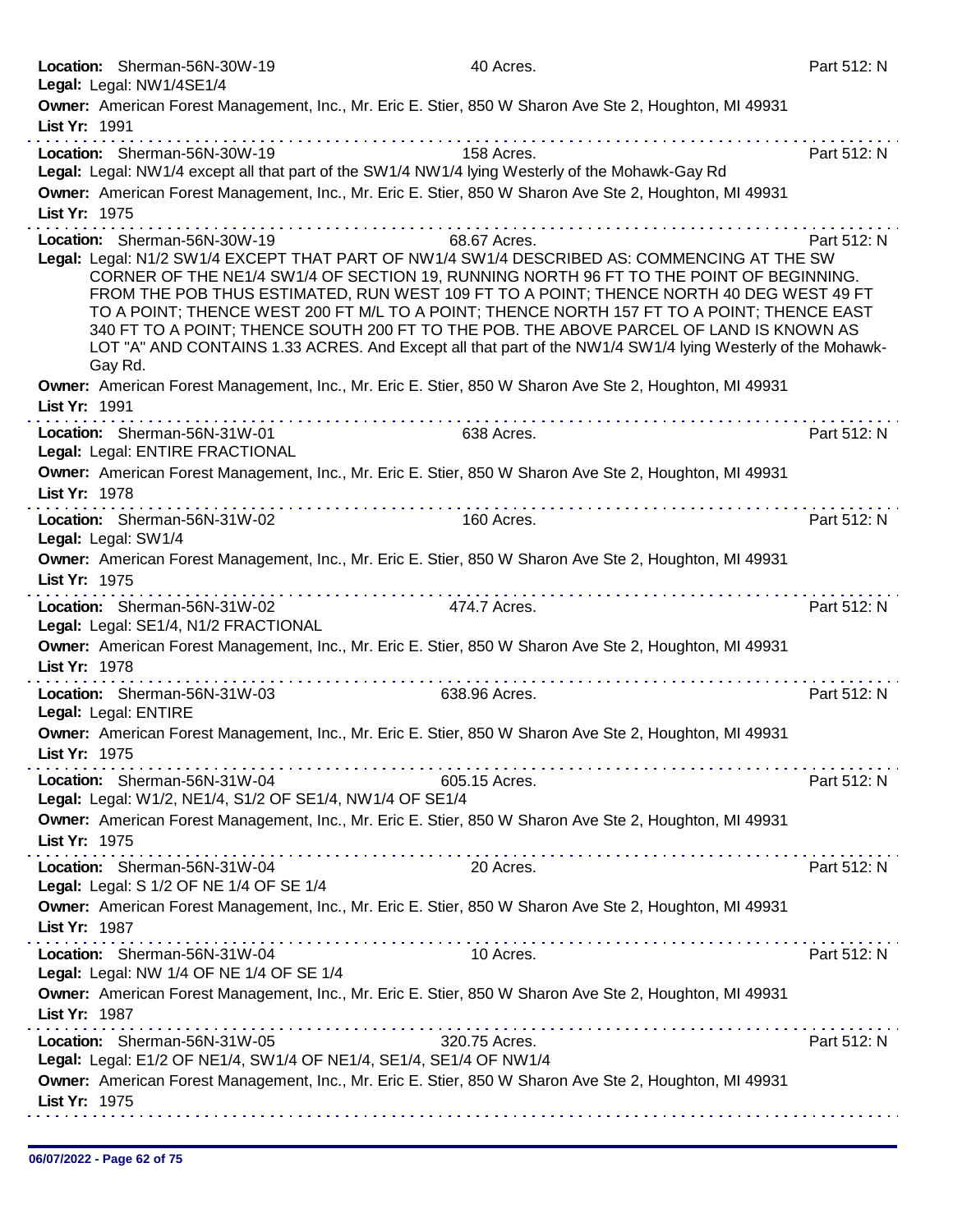**Location:** Sherman-56N-30W-19 40 Acres. Part 512: N
**Legal:** Legal: NW1/4SE1/4
**Owner:** American Forest Management, Inc., Mr. Eric E. Stier, 850 W Sharon Ave Ste 2, Houghton, MI 49931
**List Yr:** 1991

---

**Location:** Sherman-56N-30W-19 158 Acres. Part 512: N
**Legal:** Legal: NW1/4 except all that part of the SW1/4 NW1/4 lying Westerly of the Mohawk-Gay Rd
**Owner:** American Forest Management, Inc., Mr. Eric E. Stier, 850 W Sharon Ave Ste 2, Houghton, MI 49931
**List Yr:** 1975

---

**Location:** Sherman-56N-30W-19 68.67 Acres. Part 512: N
**Legal:** Legal: N1/2 SW1/4 EXCEPT THAT PART OF NW1/4 SW1/4 DESCRIBED AS: COMMENCING AT THE SW CORNER OF THE NE1/4 SW1/4 OF SECTION 19, RUNNING NORTH 96 FT TO THE POINT OF BEGINNING. FROM THE POB THUS ESTIMATED, RUN WEST 109 FT TO A POINT; THENCE NORTH 40 DEG WEST 49 FT TO A POINT; THENCE WEST 200 FT M/L TO A POINT; THENCE NORTH 157 FT TO A POINT; THENCE EAST 340 FT TO A POINT; THENCE SOUTH 200 FT TO THE POB. THE ABOVE PARCEL OF LAND IS KNOWN AS LOT "A" AND CONTAINS 1.33 ACRES. And Except all that part of the NW1/4 SW1/4 lying Westerly of the Mohawk-Gay Rd.
**Owner:** American Forest Management, Inc., Mr. Eric E. Stier, 850 W Sharon Ave Ste 2, Houghton, MI 49931
**List Yr:** 1991

---

**Location:** Sherman-56N-31W-01 638 Acres. Part 512: N
**Legal:** Legal: ENTIRE FRACTIONAL
**Owner:** American Forest Management, Inc., Mr. Eric E. Stier, 850 W Sharon Ave Ste 2, Houghton, MI 49931
**List Yr:** 1978

---

**Location:** Sherman-56N-31W-02 160 Acres. Part 512: N
**Legal:** Legal: SW1/4
**Owner:** American Forest Management, Inc., Mr. Eric E. Stier, 850 W Sharon Ave Ste 2, Houghton, MI 49931
**List Yr:** 1975

---

**Location:** Sherman-56N-31W-02 474.7 Acres. Part 512: N
**Legal:** Legal: SE1/4, N1/2 FRACTIONAL
**Owner:** American Forest Management, Inc., Mr. Eric E. Stier, 850 W Sharon Ave Ste 2, Houghton, MI 49931
**List Yr:** 1978

---

**Location:** Sherman-56N-31W-03 638.96 Acres. Part 512: N
**Legal:** Legal: ENTIRE
**Owner:** American Forest Management, Inc., Mr. Eric E. Stier, 850 W Sharon Ave Ste 2, Houghton, MI 49931
**List Yr:** 1975

---

**Location:** Sherman-56N-31W-04 605.15 Acres. Part 512: N
**Legal:** Legal: W1/2, NE1/4, S1/2 OF SE1/4, NW1/4 OF SE1/4
**Owner:** American Forest Management, Inc., Mr. Eric E. Stier, 850 W Sharon Ave Ste 2, Houghton, MI 49931
**List Yr:** 1975

---

**Location:** Sherman-56N-31W-04 20 Acres. Part 512: N
**Legal:** Legal: S 1/2 OF NE 1/4 OF SE 1/4
**Owner:** American Forest Management, Inc., Mr. Eric E. Stier, 850 W Sharon Ave Ste 2, Houghton, MI 49931
**List Yr:** 1987

---

**Location:** Sherman-56N-31W-04 10 Acres. Part 512: N
**Legal:** Legal: NW 1/4 OF NE 1/4 OF SE 1/4
**Owner:** American Forest Management, Inc., Mr. Eric E. Stier, 850 W Sharon Ave Ste 2, Houghton, MI 49931
**List Yr:** 1987

---

**Location:** Sherman-56N-31W-05 320.75 Acres. Part 512: N
**Legal:** Legal: E1/2 OF NE1/4, SW1/4 OF NE1/4, SE1/4, SE1/4 OF NW1/4
**Owner:** American Forest Management, Inc., Mr. Eric E. Stier, 850 W Sharon Ave Ste 2, Houghton, MI 49931
**List Yr:** 1975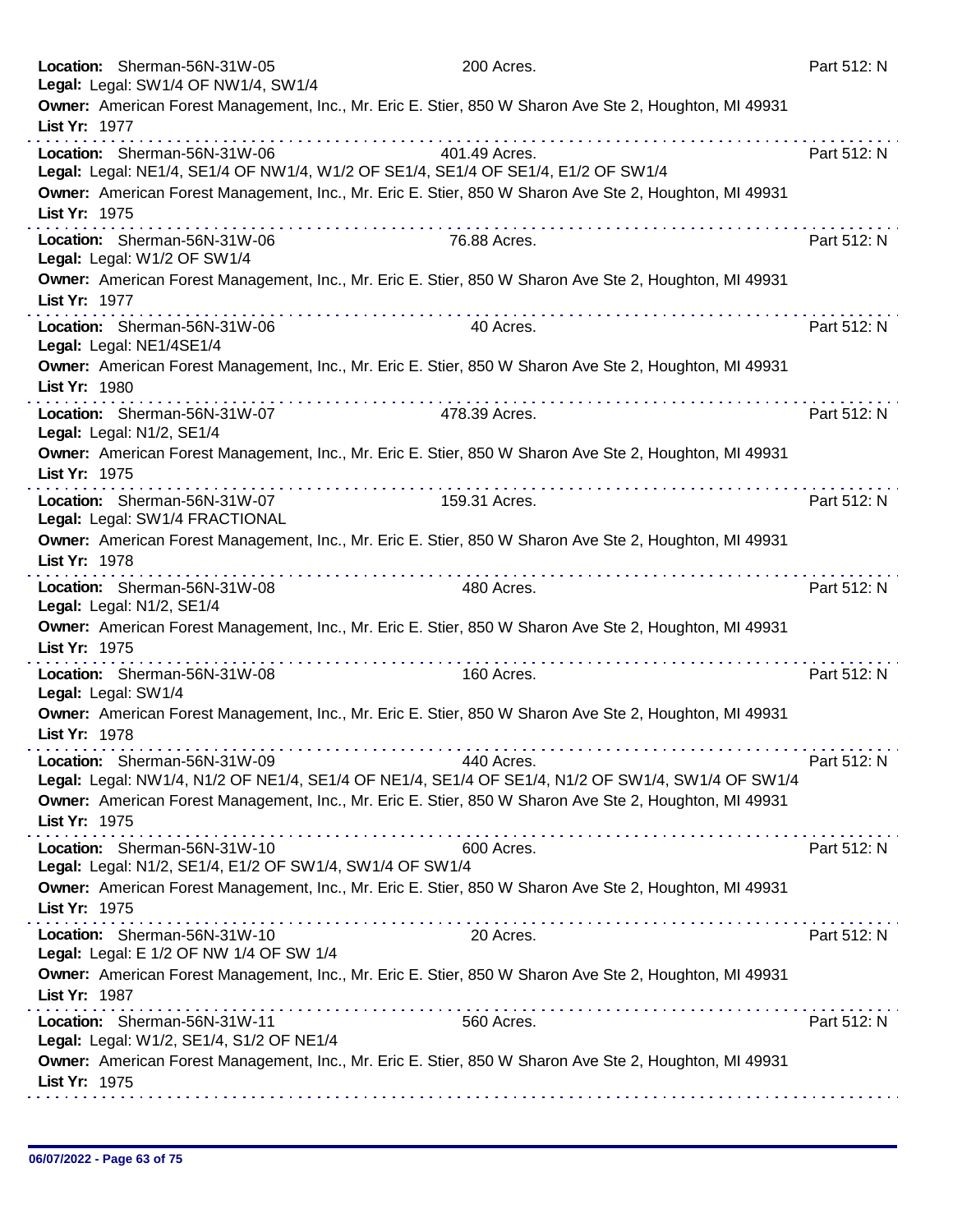**Location:** Sherman-56N-31W-05 200 Acres. Part 512: N
**Legal:** Legal: SW1/4 OF NW1/4, SW1/4
**Owner:** American Forest Management, Inc., Mr. Eric E. Stier, 850 W Sharon Ave Ste 2, Houghton, MI 49931
**List Yr:** 1977

---

**Location:** Sherman-56N-31W-06 401.49 Acres. Part 512: N
**Legal:** Legal: NE1/4, SE1/4 OF NW1/4, W1/2 OF SE1/4, SE1/4 OF SE1/4, E1/2 OF SW1/4
**Owner:** American Forest Management, Inc., Mr. Eric E. Stier, 850 W Sharon Ave Ste 2, Houghton, MI 49931
**List Yr:** 1975

---

**Location:** Sherman-56N-31W-06 76.88 Acres. Part 512: N
**Legal:** Legal: W1/2 OF SW1/4
**Owner:** American Forest Management, Inc., Mr. Eric E. Stier, 850 W Sharon Ave Ste 2, Houghton, MI 49931
**List Yr:** 1977

---

**Location:** Sherman-56N-31W-06 40 Acres. Part 512: N
**Legal:** Legal: NE1/4SE1/4
**Owner:** American Forest Management, Inc., Mr. Eric E. Stier, 850 W Sharon Ave Ste 2, Houghton, MI 49931
**List Yr:** 1980

---

**Location:** Sherman-56N-31W-07 478.39 Acres. Part 512: N
**Legal:** Legal: N1/2, SE1/4
**Owner:** American Forest Management, Inc., Mr. Eric E. Stier, 850 W Sharon Ave Ste 2, Houghton, MI 49931
**List Yr:** 1975

---

**Location:** Sherman-56N-31W-07 159.31 Acres. Part 512: N
**Legal:** Legal: SW1/4 FRACTIONAL
**Owner:** American Forest Management, Inc., Mr. Eric E. Stier, 850 W Sharon Ave Ste 2, Houghton, MI 49931
**List Yr:** 1978

---

**Location:** Sherman-56N-31W-08 480 Acres. Part 512: N
**Legal:** Legal: N1/2, SE1/4
**Owner:** American Forest Management, Inc., Mr. Eric E. Stier, 850 W Sharon Ave Ste 2, Houghton, MI 49931
**List Yr:** 1975

---

**Location:** Sherman-56N-31W-08 160 Acres. Part 512: N
**Legal:** Legal: SW1/4
**Owner:** American Forest Management, Inc., Mr. Eric E. Stier, 850 W Sharon Ave Ste 2, Houghton, MI 49931
**List Yr:** 1978

---

**Location:** Sherman-56N-31W-09 440 Acres. Part 512: N
**Legal:** Legal: NW1/4, N1/2 OF NE1/4, SE1/4 OF NE1/4, SE1/4 OF SE1/4, N1/2 OF SW1/4, SW1/4 OF SW1/4
**Owner:** American Forest Management, Inc., Mr. Eric E. Stier, 850 W Sharon Ave Ste 2, Houghton, MI 49931
**List Yr:** 1975

---

**Location:** Sherman-56N-31W-10 600 Acres. Part 512: N
**Legal:** Legal: N1/2, SE1/4, E1/2 OF SW1/4, SW1/4 OF SW1/4
**Owner:** American Forest Management, Inc., Mr. Eric E. Stier, 850 W Sharon Ave Ste 2, Houghton, MI 49931
**List Yr:** 1975

---

**Location:** Sherman-56N-31W-10 20 Acres. Part 512: N
**Legal:** Legal: E 1/2 OF NW 1/4 OF SW 1/4
**Owner:** American Forest Management, Inc., Mr. Eric E. Stier, 850 W Sharon Ave Ste 2, Houghton, MI 49931
**List Yr:** 1987

---

**Location:** Sherman-56N-31W-11 560 Acres. Part 512: N
**Legal:** Legal: W1/2, SE1/4, S1/2 OF NE1/4
**Owner:** American Forest Management, Inc., Mr. Eric E. Stier, 850 W Sharon Ave Ste 2, Houghton, MI 49931
**List Yr:** 1975

---

06/07/2022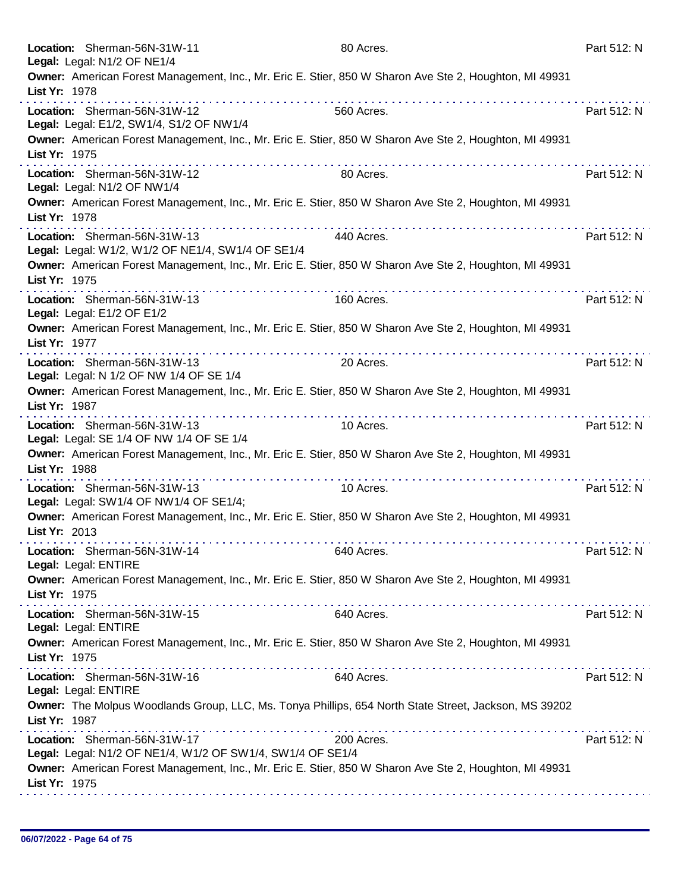**Location:** Sherman-56N-31W-11 80 Acres. Part 512: N
**Legal:** Legal: N1/2 OF NE1/4
**Owner:** American Forest Management, Inc., Mr. Eric E. Stier, 850 W Sharon Ave Ste 2, Houghton, MI 49931
**List Yr:** 1978

---

**Location:** Sherman-56N-31W-12 560 Acres. Part 512: N
**Legal:** Legal: E1/2, SW1/4, S1/2 OF NW1/4
**Owner:** American Forest Management, Inc., Mr. Eric E. Stier, 850 W Sharon Ave Ste 2, Houghton, MI 49931
**List Yr:** 1975

---

**Location:** Sherman-56N-31W-12 80 Acres. Part 512: N
**Legal:** Legal: N1/2 OF NW1/4
**Owner:** American Forest Management, Inc., Mr. Eric E. Stier, 850 W Sharon Ave Ste 2, Houghton, MI 49931
**List Yr:** 1978

---

**Location:** Sherman-56N-31W-13 440 Acres. Part 512: N
**Legal:** Legal: W1/2, W1/2 OF NE1/4, SW1/4 OF SE1/4
**Owner:** American Forest Management, Inc., Mr. Eric E. Stier, 850 W Sharon Ave Ste 2, Houghton, MI 49931
**List Yr:** 1975

---

**Location:** Sherman-56N-31W-13 160 Acres. Part 512: N
**Legal:** Legal: E1/2 OF E1/2
**Owner:** American Forest Management, Inc., Mr. Eric E. Stier, 850 W Sharon Ave Ste 2, Houghton, MI 49931
**List Yr:** 1977

---

**Location:** Sherman-56N-31W-13 20 Acres. Part 512: N
**Legal:** Legal: N 1/2 OF NW 1/4 OF SE 1/4
**Owner:** American Forest Management, Inc., Mr. Eric E. Stier, 850 W Sharon Ave Ste 2, Houghton, MI 49931
**List Yr:** 1987

---

**Location:** Sherman-56N-31W-13 10 Acres. Part 512: N
**Legal:** Legal: SE 1/4 OF NW 1/4 OF SE 1/4
**Owner:** American Forest Management, Inc., Mr. Eric E. Stier, 850 W Sharon Ave Ste 2, Houghton, MI 49931
**List Yr:** 1988

---

**Location:** Sherman-56N-31W-13 10 Acres. Part 512: N
**Legal:** Legal: SW1/4 OF NW1/4 OF SE1/4;
**Owner:** American Forest Management, Inc., Mr. Eric E. Stier, 850 W Sharon Ave Ste 2, Houghton, MI 49931
**List Yr:** 2013

---

**Location:** Sherman-56N-31W-14 640 Acres. Part 512: N
**Legal:** Legal: ENTIRE
**Owner:** American Forest Management, Inc., Mr. Eric E. Stier, 850 W Sharon Ave Ste 2, Houghton, MI 49931
**List Yr:** 1975

---

**Location:** Sherman-56N-31W-15 640 Acres. Part 512: N
**Legal:** Legal: ENTIRE
**Owner:** American Forest Management, Inc., Mr. Eric E. Stier, 850 W Sharon Ave Ste 2, Houghton, MI 49931
**List Yr:** 1975

---

**Location:** Sherman-56N-31W-16 640 Acres. Part 512: N
**Legal:** Legal: ENTIRE
**Owner:** The Molpus Woodlands Group, LLC, Ms. Tonya Phillips, 654 North State Street, Jackson, MS 39202
**List Yr:** 1987

---

**Location:** Sherman-56N-31W-17 200 Acres. Part 512: N
**Legal:** Legal: N1/2 OF NE1/4, W1/2 OF SW1/4, SW1/4 OF SE1/4
**Owner:** American Forest Management, Inc., Mr. Eric E. Stier, 850 W Sharon Ave Ste 2, Houghton, MI 49931
**List Yr:** 1975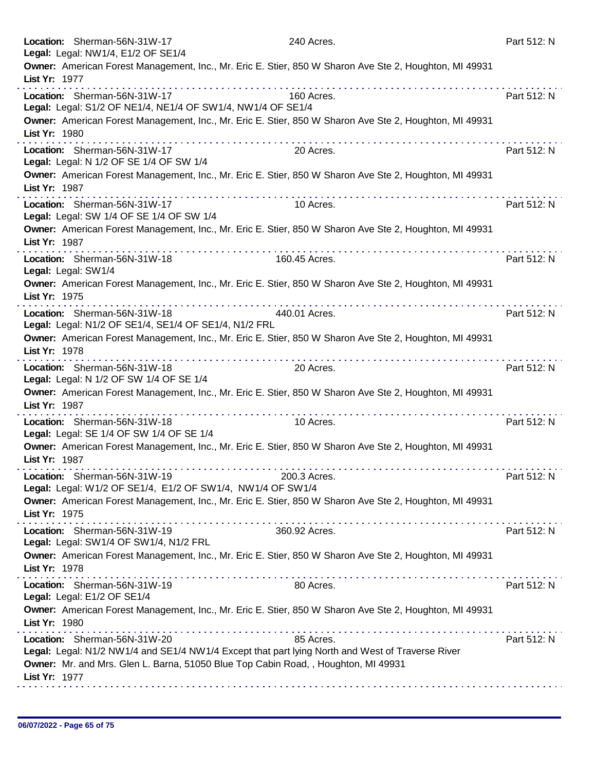**Location:** Sherman-56N-31W-17 240 Acres. Part 512: N
**Legal:** Legal: NW1/4, E1/2 OF SE1/4
**Owner:** American Forest Management, Inc., Mr. Eric E. Stier, 850 W Sharon Ave Ste 2, Houghton, MI 49931
**List Yr:** 1977

---

**Location:** Sherman-56N-31W-17 160 Acres. Part 512: N
**Legal:** Legal: S1/2 OF NE1/4, NE1/4 OF SW1/4, NW1/4 OF SE1/4
**Owner:** American Forest Management, Inc., Mr. Eric E. Stier, 850 W Sharon Ave Ste 2, Houghton, MI 49931
**List Yr:** 1980

---

**Location:** Sherman-56N-31W-17 20 Acres. Part 512: N
**Legal:** Legal: N 1/2 OF SE 1/4 OF SW 1/4
**Owner:** American Forest Management, Inc., Mr. Eric E. Stier, 850 W Sharon Ave Ste 2, Houghton, MI 49931
**List Yr:** 1987

---

**Location:** Sherman-56N-31W-17 10 Acres. Part 512: N
**Legal:** Legal: SW 1/4 OF SE 1/4 OF SW 1/4
**Owner:** American Forest Management, Inc., Mr. Eric E. Stier, 850 W Sharon Ave Ste 2, Houghton, MI 49931
**List Yr:** 1987

---

**Location:** Sherman-56N-31W-18 160.45 Acres. Part 512: N
**Legal:** Legal: SW1/4
**Owner:** American Forest Management, Inc., Mr. Eric E. Stier, 850 W Sharon Ave Ste 2, Houghton, MI 49931
**List Yr:** 1975

---

**Location:** Sherman-56N-31W-18 440.01 Acres. Part 512: N
**Legal:** Legal: N1/2 OF SE1/4, SE1/4 OF SE1/4, N1/2 FRL
**Owner:** American Forest Management, Inc., Mr. Eric E. Stier, 850 W Sharon Ave Ste 2, Houghton, MI 49931
**List Yr:** 1978

---

**Location:** Sherman-56N-31W-18 20 Acres. Part 512: N
**Legal:** Legal: N 1/2 OF SW 1/4 OF SE 1/4
**Owner:** American Forest Management, Inc., Mr. Eric E. Stier, 850 W Sharon Ave Ste 2, Houghton, MI 49931
**List Yr:** 1987

---

**Location:** Sherman-56N-31W-18 10 Acres. Part 512: N
**Legal:** Legal: SE 1/4 OF SW 1/4 OF SE 1/4
**Owner:** American Forest Management, Inc., Mr. Eric E. Stier, 850 W Sharon Ave Ste 2, Houghton, MI 49931
**List Yr:** 1987

---

**Location:** Sherman-56N-31W-19 200.3 Acres. Part 512: N
**Legal:** Legal: W1/2 OF SE1/4, E1/2 OF SW1/4, NW1/4 OF SW1/4
**Owner:** American Forest Management, Inc., Mr. Eric E. Stier, 850 W Sharon Ave Ste 2, Houghton, MI 49931
**List Yr:** 1975

---

**Location:** Sherman-56N-31W-19 360.92 Acres. Part 512: N
**Legal:** Legal: SW1/4 OF SW1/4, N1/2 FRL
**Owner:** American Forest Management, Inc., Mr. Eric E. Stier, 850 W Sharon Ave Ste 2, Houghton, MI 49931
**List Yr:** 1978

---

**Location:** Sherman-56N-31W-19 80 Acres. Part 512: N
**Legal:** Legal: E1/2 OF SE1/4
**Owner:** American Forest Management, Inc., Mr. Eric E. Stier, 850 W Sharon Ave Ste 2, Houghton, MI 49931
**List Yr:** 1980

---

**Location:** Sherman-56N-31W-20 85 Acres. Part 512: N
**Legal:** Legal: N1/2 NW1/4 and SE1/4 NW1/4 Except that part lying North and West of Traverse River
**Owner:** Mr. and Mrs. Glen L. Barna, 51050 Blue Top Cabin Road, , Houghton, MI 49931
**List Yr:** 1977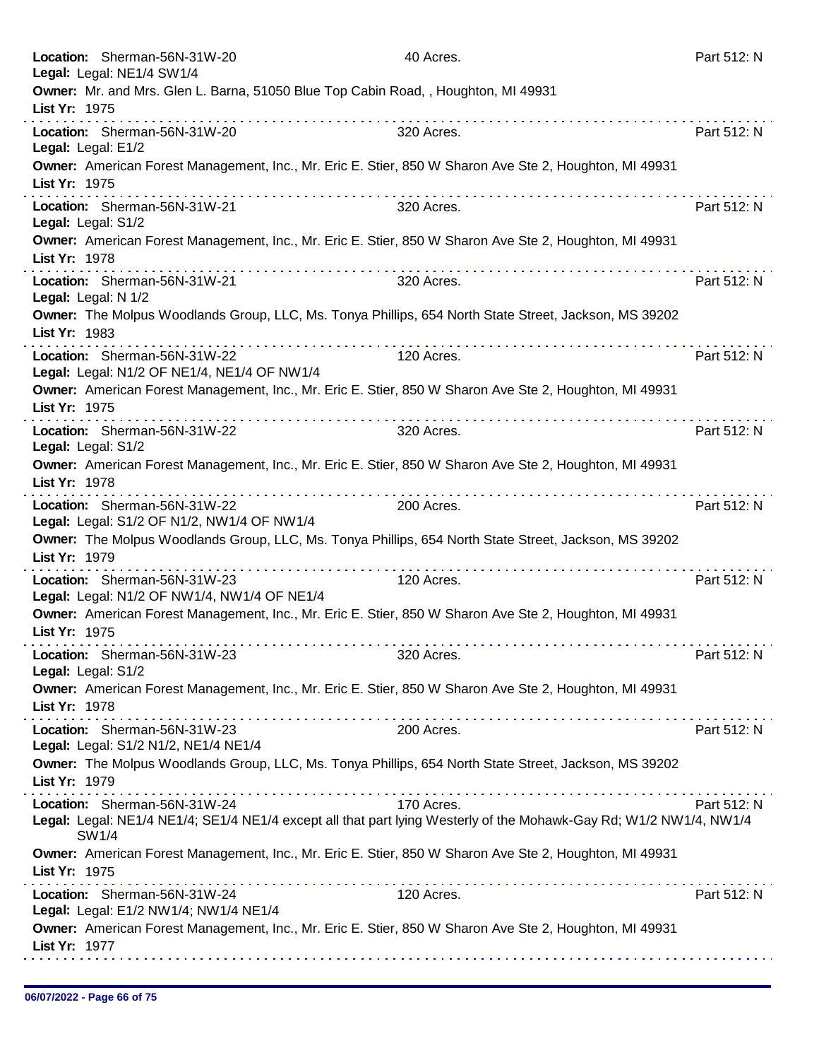**Location:** Sherman-56N-31W-20 40 Acres. Part 512: N
**Legal:** Legal: NE1/4 SW1/4
**Owner:** Mr. and Mrs. Glen L. Barna, 51050 Blue Top Cabin Road, , Houghton, MI 49931
**List Yr:** 1975

---

**Location:** Sherman-56N-31W-20 320 Acres. Part 512: N
**Legal:** Legal: E1/2
**Owner:** American Forest Management, Inc., Mr. Eric E. Stier, 850 W Sharon Ave Ste 2, Houghton, MI 49931
**List Yr:** 1975

---

**Location:** Sherman-56N-31W-21 320 Acres. Part 512: N
**Legal:** Legal: S1/2
**Owner:** American Forest Management, Inc., Mr. Eric E. Stier, 850 W Sharon Ave Ste 2, Houghton, MI 49931
**List Yr:** 1978

---

**Location:** Sherman-56N-31W-21 320 Acres. Part 512: N
**Legal:** Legal: N 1/2
**Owner:** The Molpus Woodlands Group, LLC, Ms. Tonya Phillips, 654 North State Street, Jackson, MS 39202
**List Yr:** 1983

---

**Location:** Sherman-56N-31W-22 120 Acres. Part 512: N
**Legal:** Legal: N1/2 OF NE1/4, NE1/4 OF NW1/4
**Owner:** American Forest Management, Inc., Mr. Eric E. Stier, 850 W Sharon Ave Ste 2, Houghton, MI 49931
**List Yr:** 1975

---

**Location:** Sherman-56N-31W-22 320 Acres. Part 512: N
**Legal:** Legal: S1/2
**Owner:** American Forest Management, Inc., Mr. Eric E. Stier, 850 W Sharon Ave Ste 2, Houghton, MI 49931
**List Yr:** 1978

---

**Location:** Sherman-56N-31W-22 200 Acres. Part 512: N
**Legal:** Legal: S1/2 OF N1/2, NW1/4 OF NW1/4
**Owner:** The Molpus Woodlands Group, LLC, Ms. Tonya Phillips, 654 North State Street, Jackson, MS 39202
**List Yr:** 1979

---

**Location:** Sherman-56N-31W-23 120 Acres. Part 512: N
**Legal:** Legal: N1/2 OF NW1/4, NW1/4 OF NE1/4
**Owner:** American Forest Management, Inc., Mr. Eric E. Stier, 850 W Sharon Ave Ste 2, Houghton, MI 49931
**List Yr:** 1975

---

**Location:** Sherman-56N-31W-23 320 Acres. Part 512: N
**Legal:** Legal: S1/2
**Owner:** American Forest Management, Inc., Mr. Eric E. Stier, 850 W Sharon Ave Ste 2, Houghton, MI 49931
**List Yr:** 1978

---

**Location:** Sherman-56N-31W-23 200 Acres. Part 512: N
**Legal:** Legal: S1/2 N1/2, NE1/4 NE1/4
**Owner:** The Molpus Woodlands Group, LLC, Ms. Tonya Phillips, 654 North State Street, Jackson, MS 39202
**List Yr:** 1979

---

**Location:** Sherman-56N-31W-24 170 Acres. Part 512: N
**Legal:** Legal: NE1/4 NE1/4; SE1/4 NE1/4 except all that part lying Westerly of the Mohawk-Gay Rd; W1/2 NW1/4, NW1/4 SW1/4
**Owner:** American Forest Management, Inc., Mr. Eric E. Stier, 850 W Sharon Ave Ste 2, Houghton, MI 49931
**List Yr:** 1975

---

**Location:** Sherman-56N-31W-24 120 Acres. Part 512: N
**Legal:** Legal: E1/2 NW1/4; NW1/4 NE1/4
**Owner:** American Forest Management, Inc., Mr. Eric E. Stier, 850 W Sharon Ave Ste 2, Houghton, MI 49931
**List Yr:** 1977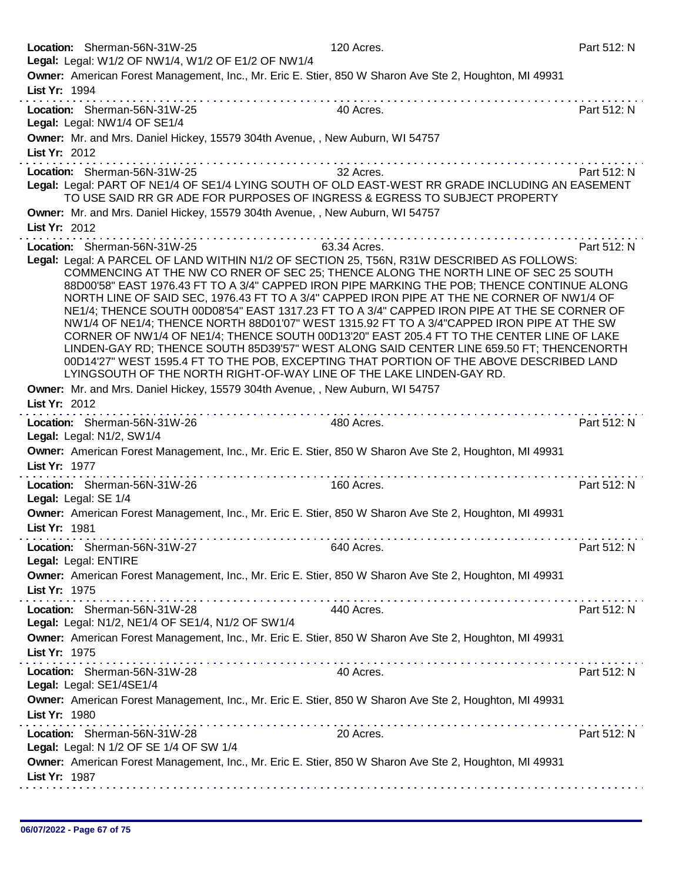**Location:** Sherman-56N-31W-25 120 Acres. Part 512: N
**Legal:** Legal: W1/2 OF NW1/4, W1/2 OF E1/2 OF NW1/4
**Owner:** American Forest Management, Inc., Mr. Eric E. Stier, 850 W Sharon Ave Ste 2, Houghton, MI 49931
**List Yr:** 1994

---

**Location:** Sherman-56N-31W-25 40 Acres. Part 512: N
**Legal:** Legal: NW1/4 OF SE1/4
**Owner:** Mr. and Mrs. Daniel Hickey, 15579 304th Avenue, , New Auburn, WI 54757
**List Yr:** 2012

---

**Location:** Sherman-56N-31W-25 32 Acres. Part 512: N
**Legal:** Legal: PART OF NE1/4 OF SE1/4 LYING SOUTH OF OLD EAST-WEST RR GRADE INCLUDING AN EASEMENT TO USE SAID RR GR ADE FOR PURPOSES OF INGRESS & EGRESS TO SUBJECT PROPERTY
**Owner:** Mr. and Mrs. Daniel Hickey, 15579 304th Avenue, , New Auburn, WI 54757
**List Yr:** 2012

---

**Location:** Sherman-56N-31W-25 63.34 Acres. Part 512: N
**Legal:** Legal: A PARCEL OF LAND WITHIN N1/2 OF SECTION 25, T56N, R31W DESCRIBED AS FOLLOWS: COMMENCING AT THE NW CO RNER OF SEC 25; THENCE ALONG THE NORTH LINE OF SEC 25 SOUTH 88D00'58" EAST 1976.43 FT TO A 3/4" CAPPED IRON PIPE MARKING THE POB; THENCE CONTINUE ALONG NORTH LINE OF SAID SEC, 1976.43 FT TO A 3/4" CAPPED IRON PIPE AT THE NE CORNER OF NW1/4 OF NE1/4; THENCE SOUTH 00D08'54" EAST 1317.23 FT TO A 3/4" CAPPED IRON PIPE AT THE SE CORNER OF NW1/4 OF NE1/4; THENCE NORTH 88D01'07" WEST 1315.92 FT TO A 3/4"CAPPED IRON PIPE AT THE SW CORNER OF NW1/4 OF NE1/4; THENCE SOUTH 00D13'20" EAST 205.4 FT TO THE CENTER LINE OF LAKE LINDEN-GAY RD; THENCE SOUTH 85D39'57" WEST ALONG SAID CENTER LINE 659.50 FT; THENCENORTH 00D14'27" WEST 1595.4 FT TO THE POB, EXCEPTING THAT PORTION OF THE ABOVE DESCRIBED LAND LYINGSOUTH OF THE NORTH RIGHT-OF-WAY LINE OF THE LAKE LINDEN-GAY RD.
**Owner:** Mr. and Mrs. Daniel Hickey, 15579 304th Avenue, , New Auburn, WI 54757
**List Yr:** 2012

---

**Location:** Sherman-56N-31W-26 480 Acres. Part 512: N
**Legal:** Legal: N1/2, SW1/4
**Owner:** American Forest Management, Inc., Mr. Eric E. Stier, 850 W Sharon Ave Ste 2, Houghton, MI 49931
**List Yr:** 1977

---

**Location:** Sherman-56N-31W-26 160 Acres. Part 512: N
**Legal:** Legal: SE 1/4
**Owner:** American Forest Management, Inc., Mr. Eric E. Stier, 850 W Sharon Ave Ste 2, Houghton, MI 49931
**List Yr:** 1981

---

**Location:** Sherman-56N-31W-27 640 Acres. Part 512: N
**Legal:** Legal: ENTIRE
**Owner:** American Forest Management, Inc., Mr. Eric E. Stier, 850 W Sharon Ave Ste 2, Houghton, MI 49931
**List Yr:** 1975

---

**Location:** Sherman-56N-31W-28 440 Acres. Part 512: N
**Legal:** Legal: N1/2, NE1/4 OF SE1/4, N1/2 OF SW1/4
**Owner:** American Forest Management, Inc., Mr. Eric E. Stier, 850 W Sharon Ave Ste 2, Houghton, MI 49931
**List Yr:** 1975

---

**Location:** Sherman-56N-31W-28 40 Acres. Part 512: N
**Legal:** Legal: SE1/4SE1/4
**Owner:** American Forest Management, Inc., Mr. Eric E. Stier, 850 W Sharon Ave Ste 2, Houghton, MI 49931
**List Yr:** 1980

---

**Location:** Sherman-56N-31W-28 20 Acres. Part 512: N
**Legal:** Legal: N 1/2 OF SE 1/4 OF SW 1/4
**Owner:** American Forest Management, Inc., Mr. Eric E. Stier, 850 W Sharon Ave Ste 2, Houghton, MI 49931
**List Yr:** 1987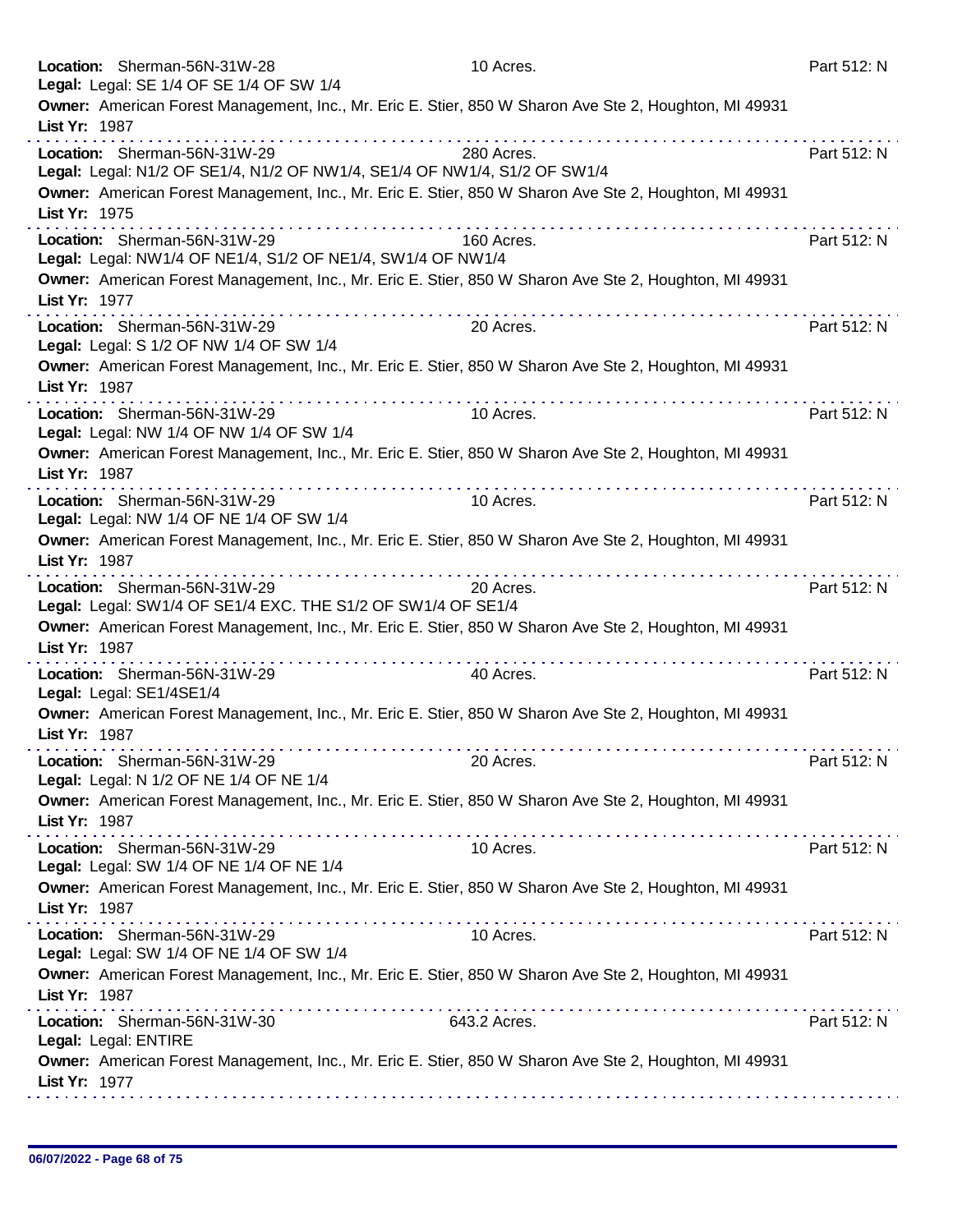**Location:** Sherman-56N-31W-28 10 Acres. Part 512: N
**Legal:** Legal: SE 1/4 OF SE 1/4 OF SW 1/4
**Owner:** American Forest Management, Inc., Mr. Eric E. Stier, 850 W Sharon Ave Ste 2, Houghton, MI 49931
**List Yr:** 1987

---

**Location:** Sherman-56N-31W-29 280 Acres. Part 512: N
**Legal:** Legal: N1/2 OF SE1/4, N1/2 OF NW1/4, SE1/4 OF NW1/4, S1/2 OF SW1/4
**Owner:** American Forest Management, Inc., Mr. Eric E. Stier, 850 W Sharon Ave Ste 2, Houghton, MI 49931
**List Yr:** 1975

---

**Location:** Sherman-56N-31W-29 160 Acres. Part 512: N
**Legal:** Legal: NW1/4 OF NE1/4, S1/2 OF NE1/4, SW1/4 OF NW1/4
**Owner:** American Forest Management, Inc., Mr. Eric E. Stier, 850 W Sharon Ave Ste 2, Houghton, MI 49931
**List Yr:** 1977

---

**Location:** Sherman-56N-31W-29 20 Acres. Part 512: N
**Legal:** Legal: S 1/2 OF NW 1/4 OF SW 1/4
**Owner:** American Forest Management, Inc., Mr. Eric E. Stier, 850 W Sharon Ave Ste 2, Houghton, MI 49931
**List Yr:** 1987

---

**Location:** Sherman-56N-31W-29 10 Acres. Part 512: N
**Legal:** Legal: NW 1/4 OF NW 1/4 OF SW 1/4
**Owner:** American Forest Management, Inc., Mr. Eric E. Stier, 850 W Sharon Ave Ste 2, Houghton, MI 49931
**List Yr:** 1987

---

**Location:** Sherman-56N-31W-29 10 Acres. Part 512: N
**Legal:** Legal: NW 1/4 OF NE 1/4 OF SW 1/4
**Owner:** American Forest Management, Inc., Mr. Eric E. Stier, 850 W Sharon Ave Ste 2, Houghton, MI 49931
**List Yr:** 1987

---

**Location:** Sherman-56N-31W-29 20 Acres. Part 512: N
**Legal:** Legal: SW1/4 OF SE1/4 EXC. THE S1/2 OF SW1/4 OF SE1/4
**Owner:** American Forest Management, Inc., Mr. Eric E. Stier, 850 W Sharon Ave Ste 2, Houghton, MI 49931
**List Yr:** 1987

---

**Location:** Sherman-56N-31W-29 40 Acres. Part 512: N
**Legal:** Legal: SE1/4SE1/4
**Owner:** American Forest Management, Inc., Mr. Eric E. Stier, 850 W Sharon Ave Ste 2, Houghton, MI 49931
**List Yr:** 1987

---

**Location:** Sherman-56N-31W-29 20 Acres. Part 512: N
**Legal:** Legal: N 1/2 OF NE 1/4 OF NE 1/4
**Owner:** American Forest Management, Inc., Mr. Eric E. Stier, 850 W Sharon Ave Ste 2, Houghton, MI 49931
**List Yr:** 1987

---

**Location:** Sherman-56N-31W-29 10 Acres. Part 512: N
**Legal:** Legal: SW 1/4 OF NE 1/4 OF NE 1/4
**Owner:** American Forest Management, Inc., Mr. Eric E. Stier, 850 W Sharon Ave Ste 2, Houghton, MI 49931
**List Yr:** 1987

---

**Location:** Sherman-56N-31W-29 10 Acres. Part 512: N
**Legal:** Legal: SW 1/4 OF NE 1/4 OF SW 1/4
**Owner:** American Forest Management, Inc., Mr. Eric E. Stier, 850 W Sharon Ave Ste 2, Houghton, MI 49931
**List Yr:** 1987

---

**Location:** Sherman-56N-31W-30 643.2 Acres. Part 512: N
**Legal:** Legal: ENTIRE
**Owner:** American Forest Management, Inc., Mr. Eric E. Stier, 850 W Sharon Ave Ste 2, Houghton, MI 49931
**List Yr:** 1977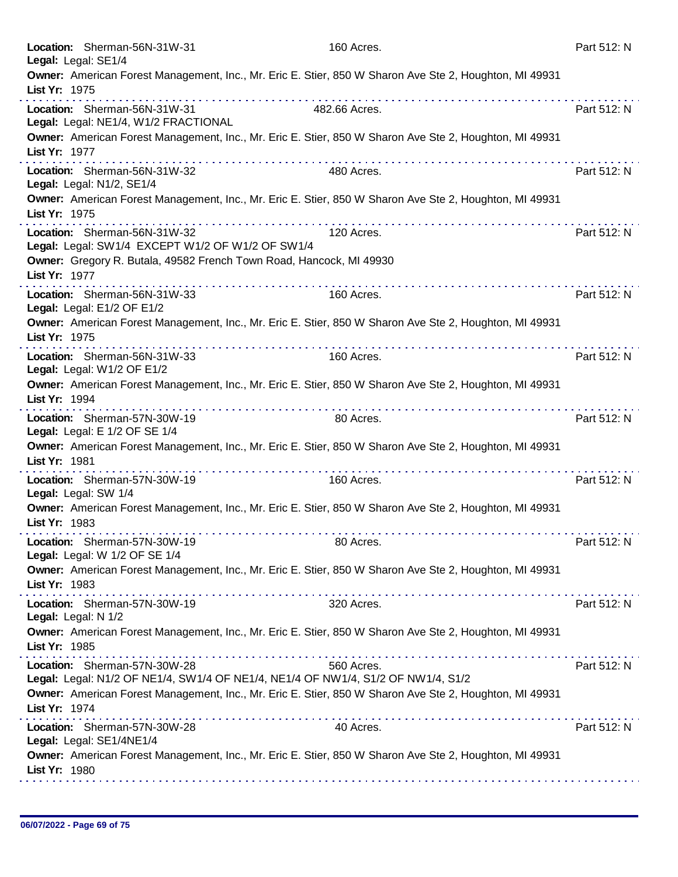**Location:** Sherman-56N-31W-31 160 Acres. Part 512: N
**Legal:** Legal: SE1/4
**Owner:** American Forest Management, Inc., Mr. Eric E. Stier, 850 W Sharon Ave Ste 2, Houghton, MI 49931
**List Yr:** 1975

---

**Location:** Sherman-56N-31W-31 482.66 Acres. Part 512: N
**Legal:** Legal: NE1/4, W1/2 FRACTIONAL
**Owner:** American Forest Management, Inc., Mr. Eric E. Stier, 850 W Sharon Ave Ste 2, Houghton, MI 49931
**List Yr:** 1977

---

**Location:** Sherman-56N-31W-32 480 Acres. Part 512: N
**Legal:** Legal: N1/2, SE1/4
**Owner:** American Forest Management, Inc., Mr. Eric E. Stier, 850 W Sharon Ave Ste 2, Houghton, MI 49931
**List Yr:** 1975

---

**Location:** Sherman-56N-31W-32 120 Acres. Part 512: N
**Legal:** Legal: SW1/4 EXCEPT W1/2 OF W1/2 OF SW1/4
**Owner:** Gregory R. Butala, 49582 French Town Road, Hancock, MI 49930
**List Yr:** 1977

---

**Location:** Sherman-56N-31W-33 160 Acres. Part 512: N
**Legal:** Legal: E1/2 OF E1/2
**Owner:** American Forest Management, Inc., Mr. Eric E. Stier, 850 W Sharon Ave Ste 2, Houghton, MI 49931
**List Yr:** 1975

---

**Location:** Sherman-56N-31W-33 160 Acres. Part 512: N
**Legal:** Legal: W1/2 OF E1/2
**Owner:** American Forest Management, Inc., Mr. Eric E. Stier, 850 W Sharon Ave Ste 2, Houghton, MI 49931
**List Yr:** 1994

---

**Location:** Sherman-57N-30W-19 80 Acres. Part 512: N
**Legal:** Legal: E 1/2 OF SE 1/4
**Owner:** American Forest Management, Inc., Mr. Eric E. Stier, 850 W Sharon Ave Ste 2, Houghton, MI 49931
**List Yr:** 1981

---

**Location:** Sherman-57N-30W-19 160 Acres. Part 512: N
**Legal:** Legal: SW 1/4
**Owner:** American Forest Management, Inc., Mr. Eric E. Stier, 850 W Sharon Ave Ste 2, Houghton, MI 49931
**List Yr:** 1983

---

**Location:** Sherman-57N-30W-19 80 Acres. Part 512: N
**Legal:** Legal: W 1/2 OF SE 1/4
**Owner:** American Forest Management, Inc., Mr. Eric E. Stier, 850 W Sharon Ave Ste 2, Houghton, MI 49931
**List Yr:** 1983

---

**Location:** Sherman-57N-30W-19 320 Acres. Part 512: N
**Legal:** Legal: N 1/2
**Owner:** American Forest Management, Inc., Mr. Eric E. Stier, 850 W Sharon Ave Ste 2, Houghton, MI 49931
**List Yr:** 1985

---

**Location:** Sherman-57N-30W-28 560 Acres. Part 512: N
**Legal:** Legal: N1/2 OF NE1/4, SW1/4 OF NE1/4, NE1/4 OF NW1/4, S1/2 OF NW1/4, S1/2
**Owner:** American Forest Management, Inc., Mr. Eric E. Stier, 850 W Sharon Ave Ste 2, Houghton, MI 49931
**List Yr:** 1974

---

**Location:** Sherman-57N-30W-28 40 Acres. Part 512: N
**Legal:** Legal: SE1/4NE1/4
**Owner:** American Forest Management, Inc., Mr. Eric E. Stier, 850 W Sharon Ave Ste 2, Houghton, MI 49931
**List Yr:** 1980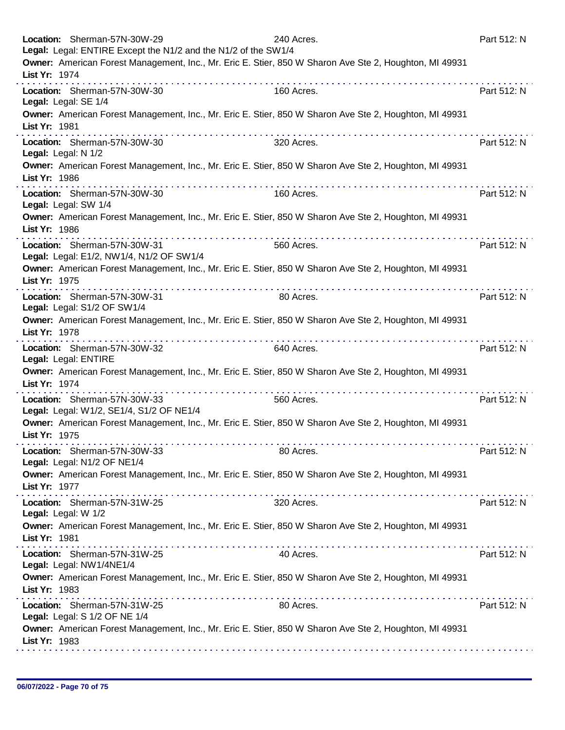**Location:** Sherman-57N-30W-29 240 Acres. Part 512: N
**Legal:** Legal: ENTIRE Except the N1/2 and the N1/2 of the SW1/4
**Owner:** American Forest Management, Inc., Mr. Eric E. Stier, 850 W Sharon Ave Ste 2, Houghton, MI 49931
**List Yr:** 1974

---

**Location:** Sherman-57N-30W-30 160 Acres. Part 512: N
**Legal:** Legal: SE 1/4
**Owner:** American Forest Management, Inc., Mr. Eric E. Stier, 850 W Sharon Ave Ste 2, Houghton, MI 49931
**List Yr:** 1981

---

**Location:** Sherman-57N-30W-30 320 Acres. Part 512: N
**Legal:** Legal: N 1/2
**Owner:** American Forest Management, Inc., Mr. Eric E. Stier, 850 W Sharon Ave Ste 2, Houghton, MI 49931
**List Yr:** 1986

---

**Location:** Sherman-57N-30W-30 160 Acres. Part 512: N
**Legal:** Legal: SW 1/4
**Owner:** American Forest Management, Inc., Mr. Eric E. Stier, 850 W Sharon Ave Ste 2, Houghton, MI 49931
**List Yr:** 1986

---

**Location:** Sherman-57N-30W-31 560 Acres. Part 512: N
**Legal:** Legal: E1/2, NW1/4, N1/2 OF SW1/4
**Owner:** American Forest Management, Inc., Mr. Eric E. Stier, 850 W Sharon Ave Ste 2, Houghton, MI 49931
**List Yr:** 1975

---

**Location:** Sherman-57N-30W-31 80 Acres. Part 512: N
**Legal:** Legal: S1/2 OF SW1/4
**Owner:** American Forest Management, Inc., Mr. Eric E. Stier, 850 W Sharon Ave Ste 2, Houghton, MI 49931
**List Yr:** 1978

---

**Location:** Sherman-57N-30W-32 640 Acres. Part 512: N
**Legal:** Legal: ENTIRE
**Owner:** American Forest Management, Inc., Mr. Eric E. Stier, 850 W Sharon Ave Ste 2, Houghton, MI 49931
**List Yr:** 1974

---

**Location:** Sherman-57N-30W-33 560 Acres. Part 512: N
**Legal:** Legal: W1/2, SE1/4, S1/2 OF NE1/4
**Owner:** American Forest Management, Inc., Mr. Eric E. Stier, 850 W Sharon Ave Ste 2, Houghton, MI 49931
**List Yr:** 1975

---

**Location:** Sherman-57N-30W-33 80 Acres. Part 512: N
**Legal:** Legal: N1/2 OF NE1/4
**Owner:** American Forest Management, Inc., Mr. Eric E. Stier, 850 W Sharon Ave Ste 2, Houghton, MI 49931
**List Yr:** 1977

---

**Location:** Sherman-57N-31W-25 320 Acres. Part 512: N
**Legal:** Legal: W 1/2
**Owner:** American Forest Management, Inc., Mr. Eric E. Stier, 850 W Sharon Ave Ste 2, Houghton, MI 49931
**List Yr:** 1981

---

**Location:** Sherman-57N-31W-25 40 Acres. Part 512: N
**Legal:** Legal: NW1/4NE1/4
**Owner:** American Forest Management, Inc., Mr. Eric E. Stier, 850 W Sharon Ave Ste 2, Houghton, MI 49931
**List Yr:** 1983

---

**Location:** Sherman-57N-31W-25 80 Acres. Part 512: N
**Legal:** Legal: S 1/2 OF NE 1/4
**Owner:** American Forest Management, Inc., Mr. Eric E. Stier, 850 W Sharon Ave Ste 2, Houghton, MI 49931
**List Yr:** 1983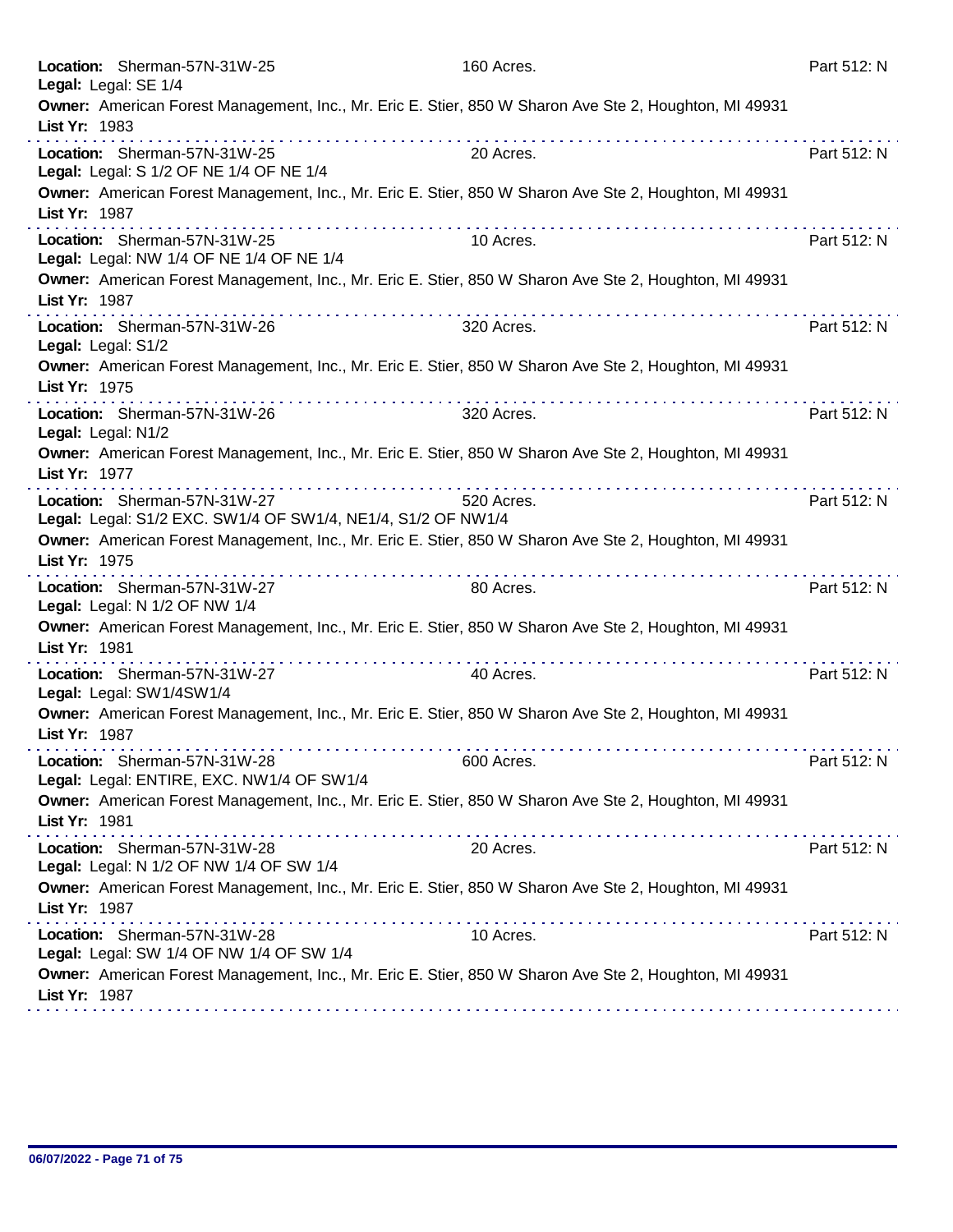**Location:** Sherman-57N-31W-25 160 Acres. Part 512: N
**Legal:** Legal: SE 1/4
**Owner:** American Forest Management, Inc., Mr. Eric E. Stier, 850 W Sharon Ave Ste 2, Houghton, MI 49931
**List Yr:** 1983

---

**Location:** Sherman-57N-31W-25 20 Acres. Part 512: N
**Legal:** Legal: S 1/2 OF NE 1/4 OF NE 1/4
**Owner:** American Forest Management, Inc., Mr. Eric E. Stier, 850 W Sharon Ave Ste 2, Houghton, MI 49931
**List Yr:** 1987

---

**Location:** Sherman-57N-31W-25 10 Acres. Part 512: N
**Legal:** Legal: NW 1/4 OF NE 1/4 OF NE 1/4
**Owner:** American Forest Management, Inc., Mr. Eric E. Stier, 850 W Sharon Ave Ste 2, Houghton, MI 49931
**List Yr:** 1987

---

**Location:** Sherman-57N-31W-26 320 Acres. Part 512: N
**Legal:** Legal: S1/2
**Owner:** American Forest Management, Inc., Mr. Eric E. Stier, 850 W Sharon Ave Ste 2, Houghton, MI 49931
**List Yr:** 1975

---

**Location:** Sherman-57N-31W-26 320 Acres. Part 512: N
**Legal:** Legal: N1/2
**Owner:** American Forest Management, Inc., Mr. Eric E. Stier, 850 W Sharon Ave Ste 2, Houghton, MI 49931
**List Yr:** 1977

---

**Location:** Sherman-57N-31W-27 520 Acres. Part 512: N
**Legal:** Legal: S1/2 EXC. SW1/4 OF SW1/4, NE1/4, S1/2 OF NW1/4
**Owner:** American Forest Management, Inc., Mr. Eric E. Stier, 850 W Sharon Ave Ste 2, Houghton, MI 49931
**List Yr:** 1975

---

**Location:** Sherman-57N-31W-27 80 Acres. Part 512: N
**Legal:** Legal: N 1/2 OF NW 1/4
**Owner:** American Forest Management, Inc., Mr. Eric E. Stier, 850 W Sharon Ave Ste 2, Houghton, MI 49931
**List Yr:** 1981

---

**Location:** Sherman-57N-31W-27 40 Acres. Part 512: N
**Legal:** Legal: SW1/4SW1/4
**Owner:** American Forest Management, Inc., Mr. Eric E. Stier, 850 W Sharon Ave Ste 2, Houghton, MI 49931
**List Yr:** 1987

---

**Location:** Sherman-57N-31W-28 600 Acres. Part 512: N
**Legal:** Legal: ENTIRE, EXC. NW1/4 OF SW1/4
**Owner:** American Forest Management, Inc., Mr. Eric E. Stier, 850 W Sharon Ave Ste 2, Houghton, MI 49931
**List Yr:** 1981

---

**Location:** Sherman-57N-31W-28 20 Acres. Part 512: N
**Legal:** Legal: N 1/2 OF NW 1/4 OF SW 1/4
**Owner:** American Forest Management, Inc., Mr. Eric E. Stier, 850 W Sharon Ave Ste 2, Houghton, MI 49931
**List Yr:** 1987

---

**Location:** Sherman-57N-31W-28 10 Acres. Part 512: N
**Legal:** Legal: SW 1/4 OF NW 1/4 OF SW 1/4
**Owner:** American Forest Management, Inc., Mr. Eric E. Stier, 850 W Sharon Ave Ste 2, Houghton, MI 49931
**List Yr:** 1987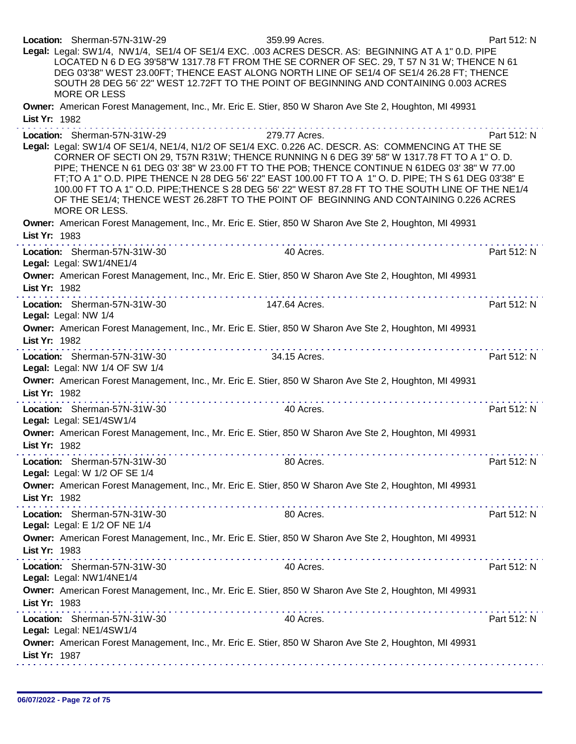**Location:** Sherman-57N-31W-29 359.99 Acres. Part 512: N

**Legal:** Legal: SW1/4, NW1/4, SE1/4 OF SE1/4 EXC. .003 ACRES DESCR. AS: BEGINNING AT A 1" 0.D. PIPE LOCATED N 6 D EG 39'58"W 1317.78 FT FROM THE SE CORNER OF SEC. 29, T 57 N 31 W; THENCE N 61 DEG 03'38" WEST 23.00FT; THENCE EAST ALONG NORTH LINE OF SE1/4 OF SE1/4 26.28 FT; THENCE SOUTH 28 DEG 56' 22" WEST 12.72FT TO THE POINT OF BEGINNING AND CONTAINING 0.003 ACRES MORE OR LESS

**Owner:** American Forest Management, Inc., Mr. Eric E. Stier, 850 W Sharon Ave Ste 2, Houghton, MI 49931

**List Yr:** 1982

---

**Location:** Sherman-57N-31W-29 279.77 Acres. Part 512: N

**Legal:** Legal: SW1/4 OF SE1/4, NE1/4, N1/2 OF SE1/4 EXC. 0.226 AC. DESCR. AS: COMMENCING AT THE SE CORNER OF SECTI ON 29, T57N R31W; THENCE RUNNING N 6 DEG 39' 58" W 1317.78 FT TO A 1" O. D. PIPE; THENCE N 61 DEG 03' 38" W 23.00 FT TO THE POB; THENCE CONTINUE N 61DEG 03' 38" W 77.00 FT;TO A 1" O.D. PIPE THENCE N 28 DEG 56' 22" EAST 100.00 FT TO A 1" O. D. PIPE; TH S 61 DEG 03'38" E 100.00 FT TO A 1" O.D. PIPE;THENCE S 28 DEG 56' 22" WEST 87.28 FT TO THE SOUTH LINE OF THE NE1/4 OF THE SE1/4; THENCE WEST 26.28FT TO THE POINT OF BEGINNING AND CONTAINING 0.226 ACRES MORE OR LESS.

**Owner:** American Forest Management, Inc., Mr. Eric E. Stier, 850 W Sharon Ave Ste 2, Houghton, MI 49931

**List Yr:** 1983

---

**Location:** Sherman-57N-31W-30 40 Acres. Part 512: N

**Legal:** Legal: SW1/4NE1/4

**Owner:** American Forest Management, Inc., Mr. Eric E. Stier, 850 W Sharon Ave Ste 2, Houghton, MI 49931

**List Yr:** 1982

---

**Location:** Sherman-57N-31W-30 147.64 Acres. Part 512: N

**Legal:** Legal: NW 1/4

**Owner:** American Forest Management, Inc., Mr. Eric E. Stier, 850 W Sharon Ave Ste 2, Houghton, MI 49931

**List Yr:** 1982

---

**Location:** Sherman-57N-31W-30 34.15 Acres. Part 512: N

**Legal:** Legal: NW 1/4 OF SW 1/4

**Owner:** American Forest Management, Inc., Mr. Eric E. Stier, 850 W Sharon Ave Ste 2, Houghton, MI 49931

**List Yr:** 1982

---

**Location:** Sherman-57N-31W-30 40 Acres. Part 512: N

**Legal:** Legal: SE1/4SW1/4

**Owner:** American Forest Management, Inc., Mr. Eric E. Stier, 850 W Sharon Ave Ste 2, Houghton, MI 49931

**List Yr:** 1982

---

**Location:** Sherman-57N-31W-30 80 Acres. Part 512: N

**Legal:** Legal: W 1/2 OF SE 1/4

**Owner:** American Forest Management, Inc., Mr. Eric E. Stier, 850 W Sharon Ave Ste 2, Houghton, MI 49931

**List Yr:** 1982

---

**Location:** Sherman-57N-31W-30 80 Acres. Part 512: N

**Legal:** Legal: E 1/2 OF NE 1/4

**Owner:** American Forest Management, Inc., Mr. Eric E. Stier, 850 W Sharon Ave Ste 2, Houghton, MI 49931

**List Yr:** 1983

---

**Location:** Sherman-57N-31W-30 40 Acres. Part 512: N

**Legal:** Legal: NW1/4NE1/4

**Owner:** American Forest Management, Inc., Mr. Eric E. Stier, 850 W Sharon Ave Ste 2, Houghton, MI 49931

**List Yr:** 1983

---

**Location:** Sherman-57N-31W-30 40 Acres. Part 512: N

**Legal:** Legal: NE1/4SW1/4

**Owner:** American Forest Management, Inc., Mr. Eric E. Stier, 850 W Sharon Ave Ste 2, Houghton, MI 49931

**List Yr:** 1987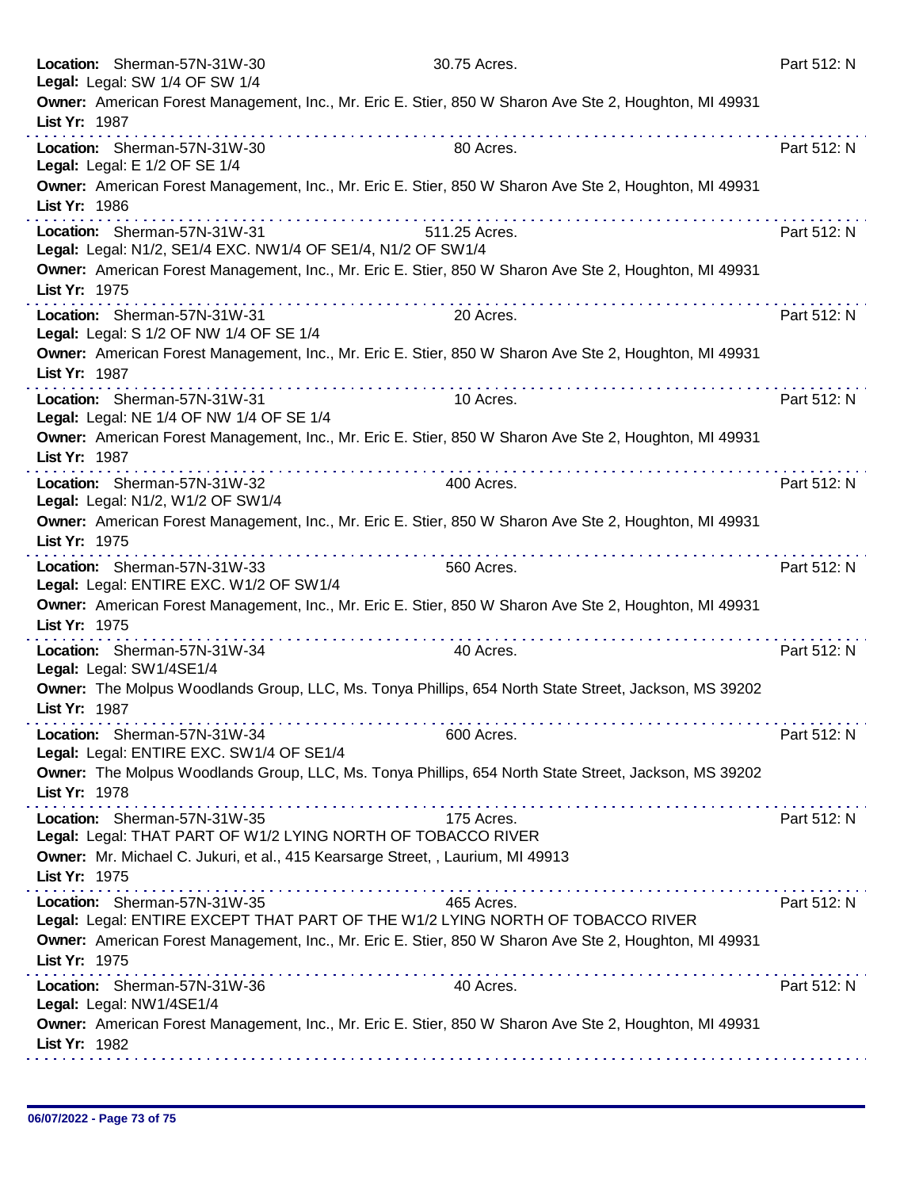**Location:** Sherman-57N-31W-30 30.75 Acres. Part 512: N
**Legal:** Legal: SW 1/4 OF SW 1/4
**Owner:** American Forest Management, Inc., Mr. Eric E. Stier, 850 W Sharon Ave Ste 2, Houghton, MI 49931
**List Yr:** 1987

---

**Location:** Sherman-57N-31W-30 80 Acres. Part 512: N
**Legal:** Legal: E 1/2 OF SE 1/4
**Owner:** American Forest Management, Inc., Mr. Eric E. Stier, 850 W Sharon Ave Ste 2, Houghton, MI 49931
**List Yr:** 1986

---

**Location:** Sherman-57N-31W-31 511.25 Acres. Part 512: N
**Legal:** Legal: N1/2, SE1/4 EXC. NW1/4 OF SE1/4, N1/2 OF SW1/4
**Owner:** American Forest Management, Inc., Mr. Eric E. Stier, 850 W Sharon Ave Ste 2, Houghton, MI 49931
**List Yr:** 1975

---

**Location:** Sherman-57N-31W-31 20 Acres. Part 512: N
**Legal:** Legal: S 1/2 OF NW 1/4 OF SE 1/4
**Owner:** American Forest Management, Inc., Mr. Eric E. Stier, 850 W Sharon Ave Ste 2, Houghton, MI 49931
**List Yr:** 1987

---

**Location:** Sherman-57N-31W-31 10 Acres. Part 512: N
**Legal:** Legal: NE 1/4 OF NW 1/4 OF SE 1/4
**Owner:** American Forest Management, Inc., Mr. Eric E. Stier, 850 W Sharon Ave Ste 2, Houghton, MI 49931
**List Yr:** 1987

---

**Location:** Sherman-57N-31W-32 400 Acres. Part 512: N
**Legal:** Legal: N1/2, W1/2 OF SW1/4
**Owner:** American Forest Management, Inc., Mr. Eric E. Stier, 850 W Sharon Ave Ste 2, Houghton, MI 49931
**List Yr:** 1975

---

**Location:** Sherman-57N-31W-33 560 Acres. Part 512: N
**Legal:** Legal: ENTIRE EXC. W1/2 OF SW1/4
**Owner:** American Forest Management, Inc., Mr. Eric E. Stier, 850 W Sharon Ave Ste 2, Houghton, MI 49931
**List Yr:** 1975

---

**Location:** Sherman-57N-31W-34 40 Acres. Part 512: N
**Legal:** Legal: SW1/4SE1/4
**Owner:** The Molpus Woodlands Group, LLC, Ms. Tonya Phillips, 654 North State Street, Jackson, MS 39202
**List Yr:** 1987

---

**Location:** Sherman-57N-31W-34 600 Acres. Part 512: N
**Legal:** Legal: ENTIRE EXC. SW1/4 OF SE1/4
**Owner:** The Molpus Woodlands Group, LLC, Ms. Tonya Phillips, 654 North State Street, Jackson, MS 39202
**List Yr:** 1978

---

**Location:** Sherman-57N-31W-35 175 Acres. Part 512: N
**Legal:** Legal: THAT PART OF W1/2 LYING NORTH OF TOBACCO RIVER
**Owner:** Mr. Michael C. Jukuri, et al., 415 Kearsarge Street, , Laurium, MI 49913
**List Yr:** 1975

---

**Location:** Sherman-57N-31W-35 465 Acres. Part 512: N
**Legal:** Legal: ENTIRE EXCEPT THAT PART OF THE W1/2 LYING NORTH OF TOBACCO RIVER
**Owner:** American Forest Management, Inc., Mr. Eric E. Stier, 850 W Sharon Ave Ste 2, Houghton, MI 49931
**List Yr:** 1975

---

**Location:** Sherman-57N-31W-36 40 Acres. Part 512: N
**Legal:** Legal: NW1/4SE1/4
**Owner:** American Forest Management, Inc., Mr. Eric E. Stier, 850 W Sharon Ave Ste 2, Houghton, MI 49931
**List Yr:** 1982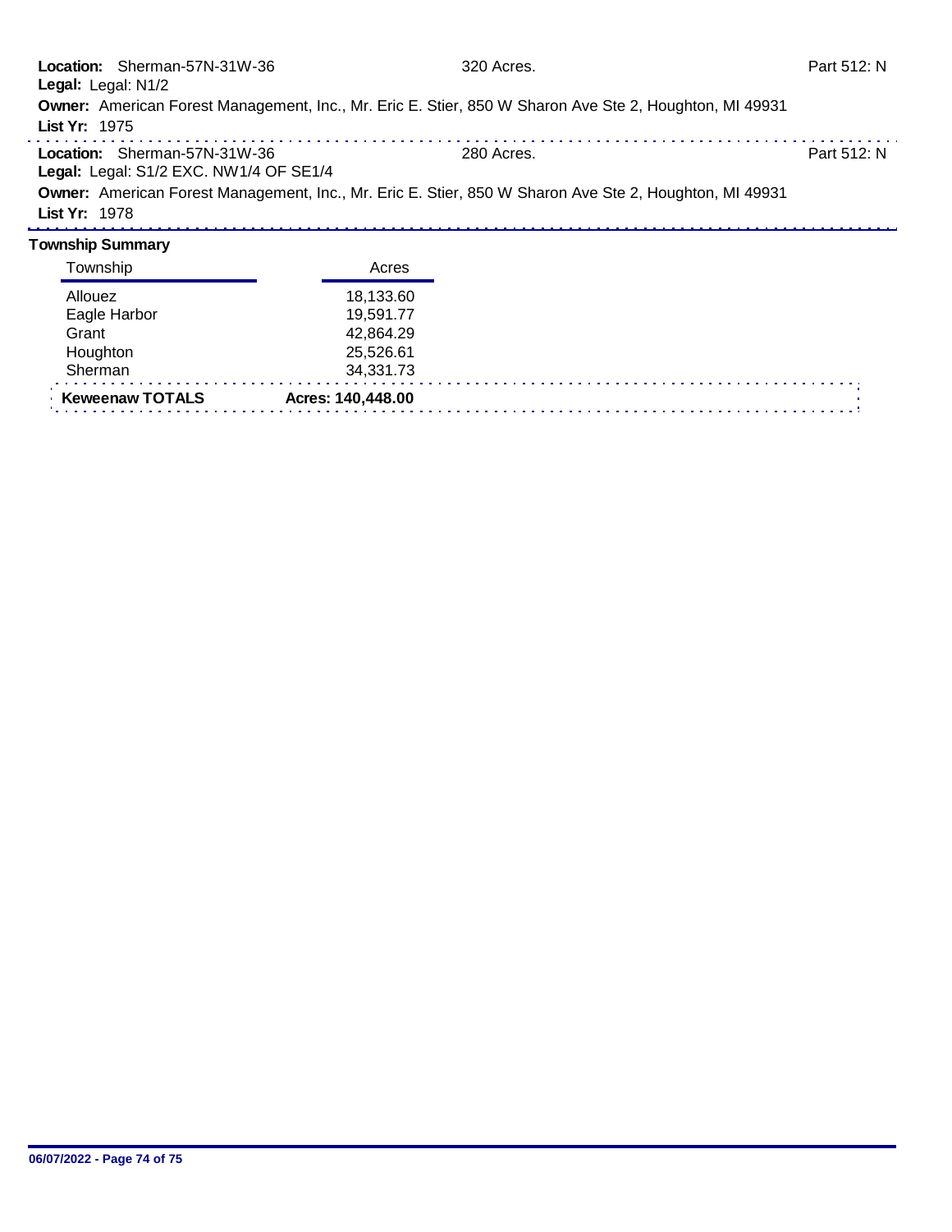**Location:** Sherman-57N-31W-36 320 Acres. Part 512: N

**Legal:** Legal: N1/2

**Owner:** American Forest Management, Inc., Mr. Eric E. Stier, 850 W Sharon Ave Ste 2, Houghton, MI 49931

**List Yr:** 1975

**Location:** Sherman-57N-31W-36 280 Acres. Part 512: N

**Legal:** Legal: S1/2 EXC. NW1/4 OF SE1/4

**Owner:** American Forest Management, Inc., Mr. Eric E. Stier, 850 W Sharon Ave Ste 2, Houghton, MI 49931

**List Yr:** 1978

**Township Summary**

| Township | Acres |
|---|---|
| Allouez | 18,133.60 |
| Eagle Harbor | 19,591.77 |
| Grant | 42,864.29 |
| Houghton | 25,526.61 |
| Sherman | 34,331.73 |
| **Keweenaw TOTALS** | **Acres: 140,448.00** |